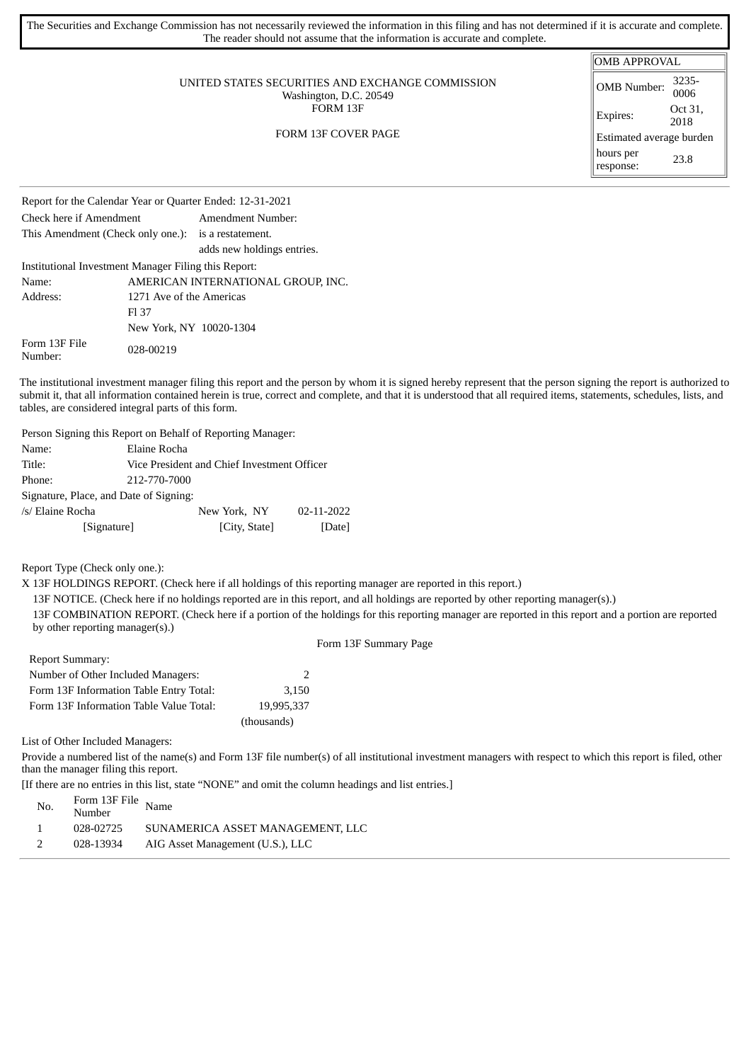The Securities and Exchange Commission has not necessarily reviewed the information in this filing and has not determined if it is accurate and complete. The reader should not assume that the information is accurate and complete.

UNITED STATES SECURITIES AND EXCHANGE COMMISSION
Washington, D.C. 20549
FORM 13F

FORM 13F COVER PAGE

| OMB APPROVAL | |
|---|---|
| OMB Number: | 3235-0006 |
| Expires: | Oct 31, 2018 |
| Estimated average burden | |
| hours per response: | 23.8 |

Report for the Calendar Year or Quarter Ended: 12-31-2021

| | |
|---|---|
| Check here if Amendment | Amendment Number: |
| This Amendment (Check only one.): | is a restatement. |
| | adds new holdings entries. |

Institutional Investment Manager Filing this Report:

| | |
|---|---|
| Name: | AMERICAN INTERNATIONAL GROUP, INC. |
| Address: | 1271 Ave of the Americas |
| | Fl 37 |
| | New York, NY 10020-1304 |
| Form 13F File Number: | 028-00219 |

The institutional investment manager filing this report and the person by whom it is signed hereby represent that the person signing the report is authorized to submit it, that all information contained herein is true, correct and complete, and that it is understood that all required items, statements, schedules, lists, and tables, are considered integral parts of this form.

Person Signing this Report on Behalf of Reporting Manager:

| | |
|---|---|
| Name: | Elaine Rocha |
| Title: | Vice President and Chief Investment Officer |
| Phone: | 212-770-7000 |

Signature, Place, and Date of Signing:

| | | |
|---|---|---|
| /s/ Elaine Rocha | New York, NY | 02-11-2022 |
| [Signature] | [City, State] | [Date] |

Report Type (Check only one.):

X 13F HOLDINGS REPORT. (Check here if all holdings of this reporting manager are reported in this report.)

13F NOTICE. (Check here if no holdings reported are in this report, and all holdings are reported by other reporting manager(s).)

13F COMBINATION REPORT. (Check here if a portion of the holdings for this reporting manager are reported in this report and a portion are reported by other reporting manager(s).)

Form 13F Summary Page

Report Summary:

| | |
|---|---|
| Number of Other Included Managers: | 2 |
| Form 13F Information Table Entry Total: | 3,150 |
| Form 13F Information Table Value Total: | 19,995,337 |
| | (thousands) |

List of Other Included Managers:

Provide a numbered list of the name(s) and Form 13F file number(s) of all institutional investment managers with respect to which this report is filed, other than the manager filing this report.

[If there are no entries in this list, state "NONE" and omit the column headings and list entries.]

| No. | Form 13F File Number | Name |
|---|---|---|
| 1 | 028-02725 | SUNAMERICA ASSET MANAGEMENT, LLC |
| 2 | 028-13934 | AIG Asset Management (U.S.), LLC |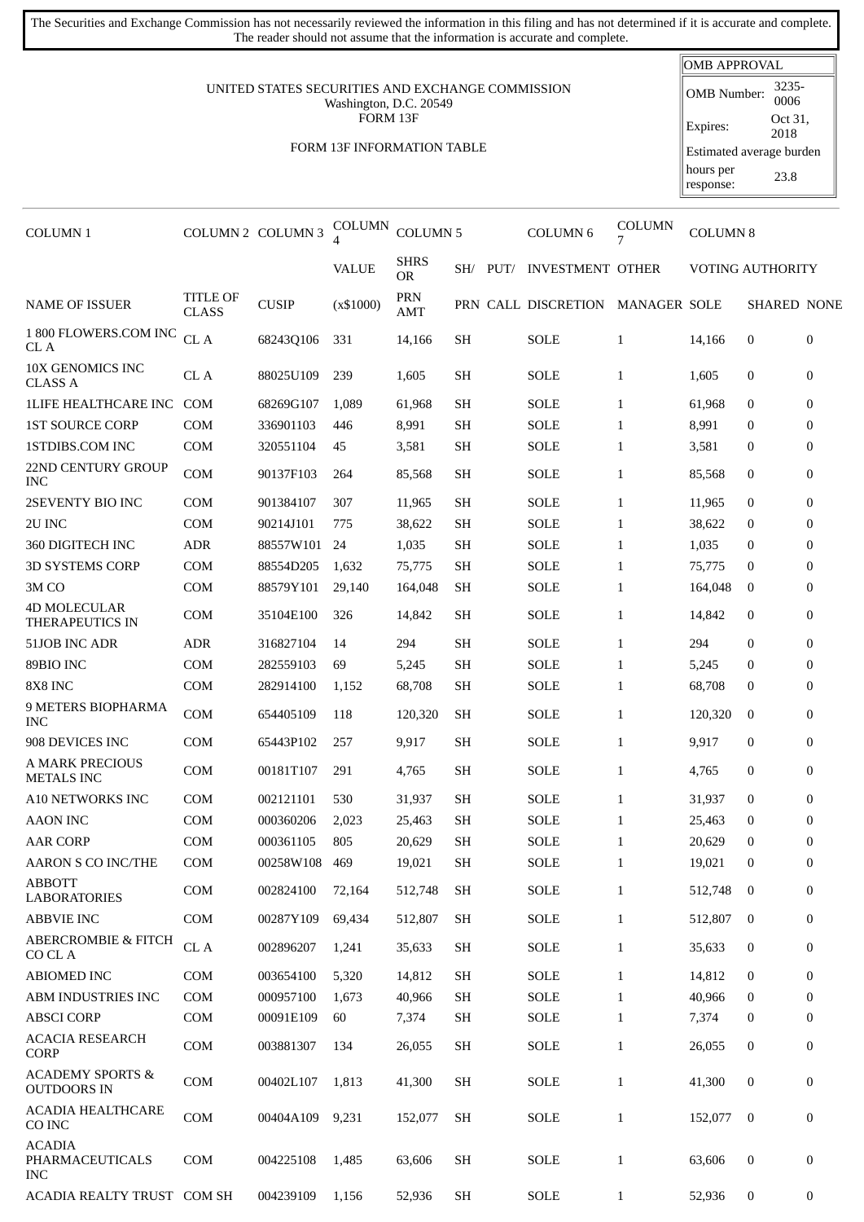The Securities and Exchange Commission has not necessarily reviewed the information in this filing and has not determined if it is accurate and complete.
The reader should not assume that the information is accurate and complete.

| OMB APPROVAL | |
|---|---|
| OMB Number: | 3235-0006 |
| Expires: | Oct 31, 2018 |
| Estimated average burden | |
| hours per response: | 23.8 |

UNITED STATES SECURITIES AND EXCHANGE COMMISSION
Washington, D.C. 20549
FORM 13F

FORM 13F INFORMATION TABLE

| COLUMN 1 | COLUMN 2 | COLUMN 3 | COLUMN 4 | COLUMN 5 | | | COLUMN 6 | COLUMN 7 | COLUMN 8 | | |
|---|---|---|---|---|---|---|---|---|---|---|---|
| | | | VALUE | SHRS OR | SH/ | PUT/ | INVESTMENT | OTHER | VOTING AUTHORITY | | |
| NAME OF ISSUER | TITLE OF CLASS | CUSIP | (x$1000) | PRN AMT | PRN | CALL | DISCRETION | MANAGER | SOLE | SHARED | NONE |
| 1 800 FLOWERS.COM INC CL A | CL A | 68243Q106 | 331 | 14,166 | SH | | SOLE | 1 | 14,166 | 0 | 0 |
| 10X GENOMICS INC CLASS A | CL A | 88025U109 | 239 | 1,605 | SH | | SOLE | 1 | 1,605 | 0 | 0 |
| 1LIFE HEALTHCARE INC | COM | 68269G107 | 1,089 | 61,968 | SH | | SOLE | 1 | 61,968 | 0 | 0 |
| 1ST SOURCE CORP | COM | 336901103 | 446 | 8,991 | SH | | SOLE | 1 | 8,991 | 0 | 0 |
| 1STDIBS.COM INC | COM | 320551104 | 45 | 3,581 | SH | | SOLE | 1 | 3,581 | 0 | 0 |
| 22ND CENTURY GROUP INC | COM | 90137F103 | 264 | 85,568 | SH | | SOLE | 1 | 85,568 | 0 | 0 |
| 2SEVENTY BIO INC | COM | 901384107 | 307 | 11,965 | SH | | SOLE | 1 | 11,965 | 0 | 0 |
| 2U INC | COM | 90214J101 | 775 | 38,622 | SH | | SOLE | 1 | 38,622 | 0 | 0 |
| 360 DIGITECH INC | ADR | 88557W101 | 24 | 1,035 | SH | | SOLE | 1 | 1,035 | 0 | 0 |
| 3D SYSTEMS CORP | COM | 88554D205 | 1,632 | 75,775 | SH | | SOLE | 1 | 75,775 | 0 | 0 |
| 3M CO | COM | 88579Y101 | 29,140 | 164,048 | SH | | SOLE | 1 | 164,048 | 0 | 0 |
| 4D MOLECULAR THERAPEUTICS IN | COM | 35104E100 | 326 | 14,842 | SH | | SOLE | 1 | 14,842 | 0 | 0 |
| 51JOB INC ADR | ADR | 316827104 | 14 | 294 | SH | | SOLE | 1 | 294 | 0 | 0 |
| 89BIO INC | COM | 282559103 | 69 | 5,245 | SH | | SOLE | 1 | 5,245 | 0 | 0 |
| 8X8 INC | COM | 282914100 | 1,152 | 68,708 | SH | | SOLE | 1 | 68,708 | 0 | 0 |
| 9 METERS BIOPHARMA INC | COM | 654405109 | 118 | 120,320 | SH | | SOLE | 1 | 120,320 | 0 | 0 |
| 908 DEVICES INC | COM | 65443P102 | 257 | 9,917 | SH | | SOLE | 1 | 9,917 | 0 | 0 |
| A MARK PRECIOUS METALS INC | COM | 00181T107 | 291 | 4,765 | SH | | SOLE | 1 | 4,765 | 0 | 0 |
| A10 NETWORKS INC | COM | 002121101 | 530 | 31,937 | SH | | SOLE | 1 | 31,937 | 0 | 0 |
| AAON INC | COM | 000360206 | 2,023 | 25,463 | SH | | SOLE | 1 | 25,463 | 0 | 0 |
| AAR CORP | COM | 000361105 | 805 | 20,629 | SH | | SOLE | 1 | 20,629 | 0 | 0 |
| AARON S CO INC/THE | COM | 00258W108 | 469 | 19,021 | SH | | SOLE | 1 | 19,021 | 0 | 0 |
| ABBOTT LABORATORIES | COM | 002824100 | 72,164 | 512,748 | SH | | SOLE | 1 | 512,748 | 0 | 0 |
| ABBVIE INC | COM | 00287Y109 | 69,434 | 512,807 | SH | | SOLE | 1 | 512,807 | 0 | 0 |
| ABERCROMBIE & FITCH CO CL A | CL A | 002896207 | 1,241 | 35,633 | SH | | SOLE | 1 | 35,633 | 0 | 0 |
| ABIOMED INC | COM | 003654100 | 5,320 | 14,812 | SH | | SOLE | 1 | 14,812 | 0 | 0 |
| ABM INDUSTRIES INC | COM | 000957100 | 1,673 | 40,966 | SH | | SOLE | 1 | 40,966 | 0 | 0 |
| ABSCI CORP | COM | 00091E109 | 60 | 7,374 | SH | | SOLE | 1 | 7,374 | 0 | 0 |
| ACACIA RESEARCH CORP | COM | 003881307 | 134 | 26,055 | SH | | SOLE | 1 | 26,055 | 0 | 0 |
| ACADEMY SPORTS & OUTDOORS IN | COM | 00402L107 | 1,813 | 41,300 | SH | | SOLE | 1 | 41,300 | 0 | 0 |
| ACADIA HEALTHCARE CO INC | COM | 00404A109 | 9,231 | 152,077 | SH | | SOLE | 1 | 152,077 | 0 | 0 |
| ACADIA PHARMACEUTICALS INC | COM | 004225108 | 1,485 | 63,606 | SH | | SOLE | 1 | 63,606 | 0 | 0 |
| ACADIA REALTY TRUST | COM SH | 004239109 | 1,156 | 52,936 | SH | | SOLE | 1 | 52,936 | 0 | 0 |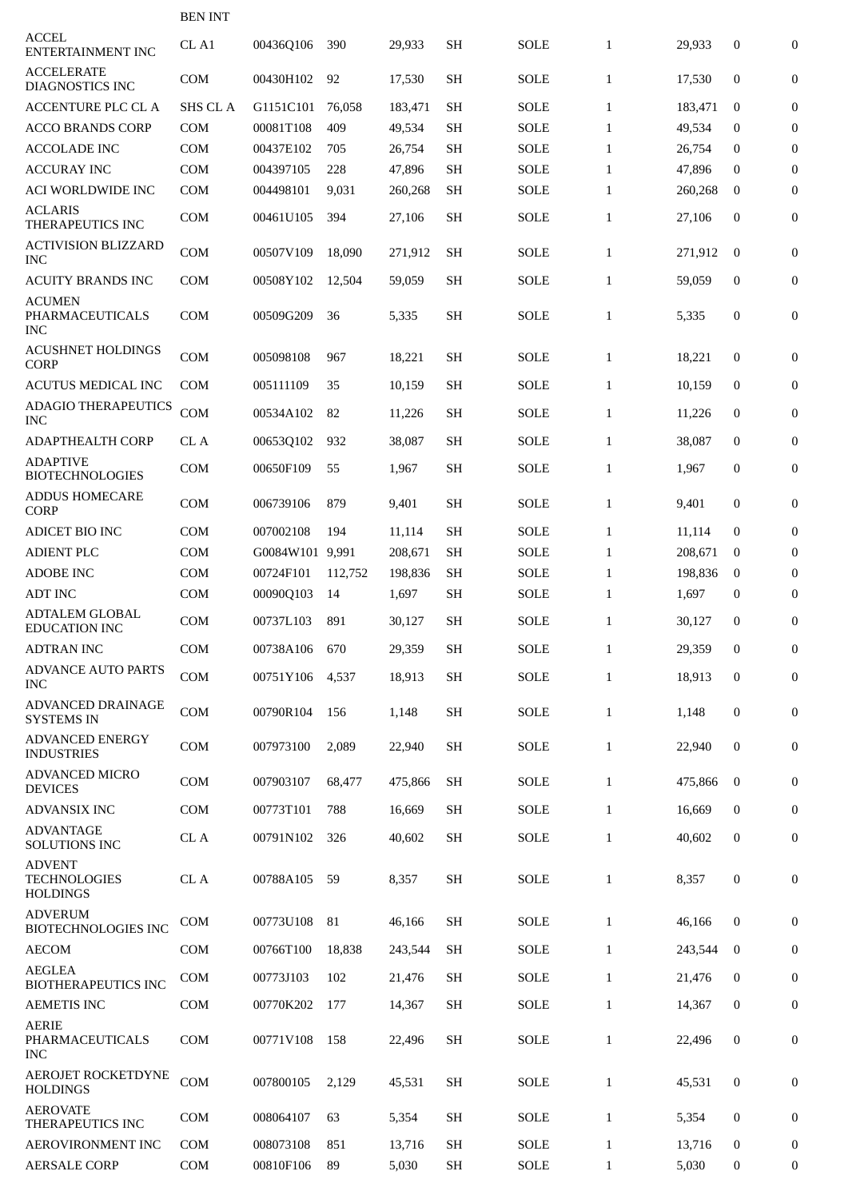| | BEN INT | | | | | | | | | | |
|---|---|---|---|---|---|---|---|---|---|---|---|
| ACCEL ENTERTAINMENT INC | CL A1 | 00436Q106 | 390 | 29,933 | SH | | SOLE | 1 | 29,933 | 0 | 0 |
| ACCELERATE DIAGNOSTICS INC | COM | 00430H102 | 92 | 17,530 | SH | | SOLE | 1 | 17,530 | 0 | 0 |
| ACCENTURE PLC CL A | SHS CL A | G1151C101 | 76,058 | 183,471 | SH | | SOLE | 1 | 183,471 | 0 | 0 |
| ACCO BRANDS CORP | COM | 00081T108 | 409 | 49,534 | SH | | SOLE | 1 | 49,534 | 0 | 0 |
| ACCOLADE INC | COM | 00437E102 | 705 | 26,754 | SH | | SOLE | 1 | 26,754 | 0 | 0 |
| ACCURAY INC | COM | 004397105 | 228 | 47,896 | SH | | SOLE | 1 | 47,896 | 0 | 0 |
| ACI WORLDWIDE INC | COM | 004498101 | 9,031 | 260,268 | SH | | SOLE | 1 | 260,268 | 0 | 0 |
| ACLARIS THERAPEUTICS INC | COM | 00461U105 | 394 | 27,106 | SH | | SOLE | 1 | 27,106 | 0 | 0 |
| ACTIVISION BLIZZARD INC | COM | 00507V109 | 18,090 | 271,912 | SH | | SOLE | 1 | 271,912 | 0 | 0 |
| ACUITY BRANDS INC | COM | 00508Y102 | 12,504 | 59,059 | SH | | SOLE | 1 | 59,059 | 0 | 0 |
| ACUMEN PHARMACEUTICALS INC | COM | 00509G209 | 36 | 5,335 | SH | | SOLE | 1 | 5,335 | 0 | 0 |
| ACUSHNET HOLDINGS CORP | COM | 005098108 | 967 | 18,221 | SH | | SOLE | 1 | 18,221 | 0 | 0 |
| ACUTUS MEDICAL INC | COM | 005111109 | 35 | 10,159 | SH | | SOLE | 1 | 10,159 | 0 | 0 |
| ADAGIO THERAPEUTICS INC | COM | 00534A102 | 82 | 11,226 | SH | | SOLE | 1 | 11,226 | 0 | 0 |
| ADAPTHEALTH CORP | CL A | 00653Q102 | 932 | 38,087 | SH | | SOLE | 1 | 38,087 | 0 | 0 |
| ADAPTIVE BIOTECHNOLOGIES | COM | 00650F109 | 55 | 1,967 | SH | | SOLE | 1 | 1,967 | 0 | 0 |
| ADDUS HOMECARE CORP | COM | 006739106 | 879 | 9,401 | SH | | SOLE | 1 | 9,401 | 0 | 0 |
| ADICET BIO INC | COM | 007002108 | 194 | 11,114 | SH | | SOLE | 1 | 11,114 | 0 | 0 |
| ADIENT PLC | COM | G0084W101 | 9,991 | 208,671 | SH | | SOLE | 1 | 208,671 | 0 | 0 |
| ADOBE INC | COM | 00724F101 | 112,752 | 198,836 | SH | | SOLE | 1 | 198,836 | 0 | 0 |
| ADT INC | COM | 00090Q103 | 14 | 1,697 | SH | | SOLE | 1 | 1,697 | 0 | 0 |
| ADTALEM GLOBAL EDUCATION INC | COM | 00737L103 | 891 | 30,127 | SH | | SOLE | 1 | 30,127 | 0 | 0 |
| ADTRAN INC | COM | 00738A106 | 670 | 29,359 | SH | | SOLE | 1 | 29,359 | 0 | 0 |
| ADVANCE AUTO PARTS INC | COM | 00751Y106 | 4,537 | 18,913 | SH | | SOLE | 1 | 18,913 | 0 | 0 |
| ADVANCED DRAINAGE SYSTEMS IN | COM | 00790R104 | 156 | 1,148 | SH | | SOLE | 1 | 1,148 | 0 | 0 |
| ADVANCED ENERGY INDUSTRIES | COM | 007973100 | 2,089 | 22,940 | SH | | SOLE | 1 | 22,940 | 0 | 0 |
| ADVANCED MICRO DEVICES | COM | 007903107 | 68,477 | 475,866 | SH | | SOLE | 1 | 475,866 | 0 | 0 |
| ADVANSIX INC | COM | 00773T101 | 788 | 16,669 | SH | | SOLE | 1 | 16,669 | 0 | 0 |
| ADVANTAGE SOLUTIONS INC | CL A | 00791N102 | 326 | 40,602 | SH | | SOLE | 1 | 40,602 | 0 | 0 |
| ADVENT TECHNOLOGIES HOLDINGS | CL A | 00788A105 | 59 | 8,357 | SH | | SOLE | 1 | 8,357 | 0 | 0 |
| ADVERUM BIOTECHNOLOGIES INC | COM | 00773U108 | 81 | 46,166 | SH | | SOLE | 1 | 46,166 | 0 | 0 |
| AECOM | COM | 00766T100 | 18,838 | 243,544 | SH | | SOLE | 1 | 243,544 | 0 | 0 |
| AEGLEA BIOTHERAPEUTICS INC | COM | 00773J103 | 102 | 21,476 | SH | | SOLE | 1 | 21,476 | 0 | 0 |
| AEMETIS INC | COM | 00770K202 | 177 | 14,367 | SH | | SOLE | 1 | 14,367 | 0 | 0 |
| AERIE PHARMACEUTICALS INC | COM | 00771V108 | 158 | 22,496 | SH | | SOLE | 1 | 22,496 | 0 | 0 |
| AEROJET ROCKETDYNE HOLDINGS | COM | 007800105 | 2,129 | 45,531 | SH | | SOLE | 1 | 45,531 | 0 | 0 |
| AEROVATE THERAPEUTICS INC | COM | 008064107 | 63 | 5,354 | SH | | SOLE | 1 | 5,354 | 0 | 0 |
| AEROVIRONMENT INC | COM | 008073108 | 851 | 13,716 | SH | | SOLE | 1 | 13,716 | 0 | 0 |
| AERSALE CORP | COM | 00810F106 | 89 | 5,030 | SH | | SOLE | 1 | 5,030 | 0 | 0 |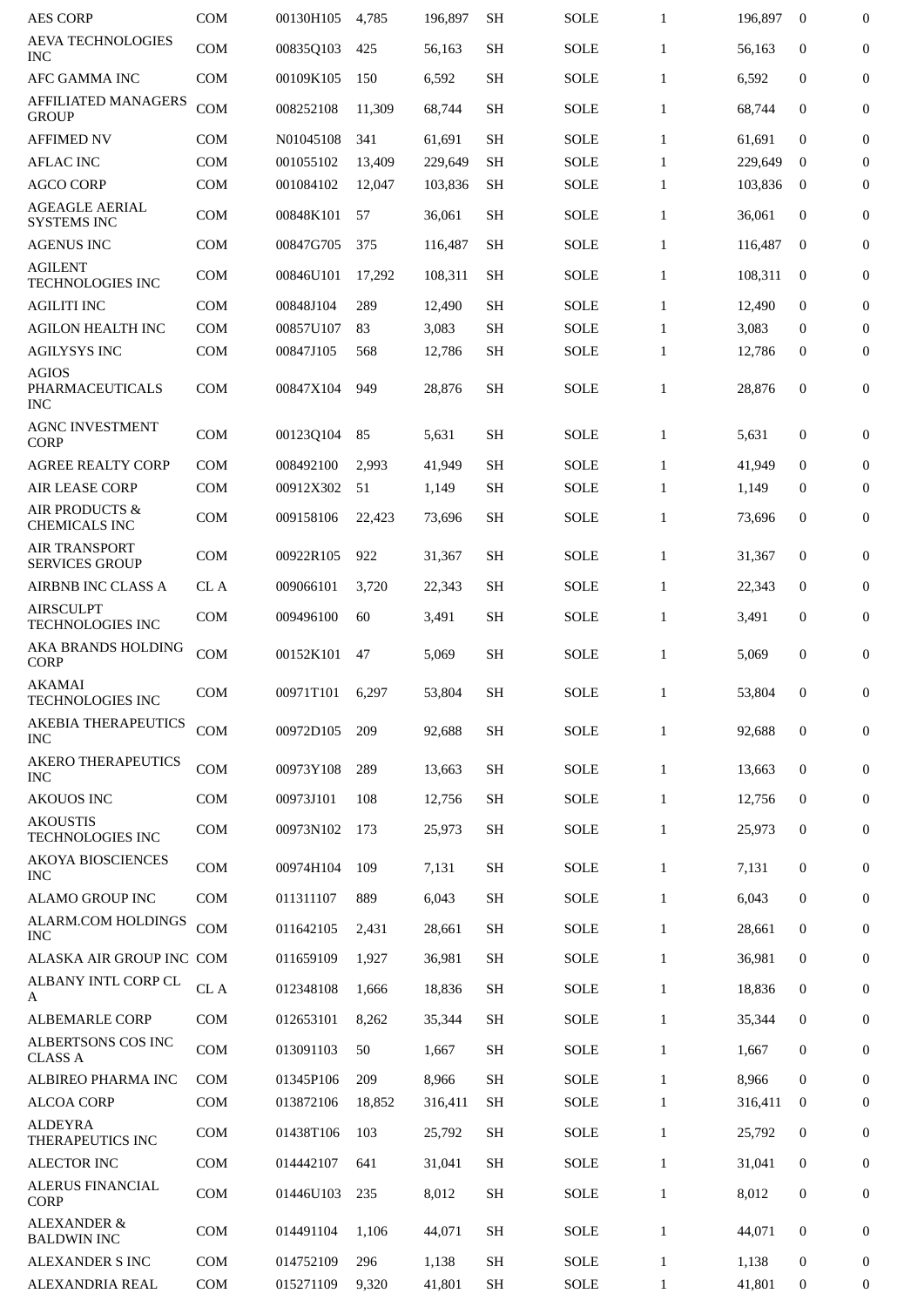| | | | | | | | | | | |
|---|---|---|---|---|---|---|---|---|---|---|
| AES CORP | COM | 00130H105 | 4,785 | 196,897 | SH | SOLE | 1 | 196,897 | 0 | 0 |
| AEVA TECHNOLOGIES INC | COM | 00835Q103 | 425 | 56,163 | SH | SOLE | 1 | 56,163 | 0 | 0 |
| AFC GAMMA INC | COM | 00109K105 | 150 | 6,592 | SH | SOLE | 1 | 6,592 | 0 | 0 |
| AFFILIATED MANAGERS GROUP | COM | 008252108 | 11,309 | 68,744 | SH | SOLE | 1 | 68,744 | 0 | 0 |
| AFFIMED NV | COM | N01045108 | 341 | 61,691 | SH | SOLE | 1 | 61,691 | 0 | 0 |
| AFLAC INC | COM | 001055102 | 13,409 | 229,649 | SH | SOLE | 1 | 229,649 | 0 | 0 |
| AGCO CORP | COM | 001084102 | 12,047 | 103,836 | SH | SOLE | 1 | 103,836 | 0 | 0 |
| AGEAGLE AERIAL SYSTEMS INC | COM | 00848K101 | 57 | 36,061 | SH | SOLE | 1 | 36,061 | 0 | 0 |
| AGENUS INC | COM | 00847G705 | 375 | 116,487 | SH | SOLE | 1 | 116,487 | 0 | 0 |
| AGILENT TECHNOLOGIES INC | COM | 00846U101 | 17,292 | 108,311 | SH | SOLE | 1 | 108,311 | 0 | 0 |
| AGILITI INC | COM | 00848J104 | 289 | 12,490 | SH | SOLE | 1 | 12,490 | 0 | 0 |
| AGILON HEALTH INC | COM | 00857U107 | 83 | 3,083 | SH | SOLE | 1 | 3,083 | 0 | 0 |
| AGILYSYS INC | COM | 00847J105 | 568 | 12,786 | SH | SOLE | 1 | 12,786 | 0 | 0 |
| AGIOS PHARMACEUTICALS INC | COM | 00847X104 | 949 | 28,876 | SH | SOLE | 1 | 28,876 | 0 | 0 |
| AGNC INVESTMENT CORP | COM | 00123Q104 | 85 | 5,631 | SH | SOLE | 1 | 5,631 | 0 | 0 |
| AGREE REALTY CORP | COM | 008492100 | 2,993 | 41,949 | SH | SOLE | 1 | 41,949 | 0 | 0 |
| AIR LEASE CORP | COM | 00912X302 | 51 | 1,149 | SH | SOLE | 1 | 1,149 | 0 | 0 |
| AIR PRODUCTS & CHEMICALS INC | COM | 009158106 | 22,423 | 73,696 | SH | SOLE | 1 | 73,696 | 0 | 0 |
| AIR TRANSPORT SERVICES GROUP | COM | 00922R105 | 922 | 31,367 | SH | SOLE | 1 | 31,367 | 0 | 0 |
| AIRBNB INC CLASS A | CL A | 009066101 | 3,720 | 22,343 | SH | SOLE | 1 | 22,343 | 0 | 0 |
| AIRSCULPT TECHNOLOGIES INC | COM | 009496100 | 60 | 3,491 | SH | SOLE | 1 | 3,491 | 0 | 0 |
| AKA BRANDS HOLDING CORP | COM | 00152K101 | 47 | 5,069 | SH | SOLE | 1 | 5,069 | 0 | 0 |
| AKAMAI TECHNOLOGIES INC | COM | 00971T101 | 6,297 | 53,804 | SH | SOLE | 1 | 53,804 | 0 | 0 |
| AKEBIA THERAPEUTICS INC | COM | 00972D105 | 209 | 92,688 | SH | SOLE | 1 | 92,688 | 0 | 0 |
| AKERO THERAPEUTICS INC | COM | 00973Y108 | 289 | 13,663 | SH | SOLE | 1 | 13,663 | 0 | 0 |
| AKOUOS INC | COM | 00973J101 | 108 | 12,756 | SH | SOLE | 1 | 12,756 | 0 | 0 |
| AKOUSTIS TECHNOLOGIES INC | COM | 00973N102 | 173 | 25,973 | SH | SOLE | 1 | 25,973 | 0 | 0 |
| AKOYA BIOSCIENCES INC | COM | 00974H104 | 109 | 7,131 | SH | SOLE | 1 | 7,131 | 0 | 0 |
| ALAMO GROUP INC | COM | 011311107 | 889 | 6,043 | SH | SOLE | 1 | 6,043 | 0 | 0 |
| ALARM.COM HOLDINGS INC | COM | 011642105 | 2,431 | 28,661 | SH | SOLE | 1 | 28,661 | 0 | 0 |
| ALASKA AIR GROUP INC | COM | 011659109 | 1,927 | 36,981 | SH | SOLE | 1 | 36,981 | 0 | 0 |
| ALBANY INTL CORP CL A | CL A | 012348108 | 1,666 | 18,836 | SH | SOLE | 1 | 18,836 | 0 | 0 |
| ALBEMARLE CORP | COM | 012653101 | 8,262 | 35,344 | SH | SOLE | 1 | 35,344 | 0 | 0 |
| ALBERTSONS COS INC CLASS A | COM | 013091103 | 50 | 1,667 | SH | SOLE | 1 | 1,667 | 0 | 0 |
| ALBIREO PHARMA INC | COM | 01345P106 | 209 | 8,966 | SH | SOLE | 1 | 8,966 | 0 | 0 |
| ALCOA CORP | COM | 013872106 | 18,852 | 316,411 | SH | SOLE | 1 | 316,411 | 0 | 0 |
| ALDEYRA THERAPEUTICS INC | COM | 01438T106 | 103 | 25,792 | SH | SOLE | 1 | 25,792 | 0 | 0 |
| ALECTOR INC | COM | 014442107 | 641 | 31,041 | SH | SOLE | 1 | 31,041 | 0 | 0 |
| ALERUS FINANCIAL CORP | COM | 01446U103 | 235 | 8,012 | SH | SOLE | 1 | 8,012 | 0 | 0 |
| ALEXANDER & BALDWIN INC | COM | 014491104 | 1,106 | 44,071 | SH | SOLE | 1 | 44,071 | 0 | 0 |
| ALEXANDER S INC | COM | 014752109 | 296 | 1,138 | SH | SOLE | 1 | 1,138 | 0 | 0 |
| ALEXANDRIA REAL | COM | 015271109 | 9,320 | 41,801 | SH | SOLE | 1 | 41,801 | 0 | 0 |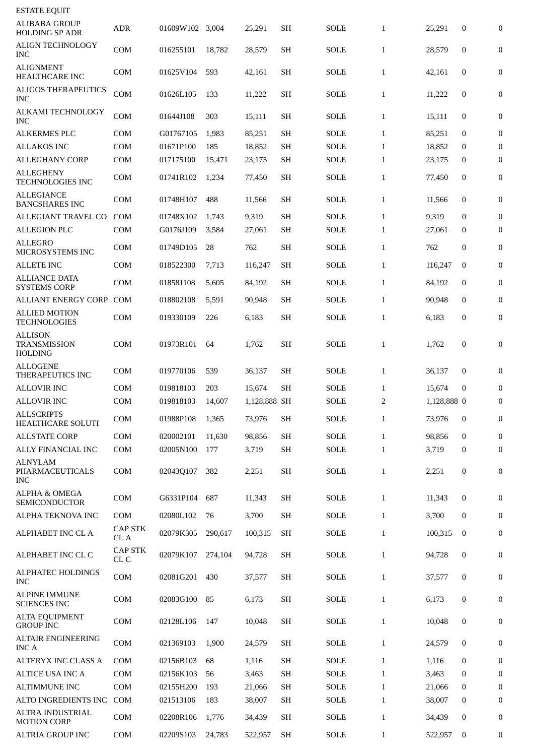| ESTATE EQUIT | | | | | | | | | | |
|---|---|---|---|---|---|---|---|---|---|---|
| ALIBABA GROUP HOLDING SP ADR | ADR | 01609W102 | 3,004 | 25,291 | SH | SOLE | 1 | 25,291 | 0 | 0 |
| ALIGN TECHNOLOGY INC | COM | 016255101 | 18,782 | 28,579 | SH | SOLE | 1 | 28,579 | 0 | 0 |
| ALIGNMENT HEALTHCARE INC | COM | 01625V104 | 593 | 42,161 | SH | SOLE | 1 | 42,161 | 0 | 0 |
| ALIGOS THERAPEUTICS INC | COM | 01626L105 | 133 | 11,222 | SH | SOLE | 1 | 11,222 | 0 | 0 |
| ALKAMI TECHNOLOGY INC | COM | 01644J108 | 303 | 15,111 | SH | SOLE | 1 | 15,111 | 0 | 0 |
| ALKERMES PLC | COM | G01767105 | 1,983 | 85,251 | SH | SOLE | 1 | 85,251 | 0 | 0 |
| ALLAKOS INC | COM | 01671P100 | 185 | 18,852 | SH | SOLE | 1 | 18,852 | 0 | 0 |
| ALLEGHANY CORP | COM | 017175100 | 15,471 | 23,175 | SH | SOLE | 1 | 23,175 | 0 | 0 |
| ALLEGHENY TECHNOLOGIES INC | COM | 01741R102 | 1,234 | 77,450 | SH | SOLE | 1 | 77,450 | 0 | 0 |
| ALLEGIANCE BANCSHARES INC | COM | 01748H107 | 488 | 11,566 | SH | SOLE | 1 | 11,566 | 0 | 0 |
| ALLEGIANT TRAVEL CO | COM | 01748X102 | 1,743 | 9,319 | SH | SOLE | 1 | 9,319 | 0 | 0 |
| ALLEGION PLC | COM | G0176J109 | 3,584 | 27,061 | SH | SOLE | 1 | 27,061 | 0 | 0 |
| ALLEGRO MICROSYSTEMS INC | COM | 01749D105 | 28 | 762 | SH | SOLE | 1 | 762 | 0 | 0 |
| ALLETE INC | COM | 018522300 | 7,713 | 116,247 | SH | SOLE | 1 | 116,247 | 0 | 0 |
| ALLIANCE DATA SYSTEMS CORP | COM | 018581108 | 5,605 | 84,192 | SH | SOLE | 1 | 84,192 | 0 | 0 |
| ALLIANT ENERGY CORP | COM | 018802108 | 5,591 | 90,948 | SH | SOLE | 1 | 90,948 | 0 | 0 |
| ALLIED MOTION TECHNOLOGIES | COM | 019330109 | 226 | 6,183 | SH | SOLE | 1 | 6,183 | 0 | 0 |
| ALLISON TRANSMISSION HOLDING | COM | 01973R101 | 64 | 1,762 | SH | SOLE | 1 | 1,762 | 0 | 0 |
| ALLOGENE THERAPEUTICS INC | COM | 019770106 | 539 | 36,137 | SH | SOLE | 1 | 36,137 | 0 | 0 |
| ALLOVIR INC | COM | 019818103 | 203 | 15,674 | SH | SOLE | 1 | 15,674 | 0 | 0 |
| ALLOVIR INC | COM | 019818103 | 14,607 | 1,128,888 | SH | SOLE | 2 | 1,128,888 | 0 | 0 |
| ALLSCRIPTS HEALTHCARE SOLUTI | COM | 01988P108 | 1,365 | 73,976 | SH | SOLE | 1 | 73,976 | 0 | 0 |
| ALLSTATE CORP | COM | 020002101 | 11,630 | 98,856 | SH | SOLE | 1 | 98,856 | 0 | 0 |
| ALLY FINANCIAL INC | COM | 02005N100 | 177 | 3,719 | SH | SOLE | 1 | 3,719 | 0 | 0 |
| ALNYLAM PHARMACEUTICALS INC | COM | 02043Q107 | 382 | 2,251 | SH | SOLE | 1 | 2,251 | 0 | 0 |
| ALPHA & OMEGA SEMICONDUCTOR | COM | G6331P104 | 687 | 11,343 | SH | SOLE | 1 | 11,343 | 0 | 0 |
| ALPHA TEKNOVA INC | COM | 02080L102 | 76 | 3,700 | SH | SOLE | 1 | 3,700 | 0 | 0 |
| ALPHABET INC CL A | CAP STK CL A | 02079K305 | 290,617 | 100,315 | SH | SOLE | 1 | 100,315 | 0 | 0 |
| ALPHABET INC CL C | CAP STK CL C | 02079K107 | 274,104 | 94,728 | SH | SOLE | 1 | 94,728 | 0 | 0 |
| ALPHATEC HOLDINGS INC | COM | 02081G201 | 430 | 37,577 | SH | SOLE | 1 | 37,577 | 0 | 0 |
| ALPINE IMMUNE SCIENCES INC | COM | 02083G100 | 85 | 6,173 | SH | SOLE | 1 | 6,173 | 0 | 0 |
| ALTA EQUIPMENT GROUP INC | COM | 02128L106 | 147 | 10,048 | SH | SOLE | 1 | 10,048 | 0 | 0 |
| ALTAIR ENGINEERING INC A | COM | 021369103 | 1,900 | 24,579 | SH | SOLE | 1 | 24,579 | 0 | 0 |
| ALTERYX INC CLASS A | COM | 02156B103 | 68 | 1,116 | SH | SOLE | 1 | 1,116 | 0 | 0 |
| ALTICE USA INC A | COM | 02156K103 | 56 | 3,463 | SH | SOLE | 1 | 3,463 | 0 | 0 |
| ALTIMMUNE INC | COM | 02155H200 | 193 | 21,066 | SH | SOLE | 1 | 21,066 | 0 | 0 |
| ALTO INGREDIENTS INC | COM | 021513106 | 183 | 38,007 | SH | SOLE | 1 | 38,007 | 0 | 0 |
| ALTRA INDUSTRIAL MOTION CORP | COM | 02208R106 | 1,776 | 34,439 | SH | SOLE | 1 | 34,439 | 0 | 0 |
| ALTRIA GROUP INC | COM | 02209S103 | 24,783 | 522,957 | SH | SOLE | 1 | 522,957 | 0 | 0 |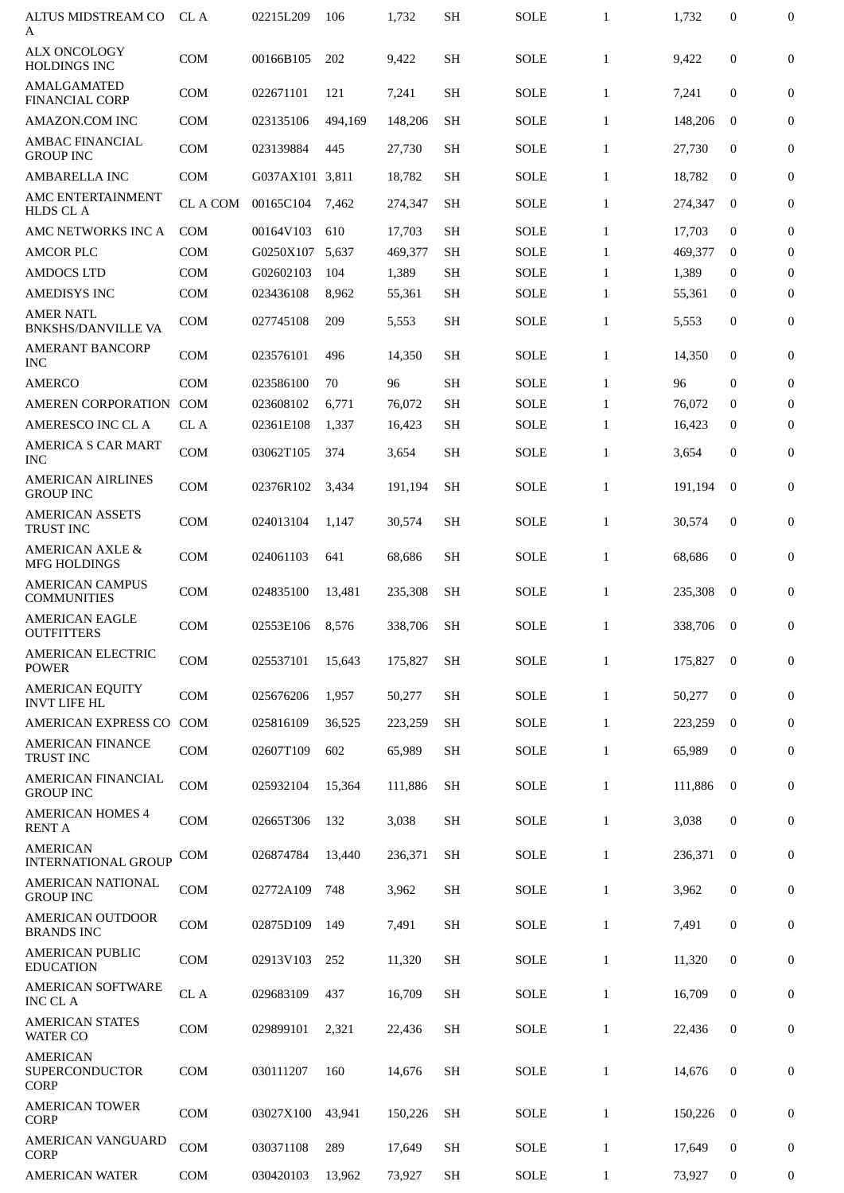| | | | | | | | | | | |
|---|---|---|---|---|---|---|---|---|---|---|
| ALTUS MIDSTREAM CO A | CL A | 02215L209 | 106 | 1,732 | SH | SOLE | 1 | 1,732 | 0 | 0 |
| ALX ONCOLOGY HOLDINGS INC | COM | 00166B105 | 202 | 9,422 | SH | SOLE | 1 | 9,422 | 0 | 0 |
| AMALGAMATED FINANCIAL CORP | COM | 022671101 | 121 | 7,241 | SH | SOLE | 1 | 7,241 | 0 | 0 |
| AMAZON.COM INC | COM | 023135106 | 494,169 | 148,206 | SH | SOLE | 1 | 148,206 | 0 | 0 |
| AMBAC FINANCIAL GROUP INC | COM | 023139884 | 445 | 27,730 | SH | SOLE | 1 | 27,730 | 0 | 0 |
| AMBARELLA INC | COM | G037AX101 | 3,811 | 18,782 | SH | SOLE | 1 | 18,782 | 0 | 0 |
| AMC ENTERTAINMENT HLDS CL A | CL A COM | 00165C104 | 7,462 | 274,347 | SH | SOLE | 1 | 274,347 | 0 | 0 |
| AMC NETWORKS INC A | COM | 00164V103 | 610 | 17,703 | SH | SOLE | 1 | 17,703 | 0 | 0 |
| AMCOR PLC | COM | G0250X107 | 5,637 | 469,377 | SH | SOLE | 1 | 469,377 | 0 | 0 |
| AMDOCS LTD | COM | G02602103 | 104 | 1,389 | SH | SOLE | 1 | 1,389 | 0 | 0 |
| AMEDISYS INC | COM | 023436108 | 8,962 | 55,361 | SH | SOLE | 1 | 55,361 | 0 | 0 |
| AMER NATL BNKSHS/DANVILLE VA | COM | 027745108 | 209 | 5,553 | SH | SOLE | 1 | 5,553 | 0 | 0 |
| AMERANT BANCORP INC | COM | 023576101 | 496 | 14,350 | SH | SOLE | 1 | 14,350 | 0 | 0 |
| AMERCO | COM | 023586100 | 70 | 96 | SH | SOLE | 1 | 96 | 0 | 0 |
| AMEREN CORPORATION | COM | 023608102 | 6,771 | 76,072 | SH | SOLE | 1 | 76,072 | 0 | 0 |
| AMERESCO INC CL A | CL A | 02361E108 | 1,337 | 16,423 | SH | SOLE | 1 | 16,423 | 0 | 0 |
| AMERICA S CAR MART INC | COM | 03062T105 | 374 | 3,654 | SH | SOLE | 1 | 3,654 | 0 | 0 |
| AMERICAN AIRLINES GROUP INC | COM | 02376R102 | 3,434 | 191,194 | SH | SOLE | 1 | 191,194 | 0 | 0 |
| AMERICAN ASSETS TRUST INC | COM | 024013104 | 1,147 | 30,574 | SH | SOLE | 1 | 30,574 | 0 | 0 |
| AMERICAN AXLE & MFG HOLDINGS | COM | 024061103 | 641 | 68,686 | SH | SOLE | 1 | 68,686 | 0 | 0 |
| AMERICAN CAMPUS COMMUNITIES | COM | 024835100 | 13,481 | 235,308 | SH | SOLE | 1 | 235,308 | 0 | 0 |
| AMERICAN EAGLE OUTFITTERS | COM | 02553E106 | 8,576 | 338,706 | SH | SOLE | 1 | 338,706 | 0 | 0 |
| AMERICAN ELECTRIC POWER | COM | 025537101 | 15,643 | 175,827 | SH | SOLE | 1 | 175,827 | 0 | 0 |
| AMERICAN EQUITY INVT LIFE HL | COM | 025676206 | 1,957 | 50,277 | SH | SOLE | 1 | 50,277 | 0 | 0 |
| AMERICAN EXPRESS CO | COM | 025816109 | 36,525 | 223,259 | SH | SOLE | 1 | 223,259 | 0 | 0 |
| AMERICAN FINANCE TRUST INC | COM | 02607T109 | 602 | 65,989 | SH | SOLE | 1 | 65,989 | 0 | 0 |
| AMERICAN FINANCIAL GROUP INC | COM | 025932104 | 15,364 | 111,886 | SH | SOLE | 1 | 111,886 | 0 | 0 |
| AMERICAN HOMES 4 RENT A | COM | 02665T306 | 132 | 3,038 | SH | SOLE | 1 | 3,038 | 0 | 0 |
| AMERICAN INTERNATIONAL GROUP | COM | 026874784 | 13,440 | 236,371 | SH | SOLE | 1 | 236,371 | 0 | 0 |
| AMERICAN NATIONAL GROUP INC | COM | 02772A109 | 748 | 3,962 | SH | SOLE | 1 | 3,962 | 0 | 0 |
| AMERICAN OUTDOOR BRANDS INC | COM | 02875D109 | 149 | 7,491 | SH | SOLE | 1 | 7,491 | 0 | 0 |
| AMERICAN PUBLIC EDUCATION | COM | 02913V103 | 252 | 11,320 | SH | SOLE | 1 | 11,320 | 0 | 0 |
| AMERICAN SOFTWARE INC CL A | CL A | 029683109 | 437 | 16,709 | SH | SOLE | 1 | 16,709 | 0 | 0 |
| AMERICAN STATES WATER CO | COM | 029899101 | 2,321 | 22,436 | SH | SOLE | 1 | 22,436 | 0 | 0 |
| AMERICAN SUPERCONDUCTOR CORP | COM | 030111207 | 160 | 14,676 | SH | SOLE | 1 | 14,676 | 0 | 0 |
| AMERICAN TOWER CORP | COM | 03027X100 | 43,941 | 150,226 | SH | SOLE | 1 | 150,226 | 0 | 0 |
| AMERICAN VANGUARD CORP | COM | 030371108 | 289 | 17,649 | SH | SOLE | 1 | 17,649 | 0 | 0 |
| AMERICAN WATER | COM | 030420103 | 13,962 | 73,927 | SH | SOLE | 1 | 73,927 | 0 | 0 |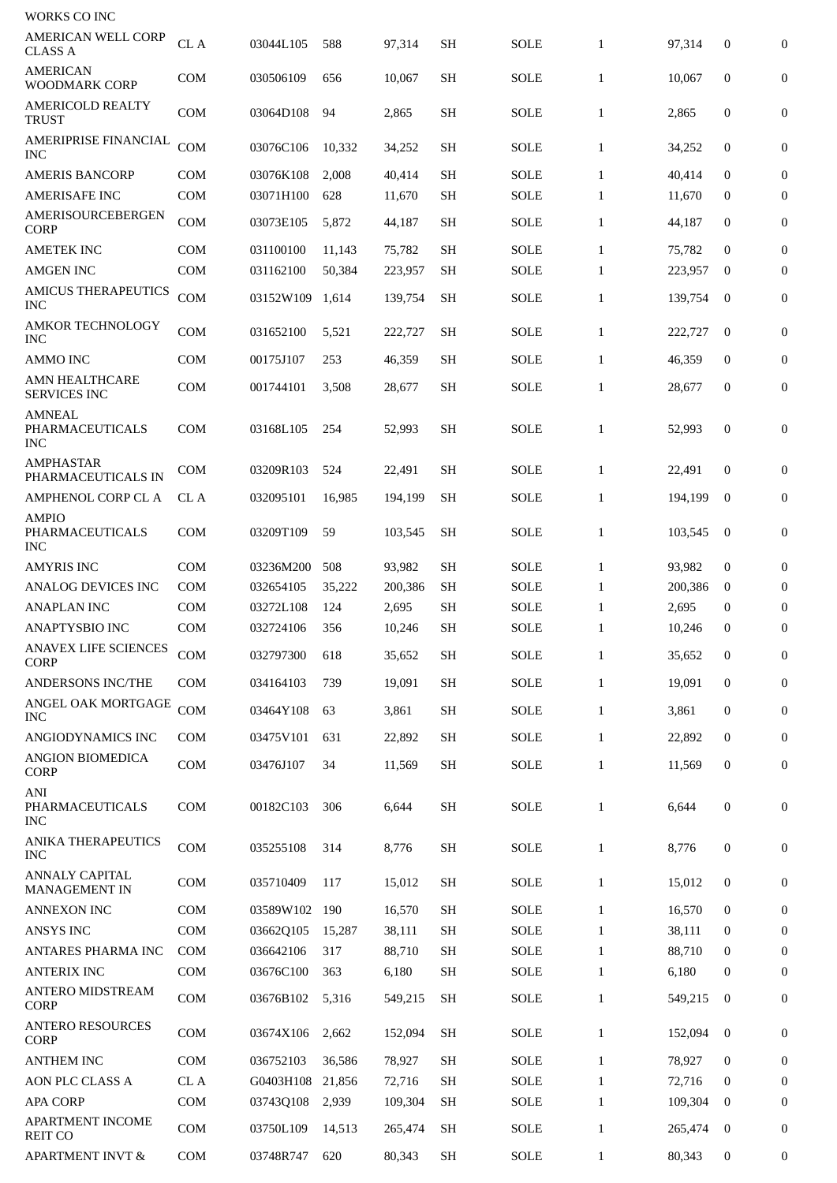| WORKS CO INC | | | | | | | | | | |
|---|---|---|---|---|---|---|---|---|---|---|
| AMERICAN WELL CORP CLASS A | CL A | 03044L105 | 588 | 97,314 | SH | SOLE | 1 | 97,314 | 0 | 0 |
| AMERICAN WOODMARK CORP | COM | 030506109 | 656 | 10,067 | SH | SOLE | 1 | 10,067 | 0 | 0 |
| AMERICOLD REALTY TRUST | COM | 03064D108 | 94 | 2,865 | SH | SOLE | 1 | 2,865 | 0 | 0 |
| AMERIPRISE FINANCIAL INC | COM | 03076C106 | 10,332 | 34,252 | SH | SOLE | 1 | 34,252 | 0 | 0 |
| AMERIS BANCORP | COM | 03076K108 | 2,008 | 40,414 | SH | SOLE | 1 | 40,414 | 0 | 0 |
| AMERISAFE INC | COM | 03071H100 | 628 | 11,670 | SH | SOLE | 1 | 11,670 | 0 | 0 |
| AMERISOURCEBERGEN CORP | COM | 03073E105 | 5,872 | 44,187 | SH | SOLE | 1 | 44,187 | 0 | 0 |
| AMETEK INC | COM | 031100100 | 11,143 | 75,782 | SH | SOLE | 1 | 75,782 | 0 | 0 |
| AMGEN INC | COM | 031162100 | 50,384 | 223,957 | SH | SOLE | 1 | 223,957 | 0 | 0 |
| AMICUS THERAPEUTICS INC | COM | 03152W109 | 1,614 | 139,754 | SH | SOLE | 1 | 139,754 | 0 | 0 |
| AMKOR TECHNOLOGY INC | COM | 031652100 | 5,521 | 222,727 | SH | SOLE | 1 | 222,727 | 0 | 0 |
| AMMO INC | COM | 00175J107 | 253 | 46,359 | SH | SOLE | 1 | 46,359 | 0 | 0 |
| AMN HEALTHCARE SERVICES INC | COM | 001744101 | 3,508 | 28,677 | SH | SOLE | 1 | 28,677 | 0 | 0 |
| AMNEAL PHARMACEUTICALS INC | COM | 03168L105 | 254 | 52,993 | SH | SOLE | 1 | 52,993 | 0 | 0 |
| AMPHASTAR PHARMACEUTICALS IN | COM | 03209R103 | 524 | 22,491 | SH | SOLE | 1 | 22,491 | 0 | 0 |
| AMPHENOL CORP CL A | CL A | 032095101 | 16,985 | 194,199 | SH | SOLE | 1 | 194,199 | 0 | 0 |
| AMPIO PHARMACEUTICALS INC | COM | 03209T109 | 59 | 103,545 | SH | SOLE | 1 | 103,545 | 0 | 0 |
| AMYRIS INC | COM | 03236M200 | 508 | 93,982 | SH | SOLE | 1 | 93,982 | 0 | 0 |
| ANALOG DEVICES INC | COM | 032654105 | 35,222 | 200,386 | SH | SOLE | 1 | 200,386 | 0 | 0 |
| ANAPLAN INC | COM | 03272L108 | 124 | 2,695 | SH | SOLE | 1 | 2,695 | 0 | 0 |
| ANAPTYSBIO INC | COM | 032724106 | 356 | 10,246 | SH | SOLE | 1 | 10,246 | 0 | 0 |
| ANAVEX LIFE SCIENCES CORP | COM | 032797300 | 618 | 35,652 | SH | SOLE | 1 | 35,652 | 0 | 0 |
| ANDERSONS INC/THE | COM | 034164103 | 739 | 19,091 | SH | SOLE | 1 | 19,091 | 0 | 0 |
| ANGEL OAK MORTGAGE INC | COM | 03464Y108 | 63 | 3,861 | SH | SOLE | 1 | 3,861 | 0 | 0 |
| ANGIODYNAMICS INC | COM | 03475V101 | 631 | 22,892 | SH | SOLE | 1 | 22,892 | 0 | 0 |
| ANGION BIOMEDICA CORP | COM | 03476J107 | 34 | 11,569 | SH | SOLE | 1 | 11,569 | 0 | 0 |
| ANI PHARMACEUTICALS INC | COM | 00182C103 | 306 | 6,644 | SH | SOLE | 1 | 6,644 | 0 | 0 |
| ANIKA THERAPEUTICS INC | COM | 035255108 | 314 | 8,776 | SH | SOLE | 1 | 8,776 | 0 | 0 |
| ANNALY CAPITAL MANAGEMENT IN | COM | 035710409 | 117 | 15,012 | SH | SOLE | 1 | 15,012 | 0 | 0 |
| ANNEXON INC | COM | 03589W102 | 190 | 16,570 | SH | SOLE | 1 | 16,570 | 0 | 0 |
| ANSYS INC | COM | 03662Q105 | 15,287 | 38,111 | SH | SOLE | 1 | 38,111 | 0 | 0 |
| ANTARES PHARMA INC | COM | 036642106 | 317 | 88,710 | SH | SOLE | 1 | 88,710 | 0 | 0 |
| ANTERIX INC | COM | 03676C100 | 363 | 6,180 | SH | SOLE | 1 | 6,180 | 0 | 0 |
| ANTERO MIDSTREAM CORP | COM | 03676B102 | 5,316 | 549,215 | SH | SOLE | 1 | 549,215 | 0 | 0 |
| ANTERO RESOURCES CORP | COM | 03674X106 | 2,662 | 152,094 | SH | SOLE | 1 | 152,094 | 0 | 0 |
| ANTHEM INC | COM | 036752103 | 36,586 | 78,927 | SH | SOLE | 1 | 78,927 | 0 | 0 |
| AON PLC CLASS A | CL A | G0403H108 | 21,856 | 72,716 | SH | SOLE | 1 | 72,716 | 0 | 0 |
| APA CORP | COM | 03743Q108 | 2,939 | 109,304 | SH | SOLE | 1 | 109,304 | 0 | 0 |
| APARTMENT INCOME REIT CO | COM | 03750L109 | 14,513 | 265,474 | SH | SOLE | 1 | 265,474 | 0 | 0 |
| APARTMENT INVT & | COM | 03748R747 | 620 | 80,343 | SH | SOLE | 1 | 80,343 | 0 | 0 |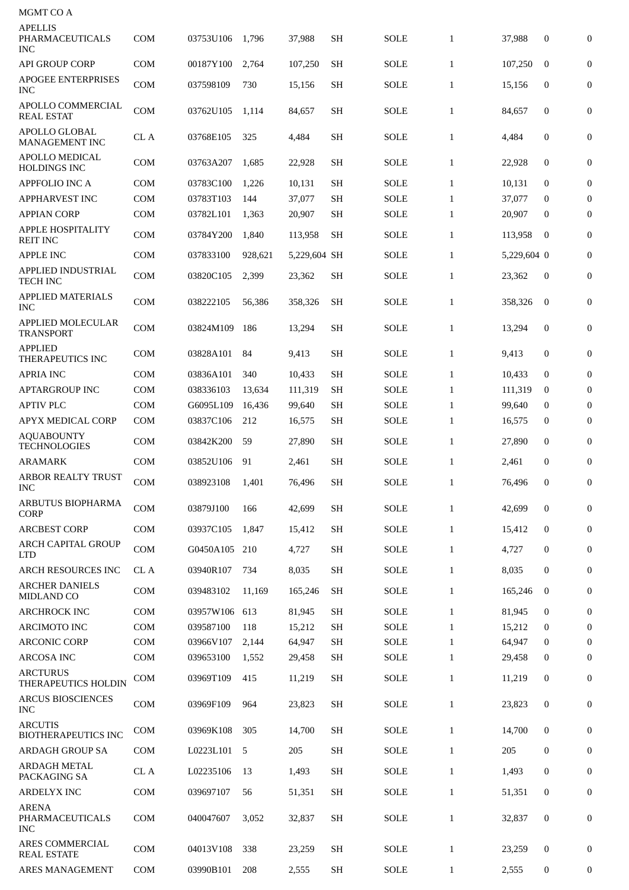| MGMT CO A | | | | | | | | | | |
|---|---|---|---|---|---|---|---|---|---|---|
| APELLIS PHARMACEUTICALS INC | COM | 03753U106 | 1,796 | 37,988 | SH | SOLE | 1 | 37,988 | 0 | 0 |
| API GROUP CORP | COM | 00187Y100 | 2,764 | 107,250 | SH | SOLE | 1 | 107,250 | 0 | 0 |
| APOGEE ENTERPRISES INC | COM | 037598109 | 730 | 15,156 | SH | SOLE | 1 | 15,156 | 0 | 0 |
| APOLLO COMMERCIAL REAL ESTAT | COM | 03762U105 | 1,114 | 84,657 | SH | SOLE | 1 | 84,657 | 0 | 0 |
| APOLLO GLOBAL MANAGEMENT INC | CL A | 03768E105 | 325 | 4,484 | SH | SOLE | 1 | 4,484 | 0 | 0 |
| APOLLO MEDICAL HOLDINGS INC | COM | 03763A207 | 1,685 | 22,928 | SH | SOLE | 1 | 22,928 | 0 | 0 |
| APPFOLIO INC A | COM | 03783C100 | 1,226 | 10,131 | SH | SOLE | 1 | 10,131 | 0 | 0 |
| APPHARVEST INC | COM | 03783T103 | 144 | 37,077 | SH | SOLE | 1 | 37,077 | 0 | 0 |
| APPIAN CORP | COM | 03782L101 | 1,363 | 20,907 | SH | SOLE | 1 | 20,907 | 0 | 0 |
| APPLE HOSPITALITY REIT INC | COM | 03784Y200 | 1,840 | 113,958 | SH | SOLE | 1 | 113,958 | 0 | 0 |
| APPLE INC | COM | 037833100 | 928,621 | 5,229,604 | SH | SOLE | 1 | 5,229,604 | 0 | 0 |
| APPLIED INDUSTRIAL TECH INC | COM | 03820C105 | 2,399 | 23,362 | SH | SOLE | 1 | 23,362 | 0 | 0 |
| APPLIED MATERIALS INC | COM | 038222105 | 56,386 | 358,326 | SH | SOLE | 1 | 358,326 | 0 | 0 |
| APPLIED MOLECULAR TRANSPORT | COM | 03824M109 | 186 | 13,294 | SH | SOLE | 1 | 13,294 | 0 | 0 |
| APPLIED THERAPEUTICS INC | COM | 03828A101 | 84 | 9,413 | SH | SOLE | 1 | 9,413 | 0 | 0 |
| APRIA INC | COM | 03836A101 | 340 | 10,433 | SH | SOLE | 1 | 10,433 | 0 | 0 |
| APTARGROUP INC | COM | 038336103 | 13,634 | 111,319 | SH | SOLE | 1 | 111,319 | 0 | 0 |
| APTIV PLC | COM | G6095L109 | 16,436 | 99,640 | SH | SOLE | 1 | 99,640 | 0 | 0 |
| APYX MEDICAL CORP | COM | 03837C106 | 212 | 16,575 | SH | SOLE | 1 | 16,575 | 0 | 0 |
| AQUABOUNTY TECHNOLOGIES | COM | 03842K200 | 59 | 27,890 | SH | SOLE | 1 | 27,890 | 0 | 0 |
| ARAMARK | COM | 03852U106 | 91 | 2,461 | SH | SOLE | 1 | 2,461 | 0 | 0 |
| ARBOR REALTY TRUST INC | COM | 038923108 | 1,401 | 76,496 | SH | SOLE | 1 | 76,496 | 0 | 0 |
| ARBUTUS BIOPHARMA CORP | COM | 03879J100 | 166 | 42,699 | SH | SOLE | 1 | 42,699 | 0 | 0 |
| ARCBEST CORP | COM | 03937C105 | 1,847 | 15,412 | SH | SOLE | 1 | 15,412 | 0 | 0 |
| ARCH CAPITAL GROUP LTD | COM | G0450A105 | 210 | 4,727 | SH | SOLE | 1 | 4,727 | 0 | 0 |
| ARCH RESOURCES INC | CL A | 03940R107 | 734 | 8,035 | SH | SOLE | 1 | 8,035 | 0 | 0 |
| ARCHER DANIELS MIDLAND CO | COM | 039483102 | 11,169 | 165,246 | SH | SOLE | 1 | 165,246 | 0 | 0 |
| ARCHROCK INC | COM | 03957W106 | 613 | 81,945 | SH | SOLE | 1 | 81,945 | 0 | 0 |
| ARCIMOTO INC | COM | 039587100 | 118 | 15,212 | SH | SOLE | 1 | 15,212 | 0 | 0 |
| ARCONIC CORP | COM | 03966V107 | 2,144 | 64,947 | SH | SOLE | 1 | 64,947 | 0 | 0 |
| ARCOSA INC | COM | 039653100 | 1,552 | 29,458 | SH | SOLE | 1 | 29,458 | 0 | 0 |
| ARCTURUS THERAPEUTICS HOLDIN | COM | 03969T109 | 415 | 11,219 | SH | SOLE | 1 | 11,219 | 0 | 0 |
| ARCUS BIOSCIENCES INC | COM | 03969F109 | 964 | 23,823 | SH | SOLE | 1 | 23,823 | 0 | 0 |
| ARCUTIS BIOTHERAPEUTICS INC | COM | 03969K108 | 305 | 14,700 | SH | SOLE | 1 | 14,700 | 0 | 0 |
| ARDAGH GROUP SA | COM | L0223L101 | 5 | 205 | SH | SOLE | 1 | 205 | 0 | 0 |
| ARDAGH METAL PACKAGING SA | CL A | L02235106 | 13 | 1,493 | SH | SOLE | 1 | 1,493 | 0 | 0 |
| ARDELYX INC | COM | 039697107 | 56 | 51,351 | SH | SOLE | 1 | 51,351 | 0 | 0 |
| ARENA PHARMACEUTICALS INC | COM | 040047607 | 3,052 | 32,837 | SH | SOLE | 1 | 32,837 | 0 | 0 |
| ARES COMMERCIAL REAL ESTATE | COM | 04013V108 | 338 | 23,259 | SH | SOLE | 1 | 23,259 | 0 | 0 |
| ARES MANAGEMENT | COM | 03990B101 | 208 | 2,555 | SH | SOLE | 1 | 2,555 | 0 | 0 |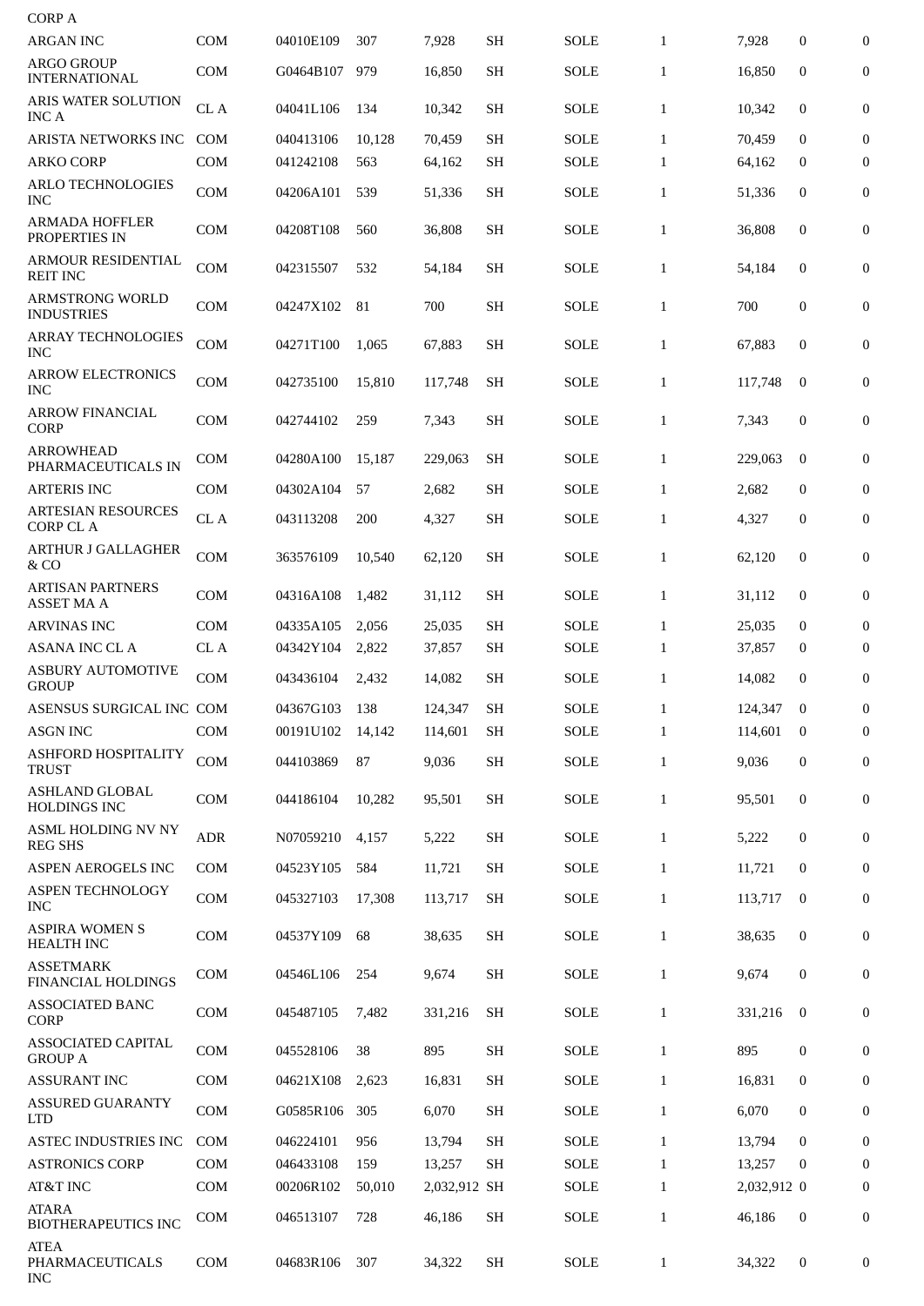| | | | | | | | | | | |
|---|---|---|---|---|---|---|---|---|---|---|
| CORP A | | | | | | | | | | |
| ARGAN INC | COM | 04010E109 | 307 | 7,928 | SH | SOLE | 1 | 7,928 | 0 | 0 |
| ARGO GROUP INTERNATIONAL | COM | G0464B107 | 979 | 16,850 | SH | SOLE | 1 | 16,850 | 0 | 0 |
| ARIS WATER SOLUTION INC A | CL A | 04041L106 | 134 | 10,342 | SH | SOLE | 1 | 10,342 | 0 | 0 |
| ARISTA NETWORKS INC | COM | 040413106 | 10,128 | 70,459 | SH | SOLE | 1 | 70,459 | 0 | 0 |
| ARKO CORP | COM | 041242108 | 563 | 64,162 | SH | SOLE | 1 | 64,162 | 0 | 0 |
| ARLO TECHNOLOGIES INC | COM | 04206A101 | 539 | 51,336 | SH | SOLE | 1 | 51,336 | 0 | 0 |
| ARMADA HOFFLER PROPERTIES IN | COM | 04208T108 | 560 | 36,808 | SH | SOLE | 1 | 36,808 | 0 | 0 |
| ARMOUR RESIDENTIAL REIT INC | COM | 042315507 | 532 | 54,184 | SH | SOLE | 1 | 54,184 | 0 | 0 |
| ARMSTRONG WORLD INDUSTRIES | COM | 04247X102 | 81 | 700 | SH | SOLE | 1 | 700 | 0 | 0 |
| ARRAY TECHNOLOGIES INC | COM | 04271T100 | 1,065 | 67,883 | SH | SOLE | 1 | 67,883 | 0 | 0 |
| ARROW ELECTRONICS INC | COM | 042735100 | 15,810 | 117,748 | SH | SOLE | 1 | 117,748 | 0 | 0 |
| ARROW FINANCIAL CORP | COM | 042744102 | 259 | 7,343 | SH | SOLE | 1 | 7,343 | 0 | 0 |
| ARROWHEAD PHARMACEUTICALS IN | COM | 04280A100 | 15,187 | 229,063 | SH | SOLE | 1 | 229,063 | 0 | 0 |
| ARTERIS INC | COM | 04302A104 | 57 | 2,682 | SH | SOLE | 1 | 2,682 | 0 | 0 |
| ARTESIAN RESOURCES CORP CL A | CL A | 043113208 | 200 | 4,327 | SH | SOLE | 1 | 4,327 | 0 | 0 |
| ARTHUR J GALLAGHER & CO | COM | 363576109 | 10,540 | 62,120 | SH | SOLE | 1 | 62,120 | 0 | 0 |
| ARTISAN PARTNERS ASSET MA A | COM | 04316A108 | 1,482 | 31,112 | SH | SOLE | 1 | 31,112 | 0 | 0 |
| ARVINAS INC | COM | 04335A105 | 2,056 | 25,035 | SH | SOLE | 1 | 25,035 | 0 | 0 |
| ASANA INC CL A | CL A | 04342Y104 | 2,822 | 37,857 | SH | SOLE | 1 | 37,857 | 0 | 0 |
| ASBURY AUTOMOTIVE GROUP | COM | 043436104 | 2,432 | 14,082 | SH | SOLE | 1 | 14,082 | 0 | 0 |
| ASENSUS SURGICAL INC | COM | 04367G103 | 138 | 124,347 | SH | SOLE | 1 | 124,347 | 0 | 0 |
| ASGN INC | COM | 00191U102 | 14,142 | 114,601 | SH | SOLE | 1 | 114,601 | 0 | 0 |
| ASHFORD HOSPITALITY TRUST | COM | 044103869 | 87 | 9,036 | SH | SOLE | 1 | 9,036 | 0 | 0 |
| ASHLAND GLOBAL HOLDINGS INC | COM | 044186104 | 10,282 | 95,501 | SH | SOLE | 1 | 95,501 | 0 | 0 |
| ASML HOLDING NV NY REG SHS | ADR | N07059210 | 4,157 | 5,222 | SH | SOLE | 1 | 5,222 | 0 | 0 |
| ASPEN AEROGELS INC | COM | 04523Y105 | 584 | 11,721 | SH | SOLE | 1 | 11,721 | 0 | 0 |
| ASPEN TECHNOLOGY INC | COM | 045327103 | 17,308 | 113,717 | SH | SOLE | 1 | 113,717 | 0 | 0 |
| ASPIRA WOMEN S HEALTH INC | COM | 04537Y109 | 68 | 38,635 | SH | SOLE | 1 | 38,635 | 0 | 0 |
| ASSETMARK FINANCIAL HOLDINGS | COM | 04546L106 | 254 | 9,674 | SH | SOLE | 1 | 9,674 | 0 | 0 |
| ASSOCIATED BANC CORP | COM | 045487105 | 7,482 | 331,216 | SH | SOLE | 1 | 331,216 | 0 | 0 |
| ASSOCIATED CAPITAL GROUP A | COM | 045528106 | 38 | 895 | SH | SOLE | 1 | 895 | 0 | 0 |
| ASSURANT INC | COM | 04621X108 | 2,623 | 16,831 | SH | SOLE | 1 | 16,831 | 0 | 0 |
| ASSURED GUARANTY LTD | COM | G0585R106 | 305 | 6,070 | SH | SOLE | 1 | 6,070 | 0 | 0 |
| ASTEC INDUSTRIES INC | COM | 046224101 | 956 | 13,794 | SH | SOLE | 1 | 13,794 | 0 | 0 |
| ASTRONICS CORP | COM | 046433108 | 159 | 13,257 | SH | SOLE | 1 | 13,257 | 0 | 0 |
| AT&T INC | COM | 00206R102 | 50,010 | 2,032,912 | SH | SOLE | 1 | 2,032,912 | 0 | 0 |
| ATARA BIOTHERAPEUTICS INC | COM | 046513107 | 728 | 46,186 | SH | SOLE | 1 | 46,186 | 0 | 0 |
| ATEA PHARMACEUTICALS INC | COM | 04683R106 | 307 | 34,322 | SH | SOLE | 1 | 34,322 | 0 | 0 |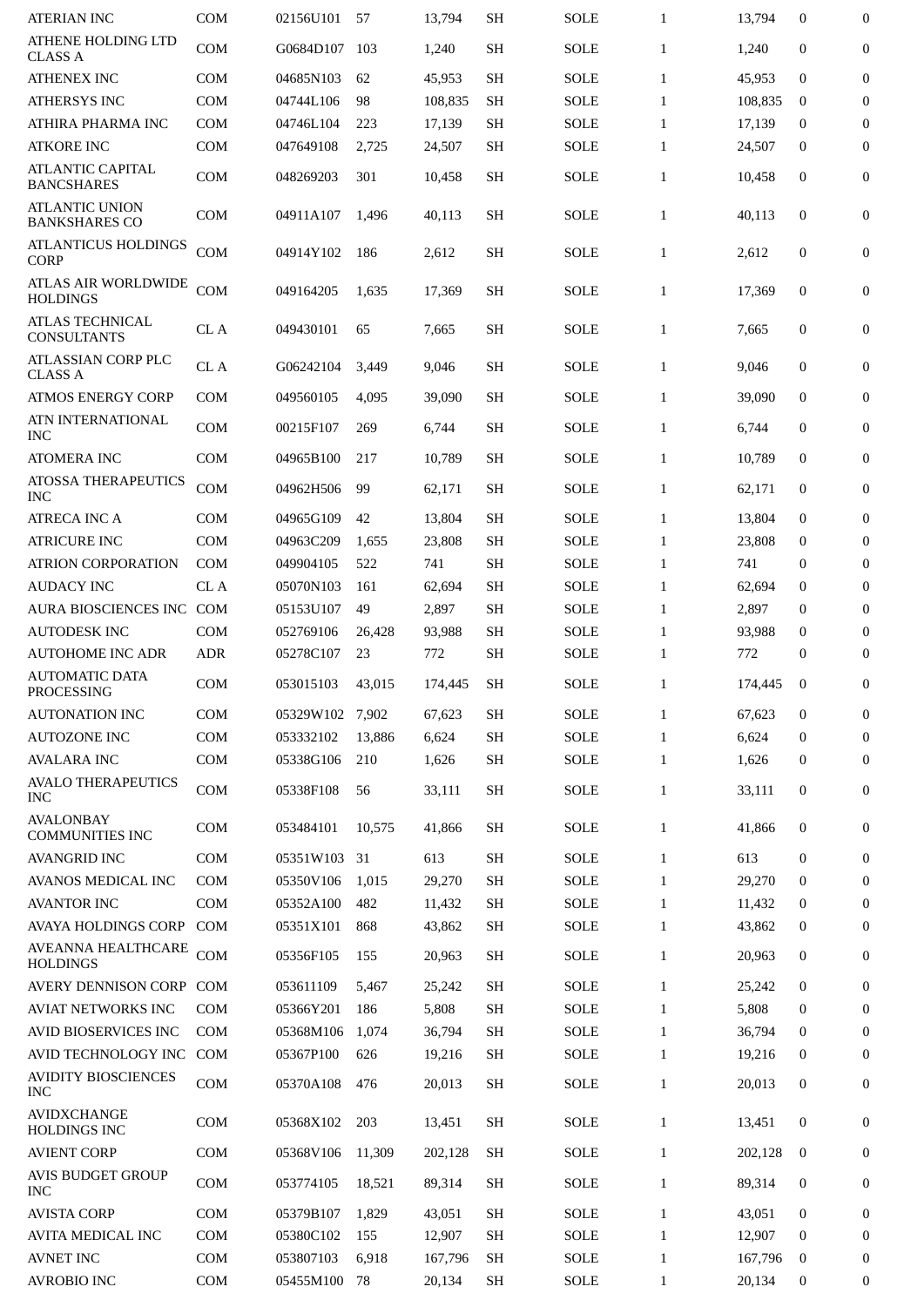| | | | | | | | | | | |
|---|---|---|---|---|---|---|---|---|---|---|
| ATERIAN INC | COM | 02156U101 | 57 | 13,794 | SH | SOLE | 1 | 13,794 | 0 | 0 |
| ATHENE HOLDING LTD CLASS A | COM | G0684D107 | 103 | 1,240 | SH | SOLE | 1 | 1,240 | 0 | 0 |
| ATHENEX INC | COM | 04685N103 | 62 | 45,953 | SH | SOLE | 1 | 45,953 | 0 | 0 |
| ATHERSYS INC | COM | 04744L106 | 98 | 108,835 | SH | SOLE | 1 | 108,835 | 0 | 0 |
| ATHIRA PHARMA INC | COM | 04746L104 | 223 | 17,139 | SH | SOLE | 1 | 17,139 | 0 | 0 |
| ATKORE INC | COM | 047649108 | 2,725 | 24,507 | SH | SOLE | 1 | 24,507 | 0 | 0 |
| ATLANTIC CAPITAL BANCSHARES | COM | 048269203 | 301 | 10,458 | SH | SOLE | 1 | 10,458 | 0 | 0 |
| ATLANTIC UNION BANKSHARES CO | COM | 04911A107 | 1,496 | 40,113 | SH | SOLE | 1 | 40,113 | 0 | 0 |
| ATLANTICUS HOLDINGS CORP | COM | 04914Y102 | 186 | 2,612 | SH | SOLE | 1 | 2,612 | 0 | 0 |
| ATLAS AIR WORLDWIDE HOLDINGS | COM | 049164205 | 1,635 | 17,369 | SH | SOLE | 1 | 17,369 | 0 | 0 |
| ATLAS TECHNICAL CONSULTANTS | CL A | 049430101 | 65 | 7,665 | SH | SOLE | 1 | 7,665 | 0 | 0 |
| ATLASSIAN CORP PLC CLASS A | CL A | G06242104 | 3,449 | 9,046 | SH | SOLE | 1 | 9,046 | 0 | 0 |
| ATMOS ENERGY CORP | COM | 049560105 | 4,095 | 39,090 | SH | SOLE | 1 | 39,090 | 0 | 0 |
| ATN INTERNATIONAL INC | COM | 00215F107 | 269 | 6,744 | SH | SOLE | 1 | 6,744 | 0 | 0 |
| ATOMERA INC | COM | 04965B100 | 217 | 10,789 | SH | SOLE | 1 | 10,789 | 0 | 0 |
| ATOSSA THERAPEUTICS INC | COM | 04962H506 | 99 | 62,171 | SH | SOLE | 1 | 62,171 | 0 | 0 |
| ATRECA INC A | COM | 04965G109 | 42 | 13,804 | SH | SOLE | 1 | 13,804 | 0 | 0 |
| ATRICURE INC | COM | 04963C209 | 1,655 | 23,808 | SH | SOLE | 1 | 23,808 | 0 | 0 |
| ATRION CORPORATION | COM | 049904105 | 522 | 741 | SH | SOLE | 1 | 741 | 0 | 0 |
| AUDACY INC | CL A | 05070N103 | 161 | 62,694 | SH | SOLE | 1 | 62,694 | 0 | 0 |
| AURA BIOSCIENCES INC | COM | 05153U107 | 49 | 2,897 | SH | SOLE | 1 | 2,897 | 0 | 0 |
| AUTODESK INC | COM | 052769106 | 26,428 | 93,988 | SH | SOLE | 1 | 93,988 | 0 | 0 |
| AUTOHOME INC ADR | ADR | 05278C107 | 23 | 772 | SH | SOLE | 1 | 772 | 0 | 0 |
| AUTOMATIC DATA PROCESSING | COM | 053015103 | 43,015 | 174,445 | SH | SOLE | 1 | 174,445 | 0 | 0 |
| AUTONATION INC | COM | 05329W102 | 7,902 | 67,623 | SH | SOLE | 1 | 67,623 | 0 | 0 |
| AUTOZONE INC | COM | 053332102 | 13,886 | 6,624 | SH | SOLE | 1 | 6,624 | 0 | 0 |
| AVALARA INC | COM | 05338G106 | 210 | 1,626 | SH | SOLE | 1 | 1,626 | 0 | 0 |
| AVALO THERAPEUTICS INC | COM | 05338F108 | 56 | 33,111 | SH | SOLE | 1 | 33,111 | 0 | 0 |
| AVALONBAY COMMUNITIES INC | COM | 053484101 | 10,575 | 41,866 | SH | SOLE | 1 | 41,866 | 0 | 0 |
| AVANGRID INC | COM | 05351W103 | 31 | 613 | SH | SOLE | 1 | 613 | 0 | 0 |
| AVANOS MEDICAL INC | COM | 05350V106 | 1,015 | 29,270 | SH | SOLE | 1 | 29,270 | 0 | 0 |
| AVANTOR INC | COM | 05352A100 | 482 | 11,432 | SH | SOLE | 1 | 11,432 | 0 | 0 |
| AVAYA HOLDINGS CORP | COM | 05351X101 | 868 | 43,862 | SH | SOLE | 1 | 43,862 | 0 | 0 |
| AVEANNA HEALTHCARE HOLDINGS | COM | 05356F105 | 155 | 20,963 | SH | SOLE | 1 | 20,963 | 0 | 0 |
| AVERY DENNISON CORP | COM | 053611109 | 5,467 | 25,242 | SH | SOLE | 1 | 25,242 | 0 | 0 |
| AVIAT NETWORKS INC | COM | 05366Y201 | 186 | 5,808 | SH | SOLE | 1 | 5,808 | 0 | 0 |
| AVID BIOSERVICES INC | COM | 05368M106 | 1,074 | 36,794 | SH | SOLE | 1 | 36,794 | 0 | 0 |
| AVID TECHNOLOGY INC | COM | 05367P100 | 626 | 19,216 | SH | SOLE | 1 | 19,216 | 0 | 0 |
| AVIDITY BIOSCIENCES INC | COM | 05370A108 | 476 | 20,013 | SH | SOLE | 1 | 20,013 | 0 | 0 |
| AVIDXCHANGE HOLDINGS INC | COM | 05368X102 | 203 | 13,451 | SH | SOLE | 1 | 13,451 | 0 | 0 |
| AVIENT CORP | COM | 05368V106 | 11,309 | 202,128 | SH | SOLE | 1 | 202,128 | 0 | 0 |
| AVIS BUDGET GROUP INC | COM | 053774105 | 18,521 | 89,314 | SH | SOLE | 1 | 89,314 | 0 | 0 |
| AVISTA CORP | COM | 05379B107 | 1,829 | 43,051 | SH | SOLE | 1 | 43,051 | 0 | 0 |
| AVITA MEDICAL INC | COM | 05380C102 | 155 | 12,907 | SH | SOLE | 1 | 12,907 | 0 | 0 |
| AVNET INC | COM | 053807103 | 6,918 | 167,796 | SH | SOLE | 1 | 167,796 | 0 | 0 |
| AVROBIO INC | COM | 05455M100 | 78 | 20,134 | SH | SOLE | 1 | 20,134 | 0 | 0 |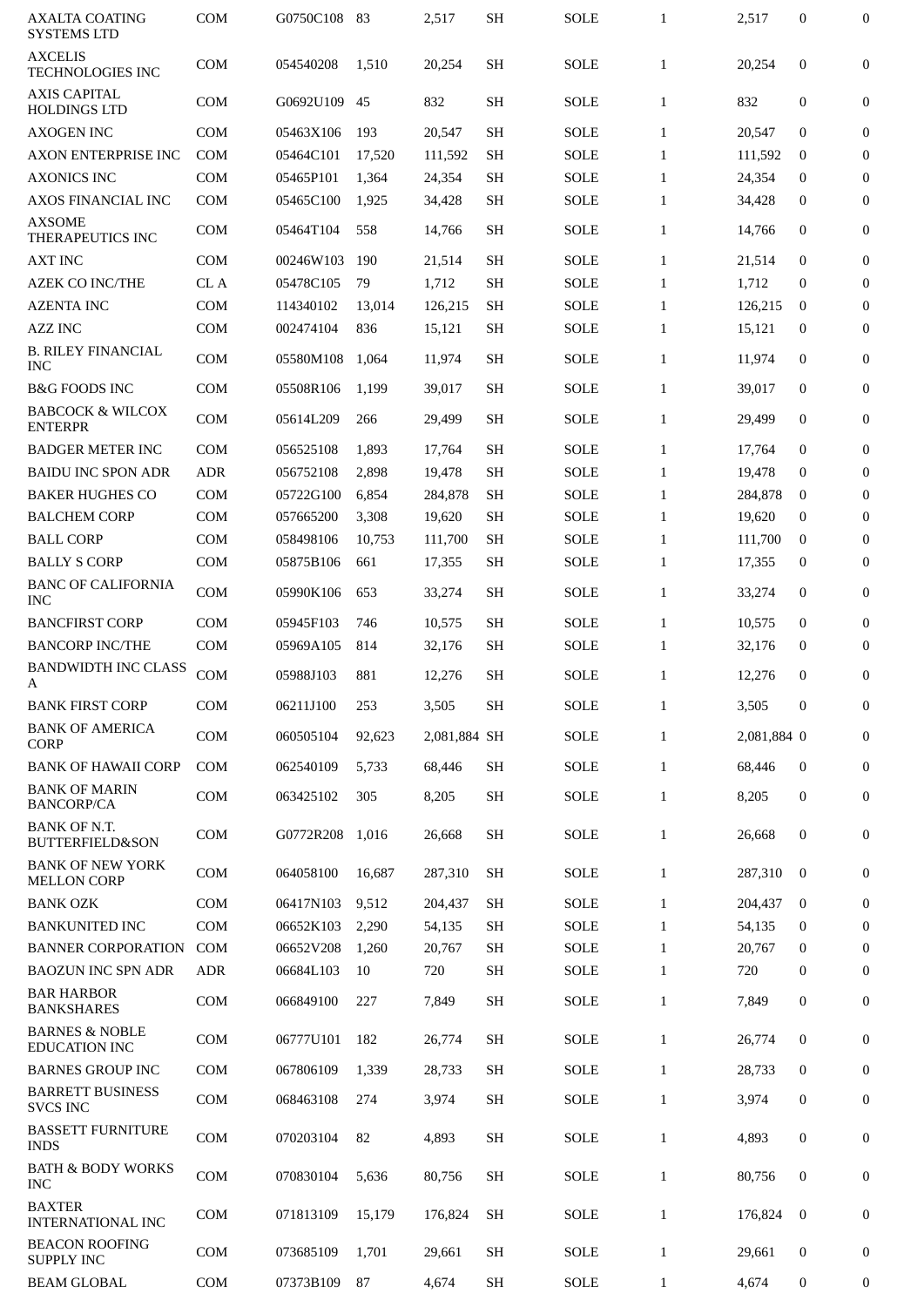| | | | | | | | | | | |
|---|---|---|---|---|---|---|---|---|---|---|
| AXALTA COATING SYSTEMS LTD | COM | G0750C108 | 83 | 2,517 | SH | SOLE | 1 | 2,517 | 0 | 0 |
| AXCELIS TECHNOLOGIES INC | COM | 054540208 | 1,510 | 20,254 | SH | SOLE | 1 | 20,254 | 0 | 0 |
| AXIS CAPITAL HOLDINGS LTD | COM | G0692U109 | 45 | 832 | SH | SOLE | 1 | 832 | 0 | 0 |
| AXOGEN INC | COM | 05463X106 | 193 | 20,547 | SH | SOLE | 1 | 20,547 | 0 | 0 |
| AXON ENTERPRISE INC | COM | 05464C101 | 17,520 | 111,592 | SH | SOLE | 1 | 111,592 | 0 | 0 |
| AXONICS INC | COM | 05465P101 | 1,364 | 24,354 | SH | SOLE | 1 | 24,354 | 0 | 0 |
| AXOS FINANCIAL INC | COM | 05465C100 | 1,925 | 34,428 | SH | SOLE | 1 | 34,428 | 0 | 0 |
| AXSOME THERAPEUTICS INC | COM | 05464T104 | 558 | 14,766 | SH | SOLE | 1 | 14,766 | 0 | 0 |
| AXT INC | COM | 00246W103 | 190 | 21,514 | SH | SOLE | 1 | 21,514 | 0 | 0 |
| AZEK CO INC/THE | CL A | 05478C105 | 79 | 1,712 | SH | SOLE | 1 | 1,712 | 0 | 0 |
| AZENTA INC | COM | 114340102 | 13,014 | 126,215 | SH | SOLE | 1 | 126,215 | 0 | 0 |
| AZZ INC | COM | 002474104 | 836 | 15,121 | SH | SOLE | 1 | 15,121 | 0 | 0 |
| B. RILEY FINANCIAL INC | COM | 05580M108 | 1,064 | 11,974 | SH | SOLE | 1 | 11,974 | 0 | 0 |
| B&G FOODS INC | COM | 05508R106 | 1,199 | 39,017 | SH | SOLE | 1 | 39,017 | 0 | 0 |
| BABCOCK & WILCOX ENTERPR | COM | 05614L209 | 266 | 29,499 | SH | SOLE | 1 | 29,499 | 0 | 0 |
| BADGER METER INC | COM | 056525108 | 1,893 | 17,764 | SH | SOLE | 1 | 17,764 | 0 | 0 |
| BAIDU INC SPON ADR | ADR | 056752108 | 2,898 | 19,478 | SH | SOLE | 1 | 19,478 | 0 | 0 |
| BAKER HUGHES CO | COM | 05722G100 | 6,854 | 284,878 | SH | SOLE | 1 | 284,878 | 0 | 0 |
| BALCHEM CORP | COM | 057665200 | 3,308 | 19,620 | SH | SOLE | 1 | 19,620 | 0 | 0 |
| BALL CORP | COM | 058498106 | 10,753 | 111,700 | SH | SOLE | 1 | 111,700 | 0 | 0 |
| BALLY S CORP | COM | 05875B106 | 661 | 17,355 | SH | SOLE | 1 | 17,355 | 0 | 0 |
| BANC OF CALIFORNIA INC | COM | 05990K106 | 653 | 33,274 | SH | SOLE | 1 | 33,274 | 0 | 0 |
| BANCFIRST CORP | COM | 05945F103 | 746 | 10,575 | SH | SOLE | 1 | 10,575 | 0 | 0 |
| BANCORP INC/THE | COM | 05969A105 | 814 | 32,176 | SH | SOLE | 1 | 32,176 | 0 | 0 |
| BANDWIDTH INC CLASS A | COM | 05988J103 | 881 | 12,276 | SH | SOLE | 1 | 12,276 | 0 | 0 |
| BANK FIRST CORP | COM | 06211J100 | 253 | 3,505 | SH | SOLE | 1 | 3,505 | 0 | 0 |
| BANK OF AMERICA CORP | COM | 060505104 | 92,623 | 2,081,884 | SH | SOLE | 1 | 2,081,884 | 0 | 0 |
| BANK OF HAWAII CORP | COM | 062540109 | 5,733 | 68,446 | SH | SOLE | 1 | 68,446 | 0 | 0 |
| BANK OF MARIN BANCORP/CA | COM | 063425102 | 305 | 8,205 | SH | SOLE | 1 | 8,205 | 0 | 0 |
| BANK OF N.T. BUTTERFIELD&SON | COM | G0772R208 | 1,016 | 26,668 | SH | SOLE | 1 | 26,668 | 0 | 0 |
| BANK OF NEW YORK MELLON CORP | COM | 064058100 | 16,687 | 287,310 | SH | SOLE | 1 | 287,310 | 0 | 0 |
| BANK OZK | COM | 06417N103 | 9,512 | 204,437 | SH | SOLE | 1 | 204,437 | 0 | 0 |
| BANKUNITED INC | COM | 06652K103 | 2,290 | 54,135 | SH | SOLE | 1 | 54,135 | 0 | 0 |
| BANNER CORPORATION | COM | 06652V208 | 1,260 | 20,767 | SH | SOLE | 1 | 20,767 | 0 | 0 |
| BAOZUN INC SPN ADR | ADR | 06684L103 | 10 | 720 | SH | SOLE | 1 | 720 | 0 | 0 |
| BAR HARBOR BANKSHARES | COM | 066849100 | 227 | 7,849 | SH | SOLE | 1 | 7,849 | 0 | 0 |
| BARNES & NOBLE EDUCATION INC | COM | 06777U101 | 182 | 26,774 | SH | SOLE | 1 | 26,774 | 0 | 0 |
| BARNES GROUP INC | COM | 067806109 | 1,339 | 28,733 | SH | SOLE | 1 | 28,733 | 0 | 0 |
| BARRETT BUSINESS SVCS INC | COM | 068463108 | 274 | 3,974 | SH | SOLE | 1 | 3,974 | 0 | 0 |
| BASSETT FURNITURE INDS | COM | 070203104 | 82 | 4,893 | SH | SOLE | 1 | 4,893 | 0 | 0 |
| BATH & BODY WORKS INC | COM | 070830104 | 5,636 | 80,756 | SH | SOLE | 1 | 80,756 | 0 | 0 |
| BAXTER INTERNATIONAL INC | COM | 071813109 | 15,179 | 176,824 | SH | SOLE | 1 | 176,824 | 0 | 0 |
| BEACON ROOFING SUPPLY INC | COM | 073685109 | 1,701 | 29,661 | SH | SOLE | 1 | 29,661 | 0 | 0 |
| BEAM GLOBAL | COM | 07373B109 | 87 | 4,674 | SH | SOLE | 1 | 4,674 | 0 | 0 |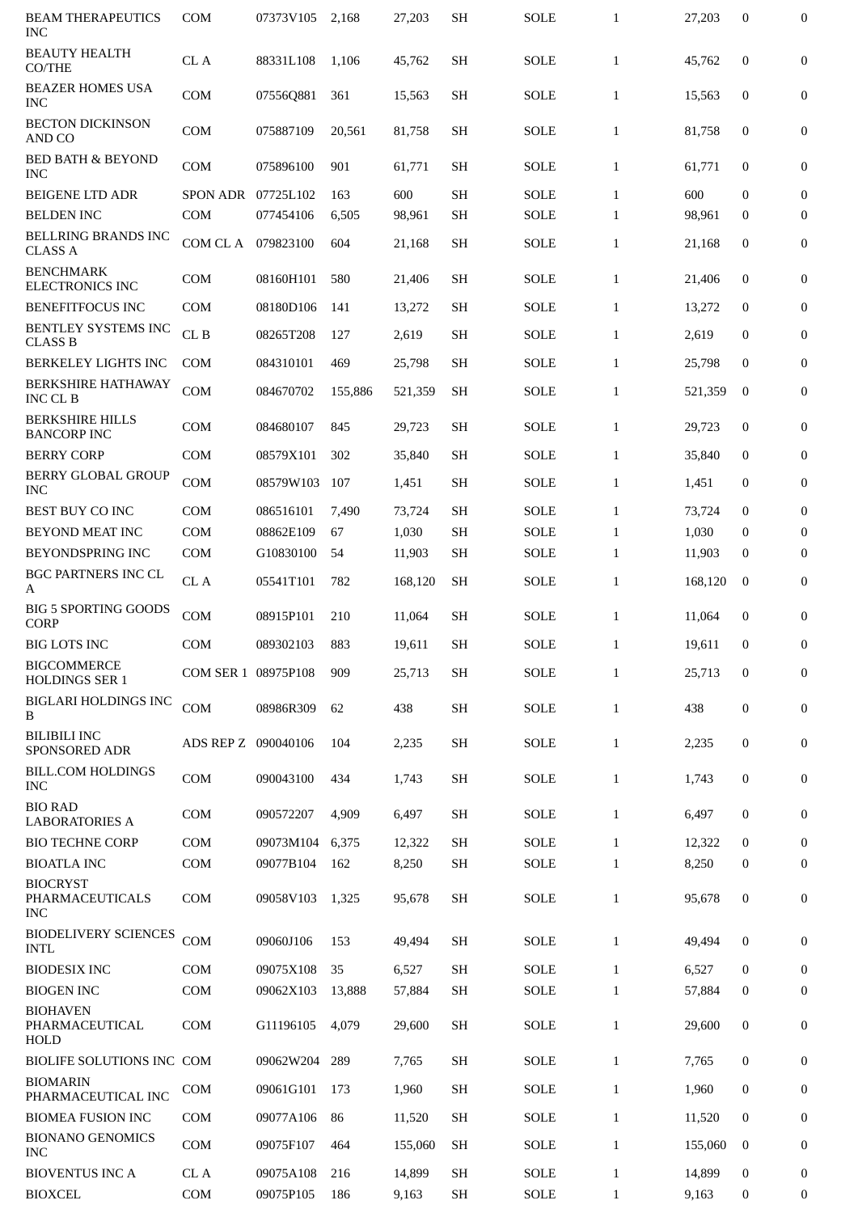| BEAM THERAPEUTICS INC | COM | 07373V105 | 2,168 | 27,203 | SH | SOLE | 1 | 27,203 | 0 | 0 |
|---|---|---|---|---|---|---|---|---|---|---|
| BEAUTY HEALTH CO/THE | CL A | 88331L108 | 1,106 | 45,762 | SH | SOLE | 1 | 45,762 | 0 | 0 |
| BEAZER HOMES USA INC | COM | 07556Q881 | 361 | 15,563 | SH | SOLE | 1 | 15,563 | 0 | 0 |
| BECTON DICKINSON AND CO | COM | 075887109 | 20,561 | 81,758 | SH | SOLE | 1 | 81,758 | 0 | 0 |
| BED BATH & BEYOND INC | COM | 075896100 | 901 | 61,771 | SH | SOLE | 1 | 61,771 | 0 | 0 |
| BEIGENE LTD ADR | SPON ADR | 07725L102 | 163 | 600 | SH | SOLE | 1 | 600 | 0 | 0 |
| BELDEN INC | COM | 077454106 | 6,505 | 98,961 | SH | SOLE | 1 | 98,961 | 0 | 0 |
| BELLRING BRANDS INC CLASS A | COM CL A | 079823100 | 604 | 21,168 | SH | SOLE | 1 | 21,168 | 0 | 0 |
| BENCHMARK ELECTRONICS INC | COM | 08160H101 | 580 | 21,406 | SH | SOLE | 1 | 21,406 | 0 | 0 |
| BENEFITFOCUS INC | COM | 08180D106 | 141 | 13,272 | SH | SOLE | 1 | 13,272 | 0 | 0 |
| BENTLEY SYSTEMS INC CLASS B | CL B | 08265T208 | 127 | 2,619 | SH | SOLE | 1 | 2,619 | 0 | 0 |
| BERKELEY LIGHTS INC | COM | 084310101 | 469 | 25,798 | SH | SOLE | 1 | 25,798 | 0 | 0 |
| BERKSHIRE HATHAWAY INC CL B | COM | 084670702 | 155,886 | 521,359 | SH | SOLE | 1 | 521,359 | 0 | 0 |
| BERKSHIRE HILLS BANCORP INC | COM | 084680107 | 845 | 29,723 | SH | SOLE | 1 | 29,723 | 0 | 0 |
| BERRY CORP | COM | 08579X101 | 302 | 35,840 | SH | SOLE | 1 | 35,840 | 0 | 0 |
| BERRY GLOBAL GROUP INC | COM | 08579W103 | 107 | 1,451 | SH | SOLE | 1 | 1,451 | 0 | 0 |
| BEST BUY CO INC | COM | 086516101 | 7,490 | 73,724 | SH | SOLE | 1 | 73,724 | 0 | 0 |
| BEYOND MEAT INC | COM | 08862E109 | 67 | 1,030 | SH | SOLE | 1 | 1,030 | 0 | 0 |
| BEYONDSPRING INC | COM | G10830100 | 54 | 11,903 | SH | SOLE | 1 | 11,903 | 0 | 0 |
| BGC PARTNERS INC CL A | CL A | 05541T101 | 782 | 168,120 | SH | SOLE | 1 | 168,120 | 0 | 0 |
| BIG 5 SPORTING GOODS CORP | COM | 08915P101 | 210 | 11,064 | SH | SOLE | 1 | 11,064 | 0 | 0 |
| BIG LOTS INC | COM | 089302103 | 883 | 19,611 | SH | SOLE | 1 | 19,611 | 0 | 0 |
| BIGCOMMERCE HOLDINGS SER 1 | COM SER 1 | 08975P108 | 909 | 25,713 | SH | SOLE | 1 | 25,713 | 0 | 0 |
| BIGLARI HOLDINGS INC B | COM | 08986R309 | 62 | 438 | SH | SOLE | 1 | 438 | 0 | 0 |
| BILIBILI INC SPONSORED ADR | ADS REP Z | 090040106 | 104 | 2,235 | SH | SOLE | 1 | 2,235 | 0 | 0 |
| BILL.COM HOLDINGS INC | COM | 090043100 | 434 | 1,743 | SH | SOLE | 1 | 1,743 | 0 | 0 |
| BIO RAD LABORATORIES A | COM | 090572207 | 4,909 | 6,497 | SH | SOLE | 1 | 6,497 | 0 | 0 |
| BIO TECHNE CORP | COM | 09073M104 | 6,375 | 12,322 | SH | SOLE | 1 | 12,322 | 0 | 0 |
| BIOATLA INC | COM | 09077B104 | 162 | 8,250 | SH | SOLE | 1 | 8,250 | 0 | 0 |
| BIOCRYST PHARMACEUTICALS INC | COM | 09058V103 | 1,325 | 95,678 | SH | SOLE | 1 | 95,678 | 0 | 0 |
| BIODELIVERY SCIENCES INTL | COM | 09060J106 | 153 | 49,494 | SH | SOLE | 1 | 49,494 | 0 | 0 |
| BIODESIX INC | COM | 09075X108 | 35 | 6,527 | SH | SOLE | 1 | 6,527 | 0 | 0 |
| BIOGEN INC | COM | 09062X103 | 13,888 | 57,884 | SH | SOLE | 1 | 57,884 | 0 | 0 |
| BIOHAVEN PHARMACEUTICAL HOLD | COM | G11196105 | 4,079 | 29,600 | SH | SOLE | 1 | 29,600 | 0 | 0 |
| BIOLIFE SOLUTIONS INC | COM | 09062W204 | 289 | 7,765 | SH | SOLE | 1 | 7,765 | 0 | 0 |
| BIOMARIN PHARMACEUTICAL INC | COM | 09061G101 | 173 | 1,960 | SH | SOLE | 1 | 1,960 | 0 | 0 |
| BIOMEA FUSION INC | COM | 09077A106 | 86 | 11,520 | SH | SOLE | 1 | 11,520 | 0 | 0 |
| BIONANO GENOMICS INC | COM | 09075F107 | 464 | 155,060 | SH | SOLE | 1 | 155,060 | 0 | 0 |
| BIOVENTUS INC A | CL A | 09075A108 | 216 | 14,899 | SH | SOLE | 1 | 14,899 | 0 | 0 |
| BIOXCEL | COM | 09075P105 | 186 | 9,163 | SH | SOLE | 1 | 9,163 | 0 | 0 |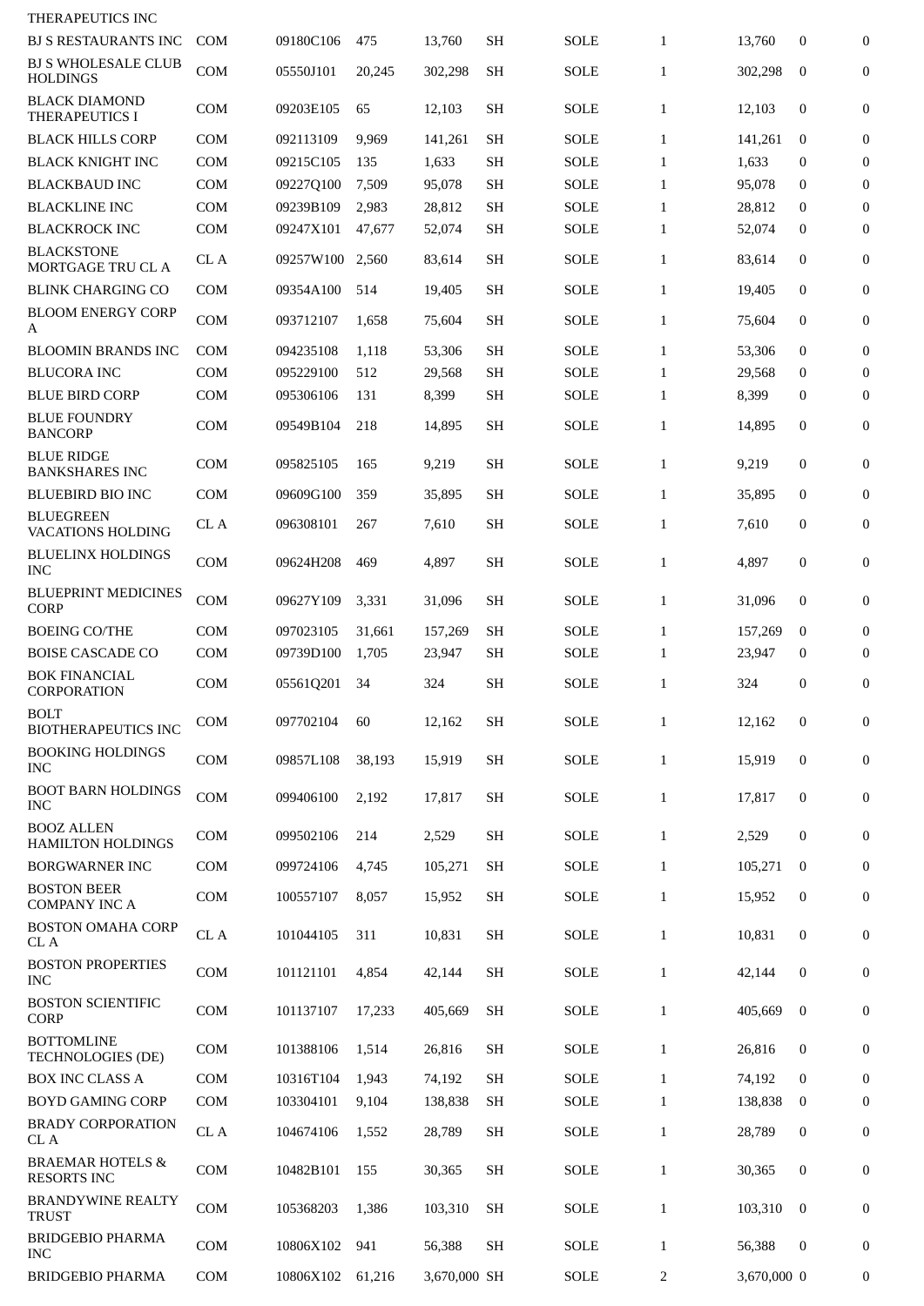| | | | | | | | | | | |
|---|---|---|---|---|---|---|---|---|---|---|
| THERAPEUTICS INC | | | | | | | | | | |
| BJ S RESTAURANTS INC | COM | 09180C106 | 475 | 13,760 | SH | SOLE | 1 | 13,760 | 0 | 0 |
| BJ S WHOLESALE CLUB HOLDINGS | COM | 05550J101 | 20,245 | 302,298 | SH | SOLE | 1 | 302,298 | 0 | 0 |
| BLACK DIAMOND THERAPEUTICS I | COM | 09203E105 | 65 | 12,103 | SH | SOLE | 1 | 12,103 | 0 | 0 |
| BLACK HILLS CORP | COM | 092113109 | 9,969 | 141,261 | SH | SOLE | 1 | 141,261 | 0 | 0 |
| BLACK KNIGHT INC | COM | 09215C105 | 135 | 1,633 | SH | SOLE | 1 | 1,633 | 0 | 0 |
| BLACKBAUD INC | COM | 09227Q100 | 7,509 | 95,078 | SH | SOLE | 1 | 95,078 | 0 | 0 |
| BLACKLINE INC | COM | 09239B109 | 2,983 | 28,812 | SH | SOLE | 1 | 28,812 | 0 | 0 |
| BLACKROCK INC | COM | 09247X101 | 47,677 | 52,074 | SH | SOLE | 1 | 52,074 | 0 | 0 |
| BLACKSTONE MORTGAGE TRU CL A | CL A | 09257W100 | 2,560 | 83,614 | SH | SOLE | 1 | 83,614 | 0 | 0 |
| BLINK CHARGING CO | COM | 09354A100 | 514 | 19,405 | SH | SOLE | 1 | 19,405 | 0 | 0 |
| BLOOM ENERGY CORP A | COM | 093712107 | 1,658 | 75,604 | SH | SOLE | 1 | 75,604 | 0 | 0 |
| BLOOMIN BRANDS INC | COM | 094235108 | 1,118 | 53,306 | SH | SOLE | 1 | 53,306 | 0 | 0 |
| BLUCORA INC | COM | 095229100 | 512 | 29,568 | SH | SOLE | 1 | 29,568 | 0 | 0 |
| BLUE BIRD CORP | COM | 095306106 | 131 | 8,399 | SH | SOLE | 1 | 8,399 | 0 | 0 |
| BLUE FOUNDRY BANCORP | COM | 09549B104 | 218 | 14,895 | SH | SOLE | 1 | 14,895 | 0 | 0 |
| BLUE RIDGE BANKSHARES INC | COM | 095825105 | 165 | 9,219 | SH | SOLE | 1 | 9,219 | 0 | 0 |
| BLUEBIRD BIO INC | COM | 09609G100 | 359 | 35,895 | SH | SOLE | 1 | 35,895 | 0 | 0 |
| BLUEGREEN VACATIONS HOLDING | CL A | 096308101 | 267 | 7,610 | SH | SOLE | 1 | 7,610 | 0 | 0 |
| BLUELINX HOLDINGS INC | COM | 09624H208 | 469 | 4,897 | SH | SOLE | 1 | 4,897 | 0 | 0 |
| BLUEPRINT MEDICINES CORP | COM | 09627Y109 | 3,331 | 31,096 | SH | SOLE | 1 | 31,096 | 0 | 0 |
| BOEING CO/THE | COM | 097023105 | 31,661 | 157,269 | SH | SOLE | 1 | 157,269 | 0 | 0 |
| BOISE CASCADE CO | COM | 09739D100 | 1,705 | 23,947 | SH | SOLE | 1 | 23,947 | 0 | 0 |
| BOK FINANCIAL CORPORATION | COM | 05561Q201 | 34 | 324 | SH | SOLE | 1 | 324 | 0 | 0 |
| BOLT BIOTHERAPEUTICS INC | COM | 097702104 | 60 | 12,162 | SH | SOLE | 1 | 12,162 | 0 | 0 |
| BOOKING HOLDINGS INC | COM | 09857L108 | 38,193 | 15,919 | SH | SOLE | 1 | 15,919 | 0 | 0 |
| BOOT BARN HOLDINGS INC | COM | 099406100 | 2,192 | 17,817 | SH | SOLE | 1 | 17,817 | 0 | 0 |
| BOOZ ALLEN HAMILTON HOLDINGS | COM | 099502106 | 214 | 2,529 | SH | SOLE | 1 | 2,529 | 0 | 0 |
| BORGWARNER INC | COM | 099724106 | 4,745 | 105,271 | SH | SOLE | 1 | 105,271 | 0 | 0 |
| BOSTON BEER COMPANY INC A | COM | 100557107 | 8,057 | 15,952 | SH | SOLE | 1 | 15,952 | 0 | 0 |
| BOSTON OMAHA CORP CL A | CL A | 101044105 | 311 | 10,831 | SH | SOLE | 1 | 10,831 | 0 | 0 |
| BOSTON PROPERTIES INC | COM | 101121101 | 4,854 | 42,144 | SH | SOLE | 1 | 42,144 | 0 | 0 |
| BOSTON SCIENTIFIC CORP | COM | 101137107 | 17,233 | 405,669 | SH | SOLE | 1 | 405,669 | 0 | 0 |
| BOTTOMLINE TECHNOLOGIES (DE) | COM | 101388106 | 1,514 | 26,816 | SH | SOLE | 1 | 26,816 | 0 | 0 |
| BOX INC CLASS A | COM | 10316T104 | 1,943 | 74,192 | SH | SOLE | 1 | 74,192 | 0 | 0 |
| BOYD GAMING CORP | COM | 103304101 | 9,104 | 138,838 | SH | SOLE | 1 | 138,838 | 0 | 0 |
| BRADY CORPORATION CL A | CL A | 104674106 | 1,552 | 28,789 | SH | SOLE | 1 | 28,789 | 0 | 0 |
| BRAEMAR HOTELS & RESORTS INC | COM | 10482B101 | 155 | 30,365 | SH | SOLE | 1 | 30,365 | 0 | 0 |
| BRANDYWINE REALTY TRUST | COM | 105368203 | 1,386 | 103,310 | SH | SOLE | 1 | 103,310 | 0 | 0 |
| BRIDGEBIO PHARMA INC | COM | 10806X102 | 941 | 56,388 | SH | SOLE | 1 | 56,388 | 0 | 0 |
| BRIDGEBIO PHARMA | COM | 10806X102 | 61,216 | 3,670,000 | SH | SOLE | 2 | 3,670,000 | 0 | 0 |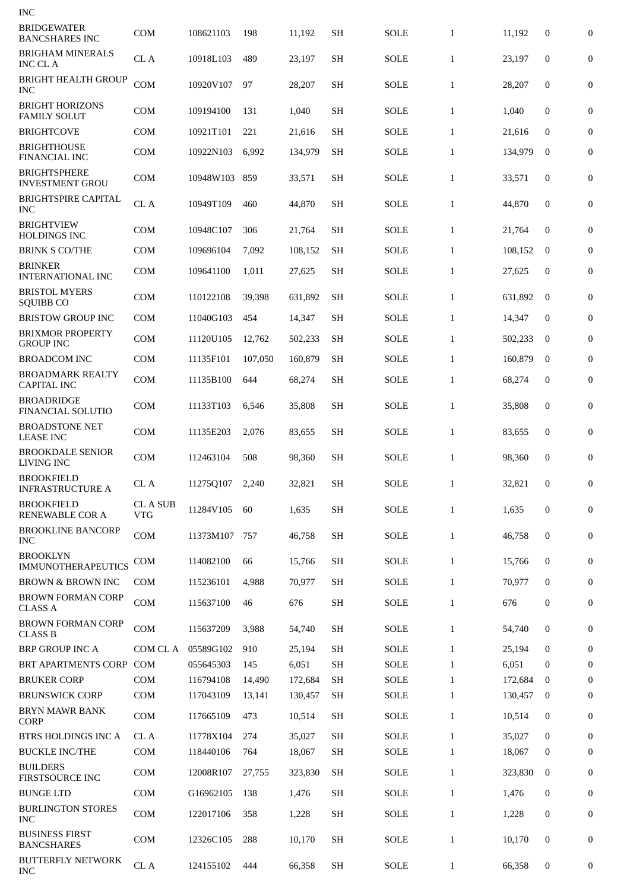| | | | | | | | | | | |
|---|---|---|---|---|---|---|---|---|---|---|
| INC | | | | | | | | | | |
| BRIDGEWATER BANCSHARES INC | COM | 108621103 | 198 | 11,192 | SH | SOLE | 1 | 11,192 | 0 | 0 |
| BRIGHAM MINERALS INC CL A | CL A | 10918L103 | 489 | 23,197 | SH | SOLE | 1 | 23,197 | 0 | 0 |
| BRIGHT HEALTH GROUP INC | COM | 10920V107 | 97 | 28,207 | SH | SOLE | 1 | 28,207 | 0 | 0 |
| BRIGHT HORIZONS FAMILY SOLUT | COM | 109194100 | 131 | 1,040 | SH | SOLE | 1 | 1,040 | 0 | 0 |
| BRIGHTCOVE | COM | 10921T101 | 221 | 21,616 | SH | SOLE | 1 | 21,616 | 0 | 0 |
| BRIGHTHOUSE FINANCIAL INC | COM | 10922N103 | 6,992 | 134,979 | SH | SOLE | 1 | 134,979 | 0 | 0 |
| BRIGHTSPHERE INVESTMENT GROU | COM | 10948W103 | 859 | 33,571 | SH | SOLE | 1 | 33,571 | 0 | 0 |
| BRIGHTSPIRE CAPITAL INC | CL A | 10949T109 | 460 | 44,870 | SH | SOLE | 1 | 44,870 | 0 | 0 |
| BRIGHTVIEW HOLDINGS INC | COM | 10948C107 | 306 | 21,764 | SH | SOLE | 1 | 21,764 | 0 | 0 |
| BRINK S CO/THE | COM | 109696104 | 7,092 | 108,152 | SH | SOLE | 1 | 108,152 | 0 | 0 |
| BRINKER INTERNATIONAL INC | COM | 109641100 | 1,011 | 27,625 | SH | SOLE | 1 | 27,625 | 0 | 0 |
| BRISTOL MYERS SQUIBB CO | COM | 110122108 | 39,398 | 631,892 | SH | SOLE | 1 | 631,892 | 0 | 0 |
| BRISTOW GROUP INC | COM | 11040G103 | 454 | 14,347 | SH | SOLE | 1 | 14,347 | 0 | 0 |
| BRIXMOR PROPERTY GROUP INC | COM | 11120U105 | 12,762 | 502,233 | SH | SOLE | 1 | 502,233 | 0 | 0 |
| BROADCOM INC | COM | 11135F101 | 107,050 | 160,879 | SH | SOLE | 1 | 160,879 | 0 | 0 |
| BROADMARK REALTY CAPITAL INC | COM | 11135B100 | 644 | 68,274 | SH | SOLE | 1 | 68,274 | 0 | 0 |
| BROADRIDGE FINANCIAL SOLUTIO | COM | 11133T103 | 6,546 | 35,808 | SH | SOLE | 1 | 35,808 | 0 | 0 |
| BROADSTONE NET LEASE INC | COM | 11135E203 | 2,076 | 83,655 | SH | SOLE | 1 | 83,655 | 0 | 0 |
| BROOKDALE SENIOR LIVING INC | COM | 112463104 | 508 | 98,360 | SH | SOLE | 1 | 98,360 | 0 | 0 |
| BROOKFIELD INFRASTRUCTURE A | CL A | 11275Q107 | 2,240 | 32,821 | SH | SOLE | 1 | 32,821 | 0 | 0 |
| BROOKFIELD RENEWABLE COR A | CL A SUB VTG | 11284V105 | 60 | 1,635 | SH | SOLE | 1 | 1,635 | 0 | 0 |
| BROOKLINE BANCORP INC | COM | 11373M107 | 757 | 46,758 | SH | SOLE | 1 | 46,758 | 0 | 0 |
| BROOKLYN IMMUNOTHERAPEUTICS | COM | 114082100 | 66 | 15,766 | SH | SOLE | 1 | 15,766 | 0 | 0 |
| BROWN & BROWN INC | COM | 115236101 | 4,988 | 70,977 | SH | SOLE | 1 | 70,977 | 0 | 0 |
| BROWN FORMAN CORP CLASS A | COM | 115637100 | 46 | 676 | SH | SOLE | 1 | 676 | 0 | 0 |
| BROWN FORMAN CORP CLASS B | COM | 115637209 | 3,988 | 54,740 | SH | SOLE | 1 | 54,740 | 0 | 0 |
| BRP GROUP INC A | COM CL A | 05589G102 | 910 | 25,194 | SH | SOLE | 1 | 25,194 | 0 | 0 |
| BRT APARTMENTS CORP | COM | 055645303 | 145 | 6,051 | SH | SOLE | 1 | 6,051 | 0 | 0 |
| BRUKER CORP | COM | 116794108 | 14,490 | 172,684 | SH | SOLE | 1 | 172,684 | 0 | 0 |
| BRUNSWICK CORP | COM | 117043109 | 13,141 | 130,457 | SH | SOLE | 1 | 130,457 | 0 | 0 |
| BRYN MAWR BANK CORP | COM | 117665109 | 473 | 10,514 | SH | SOLE | 1 | 10,514 | 0 | 0 |
| BTRS HOLDINGS INC A | CL A | 11778X104 | 274 | 35,027 | SH | SOLE | 1 | 35,027 | 0 | 0 |
| BUCKLE INC/THE | COM | 118440106 | 764 | 18,067 | SH | SOLE | 1 | 18,067 | 0 | 0 |
| BUILDERS FIRSTSOURCE INC | COM | 12008R107 | 27,755 | 323,830 | SH | SOLE | 1 | 323,830 | 0 | 0 |
| BUNGE LTD | COM | G16962105 | 138 | 1,476 | SH | SOLE | 1 | 1,476 | 0 | 0 |
| BURLINGTON STORES INC | COM | 122017106 | 358 | 1,228 | SH | SOLE | 1 | 1,228 | 0 | 0 |
| BUSINESS FIRST BANCSHARES | COM | 12326C105 | 288 | 10,170 | SH | SOLE | 1 | 10,170 | 0 | 0 |
| BUTTERFLY NETWORK INC | CL A | 124155102 | 444 | 66,358 | SH | SOLE | 1 | 66,358 | 0 | 0 |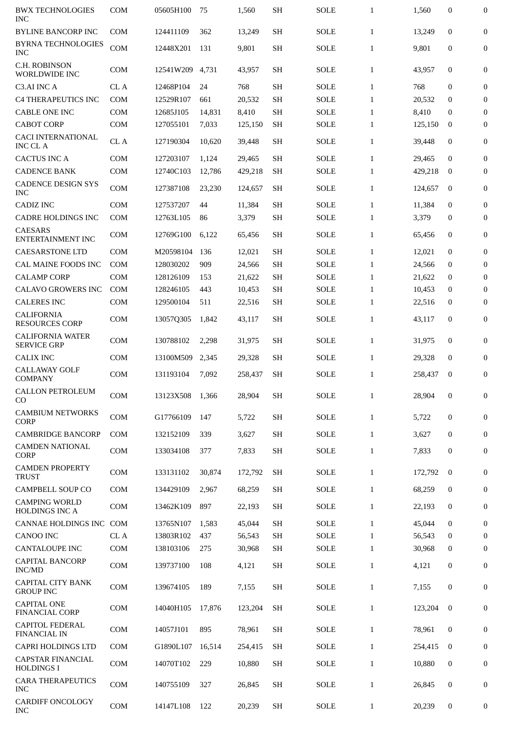| | | | | | | | | | | |
|---|---|---|---|---|---|---|---|---|---|---|
| BWX TECHNOLOGIES INC | COM | 05605H100 | 75 | 1,560 | SH | SOLE | 1 | 1,560 | 0 | 0 |
| BYLINE BANCORP INC | COM | 124411109 | 362 | 13,249 | SH | SOLE | 1 | 13,249 | 0 | 0 |
| BYRNA TECHNOLOGIES INC | COM | 12448X201 | 131 | 9,801 | SH | SOLE | 1 | 9,801 | 0 | 0 |
| C.H. ROBINSON WORLDWIDE INC | COM | 12541W209 | 4,731 | 43,957 | SH | SOLE | 1 | 43,957 | 0 | 0 |
| C3.AI INC A | CL A | 12468P104 | 24 | 768 | SH | SOLE | 1 | 768 | 0 | 0 |
| C4 THERAPEUTICS INC | COM | 12529R107 | 661 | 20,532 | SH | SOLE | 1 | 20,532 | 0 | 0 |
| CABLE ONE INC | COM | 12685J105 | 14,831 | 8,410 | SH | SOLE | 1 | 8,410 | 0 | 0 |
| CABOT CORP | COM | 127055101 | 7,033 | 125,150 | SH | SOLE | 1 | 125,150 | 0 | 0 |
| CACI INTERNATIONAL INC CL A | CL A | 127190304 | 10,620 | 39,448 | SH | SOLE | 1 | 39,448 | 0 | 0 |
| CACTUS INC A | COM | 127203107 | 1,124 | 29,465 | SH | SOLE | 1 | 29,465 | 0 | 0 |
| CADENCE BANK | COM | 12740C103 | 12,786 | 429,218 | SH | SOLE | 1 | 429,218 | 0 | 0 |
| CADENCE DESIGN SYS INC | COM | 127387108 | 23,230 | 124,657 | SH | SOLE | 1 | 124,657 | 0 | 0 |
| CADIZ INC | COM | 127537207 | 44 | 11,384 | SH | SOLE | 1 | 11,384 | 0 | 0 |
| CADRE HOLDINGS INC | COM | 12763L105 | 86 | 3,379 | SH | SOLE | 1 | 3,379 | 0 | 0 |
| CAESARS ENTERTAINMENT INC | COM | 12769G100 | 6,122 | 65,456 | SH | SOLE | 1 | 65,456 | 0 | 0 |
| CAESARSTONE LTD | COM | M20598104 | 136 | 12,021 | SH | SOLE | 1 | 12,021 | 0 | 0 |
| CAL MAINE FOODS INC | COM | 128030202 | 909 | 24,566 | SH | SOLE | 1 | 24,566 | 0 | 0 |
| CALAMP CORP | COM | 128126109 | 153 | 21,622 | SH | SOLE | 1 | 21,622 | 0 | 0 |
| CALAVO GROWERS INC | COM | 128246105 | 443 | 10,453 | SH | SOLE | 1 | 10,453 | 0 | 0 |
| CALERES INC | COM | 129500104 | 511 | 22,516 | SH | SOLE | 1 | 22,516 | 0 | 0 |
| CALIFORNIA RESOURCES CORP | COM | 13057Q305 | 1,842 | 43,117 | SH | SOLE | 1 | 43,117 | 0 | 0 |
| CALIFORNIA WATER SERVICE GRP | COM | 130788102 | 2,298 | 31,975 | SH | SOLE | 1 | 31,975 | 0 | 0 |
| CALIX INC | COM | 13100M509 | 2,345 | 29,328 | SH | SOLE | 1 | 29,328 | 0 | 0 |
| CALLAWAY GOLF COMPANY | COM | 131193104 | 7,092 | 258,437 | SH | SOLE | 1 | 258,437 | 0 | 0 |
| CALLON PETROLEUM CO | COM | 13123X508 | 1,366 | 28,904 | SH | SOLE | 1 | 28,904 | 0 | 0 |
| CAMBIUM NETWORKS CORP | COM | G17766109 | 147 | 5,722 | SH | SOLE | 1 | 5,722 | 0 | 0 |
| CAMBRIDGE BANCORP | COM | 132152109 | 339 | 3,627 | SH | SOLE | 1 | 3,627 | 0 | 0 |
| CAMDEN NATIONAL CORP | COM | 133034108 | 377 | 7,833 | SH | SOLE | 1 | 7,833 | 0 | 0 |
| CAMDEN PROPERTY TRUST | COM | 133131102 | 30,874 | 172,792 | SH | SOLE | 1 | 172,792 | 0 | 0 |
| CAMPBELL SOUP CO | COM | 134429109 | 2,967 | 68,259 | SH | SOLE | 1 | 68,259 | 0 | 0 |
| CAMPING WORLD HOLDINGS INC A | COM | 13462K109 | 897 | 22,193 | SH | SOLE | 1 | 22,193 | 0 | 0 |
| CANNAE HOLDINGS INC | COM | 13765N107 | 1,583 | 45,044 | SH | SOLE | 1 | 45,044 | 0 | 0 |
| CANOO INC | CL A | 13803R102 | 437 | 56,543 | SH | SOLE | 1 | 56,543 | 0 | 0 |
| CANTALOUPE INC | COM | 138103106 | 275 | 30,968 | SH | SOLE | 1 | 30,968 | 0 | 0 |
| CAPITAL BANCORP INC/MD | COM | 139737100 | 108 | 4,121 | SH | SOLE | 1 | 4,121 | 0 | 0 |
| CAPITAL CITY BANK GROUP INC | COM | 139674105 | 189 | 7,155 | SH | SOLE | 1 | 7,155 | 0 | 0 |
| CAPITAL ONE FINANCIAL CORP | COM | 14040H105 | 17,876 | 123,204 | SH | SOLE | 1 | 123,204 | 0 | 0 |
| CAPITOL FEDERAL FINANCIAL IN | COM | 14057J101 | 895 | 78,961 | SH | SOLE | 1 | 78,961 | 0 | 0 |
| CAPRI HOLDINGS LTD | COM | G1890L107 | 16,514 | 254,415 | SH | SOLE | 1 | 254,415 | 0 | 0 |
| CAPSTAR FINANCIAL HOLDINGS I | COM | 14070T102 | 229 | 10,880 | SH | SOLE | 1 | 10,880 | 0 | 0 |
| CARA THERAPEUTICS INC | COM | 140755109 | 327 | 26,845 | SH | SOLE | 1 | 26,845 | 0 | 0 |
| CARDIFF ONCOLOGY INC | COM | 14147L108 | 122 | 20,239 | SH | SOLE | 1 | 20,239 | 0 | 0 |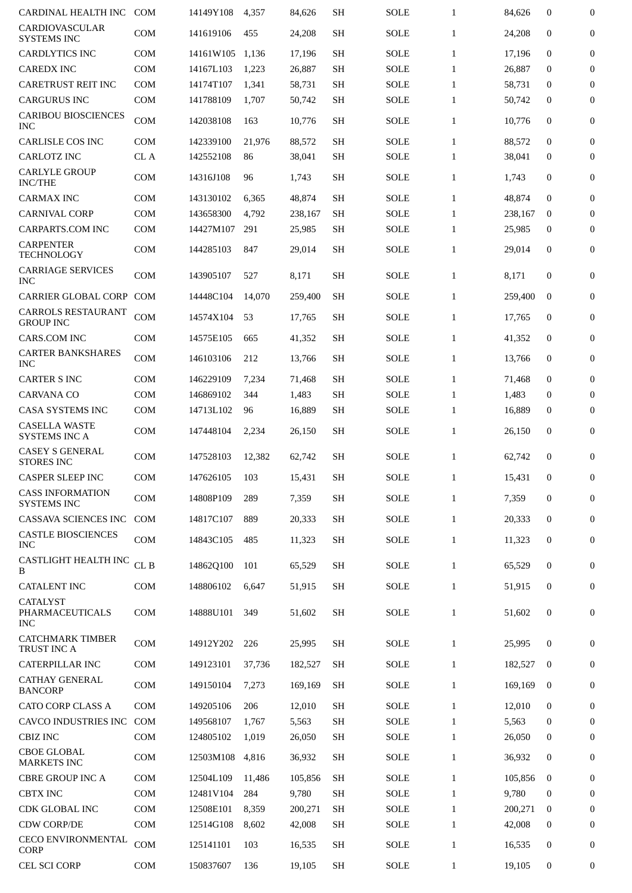| | | | | | | | | | | |
|---|---|---|---|---|---|---|---|---|---|---|
| CARDINAL HEALTH INC | COM | 14149Y108 | 4,357 | 84,626 | SH | SOLE | 1 | 84,626 | 0 | 0 |
| CARDIOVASCULAR SYSTEMS INC | COM | 141619106 | 455 | 24,208 | SH | SOLE | 1 | 24,208 | 0 | 0 |
| CARDLYTICS INC | COM | 14161W105 | 1,136 | 17,196 | SH | SOLE | 1 | 17,196 | 0 | 0 |
| CAREDX INC | COM | 14167L103 | 1,223 | 26,887 | SH | SOLE | 1 | 26,887 | 0 | 0 |
| CARETRUST REIT INC | COM | 14174T107 | 1,341 | 58,731 | SH | SOLE | 1 | 58,731 | 0 | 0 |
| CARGURUS INC | COM | 141788109 | 1,707 | 50,742 | SH | SOLE | 1 | 50,742 | 0 | 0 |
| CARIBOU BIOSCIENCES INC | COM | 142038108 | 163 | 10,776 | SH | SOLE | 1 | 10,776 | 0 | 0 |
| CARLISLE COS INC | COM | 142339100 | 21,976 | 88,572 | SH | SOLE | 1 | 88,572 | 0 | 0 |
| CARLOTZ INC | CL A | 142552108 | 86 | 38,041 | SH | SOLE | 1 | 38,041 | 0 | 0 |
| CARLYLE GROUP INC/THE | COM | 14316J108 | 96 | 1,743 | SH | SOLE | 1 | 1,743 | 0 | 0 |
| CARMAX INC | COM | 143130102 | 6,365 | 48,874 | SH | SOLE | 1 | 48,874 | 0 | 0 |
| CARNIVAL CORP | COM | 143658300 | 4,792 | 238,167 | SH | SOLE | 1 | 238,167 | 0 | 0 |
| CARPARTS.COM INC | COM | 14427M107 | 291 | 25,985 | SH | SOLE | 1 | 25,985 | 0 | 0 |
| CARPENTER TECHNOLOGY | COM | 144285103 | 847 | 29,014 | SH | SOLE | 1 | 29,014 | 0 | 0 |
| CARRIAGE SERVICES INC | COM | 143905107 | 527 | 8,171 | SH | SOLE | 1 | 8,171 | 0 | 0 |
| CARRIER GLOBAL CORP | COM | 14448C104 | 14,070 | 259,400 | SH | SOLE | 1 | 259,400 | 0 | 0 |
| CARROLS RESTAURANT GROUP INC | COM | 14574X104 | 53 | 17,765 | SH | SOLE | 1 | 17,765 | 0 | 0 |
| CARS.COM INC | COM | 14575E105 | 665 | 41,352 | SH | SOLE | 1 | 41,352 | 0 | 0 |
| CARTER BANKSHARES INC | COM | 146103106 | 212 | 13,766 | SH | SOLE | 1 | 13,766 | 0 | 0 |
| CARTER S INC | COM | 146229109 | 7,234 | 71,468 | SH | SOLE | 1 | 71,468 | 0 | 0 |
| CARVANA CO | COM | 146869102 | 344 | 1,483 | SH | SOLE | 1 | 1,483 | 0 | 0 |
| CASA SYSTEMS INC | COM | 14713L102 | 96 | 16,889 | SH | SOLE | 1 | 16,889 | 0 | 0 |
| CASELLA WASTE SYSTEMS INC A | COM | 147448104 | 2,234 | 26,150 | SH | SOLE | 1 | 26,150 | 0 | 0 |
| CASEY S GENERAL STORES INC | COM | 147528103 | 12,382 | 62,742 | SH | SOLE | 1 | 62,742 | 0 | 0 |
| CASPER SLEEP INC | COM | 147626105 | 103 | 15,431 | SH | SOLE | 1 | 15,431 | 0 | 0 |
| CASS INFORMATION SYSTEMS INC | COM | 14808P109 | 289 | 7,359 | SH | SOLE | 1 | 7,359 | 0 | 0 |
| CASSAVA SCIENCES INC | COM | 14817C107 | 889 | 20,333 | SH | SOLE | 1 | 20,333 | 0 | 0 |
| CASTLE BIOSCIENCES INC | COM | 14843C105 | 485 | 11,323 | SH | SOLE | 1 | 11,323 | 0 | 0 |
| CASTLIGHT HEALTH INC B | CL B | 14862Q100 | 101 | 65,529 | SH | SOLE | 1 | 65,529 | 0 | 0 |
| CATALENT INC | COM | 148806102 | 6,647 | 51,915 | SH | SOLE | 1 | 51,915 | 0 | 0 |
| CATALYST PHARMACEUTICALS INC | COM | 14888U101 | 349 | 51,602 | SH | SOLE | 1 | 51,602 | 0 | 0 |
| CATCHMARK TIMBER TRUST INC A | COM | 14912Y202 | 226 | 25,995 | SH | SOLE | 1 | 25,995 | 0 | 0 |
| CATERPILLAR INC | COM | 149123101 | 37,736 | 182,527 | SH | SOLE | 1 | 182,527 | 0 | 0 |
| CATHAY GENERAL BANCORP | COM | 149150104 | 7,273 | 169,169 | SH | SOLE | 1 | 169,169 | 0 | 0 |
| CATO CORP CLASS A | COM | 149205106 | 206 | 12,010 | SH | SOLE | 1 | 12,010 | 0 | 0 |
| CAVCO INDUSTRIES INC | COM | 149568107 | 1,767 | 5,563 | SH | SOLE | 1 | 5,563 | 0 | 0 |
| CBIZ INC | COM | 124805102 | 1,019 | 26,050 | SH | SOLE | 1 | 26,050 | 0 | 0 |
| CBOE GLOBAL MARKETS INC | COM | 12503M108 | 4,816 | 36,932 | SH | SOLE | 1 | 36,932 | 0 | 0 |
| CBRE GROUP INC A | COM | 12504L109 | 11,486 | 105,856 | SH | SOLE | 1 | 105,856 | 0 | 0 |
| CBTX INC | COM | 12481V104 | 284 | 9,780 | SH | SOLE | 1 | 9,780 | 0 | 0 |
| CDK GLOBAL INC | COM | 12508E101 | 8,359 | 200,271 | SH | SOLE | 1 | 200,271 | 0 | 0 |
| CDW CORP/DE | COM | 12514G108 | 8,602 | 42,008 | SH | SOLE | 1 | 42,008 | 0 | 0 |
| CECO ENVIRONMENTAL CORP | COM | 125141101 | 103 | 16,535 | SH | SOLE | 1 | 16,535 | 0 | 0 |
| CEL SCI CORP | COM | 150837607 | 136 | 19,105 | SH | SOLE | 1 | 19,105 | 0 | 0 |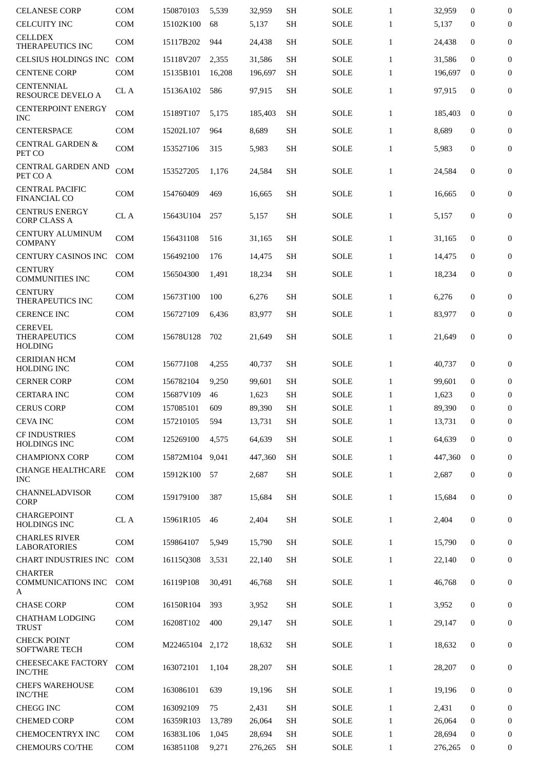| | | | | | | | | | | |
|---|---|---|---|---|---|---|---|---|---|---|
| CELANESE CORP | COM | 150870103 | 5,539 | 32,959 | SH | SOLE | 1 | 32,959 | 0 | 0 |
| CELCUITY INC | COM | 15102K100 | 68 | 5,137 | SH | SOLE | 1 | 5,137 | 0 | 0 |
| CELLDEX THERAPEUTICS INC | COM | 15117B202 | 944 | 24,438 | SH | SOLE | 1 | 24,438 | 0 | 0 |
| CELSIUS HOLDINGS INC | COM | 15118V207 | 2,355 | 31,586 | SH | SOLE | 1 | 31,586 | 0 | 0 |
| CENTENE CORP | COM | 15135B101 | 16,208 | 196,697 | SH | SOLE | 1 | 196,697 | 0 | 0 |
| CENTENNIAL RESOURCE DEVELO A | CL A | 15136A102 | 586 | 97,915 | SH | SOLE | 1 | 97,915 | 0 | 0 |
| CENTERPOINT ENERGY INC | COM | 15189T107 | 5,175 | 185,403 | SH | SOLE | 1 | 185,403 | 0 | 0 |
| CENTERSPACE | COM | 15202L107 | 964 | 8,689 | SH | SOLE | 1 | 8,689 | 0 | 0 |
| CENTRAL GARDEN & PET CO | COM | 153527106 | 315 | 5,983 | SH | SOLE | 1 | 5,983 | 0 | 0 |
| CENTRAL GARDEN AND PET CO A | COM | 153527205 | 1,176 | 24,584 | SH | SOLE | 1 | 24,584 | 0 | 0 |
| CENTRAL PACIFIC FINANCIAL CO | COM | 154760409 | 469 | 16,665 | SH | SOLE | 1 | 16,665 | 0 | 0 |
| CENTRUS ENERGY CORP CLASS A | CL A | 15643U104 | 257 | 5,157 | SH | SOLE | 1 | 5,157 | 0 | 0 |
| CENTURY ALUMINUM COMPANY | COM | 156431108 | 516 | 31,165 | SH | SOLE | 1 | 31,165 | 0 | 0 |
| CENTURY CASINOS INC | COM | 156492100 | 176 | 14,475 | SH | SOLE | 1 | 14,475 | 0 | 0 |
| CENTURY COMMUNITIES INC | COM | 156504300 | 1,491 | 18,234 | SH | SOLE | 1 | 18,234 | 0 | 0 |
| CENTURY THERAPEUTICS INC | COM | 15673T100 | 100 | 6,276 | SH | SOLE | 1 | 6,276 | 0 | 0 |
| CERENCE INC | COM | 156727109 | 6,436 | 83,977 | SH | SOLE | 1 | 83,977 | 0 | 0 |
| CEREVEL THERAPEUTICS HOLDING | COM | 15678U128 | 702 | 21,649 | SH | SOLE | 1 | 21,649 | 0 | 0 |
| CERIDIAN HCM HOLDING INC | COM | 15677J108 | 4,255 | 40,737 | SH | SOLE | 1 | 40,737 | 0 | 0 |
| CERNER CORP | COM | 156782104 | 9,250 | 99,601 | SH | SOLE | 1 | 99,601 | 0 | 0 |
| CERTARA INC | COM | 15687V109 | 46 | 1,623 | SH | SOLE | 1 | 1,623 | 0 | 0 |
| CERUS CORP | COM | 157085101 | 609 | 89,390 | SH | SOLE | 1 | 89,390 | 0 | 0 |
| CEVA INC | COM | 157210105 | 594 | 13,731 | SH | SOLE | 1 | 13,731 | 0 | 0 |
| CF INDUSTRIES HOLDINGS INC | COM | 125269100 | 4,575 | 64,639 | SH | SOLE | 1 | 64,639 | 0 | 0 |
| CHAMPIONX CORP | COM | 15872M104 | 9,041 | 447,360 | SH | SOLE | 1 | 447,360 | 0 | 0 |
| CHANGE HEALTHCARE INC | COM | 15912K100 | 57 | 2,687 | SH | SOLE | 1 | 2,687 | 0 | 0 |
| CHANNELADVISOR CORP | COM | 159179100 | 387 | 15,684 | SH | SOLE | 1 | 15,684 | 0 | 0 |
| CHARGEPOINT HOLDINGS INC | CL A | 15961R105 | 46 | 2,404 | SH | SOLE | 1 | 2,404 | 0 | 0 |
| CHARLES RIVER LABORATORIES | COM | 159864107 | 5,949 | 15,790 | SH | SOLE | 1 | 15,790 | 0 | 0 |
| CHART INDUSTRIES INC | COM | 16115Q308 | 3,531 | 22,140 | SH | SOLE | 1 | 22,140 | 0 | 0 |
| CHARTER COMMUNICATIONS INC A | COM | 16119P108 | 30,491 | 46,768 | SH | SOLE | 1 | 46,768 | 0 | 0 |
| CHASE CORP | COM | 16150R104 | 393 | 3,952 | SH | SOLE | 1 | 3,952 | 0 | 0 |
| CHATHAM LODGING TRUST | COM | 16208T102 | 400 | 29,147 | SH | SOLE | 1 | 29,147 | 0 | 0 |
| CHECK POINT SOFTWARE TECH | COM | M22465104 | 2,172 | 18,632 | SH | SOLE | 1 | 18,632 | 0 | 0 |
| CHEESECAKE FACTORY INC/THE | COM | 163072101 | 1,104 | 28,207 | SH | SOLE | 1 | 28,207 | 0 | 0 |
| CHEFS WAREHOUSE INC/THE | COM | 163086101 | 639 | 19,196 | SH | SOLE | 1 | 19,196 | 0 | 0 |
| CHEGG INC | COM | 163092109 | 75 | 2,431 | SH | SOLE | 1 | 2,431 | 0 | 0 |
| CHEMED CORP | COM | 16359R103 | 13,789 | 26,064 | SH | SOLE | 1 | 26,064 | 0 | 0 |
| CHEMOCENTRYX INC | COM | 16383L106 | 1,045 | 28,694 | SH | SOLE | 1 | 28,694 | 0 | 0 |
| CHEMOURS CO/THE | COM | 163851108 | 9,271 | 276,265 | SH | SOLE | 1 | 276,265 | 0 | 0 |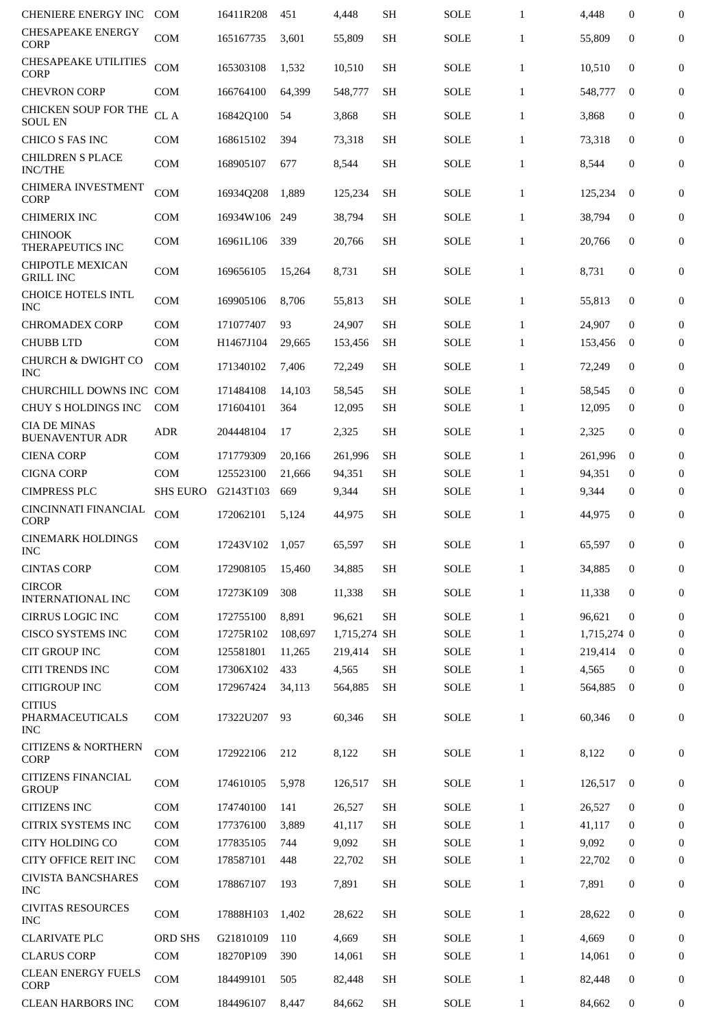| | | | | | | | | | | |
|---|---|---|---|---|---|---|---|---|---|---|
| CHENIERE ENERGY INC | COM | 16411R208 | 451 | 4,448 | SH | SOLE | 1 | 4,448 | 0 | 0 |
| CHESAPEAKE ENERGY CORP | COM | 165167735 | 3,601 | 55,809 | SH | SOLE | 1 | 55,809 | 0 | 0 |
| CHESAPEAKE UTILITIES CORP | COM | 165303108 | 1,532 | 10,510 | SH | SOLE | 1 | 10,510 | 0 | 0 |
| CHEVRON CORP | COM | 166764100 | 64,399 | 548,777 | SH | SOLE | 1 | 548,777 | 0 | 0 |
| CHICKEN SOUP FOR THE SOUL EN | CL A | 16842Q100 | 54 | 3,868 | SH | SOLE | 1 | 3,868 | 0 | 0 |
| CHICO S FAS INC | COM | 168615102 | 394 | 73,318 | SH | SOLE | 1 | 73,318 | 0 | 0 |
| CHILDREN S PLACE INC/THE | COM | 168905107 | 677 | 8,544 | SH | SOLE | 1 | 8,544 | 0 | 0 |
| CHIMERA INVESTMENT CORP | COM | 16934Q208 | 1,889 | 125,234 | SH | SOLE | 1 | 125,234 | 0 | 0 |
| CHIMERIX INC | COM | 16934W106 | 249 | 38,794 | SH | SOLE | 1 | 38,794 | 0 | 0 |
| CHINOOK THERAPEUTICS INC | COM | 16961L106 | 339 | 20,766 | SH | SOLE | 1 | 20,766 | 0 | 0 |
| CHIPOTLE MEXICAN GRILL INC | COM | 169656105 | 15,264 | 8,731 | SH | SOLE | 1 | 8,731 | 0 | 0 |
| CHOICE HOTELS INTL INC | COM | 169905106 | 8,706 | 55,813 | SH | SOLE | 1 | 55,813 | 0 | 0 |
| CHROMADEX CORP | COM | 171077407 | 93 | 24,907 | SH | SOLE | 1 | 24,907 | 0 | 0 |
| CHUBB LTD | COM | H1467J104 | 29,665 | 153,456 | SH | SOLE | 1 | 153,456 | 0 | 0 |
| CHURCH & DWIGHT CO INC | COM | 171340102 | 7,406 | 72,249 | SH | SOLE | 1 | 72,249 | 0 | 0 |
| CHURCHILL DOWNS INC | COM | 171484108 | 14,103 | 58,545 | SH | SOLE | 1 | 58,545 | 0 | 0 |
| CHUY S HOLDINGS INC | COM | 171604101 | 364 | 12,095 | SH | SOLE | 1 | 12,095 | 0 | 0 |
| CIA DE MINAS BUENAVENTUR ADR | ADR | 204448104 | 17 | 2,325 | SH | SOLE | 1 | 2,325 | 0 | 0 |
| CIENA CORP | COM | 171779309 | 20,166 | 261,996 | SH | SOLE | 1 | 261,996 | 0 | 0 |
| CIGNA CORP | COM | 125523100 | 21,666 | 94,351 | SH | SOLE | 1 | 94,351 | 0 | 0 |
| CIMPRESS PLC | SHS EURO | G2143T103 | 669 | 9,344 | SH | SOLE | 1 | 9,344 | 0 | 0 |
| CINCINNATI FINANCIAL CORP | COM | 172062101 | 5,124 | 44,975 | SH | SOLE | 1 | 44,975 | 0 | 0 |
| CINEMARK HOLDINGS INC | COM | 17243V102 | 1,057 | 65,597 | SH | SOLE | 1 | 65,597 | 0 | 0 |
| CINTAS CORP | COM | 172908105 | 15,460 | 34,885 | SH | SOLE | 1 | 34,885 | 0 | 0 |
| CIRCOR INTERNATIONAL INC | COM | 17273K109 | 308 | 11,338 | SH | SOLE | 1 | 11,338 | 0 | 0 |
| CIRRUS LOGIC INC | COM | 172755100 | 8,891 | 96,621 | SH | SOLE | 1 | 96,621 | 0 | 0 |
| CISCO SYSTEMS INC | COM | 17275R102 | 108,697 | 1,715,274 | SH | SOLE | 1 | 1,715,274 | 0 | 0 |
| CIT GROUP INC | COM | 125581801 | 11,265 | 219,414 | SH | SOLE | 1 | 219,414 | 0 | 0 |
| CITI TRENDS INC | COM | 17306X102 | 433 | 4,565 | SH | SOLE | 1 | 4,565 | 0 | 0 |
| CITIGROUP INC | COM | 172967424 | 34,113 | 564,885 | SH | SOLE | 1 | 564,885 | 0 | 0 |
| CITIUS PHARMACEUTICALS INC | COM | 17322U207 | 93 | 60,346 | SH | SOLE | 1 | 60,346 | 0 | 0 |
| CITIZENS & NORTHERN CORP | COM | 172922106 | 212 | 8,122 | SH | SOLE | 1 | 8,122 | 0 | 0 |
| CITIZENS FINANCIAL GROUP | COM | 174610105 | 5,978 | 126,517 | SH | SOLE | 1 | 126,517 | 0 | 0 |
| CITIZENS INC | COM | 174740100 | 141 | 26,527 | SH | SOLE | 1 | 26,527 | 0 | 0 |
| CITRIX SYSTEMS INC | COM | 177376100 | 3,889 | 41,117 | SH | SOLE | 1 | 41,117 | 0 | 0 |
| CITY HOLDING CO | COM | 177835105 | 744 | 9,092 | SH | SOLE | 1 | 9,092 | 0 | 0 |
| CITY OFFICE REIT INC | COM | 178587101 | 448 | 22,702 | SH | SOLE | 1 | 22,702 | 0 | 0 |
| CIVISTA BANCSHARES INC | COM | 178867107 | 193 | 7,891 | SH | SOLE | 1 | 7,891 | 0 | 0 |
| CIVITAS RESOURCES INC | COM | 17888H103 | 1,402 | 28,622 | SH | SOLE | 1 | 28,622 | 0 | 0 |
| CLARIVATE PLC | ORD SHS | G21810109 | 110 | 4,669 | SH | SOLE | 1 | 4,669 | 0 | 0 |
| CLARUS CORP | COM | 18270P109 | 390 | 14,061 | SH | SOLE | 1 | 14,061 | 0 | 0 |
| CLEAN ENERGY FUELS CORP | COM | 184499101 | 505 | 82,448 | SH | SOLE | 1 | 82,448 | 0 | 0 |
| CLEAN HARBORS INC | COM | 184496107 | 8,447 | 84,662 | SH | SOLE | 1 | 84,662 | 0 | 0 |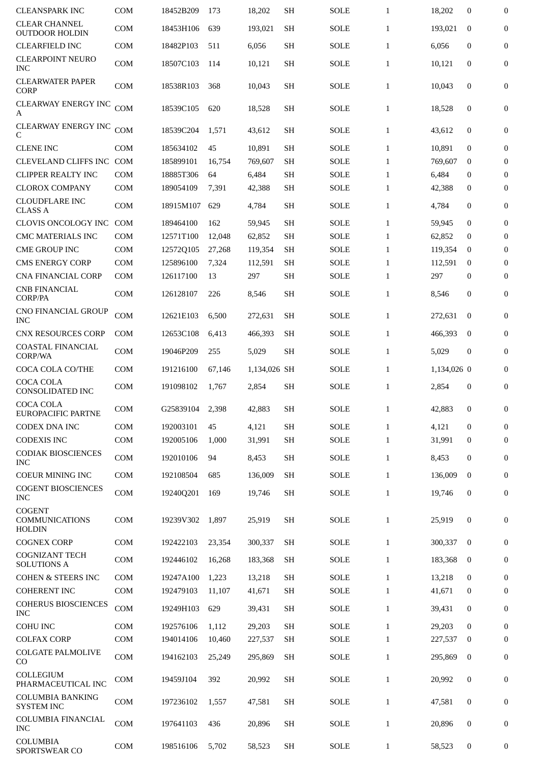| | | | | | | | | | | |
|---|---|---|---|---|---|---|---|---|---|---|
| CLEANSPARK INC | COM | 18452B209 | 173 | 18,202 | SH | SOLE | 1 | 18,202 | 0 | 0 |
| CLEAR CHANNEL OUTDOOR HOLDIN | COM | 18453H106 | 639 | 193,021 | SH | SOLE | 1 | 193,021 | 0 | 0 |
| CLEARFIELD INC | COM | 18482P103 | 511 | 6,056 | SH | SOLE | 1 | 6,056 | 0 | 0 |
| CLEARPOINT NEURO INC | COM | 18507C103 | 114 | 10,121 | SH | SOLE | 1 | 10,121 | 0 | 0 |
| CLEARWATER PAPER CORP | COM | 18538R103 | 368 | 10,043 | SH | SOLE | 1 | 10,043 | 0 | 0 |
| CLEARWAY ENERGY INC A | COM | 18539C105 | 620 | 18,528 | SH | SOLE | 1 | 18,528 | 0 | 0 |
| CLEARWAY ENERGY INC C | COM | 18539C204 | 1,571 | 43,612 | SH | SOLE | 1 | 43,612 | 0 | 0 |
| CLENE INC | COM | 185634102 | 45 | 10,891 | SH | SOLE | 1 | 10,891 | 0 | 0 |
| CLEVELAND CLIFFS INC | COM | 185899101 | 16,754 | 769,607 | SH | SOLE | 1 | 769,607 | 0 | 0 |
| CLIPPER REALTY INC | COM | 18885T306 | 64 | 6,484 | SH | SOLE | 1 | 6,484 | 0 | 0 |
| CLOROX COMPANY | COM | 189054109 | 7,391 | 42,388 | SH | SOLE | 1 | 42,388 | 0 | 0 |
| CLOUDFLARE INC CLASS A | COM | 18915M107 | 629 | 4,784 | SH | SOLE | 1 | 4,784 | 0 | 0 |
| CLOVIS ONCOLOGY INC | COM | 189464100 | 162 | 59,945 | SH | SOLE | 1 | 59,945 | 0 | 0 |
| CMC MATERIALS INC | COM | 12571T100 | 12,048 | 62,852 | SH | SOLE | 1 | 62,852 | 0 | 0 |
| CME GROUP INC | COM | 12572Q105 | 27,268 | 119,354 | SH | SOLE | 1 | 119,354 | 0 | 0 |
| CMS ENERGY CORP | COM | 125896100 | 7,324 | 112,591 | SH | SOLE | 1 | 112,591 | 0 | 0 |
| CNA FINANCIAL CORP | COM | 126117100 | 13 | 297 | SH | SOLE | 1 | 297 | 0 | 0 |
| CNB FINANCIAL CORP/PA | COM | 126128107 | 226 | 8,546 | SH | SOLE | 1 | 8,546 | 0 | 0 |
| CNO FINANCIAL GROUP INC | COM | 12621E103 | 6,500 | 272,631 | SH | SOLE | 1 | 272,631 | 0 | 0 |
| CNX RESOURCES CORP | COM | 12653C108 | 6,413 | 466,393 | SH | SOLE | 1 | 466,393 | 0 | 0 |
| COASTAL FINANCIAL CORP/WA | COM | 19046P209 | 255 | 5,029 | SH | SOLE | 1 | 5,029 | 0 | 0 |
| COCA COLA CO/THE | COM | 191216100 | 67,146 | 1,134,026 | SH | SOLE | 1 | 1,134,026 | 0 | 0 |
| COCA COLA CONSOLIDATED INC | COM | 191098102 | 1,767 | 2,854 | SH | SOLE | 1 | 2,854 | 0 | 0 |
| COCA COLA EUROPACIFIC PARTNE | COM | G25839104 | 2,398 | 42,883 | SH | SOLE | 1 | 42,883 | 0 | 0 |
| CODEX DNA INC | COM | 192003101 | 45 | 4,121 | SH | SOLE | 1 | 4,121 | 0 | 0 |
| CODEXIS INC | COM | 192005106 | 1,000 | 31,991 | SH | SOLE | 1 | 31,991 | 0 | 0 |
| CODIAK BIOSCIENCES INC | COM | 192010106 | 94 | 8,453 | SH | SOLE | 1 | 8,453 | 0 | 0 |
| COEUR MINING INC | COM | 192108504 | 685 | 136,009 | SH | SOLE | 1 | 136,009 | 0 | 0 |
| COGENT BIOSCIENCES INC | COM | 19240Q201 | 169 | 19,746 | SH | SOLE | 1 | 19,746 | 0 | 0 |
| COGENT COMMUNICATIONS HOLDIN | COM | 19239V302 | 1,897 | 25,919 | SH | SOLE | 1 | 25,919 | 0 | 0 |
| COGNEX CORP | COM | 192422103 | 23,354 | 300,337 | SH | SOLE | 1 | 300,337 | 0 | 0 |
| COGNIZANT TECH SOLUTIONS A | COM | 192446102 | 16,268 | 183,368 | SH | SOLE | 1 | 183,368 | 0 | 0 |
| COHEN & STEERS INC | COM | 19247A100 | 1,223 | 13,218 | SH | SOLE | 1 | 13,218 | 0 | 0 |
| COHERENT INC | COM | 192479103 | 11,107 | 41,671 | SH | SOLE | 1 | 41,671 | 0 | 0 |
| COHERUS BIOSCIENCES INC | COM | 19249H103 | 629 | 39,431 | SH | SOLE | 1 | 39,431 | 0 | 0 |
| COHU INC | COM | 192576106 | 1,112 | 29,203 | SH | SOLE | 1 | 29,203 | 0 | 0 |
| COLFAX CORP | COM | 194014106 | 10,460 | 227,537 | SH | SOLE | 1 | 227,537 | 0 | 0 |
| COLGATE PALMOLIVE CO | COM | 194162103 | 25,249 | 295,869 | SH | SOLE | 1 | 295,869 | 0 | 0 |
| COLLEGIUM PHARMACEUTICAL INC | COM | 19459J104 | 392 | 20,992 | SH | SOLE | 1 | 20,992 | 0 | 0 |
| COLUMBIA BANKING SYSTEM INC | COM | 197236102 | 1,557 | 47,581 | SH | SOLE | 1 | 47,581 | 0 | 0 |
| COLUMBIA FINANCIAL INC | COM | 197641103 | 436 | 20,896 | SH | SOLE | 1 | 20,896 | 0 | 0 |
| COLUMBIA SPORTSWEAR CO | COM | 198516106 | 5,702 | 58,523 | SH | SOLE | 1 | 58,523 | 0 | 0 |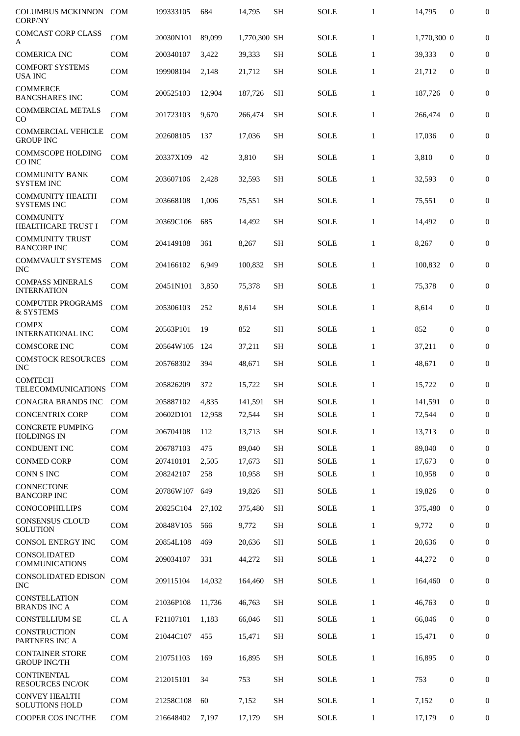| | | | | | | | | | | |
|---|---|---|---|---|---|---|---|---|---|---|
| COLUMBUS MCKINNON CORP/NY | COM | 199333105 | 684 | 14,795 | SH | SOLE | 1 | 14,795 | 0 | 0 |
| COMCAST CORP CLASS A | COM | 20030N101 | 89,099 | 1,770,300 | SH | SOLE | 1 | 1,770,300 | 0 | 0 |
| COMERICA INC | COM | 200340107 | 3,422 | 39,333 | SH | SOLE | 1 | 39,333 | 0 | 0 |
| COMFORT SYSTEMS USA INC | COM | 199908104 | 2,148 | 21,712 | SH | SOLE | 1 | 21,712 | 0 | 0 |
| COMMERCE BANCSHARES INC | COM | 200525103 | 12,904 | 187,726 | SH | SOLE | 1 | 187,726 | 0 | 0 |
| COMMERCIAL METALS CO | COM | 201723103 | 9,670 | 266,474 | SH | SOLE | 1 | 266,474 | 0 | 0 |
| COMMERCIAL VEHICLE GROUP INC | COM | 202608105 | 137 | 17,036 | SH | SOLE | 1 | 17,036 | 0 | 0 |
| COMMSCOPE HOLDING CO INC | COM | 20337X109 | 42 | 3,810 | SH | SOLE | 1 | 3,810 | 0 | 0 |
| COMMUNITY BANK SYSTEM INC | COM | 203607106 | 2,428 | 32,593 | SH | SOLE | 1 | 32,593 | 0 | 0 |
| COMMUNITY HEALTH SYSTEMS INC | COM | 203668108 | 1,006 | 75,551 | SH | SOLE | 1 | 75,551 | 0 | 0 |
| COMMUNITY HEALTHCARE TRUST I | COM | 20369C106 | 685 | 14,492 | SH | SOLE | 1 | 14,492 | 0 | 0 |
| COMMUNITY TRUST BANCORP INC | COM | 204149108 | 361 | 8,267 | SH | SOLE | 1 | 8,267 | 0 | 0 |
| COMMVAULT SYSTEMS INC | COM | 204166102 | 6,949 | 100,832 | SH | SOLE | 1 | 100,832 | 0 | 0 |
| COMPASS MINERALS INTERNATION | COM | 20451N101 | 3,850 | 75,378 | SH | SOLE | 1 | 75,378 | 0 | 0 |
| COMPUTER PROGRAMS & SYSTEMS | COM | 205306103 | 252 | 8,614 | SH | SOLE | 1 | 8,614 | 0 | 0 |
| COMPX INTERNATIONAL INC | COM | 20563P101 | 19 | 852 | SH | SOLE | 1 | 852 | 0 | 0 |
| COMSCORE INC | COM | 20564W105 | 124 | 37,211 | SH | SOLE | 1 | 37,211 | 0 | 0 |
| COMSTOCK RESOURCES INC | COM | 205768302 | 394 | 48,671 | SH | SOLE | 1 | 48,671 | 0 | 0 |
| COMTECH TELECOMMUNICATIONS | COM | 205826209 | 372 | 15,722 | SH | SOLE | 1 | 15,722 | 0 | 0 |
| CONAGRA BRANDS INC | COM | 205887102 | 4,835 | 141,591 | SH | SOLE | 1 | 141,591 | 0 | 0 |
| CONCENTRIX CORP | COM | 20602D101 | 12,958 | 72,544 | SH | SOLE | 1 | 72,544 | 0 | 0 |
| CONCRETE PUMPING HOLDINGS IN | COM | 206704108 | 112 | 13,713 | SH | SOLE | 1 | 13,713 | 0 | 0 |
| CONDUENT INC | COM | 206787103 | 475 | 89,040 | SH | SOLE | 1 | 89,040 | 0 | 0 |
| CONMED CORP | COM | 207410101 | 2,505 | 17,673 | SH | SOLE | 1 | 17,673 | 0 | 0 |
| CONN S INC | COM | 208242107 | 258 | 10,958 | SH | SOLE | 1 | 10,958 | 0 | 0 |
| CONNECTONE BANCORP INC | COM | 20786W107 | 649 | 19,826 | SH | SOLE | 1 | 19,826 | 0 | 0 |
| CONOCOPHILLIPS | COM | 20825C104 | 27,102 | 375,480 | SH | SOLE | 1 | 375,480 | 0 | 0 |
| CONSENSUS CLOUD SOLUTION | COM | 20848V105 | 566 | 9,772 | SH | SOLE | 1 | 9,772 | 0 | 0 |
| CONSOL ENERGY INC | COM | 20854L108 | 469 | 20,636 | SH | SOLE | 1 | 20,636 | 0 | 0 |
| CONSOLIDATED COMMUNICATIONS | COM | 209034107 | 331 | 44,272 | SH | SOLE | 1 | 44,272 | 0 | 0 |
| CONSOLIDATED EDISON INC | COM | 209115104 | 14,032 | 164,460 | SH | SOLE | 1 | 164,460 | 0 | 0 |
| CONSTELLATION BRANDS INC A | COM | 21036P108 | 11,736 | 46,763 | SH | SOLE | 1 | 46,763 | 0 | 0 |
| CONSTELLIUM SE | CL A | F21107101 | 1,183 | 66,046 | SH | SOLE | 1 | 66,046 | 0 | 0 |
| CONSTRUCTION PARTNERS INC A | COM | 21044C107 | 455 | 15,471 | SH | SOLE | 1 | 15,471 | 0 | 0 |
| CONTAINER STORE GROUP INC/TH | COM | 210751103 | 169 | 16,895 | SH | SOLE | 1 | 16,895 | 0 | 0 |
| CONTINENTAL RESOURCES INC/OK | COM | 212015101 | 34 | 753 | SH | SOLE | 1 | 753 | 0 | 0 |
| CONVEY HEALTH SOLUTIONS HOLD | COM | 21258C108 | 60 | 7,152 | SH | SOLE | 1 | 7,152 | 0 | 0 |
| COOPER COS INC/THE | COM | 216648402 | 7,197 | 17,179 | SH | SOLE | 1 | 17,179 | 0 | 0 |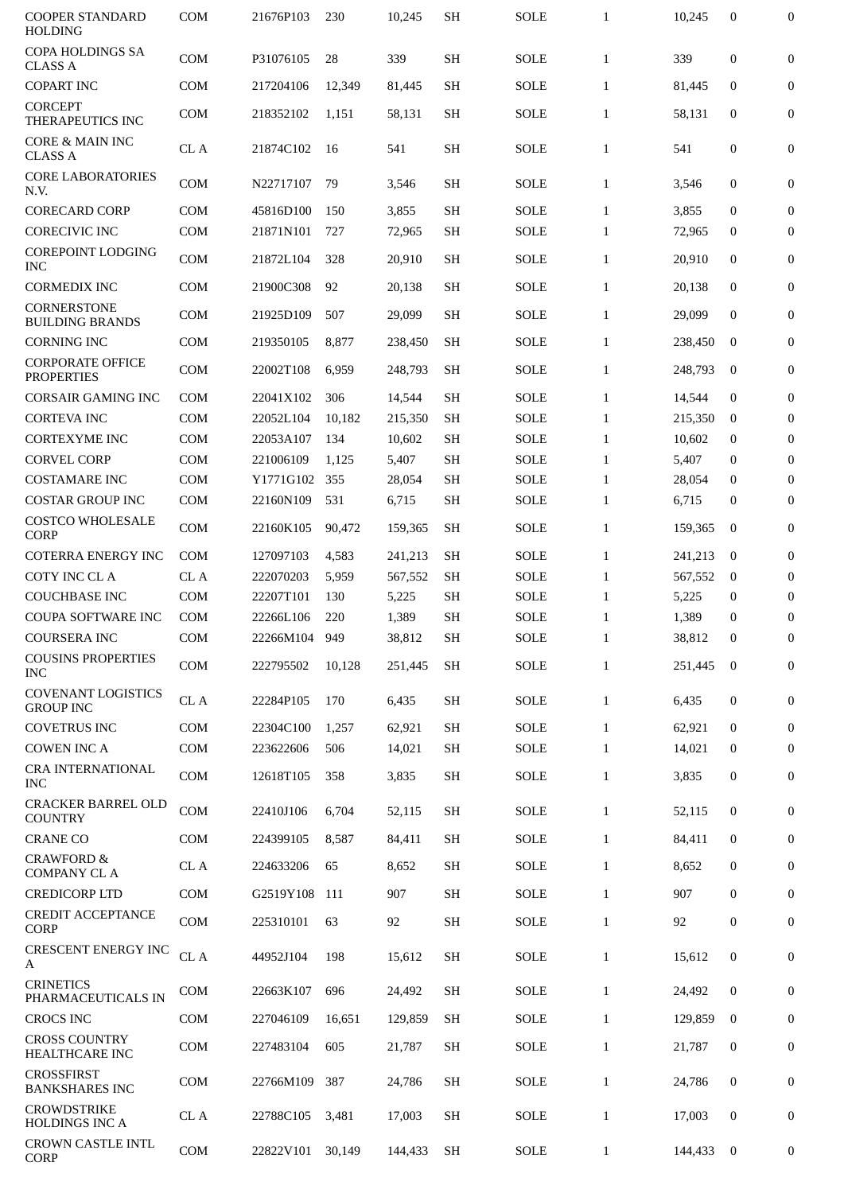| | | | | | | | | | | |
|---|---|---|---|---|---|---|---|---|---|---|
| COOPER STANDARD HOLDING | COM | 21676P103 | 230 | 10,245 | SH | SOLE | 1 | 10,245 | 0 | 0 |
| COPA HOLDINGS SA CLASS A | COM | P31076105 | 28 | 339 | SH | SOLE | 1 | 339 | 0 | 0 |
| COPART INC | COM | 217204106 | 12,349 | 81,445 | SH | SOLE | 1 | 81,445 | 0 | 0 |
| CORCEPT THERAPEUTICS INC | COM | 218352102 | 1,151 | 58,131 | SH | SOLE | 1 | 58,131 | 0 | 0 |
| CORE & MAIN INC CLASS A | CL A | 21874C102 | 16 | 541 | SH | SOLE | 1 | 541 | 0 | 0 |
| CORE LABORATORIES N.V. | COM | N22717107 | 79 | 3,546 | SH | SOLE | 1 | 3,546 | 0 | 0 |
| CORECARD CORP | COM | 45816D100 | 150 | 3,855 | SH | SOLE | 1 | 3,855 | 0 | 0 |
| CORECIVIC INC | COM | 21871N101 | 727 | 72,965 | SH | SOLE | 1 | 72,965 | 0 | 0 |
| COREPOINT LODGING INC | COM | 21872L104 | 328 | 20,910 | SH | SOLE | 1 | 20,910 | 0 | 0 |
| CORMEDIX INC | COM | 21900C308 | 92 | 20,138 | SH | SOLE | 1 | 20,138 | 0 | 0 |
| CORNERSTONE BUILDING BRANDS | COM | 21925D109 | 507 | 29,099 | SH | SOLE | 1 | 29,099 | 0 | 0 |
| CORNING INC | COM | 219350105 | 8,877 | 238,450 | SH | SOLE | 1 | 238,450 | 0 | 0 |
| CORPORATE OFFICE PROPERTIES | COM | 22002T108 | 6,959 | 248,793 | SH | SOLE | 1 | 248,793 | 0 | 0 |
| CORSAIR GAMING INC | COM | 22041X102 | 306 | 14,544 | SH | SOLE | 1 | 14,544 | 0 | 0 |
| CORTEVA INC | COM | 22052L104 | 10,182 | 215,350 | SH | SOLE | 1 | 215,350 | 0 | 0 |
| CORTEXYME INC | COM | 22053A107 | 134 | 10,602 | SH | SOLE | 1 | 10,602 | 0 | 0 |
| CORVEL CORP | COM | 221006109 | 1,125 | 5,407 | SH | SOLE | 1 | 5,407 | 0 | 0 |
| COSTAMARE INC | COM | Y1771G102 | 355 | 28,054 | SH | SOLE | 1 | 28,054 | 0 | 0 |
| COSTAR GROUP INC | COM | 22160N109 | 531 | 6,715 | SH | SOLE | 1 | 6,715 | 0 | 0 |
| COSTCO WHOLESALE CORP | COM | 22160K105 | 90,472 | 159,365 | SH | SOLE | 1 | 159,365 | 0 | 0 |
| COTERRA ENERGY INC | COM | 127097103 | 4,583 | 241,213 | SH | SOLE | 1 | 241,213 | 0 | 0 |
| COTY INC CL A | CL A | 222070203 | 5,959 | 567,552 | SH | SOLE | 1 | 567,552 | 0 | 0 |
| COUCHBASE INC | COM | 22207T101 | 130 | 5,225 | SH | SOLE | 1 | 5,225 | 0 | 0 |
| COUPA SOFTWARE INC | COM | 22266L106 | 220 | 1,389 | SH | SOLE | 1 | 1,389 | 0 | 0 |
| COURSERA INC | COM | 22266M104 | 949 | 38,812 | SH | SOLE | 1 | 38,812 | 0 | 0 |
| COUSINS PROPERTIES INC | COM | 222795502 | 10,128 | 251,445 | SH | SOLE | 1 | 251,445 | 0 | 0 |
| COVENANT LOGISTICS GROUP INC | CL A | 22284P105 | 170 | 6,435 | SH | SOLE | 1 | 6,435 | 0 | 0 |
| COVETRUS INC | COM | 22304C100 | 1,257 | 62,921 | SH | SOLE | 1 | 62,921 | 0 | 0 |
| COWEN INC A | COM | 223622606 | 506 | 14,021 | SH | SOLE | 1 | 14,021 | 0 | 0 |
| CRA INTERNATIONAL INC | COM | 12618T105 | 358 | 3,835 | SH | SOLE | 1 | 3,835 | 0 | 0 |
| CRACKER BARREL OLD COUNTRY | COM | 22410J106 | 6,704 | 52,115 | SH | SOLE | 1 | 52,115 | 0 | 0 |
| CRANE CO | COM | 224399105 | 8,587 | 84,411 | SH | SOLE | 1 | 84,411 | 0 | 0 |
| CRAWFORD & COMPANY CL A | CL A | 224633206 | 65 | 8,652 | SH | SOLE | 1 | 8,652 | 0 | 0 |
| CREDICORP LTD | COM | G2519Y108 | 111 | 907 | SH | SOLE | 1 | 907 | 0 | 0 |
| CREDIT ACCEPTANCE CORP | COM | 225310101 | 63 | 92 | SH | SOLE | 1 | 92 | 0 | 0 |
| CRESCENT ENERGY INC A | CL A | 44952J104 | 198 | 15,612 | SH | SOLE | 1 | 15,612 | 0 | 0 |
| CRINETICS PHARMACEUTICALS IN | COM | 22663K107 | 696 | 24,492 | SH | SOLE | 1 | 24,492 | 0 | 0 |
| CROCS INC | COM | 227046109 | 16,651 | 129,859 | SH | SOLE | 1 | 129,859 | 0 | 0 |
| CROSS COUNTRY HEALTHCARE INC | COM | 227483104 | 605 | 21,787 | SH | SOLE | 1 | 21,787 | 0 | 0 |
| CROSSFIRST BANKSHARES INC | COM | 22766M109 | 387 | 24,786 | SH | SOLE | 1 | 24,786 | 0 | 0 |
| CROWDSTRIKE HOLDINGS INC A | CL A | 22788C105 | 3,481 | 17,003 | SH | SOLE | 1 | 17,003 | 0 | 0 |
| CROWN CASTLE INTL CORP | COM | 22822V101 | 30,149 | 144,433 | SH | SOLE | 1 | 144,433 | 0 | 0 |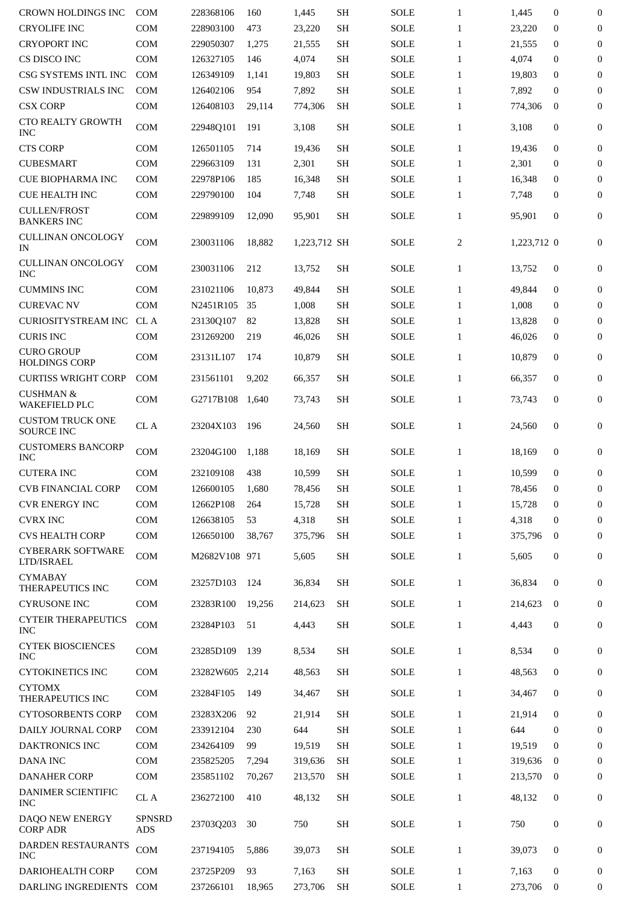| | | | | | | | | | | |
|---|---|---|---|---|---|---|---|---|---|---|
| CROWN HOLDINGS INC | COM | 228368106 | 160 | 1,445 | SH | SOLE | 1 | 1,445 | 0 | 0 |
| CRYOLIFE INC | COM | 228903100 | 473 | 23,220 | SH | SOLE | 1 | 23,220 | 0 | 0 |
| CRYOPORT INC | COM | 229050307 | 1,275 | 21,555 | SH | SOLE | 1 | 21,555 | 0 | 0 |
| CS DISCO INC | COM | 126327105 | 146 | 4,074 | SH | SOLE | 1 | 4,074 | 0 | 0 |
| CSG SYSTEMS INTL INC | COM | 126349109 | 1,141 | 19,803 | SH | SOLE | 1 | 19,803 | 0 | 0 |
| CSW INDUSTRIALS INC | COM | 126402106 | 954 | 7,892 | SH | SOLE | 1 | 7,892 | 0 | 0 |
| CSX CORP | COM | 126408103 | 29,114 | 774,306 | SH | SOLE | 1 | 774,306 | 0 | 0 |
| CTO REALTY GROWTH INC | COM | 22948Q101 | 191 | 3,108 | SH | SOLE | 1 | 3,108 | 0 | 0 |
| CTS CORP | COM | 126501105 | 714 | 19,436 | SH | SOLE | 1 | 19,436 | 0 | 0 |
| CUBESMART | COM | 229663109 | 131 | 2,301 | SH | SOLE | 1 | 2,301 | 0 | 0 |
| CUE BIOPHARMA INC | COM | 22978P106 | 185 | 16,348 | SH | SOLE | 1 | 16,348 | 0 | 0 |
| CUE HEALTH INC | COM | 229790100 | 104 | 7,748 | SH | SOLE | 1 | 7,748 | 0 | 0 |
| CULLEN/FROST BANKERS INC | COM | 229899109 | 12,090 | 95,901 | SH | SOLE | 1 | 95,901 | 0 | 0 |
| CULLINAN ONCOLOGY IN | COM | 230031106 | 18,882 | 1,223,712 | SH | SOLE | 2 | 1,223,712 | 0 | 0 |
| CULLINAN ONCOLOGY INC | COM | 230031106 | 212 | 13,752 | SH | SOLE | 1 | 13,752 | 0 | 0 |
| CUMMINS INC | COM | 231021106 | 10,873 | 49,844 | SH | SOLE | 1 | 49,844 | 0 | 0 |
| CUREVAC NV | COM | N2451R105 | 35 | 1,008 | SH | SOLE | 1 | 1,008 | 0 | 0 |
| CURIOSITYSTREAM INC | CL A | 23130Q107 | 82 | 13,828 | SH | SOLE | 1 | 13,828 | 0 | 0 |
| CURIS INC | COM | 231269200 | 219 | 46,026 | SH | SOLE | 1 | 46,026 | 0 | 0 |
| CURO GROUP HOLDINGS CORP | COM | 23131L107 | 174 | 10,879 | SH | SOLE | 1 | 10,879 | 0 | 0 |
| CURTISS WRIGHT CORP | COM | 231561101 | 9,202 | 66,357 | SH | SOLE | 1 | 66,357 | 0 | 0 |
| CUSHMAN & WAKEFIELD PLC | COM | G2717B108 | 1,640 | 73,743 | SH | SOLE | 1 | 73,743 | 0 | 0 |
| CUSTOM TRUCK ONE SOURCE INC | CL A | 23204X103 | 196 | 24,560 | SH | SOLE | 1 | 24,560 | 0 | 0 |
| CUSTOMERS BANCORP INC | COM | 23204G100 | 1,188 | 18,169 | SH | SOLE | 1 | 18,169 | 0 | 0 |
| CUTERA INC | COM | 232109108 | 438 | 10,599 | SH | SOLE | 1 | 10,599 | 0 | 0 |
| CVB FINANCIAL CORP | COM | 126600105 | 1,680 | 78,456 | SH | SOLE | 1 | 78,456 | 0 | 0 |
| CVR ENERGY INC | COM | 12662P108 | 264 | 15,728 | SH | SOLE | 1 | 15,728 | 0 | 0 |
| CVRX INC | COM | 126638105 | 53 | 4,318 | SH | SOLE | 1 | 4,318 | 0 | 0 |
| CVS HEALTH CORP | COM | 126650100 | 38,767 | 375,796 | SH | SOLE | 1 | 375,796 | 0 | 0 |
| CYBERARK SOFTWARE LTD/ISRAEL | COM | M2682V108 | 971 | 5,605 | SH | SOLE | 1 | 5,605 | 0 | 0 |
| CYMABAY THERAPEUTICS INC | COM | 23257D103 | 124 | 36,834 | SH | SOLE | 1 | 36,834 | 0 | 0 |
| CYRUSONE INC | COM | 23283R100 | 19,256 | 214,623 | SH | SOLE | 1 | 214,623 | 0 | 0 |
| CYTEIR THERAPEUTICS INC | COM | 23284P103 | 51 | 4,443 | SH | SOLE | 1 | 4,443 | 0 | 0 |
| CYTEK BIOSCIENCES INC | COM | 23285D109 | 139 | 8,534 | SH | SOLE | 1 | 8,534 | 0 | 0 |
| CYTOKINETICS INC | COM | 23282W605 | 2,214 | 48,563 | SH | SOLE | 1 | 48,563 | 0 | 0 |
| CYTOMX THERAPEUTICS INC | COM | 23284F105 | 149 | 34,467 | SH | SOLE | 1 | 34,467 | 0 | 0 |
| CYTOSORBENTS CORP | COM | 23283X206 | 92 | 21,914 | SH | SOLE | 1 | 21,914 | 0 | 0 |
| DAILY JOURNAL CORP | COM | 233912104 | 230 | 644 | SH | SOLE | 1 | 644 | 0 | 0 |
| DAKTRONICS INC | COM | 234264109 | 99 | 19,519 | SH | SOLE | 1 | 19,519 | 0 | 0 |
| DANA INC | COM | 235825205 | 7,294 | 319,636 | SH | SOLE | 1 | 319,636 | 0 | 0 |
| DANAHER CORP | COM | 235851102 | 70,267 | 213,570 | SH | SOLE | 1 | 213,570 | 0 | 0 |
| DANIMER SCIENTIFIC INC | CL A | 236272100 | 410 | 48,132 | SH | SOLE | 1 | 48,132 | 0 | 0 |
| DAQO NEW ENERGY CORP ADR | SPNSRD ADS | 23703Q203 | 30 | 750 | SH | SOLE | 1 | 750 | 0 | 0 |
| DARDEN RESTAURANTS INC | COM | 237194105 | 5,886 | 39,073 | SH | SOLE | 1 | 39,073 | 0 | 0 |
| DARIOHEALTH CORP | COM | 23725P209 | 93 | 7,163 | SH | SOLE | 1 | 7,163 | 0 | 0 |
| DARLING INGREDIENTS | COM | 237266101 | 18,965 | 273,706 | SH | SOLE | 1 | 273,706 | 0 | 0 |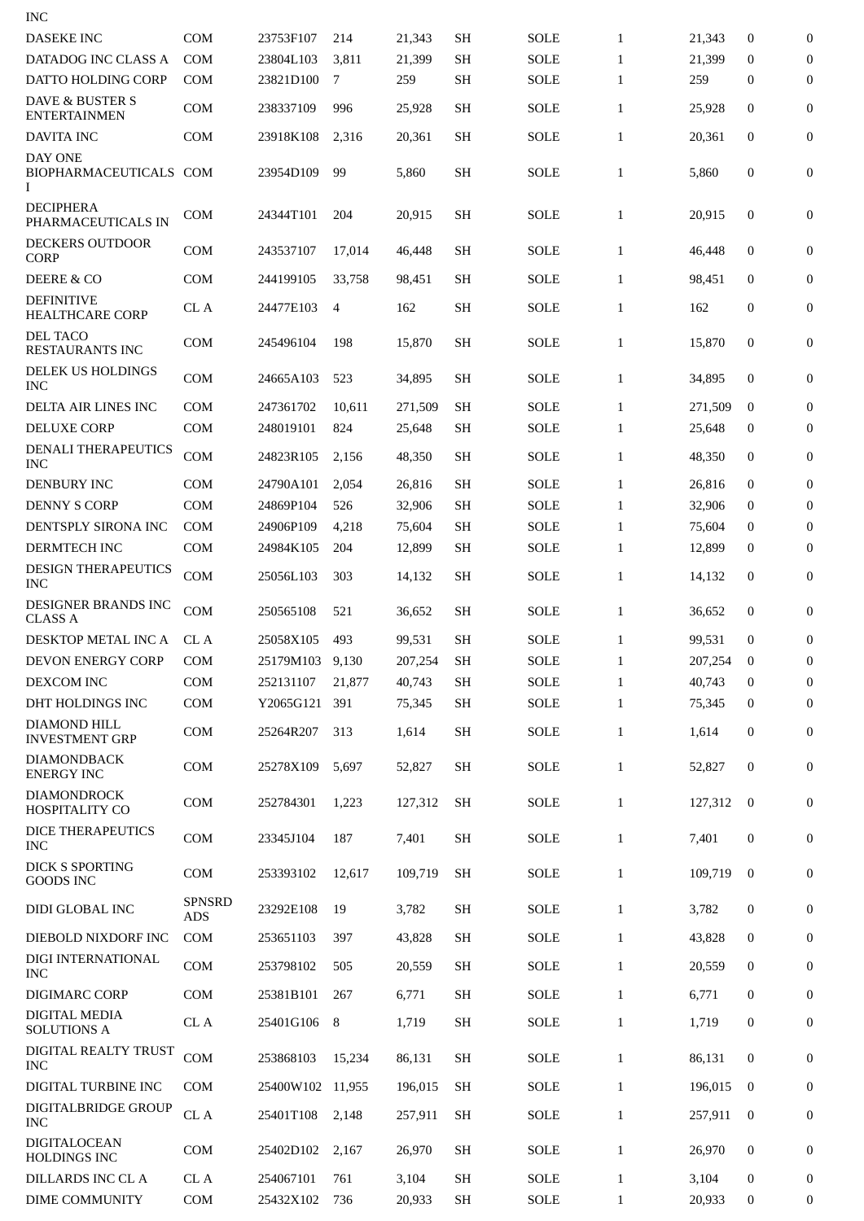| | | | | | | | | | | |
|---|---|---|---|---|---|---|---|---|---|---|
| INC | | | | | | | | | | |
| DASEKE INC | COM | 23753F107 | 214 | 21,343 | SH | SOLE | 1 | 21,343 | 0 | 0 |
| DATADOG INC CLASS A | COM | 23804L103 | 3,811 | 21,399 | SH | SOLE | 1 | 21,399 | 0 | 0 |
| DATTO HOLDING CORP | COM | 23821D100 | 7 | 259 | SH | SOLE | 1 | 259 | 0 | 0 |
| DAVE & BUSTER S ENTERTAINMEN | COM | 238337109 | 996 | 25,928 | SH | SOLE | 1 | 25,928 | 0 | 0 |
| DAVITA INC | COM | 23918K108 | 2,316 | 20,361 | SH | SOLE | 1 | 20,361 | 0 | 0 |
| DAY ONE BIOPHARMACEUTICALS I | COM | 23954D109 | 99 | 5,860 | SH | SOLE | 1 | 5,860 | 0 | 0 |
| DECIPHERA PHARMACEUTICALS IN | COM | 24344T101 | 204 | 20,915 | SH | SOLE | 1 | 20,915 | 0 | 0 |
| DECKERS OUTDOOR CORP | COM | 243537107 | 17,014 | 46,448 | SH | SOLE | 1 | 46,448 | 0 | 0 |
| DEERE & CO | COM | 244199105 | 33,758 | 98,451 | SH | SOLE | 1 | 98,451 | 0 | 0 |
| DEFINITIVE HEALTHCARE CORP | CL A | 24477E103 | 4 | 162 | SH | SOLE | 1 | 162 | 0 | 0 |
| DEL TACO RESTAURANTS INC | COM | 245496104 | 198 | 15,870 | SH | SOLE | 1 | 15,870 | 0 | 0 |
| DELEK US HOLDINGS INC | COM | 24665A103 | 523 | 34,895 | SH | SOLE | 1 | 34,895 | 0 | 0 |
| DELTA AIR LINES INC | COM | 247361702 | 10,611 | 271,509 | SH | SOLE | 1 | 271,509 | 0 | 0 |
| DELUXE CORP | COM | 248019101 | 824 | 25,648 | SH | SOLE | 1 | 25,648 | 0 | 0 |
| DENALI THERAPEUTICS INC | COM | 24823R105 | 2,156 | 48,350 | SH | SOLE | 1 | 48,350 | 0 | 0 |
| DENBURY INC | COM | 24790A101 | 2,054 | 26,816 | SH | SOLE | 1 | 26,816 | 0 | 0 |
| DENNY S CORP | COM | 24869P104 | 526 | 32,906 | SH | SOLE | 1 | 32,906 | 0 | 0 |
| DENTSPLY SIRONA INC | COM | 24906P109 | 4,218 | 75,604 | SH | SOLE | 1 | 75,604 | 0 | 0 |
| DERMTECH INC | COM | 24984K105 | 204 | 12,899 | SH | SOLE | 1 | 12,899 | 0 | 0 |
| DESIGN THERAPEUTICS INC | COM | 25056L103 | 303 | 14,132 | SH | SOLE | 1 | 14,132 | 0 | 0 |
| DESIGNER BRANDS INC CLASS A | COM | 250565108 | 521 | 36,652 | SH | SOLE | 1 | 36,652 | 0 | 0 |
| DESKTOP METAL INC A | CL A | 25058X105 | 493 | 99,531 | SH | SOLE | 1 | 99,531 | 0 | 0 |
| DEVON ENERGY CORP | COM | 25179M103 | 9,130 | 207,254 | SH | SOLE | 1 | 207,254 | 0 | 0 |
| DEXCOM INC | COM | 252131107 | 21,877 | 40,743 | SH | SOLE | 1 | 40,743 | 0 | 0 |
| DHT HOLDINGS INC | COM | Y2065G121 | 391 | 75,345 | SH | SOLE | 1 | 75,345 | 0 | 0 |
| DIAMOND HILL INVESTMENT GRP | COM | 25264R207 | 313 | 1,614 | SH | SOLE | 1 | 1,614 | 0 | 0 |
| DIAMONDBACK ENERGY INC | COM | 25278X109 | 5,697 | 52,827 | SH | SOLE | 1 | 52,827 | 0 | 0 |
| DIAMONDROCK HOSPITALITY CO | COM | 252784301 | 1,223 | 127,312 | SH | SOLE | 1 | 127,312 | 0 | 0 |
| DICE THERAPEUTICS INC | COM | 23345J104 | 187 | 7,401 | SH | SOLE | 1 | 7,401 | 0 | 0 |
| DICK S SPORTING GOODS INC | COM | 253393102 | 12,617 | 109,719 | SH | SOLE | 1 | 109,719 | 0 | 0 |
| DIDI GLOBAL INC | SPNSRD ADS | 23292E108 | 19 | 3,782 | SH | SOLE | 1 | 3,782 | 0 | 0 |
| DIEBOLD NIXDORF INC | COM | 253651103 | 397 | 43,828 | SH | SOLE | 1 | 43,828 | 0 | 0 |
| DIGI INTERNATIONAL INC | COM | 253798102 | 505 | 20,559 | SH | SOLE | 1 | 20,559 | 0 | 0 |
| DIGIMARC CORP | COM | 25381B101 | 267 | 6,771 | SH | SOLE | 1 | 6,771 | 0 | 0 |
| DIGITAL MEDIA SOLUTIONS A | CL A | 25401G106 | 8 | 1,719 | SH | SOLE | 1 | 1,719 | 0 | 0 |
| DIGITAL REALTY TRUST INC | COM | 253868103 | 15,234 | 86,131 | SH | SOLE | 1 | 86,131 | 0 | 0 |
| DIGITAL TURBINE INC | COM | 25400W102 | 11,955 | 196,015 | SH | SOLE | 1 | 196,015 | 0 | 0 |
| DIGITALBRIDGE GROUP INC | CL A | 25401T108 | 2,148 | 257,911 | SH | SOLE | 1 | 257,911 | 0 | 0 |
| DIGITALOCEAN HOLDINGS INC | COM | 25402D102 | 2,167 | 26,970 | SH | SOLE | 1 | 26,970 | 0 | 0 |
| DILLARDS INC CL A | CL A | 254067101 | 761 | 3,104 | SH | SOLE | 1 | 3,104 | 0 | 0 |
| DIME COMMUNITY | COM | 25432X102 | 736 | 20,933 | SH | SOLE | 1 | 20,933 | 0 | 0 |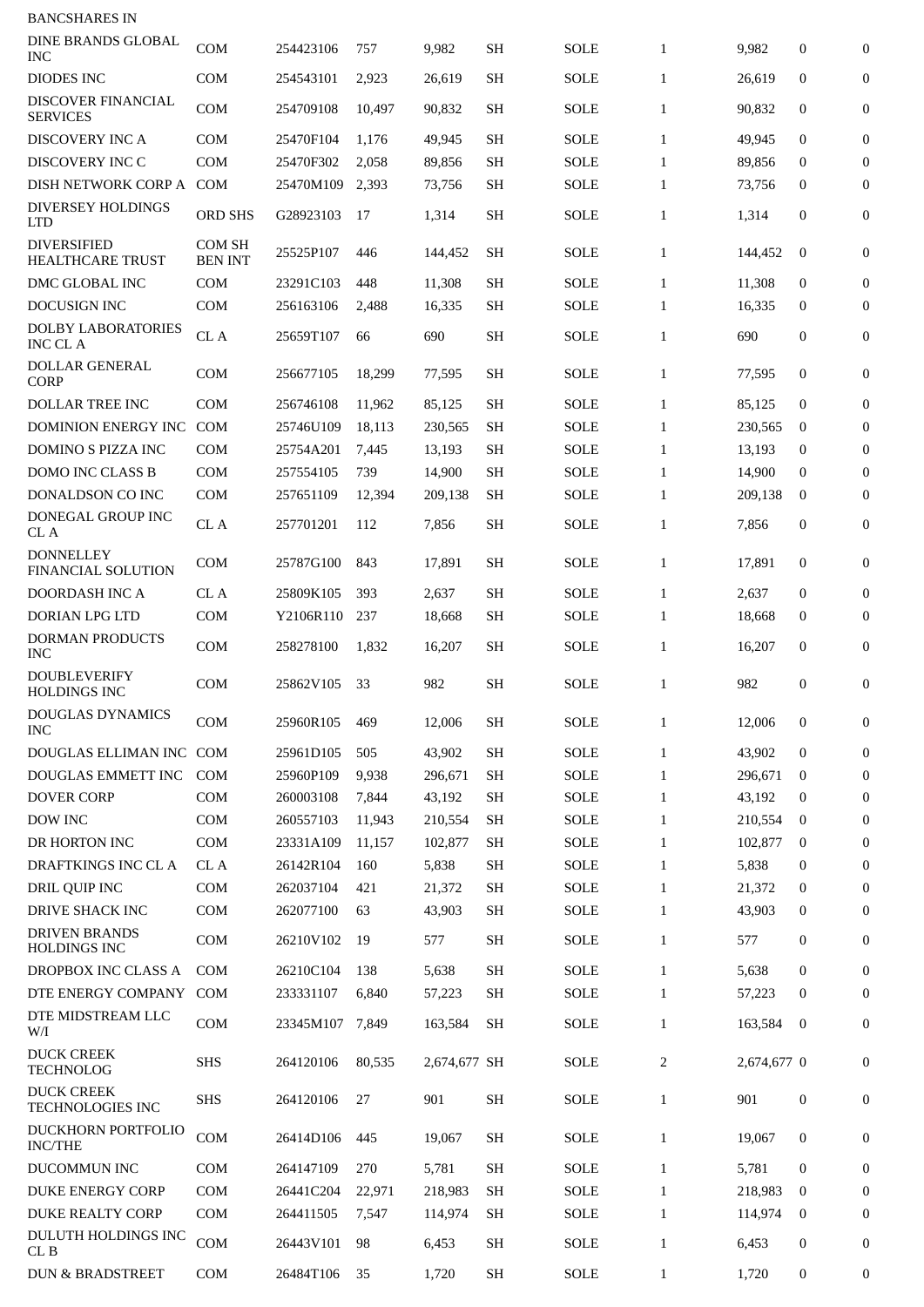| BANCSHARES IN | | | | | | | | | | |
|---|---|---|---|---|---|---|---|---|---|---|
| DINE BRANDS GLOBAL INC | COM | 254423106 | 757 | 9,982 | SH | SOLE | 1 | 9,982 | 0 | 0 |
| DIODES INC | COM | 254543101 | 2,923 | 26,619 | SH | SOLE | 1 | 26,619 | 0 | 0 |
| DISCOVER FINANCIAL SERVICES | COM | 254709108 | 10,497 | 90,832 | SH | SOLE | 1 | 90,832 | 0 | 0 |
| DISCOVERY INC A | COM | 25470F104 | 1,176 | 49,945 | SH | SOLE | 1 | 49,945 | 0 | 0 |
| DISCOVERY INC C | COM | 25470F302 | 2,058 | 89,856 | SH | SOLE | 1 | 89,856 | 0 | 0 |
| DISH NETWORK CORP A | COM | 25470M109 | 2,393 | 73,756 | SH | SOLE | 1 | 73,756 | 0 | 0 |
| DIVERSEY HOLDINGS LTD | ORD SHS | G28923103 | 17 | 1,314 | SH | SOLE | 1 | 1,314 | 0 | 0 |
| DIVERSIFIED HEALTHCARE TRUST | COM SH BEN INT | 25525P107 | 446 | 144,452 | SH | SOLE | 1 | 144,452 | 0 | 0 |
| DMC GLOBAL INC | COM | 23291C103 | 448 | 11,308 | SH | SOLE | 1 | 11,308 | 0 | 0 |
| DOCUSIGN INC | COM | 256163106 | 2,488 | 16,335 | SH | SOLE | 1 | 16,335 | 0 | 0 |
| DOLBY LABORATORIES INC CL A | CL A | 25659T107 | 66 | 690 | SH | SOLE | 1 | 690 | 0 | 0 |
| DOLLAR GENERAL CORP | COM | 256677105 | 18,299 | 77,595 | SH | SOLE | 1 | 77,595 | 0 | 0 |
| DOLLAR TREE INC | COM | 256746108 | 11,962 | 85,125 | SH | SOLE | 1 | 85,125 | 0 | 0 |
| DOMINION ENERGY INC | COM | 25746U109 | 18,113 | 230,565 | SH | SOLE | 1 | 230,565 | 0 | 0 |
| DOMINO S PIZZA INC | COM | 25754A201 | 7,445 | 13,193 | SH | SOLE | 1 | 13,193 | 0 | 0 |
| DOMO INC CLASS B | COM | 257554105 | 739 | 14,900 | SH | SOLE | 1 | 14,900 | 0 | 0 |
| DONALDSON CO INC | COM | 257651109 | 12,394 | 209,138 | SH | SOLE | 1 | 209,138 | 0 | 0 |
| DONEGAL GROUP INC CL A | CL A | 257701201 | 112 | 7,856 | SH | SOLE | 1 | 7,856 | 0 | 0 |
| DONNELLEY FINANCIAL SOLUTION | COM | 25787G100 | 843 | 17,891 | SH | SOLE | 1 | 17,891 | 0 | 0 |
| DOORDASH INC A | CL A | 25809K105 | 393 | 2,637 | SH | SOLE | 1 | 2,637 | 0 | 0 |
| DORIAN LPG LTD | COM | Y2106R110 | 237 | 18,668 | SH | SOLE | 1 | 18,668 | 0 | 0 |
| DORMAN PRODUCTS INC | COM | 258278100 | 1,832 | 16,207 | SH | SOLE | 1 | 16,207 | 0 | 0 |
| DOUBLEVERIFY HOLDINGS INC | COM | 25862V105 | 33 | 982 | SH | SOLE | 1 | 982 | 0 | 0 |
| DOUGLAS DYNAMICS INC | COM | 25960R105 | 469 | 12,006 | SH | SOLE | 1 | 12,006 | 0 | 0 |
| DOUGLAS ELLIMAN INC | COM | 25961D105 | 505 | 43,902 | SH | SOLE | 1 | 43,902 | 0 | 0 |
| DOUGLAS EMMETT INC | COM | 25960P109 | 9,938 | 296,671 | SH | SOLE | 1 | 296,671 | 0 | 0 |
| DOVER CORP | COM | 260003108 | 7,844 | 43,192 | SH | SOLE | 1 | 43,192 | 0 | 0 |
| DOW INC | COM | 260557103 | 11,943 | 210,554 | SH | SOLE | 1 | 210,554 | 0 | 0 |
| DR HORTON INC | COM | 23331A109 | 11,157 | 102,877 | SH | SOLE | 1 | 102,877 | 0 | 0 |
| DRAFTKINGS INC CL A | CL A | 26142R104 | 160 | 5,838 | SH | SOLE | 1 | 5,838 | 0 | 0 |
| DRIL QUIP INC | COM | 262037104 | 421 | 21,372 | SH | SOLE | 1 | 21,372 | 0 | 0 |
| DRIVE SHACK INC | COM | 262077100 | 63 | 43,903 | SH | SOLE | 1 | 43,903 | 0 | 0 |
| DRIVEN BRANDS HOLDINGS INC | COM | 26210V102 | 19 | 577 | SH | SOLE | 1 | 577 | 0 | 0 |
| DROPBOX INC CLASS A | COM | 26210C104 | 138 | 5,638 | SH | SOLE | 1 | 5,638 | 0 | 0 |
| DTE ENERGY COMPANY | COM | 233331107 | 6,840 | 57,223 | SH | SOLE | 1 | 57,223 | 0 | 0 |
| DTE MIDSTREAM LLC W/I | COM | 23345M107 | 7,849 | 163,584 | SH | SOLE | 1 | 163,584 | 0 | 0 |
| DUCK CREEK TECHNOLOG | SHS | 264120106 | 80,535 | 2,674,677 | SH | SOLE | 2 | 2,674,677 | 0 | 0 |
| DUCK CREEK TECHNOLOGIES INC | SHS | 264120106 | 27 | 901 | SH | SOLE | 1 | 901 | 0 | 0 |
| DUCKHORN PORTFOLIO INC/THE | COM | 26414D106 | 445 | 19,067 | SH | SOLE | 1 | 19,067 | 0 | 0 |
| DUCOMMUN INC | COM | 264147109 | 270 | 5,781 | SH | SOLE | 1 | 5,781 | 0 | 0 |
| DUKE ENERGY CORP | COM | 26441C204 | 22,971 | 218,983 | SH | SOLE | 1 | 218,983 | 0 | 0 |
| DUKE REALTY CORP | COM | 264411505 | 7,547 | 114,974 | SH | SOLE | 1 | 114,974 | 0 | 0 |
| DULUTH HOLDINGS INC CL B | COM | 26443V101 | 98 | 6,453 | SH | SOLE | 1 | 6,453 | 0 | 0 |
| DUN & BRADSTREET | COM | 26484T106 | 35 | 1,720 | SH | SOLE | 1 | 1,720 | 0 | 0 |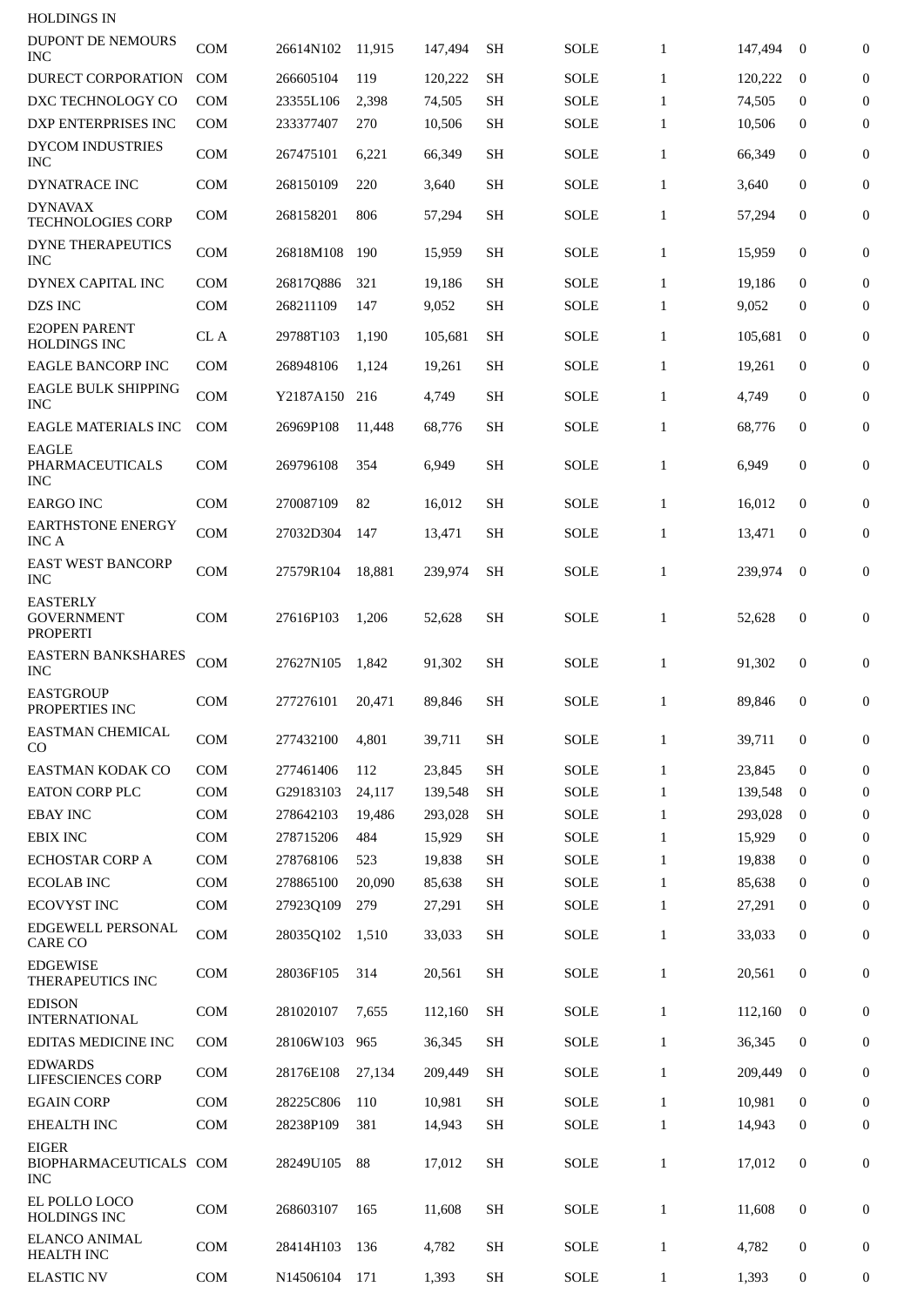| HOLDINGS IN | | | | | | | | | | |
|---|---|---|---|---|---|---|---|---|---|---|
| DUPONT DE NEMOURS INC | COM | 26614N102 | 11,915 | 147,494 | SH | SOLE | 1 | 147,494 | 0 | 0 |
| DURECT CORPORATION | COM | 266605104 | 119 | 120,222 | SH | SOLE | 1 | 120,222 | 0 | 0 |
| DXC TECHNOLOGY CO | COM | 23355L106 | 2,398 | 74,505 | SH | SOLE | 1 | 74,505 | 0 | 0 |
| DXP ENTERPRISES INC | COM | 233377407 | 270 | 10,506 | SH | SOLE | 1 | 10,506 | 0 | 0 |
| DYCOM INDUSTRIES INC | COM | 267475101 | 6,221 | 66,349 | SH | SOLE | 1 | 66,349 | 0 | 0 |
| DYNATRACE INC | COM | 268150109 | 220 | 3,640 | SH | SOLE | 1 | 3,640 | 0 | 0 |
| DYNAVAX TECHNOLOGIES CORP | COM | 268158201 | 806 | 57,294 | SH | SOLE | 1 | 57,294 | 0 | 0 |
| DYNE THERAPEUTICS INC | COM | 26818M108 | 190 | 15,959 | SH | SOLE | 1 | 15,959 | 0 | 0 |
| DYNEX CAPITAL INC | COM | 26817Q886 | 321 | 19,186 | SH | SOLE | 1 | 19,186 | 0 | 0 |
| DZS INC | COM | 268211109 | 147 | 9,052 | SH | SOLE | 1 | 9,052 | 0 | 0 |
| E2OPEN PARENT HOLDINGS INC | CL A | 29788T103 | 1,190 | 105,681 | SH | SOLE | 1 | 105,681 | 0 | 0 |
| EAGLE BANCORP INC | COM | 268948106 | 1,124 | 19,261 | SH | SOLE | 1 | 19,261 | 0 | 0 |
| EAGLE BULK SHIPPING INC | COM | Y2187A150 | 216 | 4,749 | SH | SOLE | 1 | 4,749 | 0 | 0 |
| EAGLE MATERIALS INC | COM | 26969P108 | 11,448 | 68,776 | SH | SOLE | 1 | 68,776 | 0 | 0 |
| EAGLE PHARMACEUTICALS INC | COM | 269796108 | 354 | 6,949 | SH | SOLE | 1 | 6,949 | 0 | 0 |
| EARGO INC | COM | 270087109 | 82 | 16,012 | SH | SOLE | 1 | 16,012 | 0 | 0 |
| EARTHSTONE ENERGY INC A | COM | 27032D304 | 147 | 13,471 | SH | SOLE | 1 | 13,471 | 0 | 0 |
| EAST WEST BANCORP INC | COM | 27579R104 | 18,881 | 239,974 | SH | SOLE | 1 | 239,974 | 0 | 0 |
| EASTERLY GOVERNMENT PROPERTI | COM | 27616P103 | 1,206 | 52,628 | SH | SOLE | 1 | 52,628 | 0 | 0 |
| EASTERN BANKSHARES INC | COM | 27627N105 | 1,842 | 91,302 | SH | SOLE | 1 | 91,302 | 0 | 0 |
| EASTGROUP PROPERTIES INC | COM | 277276101 | 20,471 | 89,846 | SH | SOLE | 1 | 89,846 | 0 | 0 |
| EASTMAN CHEMICAL CO | COM | 277432100 | 4,801 | 39,711 | SH | SOLE | 1 | 39,711 | 0 | 0 |
| EASTMAN KODAK CO | COM | 277461406 | 112 | 23,845 | SH | SOLE | 1 | 23,845 | 0 | 0 |
| EATON CORP PLC | COM | G29183103 | 24,117 | 139,548 | SH | SOLE | 1 | 139,548 | 0 | 0 |
| EBAY INC | COM | 278642103 | 19,486 | 293,028 | SH | SOLE | 1 | 293,028 | 0 | 0 |
| EBIX INC | COM | 278715206 | 484 | 15,929 | SH | SOLE | 1 | 15,929 | 0 | 0 |
| ECHOSTAR CORP A | COM | 278768106 | 523 | 19,838 | SH | SOLE | 1 | 19,838 | 0 | 0 |
| ECOLAB INC | COM | 278865100 | 20,090 | 85,638 | SH | SOLE | 1 | 85,638 | 0 | 0 |
| ECOVYST INC | COM | 27923Q109 | 279 | 27,291 | SH | SOLE | 1 | 27,291 | 0 | 0 |
| EDGEWELL PERSONAL CARE CO | COM | 28035Q102 | 1,510 | 33,033 | SH | SOLE | 1 | 33,033 | 0 | 0 |
| EDGEWISE THERAPEUTICS INC | COM | 28036F105 | 314 | 20,561 | SH | SOLE | 1 | 20,561 | 0 | 0 |
| EDISON INTERNATIONAL | COM | 281020107 | 7,655 | 112,160 | SH | SOLE | 1 | 112,160 | 0 | 0 |
| EDITAS MEDICINE INC | COM | 28106W103 | 965 | 36,345 | SH | SOLE | 1 | 36,345 | 0 | 0 |
| EDWARDS LIFESCIENCES CORP | COM | 28176E108 | 27,134 | 209,449 | SH | SOLE | 1 | 209,449 | 0 | 0 |
| EGAIN CORP | COM | 28225C806 | 110 | 10,981 | SH | SOLE | 1 | 10,981 | 0 | 0 |
| EHEALTH INC | COM | 28238P109 | 381 | 14,943 | SH | SOLE | 1 | 14,943 | 0 | 0 |
| EIGER BIOPHARMACEUTICALS INC | COM | 28249U105 | 88 | 17,012 | SH | SOLE | 1 | 17,012 | 0 | 0 |
| EL POLLO LOCO HOLDINGS INC | COM | 268603107 | 165 | 11,608 | SH | SOLE | 1 | 11,608 | 0 | 0 |
| ELANCO ANIMAL HEALTH INC | COM | 28414H103 | 136 | 4,782 | SH | SOLE | 1 | 4,782 | 0 | 0 |
| ELASTIC NV | COM | N14506104 | 171 | 1,393 | SH | SOLE | 1 | 1,393 | 0 | 0 |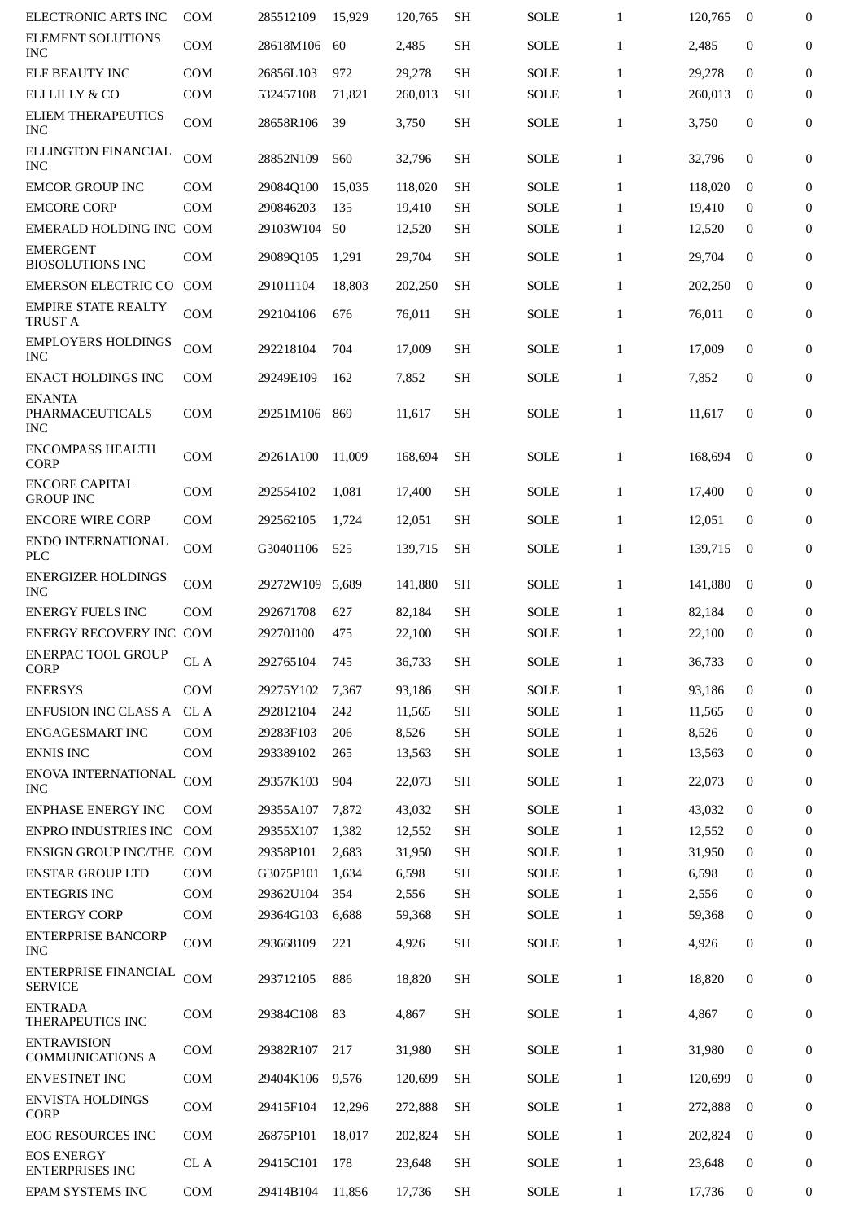| | | | | | | | | | | |
|---|---|---|---|---|---|---|---|---|---|---|
| ELECTRONIC ARTS INC | COM | 285512109 | 15,929 | 120,765 | SH | SOLE | 1 | 120,765 | 0 | 0 |
| ELEMENT SOLUTIONS INC | COM | 28618M106 | 60 | 2,485 | SH | SOLE | 1 | 2,485 | 0 | 0 |
| ELF BEAUTY INC | COM | 26856L103 | 972 | 29,278 | SH | SOLE | 1 | 29,278 | 0 | 0 |
| ELI LILLY & CO | COM | 532457108 | 71,821 | 260,013 | SH | SOLE | 1 | 260,013 | 0 | 0 |
| ELIEM THERAPEUTICS INC | COM | 28658R106 | 39 | 3,750 | SH | SOLE | 1 | 3,750 | 0 | 0 |
| ELLINGTON FINANCIAL INC | COM | 28852N109 | 560 | 32,796 | SH | SOLE | 1 | 32,796 | 0 | 0 |
| EMCOR GROUP INC | COM | 29084Q100 | 15,035 | 118,020 | SH | SOLE | 1 | 118,020 | 0 | 0 |
| EMCORE CORP | COM | 290846203 | 135 | 19,410 | SH | SOLE | 1 | 19,410 | 0 | 0 |
| EMERALD HOLDING INC | COM | 29103W104 | 50 | 12,520 | SH | SOLE | 1 | 12,520 | 0 | 0 |
| EMERGENT BIOSOLUTIONS INC | COM | 29089Q105 | 1,291 | 29,704 | SH | SOLE | 1 | 29,704 | 0 | 0 |
| EMERSON ELECTRIC CO | COM | 291011104 | 18,803 | 202,250 | SH | SOLE | 1 | 202,250 | 0 | 0 |
| EMPIRE STATE REALTY TRUST A | COM | 292104106 | 676 | 76,011 | SH | SOLE | 1 | 76,011 | 0 | 0 |
| EMPLOYERS HOLDINGS INC | COM | 292218104 | 704 | 17,009 | SH | SOLE | 1 | 17,009 | 0 | 0 |
| ENACT HOLDINGS INC | COM | 29249E109 | 162 | 7,852 | SH | SOLE | 1 | 7,852 | 0 | 0 |
| ENANTA PHARMACEUTICALS INC | COM | 29251M106 | 869 | 11,617 | SH | SOLE | 1 | 11,617 | 0 | 0 |
| ENCOMPASS HEALTH CORP | COM | 29261A100 | 11,009 | 168,694 | SH | SOLE | 1 | 168,694 | 0 | 0 |
| ENCORE CAPITAL GROUP INC | COM | 292554102 | 1,081 | 17,400 | SH | SOLE | 1 | 17,400 | 0 | 0 |
| ENCORE WIRE CORP | COM | 292562105 | 1,724 | 12,051 | SH | SOLE | 1 | 12,051 | 0 | 0 |
| ENDO INTERNATIONAL PLC | COM | G30401106 | 525 | 139,715 | SH | SOLE | 1 | 139,715 | 0 | 0 |
| ENERGIZER HOLDINGS INC | COM | 29272W109 | 5,689 | 141,880 | SH | SOLE | 1 | 141,880 | 0 | 0 |
| ENERGY FUELS INC | COM | 292671708 | 627 | 82,184 | SH | SOLE | 1 | 82,184 | 0 | 0 |
| ENERGY RECOVERY INC | COM | 29270J100 | 475 | 22,100 | SH | SOLE | 1 | 22,100 | 0 | 0 |
| ENERPAC TOOL GROUP CORP | CL A | 292765104 | 745 | 36,733 | SH | SOLE | 1 | 36,733 | 0 | 0 |
| ENERSYS | COM | 29275Y102 | 7,367 | 93,186 | SH | SOLE | 1 | 93,186 | 0 | 0 |
| ENFUSION INC CLASS A | CL A | 292812104 | 242 | 11,565 | SH | SOLE | 1 | 11,565 | 0 | 0 |
| ENGAGESMART INC | COM | 29283F103 | 206 | 8,526 | SH | SOLE | 1 | 8,526 | 0 | 0 |
| ENNIS INC | COM | 293389102 | 265 | 13,563 | SH | SOLE | 1 | 13,563 | 0 | 0 |
| ENOVA INTERNATIONAL INC | COM | 29357K103 | 904 | 22,073 | SH | SOLE | 1 | 22,073 | 0 | 0 |
| ENPHASE ENERGY INC | COM | 29355A107 | 7,872 | 43,032 | SH | SOLE | 1 | 43,032 | 0 | 0 |
| ENPRO INDUSTRIES INC | COM | 29355X107 | 1,382 | 12,552 | SH | SOLE | 1 | 12,552 | 0 | 0 |
| ENSIGN GROUP INC/THE | COM | 29358P101 | 2,683 | 31,950 | SH | SOLE | 1 | 31,950 | 0 | 0 |
| ENSTAR GROUP LTD | COM | G3075P101 | 1,634 | 6,598 | SH | SOLE | 1 | 6,598 | 0 | 0 |
| ENTEGRIS INC | COM | 29362U104 | 354 | 2,556 | SH | SOLE | 1 | 2,556 | 0 | 0 |
| ENTERGY CORP | COM | 29364G103 | 6,688 | 59,368 | SH | SOLE | 1 | 59,368 | 0 | 0 |
| ENTERPRISE BANCORP INC | COM | 293668109 | 221 | 4,926 | SH | SOLE | 1 | 4,926 | 0 | 0 |
| ENTERPRISE FINANCIAL SERVICE | COM | 293712105 | 886 | 18,820 | SH | SOLE | 1 | 18,820 | 0 | 0 |
| ENTRADA THERAPEUTICS INC | COM | 29384C108 | 83 | 4,867 | SH | SOLE | 1 | 4,867 | 0 | 0 |
| ENTRAVISION COMMUNICATIONS A | COM | 29382R107 | 217 | 31,980 | SH | SOLE | 1 | 31,980 | 0 | 0 |
| ENVESTNET INC | COM | 29404K106 | 9,576 | 120,699 | SH | SOLE | 1 | 120,699 | 0 | 0 |
| ENVISTA HOLDINGS CORP | COM | 29415F104 | 12,296 | 272,888 | SH | SOLE | 1 | 272,888 | 0 | 0 |
| EOG RESOURCES INC | COM | 26875P101 | 18,017 | 202,824 | SH | SOLE | 1 | 202,824 | 0 | 0 |
| EOS ENERGY ENTERPRISES INC | CL A | 29415C101 | 178 | 23,648 | SH | SOLE | 1 | 23,648 | 0 | 0 |
| EPAM SYSTEMS INC | COM | 29414B104 | 11,856 | 17,736 | SH | SOLE | 1 | 17,736 | 0 | 0 |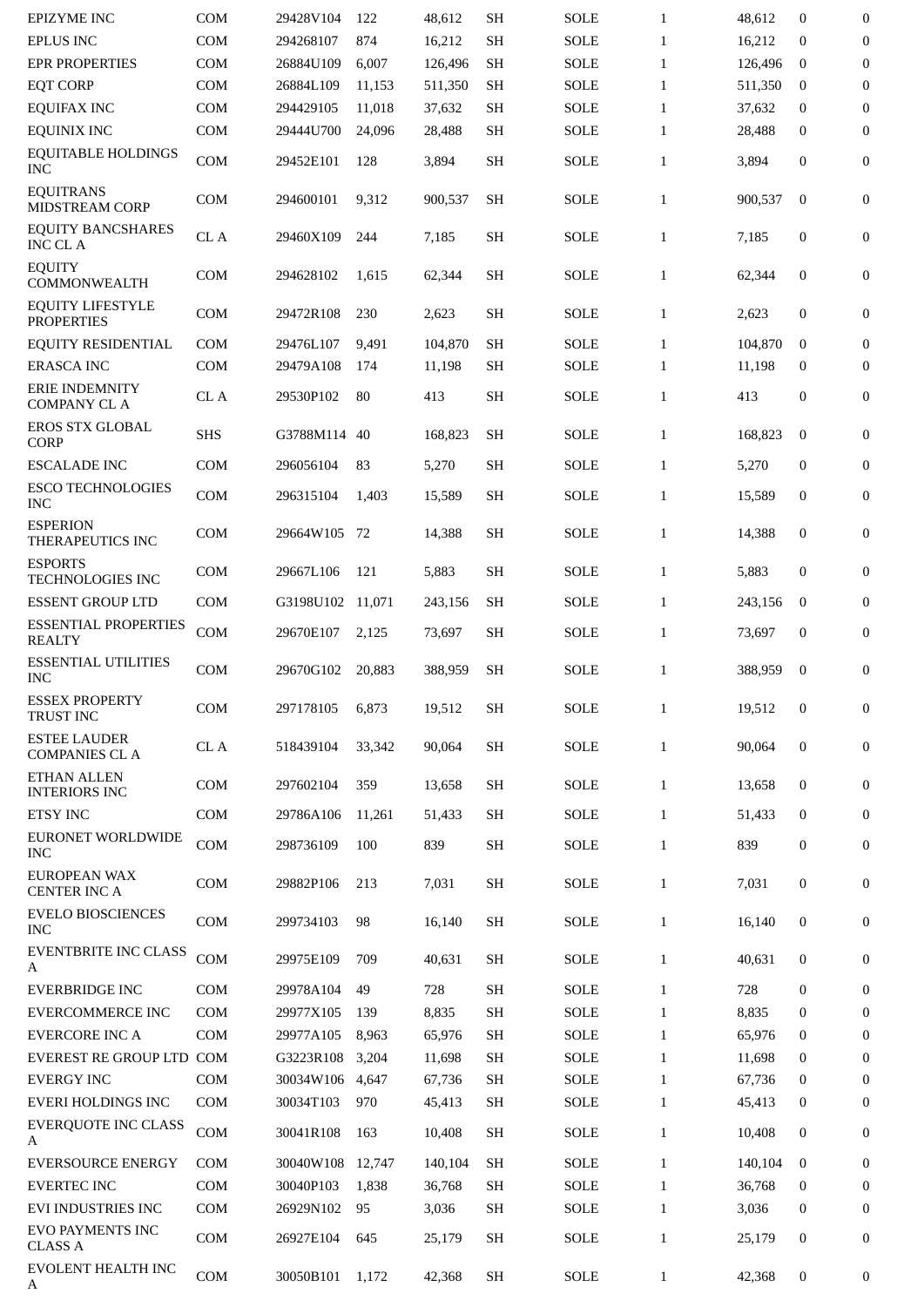| | | | | | | | | | | |
|---|---|---|---|---|---|---|---|---|---|---|
| EPIZYME INC | COM | 29428V104 | 122 | 48,612 | SH | SOLE | 1 | 48,612 | 0 | 0 |
| EPLUS INC | COM | 294268107 | 874 | 16,212 | SH | SOLE | 1 | 16,212 | 0 | 0 |
| EPR PROPERTIES | COM | 26884U109 | 6,007 | 126,496 | SH | SOLE | 1 | 126,496 | 0 | 0 |
| EQT CORP | COM | 26884L109 | 11,153 | 511,350 | SH | SOLE | 1 | 511,350 | 0 | 0 |
| EQUIFAX INC | COM | 294429105 | 11,018 | 37,632 | SH | SOLE | 1 | 37,632 | 0 | 0 |
| EQUINIX INC | COM | 29444U700 | 24,096 | 28,488 | SH | SOLE | 1 | 28,488 | 0 | 0 |
| EQUITABLE HOLDINGS INC | COM | 29452E101 | 128 | 3,894 | SH | SOLE | 1 | 3,894 | 0 | 0 |
| EQUITRANS MIDSTREAM CORP | COM | 294600101 | 9,312 | 900,537 | SH | SOLE | 1 | 900,537 | 0 | 0 |
| EQUITY BANCSHARES INC CL A | CL A | 29460X109 | 244 | 7,185 | SH | SOLE | 1 | 7,185 | 0 | 0 |
| EQUITY COMMONWEALTH | COM | 294628102 | 1,615 | 62,344 | SH | SOLE | 1 | 62,344 | 0 | 0 |
| EQUITY LIFESTYLE PROPERTIES | COM | 29472R108 | 230 | 2,623 | SH | SOLE | 1 | 2,623 | 0 | 0 |
| EQUITY RESIDENTIAL | COM | 29476L107 | 9,491 | 104,870 | SH | SOLE | 1 | 104,870 | 0 | 0 |
| ERASCA INC | COM | 29479A108 | 174 | 11,198 | SH | SOLE | 1 | 11,198 | 0 | 0 |
| ERIE INDEMNITY COMPANY CL A | CL A | 29530P102 | 80 | 413 | SH | SOLE | 1 | 413 | 0 | 0 |
| EROS STX GLOBAL CORP | SHS | G3788M114 | 40 | 168,823 | SH | SOLE | 1 | 168,823 | 0 | 0 |
| ESCALADE INC | COM | 296056104 | 83 | 5,270 | SH | SOLE | 1 | 5,270 | 0 | 0 |
| ESCO TECHNOLOGIES INC | COM | 296315104 | 1,403 | 15,589 | SH | SOLE | 1 | 15,589 | 0 | 0 |
| ESPERION THERAPEUTICS INC | COM | 29664W105 | 72 | 14,388 | SH | SOLE | 1 | 14,388 | 0 | 0 |
| ESPORTS TECHNOLOGIES INC | COM | 29667L106 | 121 | 5,883 | SH | SOLE | 1 | 5,883 | 0 | 0 |
| ESSENT GROUP LTD | COM | G3198U102 | 11,071 | 243,156 | SH | SOLE | 1 | 243,156 | 0 | 0 |
| ESSENTIAL PROPERTIES REALTY | COM | 29670E107 | 2,125 | 73,697 | SH | SOLE | 1 | 73,697 | 0 | 0 |
| ESSENTIAL UTILITIES INC | COM | 29670G102 | 20,883 | 388,959 | SH | SOLE | 1 | 388,959 | 0 | 0 |
| ESSEX PROPERTY TRUST INC | COM | 297178105 | 6,873 | 19,512 | SH | SOLE | 1 | 19,512 | 0 | 0 |
| ESTEE LAUDER COMPANIES CL A | CL A | 518439104 | 33,342 | 90,064 | SH | SOLE | 1 | 90,064 | 0 | 0 |
| ETHAN ALLEN INTERIORS INC | COM | 297602104 | 359 | 13,658 | SH | SOLE | 1 | 13,658 | 0 | 0 |
| ETSY INC | COM | 29786A106 | 11,261 | 51,433 | SH | SOLE | 1 | 51,433 | 0 | 0 |
| EURONET WORLDWIDE INC | COM | 298736109 | 100 | 839 | SH | SOLE | 1 | 839 | 0 | 0 |
| EUROPEAN WAX CENTER INC A | COM | 29882P106 | 213 | 7,031 | SH | SOLE | 1 | 7,031 | 0 | 0 |
| EVELO BIOSCIENCES INC | COM | 299734103 | 98 | 16,140 | SH | SOLE | 1 | 16,140 | 0 | 0 |
| EVENTBRITE INC CLASS A | COM | 29975E109 | 709 | 40,631 | SH | SOLE | 1 | 40,631 | 0 | 0 |
| EVERBRIDGE INC | COM | 29978A104 | 49 | 728 | SH | SOLE | 1 | 728 | 0 | 0 |
| EVERCOMMERCE INC | COM | 29977X105 | 139 | 8,835 | SH | SOLE | 1 | 8,835 | 0 | 0 |
| EVERCORE INC A | COM | 29977A105 | 8,963 | 65,976 | SH | SOLE | 1 | 65,976 | 0 | 0 |
| EVEREST RE GROUP LTD | COM | G3223R108 | 3,204 | 11,698 | SH | SOLE | 1 | 11,698 | 0 | 0 |
| EVERGY INC | COM | 30034W106 | 4,647 | 67,736 | SH | SOLE | 1 | 67,736 | 0 | 0 |
| EVERI HOLDINGS INC | COM | 30034T103 | 970 | 45,413 | SH | SOLE | 1 | 45,413 | 0 | 0 |
| EVERQUOTE INC CLASS A | COM | 30041R108 | 163 | 10,408 | SH | SOLE | 1 | 10,408 | 0 | 0 |
| EVERSOURCE ENERGY | COM | 30040W108 | 12,747 | 140,104 | SH | SOLE | 1 | 140,104 | 0 | 0 |
| EVERTEC INC | COM | 30040P103 | 1,838 | 36,768 | SH | SOLE | 1 | 36,768 | 0 | 0 |
| EVI INDUSTRIES INC | COM | 26929N102 | 95 | 3,036 | SH | SOLE | 1 | 3,036 | 0 | 0 |
| EVO PAYMENTS INC CLASS A | COM | 26927E104 | 645 | 25,179 | SH | SOLE | 1 | 25,179 | 0 | 0 |
| EVOLENT HEALTH INC A | COM | 30050B101 | 1,172 | 42,368 | SH | SOLE | 1 | 42,368 | 0 | 0 |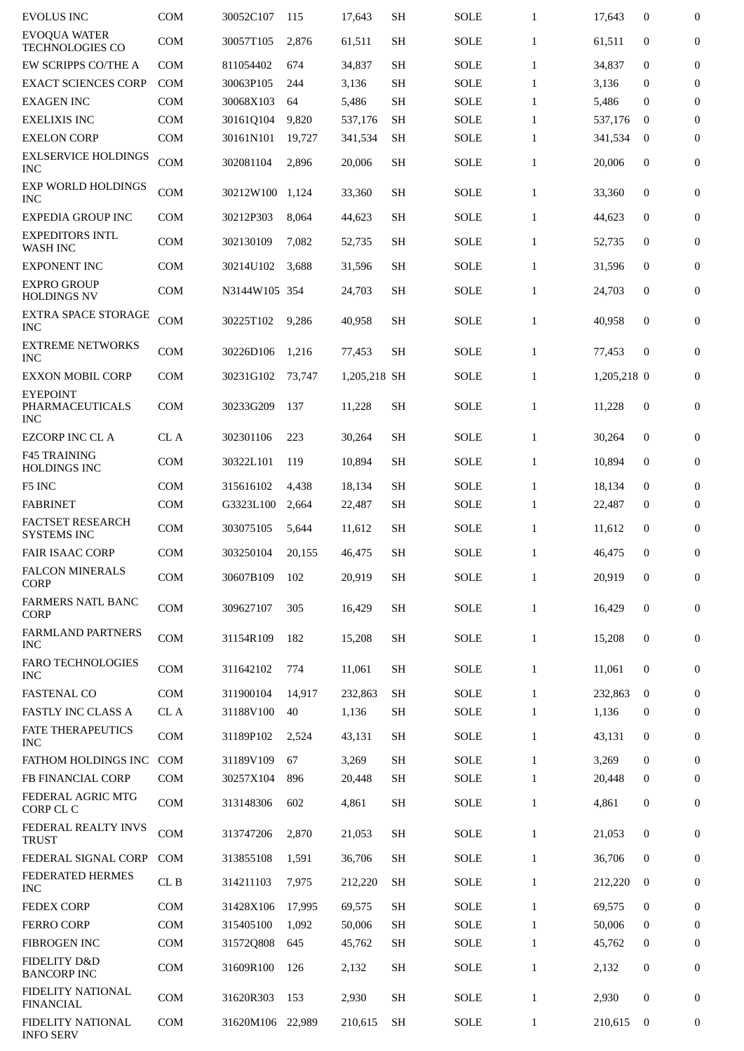| | | | | | | | | | | |
|---|---|---|---|---|---|---|---|---|---|---|
| EVOLUS INC | COM | 30052C107 | 115 | 17,643 | SH | SOLE | 1 | 17,643 | 0 | 0 |
| EVOQUA WATER TECHNOLOGIES CO | COM | 30057T105 | 2,876 | 61,511 | SH | SOLE | 1 | 61,511 | 0 | 0 |
| EW SCRIPPS CO/THE A | COM | 811054402 | 674 | 34,837 | SH | SOLE | 1 | 34,837 | 0 | 0 |
| EXACT SCIENCES CORP | COM | 30063P105 | 244 | 3,136 | SH | SOLE | 1 | 3,136 | 0 | 0 |
| EXAGEN INC | COM | 30068X103 | 64 | 5,486 | SH | SOLE | 1 | 5,486 | 0 | 0 |
| EXELIXIS INC | COM | 30161Q104 | 9,820 | 537,176 | SH | SOLE | 1 | 537,176 | 0 | 0 |
| EXELON CORP | COM | 30161N101 | 19,727 | 341,534 | SH | SOLE | 1 | 341,534 | 0 | 0 |
| EXLSERVICE HOLDINGS INC | COM | 302081104 | 2,896 | 20,006 | SH | SOLE | 1 | 20,006 | 0 | 0 |
| EXP WORLD HOLDINGS INC | COM | 30212W100 | 1,124 | 33,360 | SH | SOLE | 1 | 33,360 | 0 | 0 |
| EXPEDIA GROUP INC | COM | 30212P303 | 8,064 | 44,623 | SH | SOLE | 1 | 44,623 | 0 | 0 |
| EXPEDITORS INTL WASH INC | COM | 302130109 | 7,082 | 52,735 | SH | SOLE | 1 | 52,735 | 0 | 0 |
| EXPONENT INC | COM | 30214U102 | 3,688 | 31,596 | SH | SOLE | 1 | 31,596 | 0 | 0 |
| EXPRO GROUP HOLDINGS NV | COM | N3144W105 | 354 | 24,703 | SH | SOLE | 1 | 24,703 | 0 | 0 |
| EXTRA SPACE STORAGE INC | COM | 30225T102 | 9,286 | 40,958 | SH | SOLE | 1 | 40,958 | 0 | 0 |
| EXTREME NETWORKS INC | COM | 30226D106 | 1,216 | 77,453 | SH | SOLE | 1 | 77,453 | 0 | 0 |
| EXXON MOBIL CORP | COM | 30231G102 | 73,747 | 1,205,218 | SH | SOLE | 1 | 1,205,218 | 0 | 0 |
| EYEPOINT PHARMACEUTICALS INC | COM | 30233G209 | 137 | 11,228 | SH | SOLE | 1 | 11,228 | 0 | 0 |
| EZCORP INC CL A | CL A | 302301106 | 223 | 30,264 | SH | SOLE | 1 | 30,264 | 0 | 0 |
| F45 TRAINING HOLDINGS INC | COM | 30322L101 | 119 | 10,894 | SH | SOLE | 1 | 10,894 | 0 | 0 |
| F5 INC | COM | 315616102 | 4,438 | 18,134 | SH | SOLE | 1 | 18,134 | 0 | 0 |
| FABRINET | COM | G3323L100 | 2,664 | 22,487 | SH | SOLE | 1 | 22,487 | 0 | 0 |
| FACTSET RESEARCH SYSTEMS INC | COM | 303075105 | 5,644 | 11,612 | SH | SOLE | 1 | 11,612 | 0 | 0 |
| FAIR ISAAC CORP | COM | 303250104 | 20,155 | 46,475 | SH | SOLE | 1 | 46,475 | 0 | 0 |
| FALCON MINERALS CORP | COM | 30607B109 | 102 | 20,919 | SH | SOLE | 1 | 20,919 | 0 | 0 |
| FARMERS NATL BANC CORP | COM | 309627107 | 305 | 16,429 | SH | SOLE | 1 | 16,429 | 0 | 0 |
| FARMLAND PARTNERS INC | COM | 31154R109 | 182 | 15,208 | SH | SOLE | 1 | 15,208 | 0 | 0 |
| FARO TECHNOLOGIES INC | COM | 311642102 | 774 | 11,061 | SH | SOLE | 1 | 11,061 | 0 | 0 |
| FASTENAL CO | COM | 311900104 | 14,917 | 232,863 | SH | SOLE | 1 | 232,863 | 0 | 0 |
| FASTLY INC CLASS A | CL A | 31188V100 | 40 | 1,136 | SH | SOLE | 1 | 1,136 | 0 | 0 |
| FATE THERAPEUTICS INC | COM | 31189P102 | 2,524 | 43,131 | SH | SOLE | 1 | 43,131 | 0 | 0 |
| FATHOM HOLDINGS INC | COM | 31189V109 | 67 | 3,269 | SH | SOLE | 1 | 3,269 | 0 | 0 |
| FB FINANCIAL CORP | COM | 30257X104 | 896 | 20,448 | SH | SOLE | 1 | 20,448 | 0 | 0 |
| FEDERAL AGRIC MTG CORP CL C | COM | 313148306 | 602 | 4,861 | SH | SOLE | 1 | 4,861 | 0 | 0 |
| FEDERAL REALTY INVS TRUST | COM | 313747206 | 2,870 | 21,053 | SH | SOLE | 1 | 21,053 | 0 | 0 |
| FEDERAL SIGNAL CORP | COM | 313855108 | 1,591 | 36,706 | SH | SOLE | 1 | 36,706 | 0 | 0 |
| FEDERATED HERMES INC | CL B | 314211103 | 7,975 | 212,220 | SH | SOLE | 1 | 212,220 | 0 | 0 |
| FEDEX CORP | COM | 31428X106 | 17,995 | 69,575 | SH | SOLE | 1 | 69,575 | 0 | 0 |
| FERRO CORP | COM | 315405100 | 1,092 | 50,006 | SH | SOLE | 1 | 50,006 | 0 | 0 |
| FIBROGEN INC | COM | 31572Q808 | 645 | 45,762 | SH | SOLE | 1 | 45,762 | 0 | 0 |
| FIDELITY D&D BANCORP INC | COM | 31609R100 | 126 | 2,132 | SH | SOLE | 1 | 2,132 | 0 | 0 |
| FIDELITY NATIONAL FINANCIAL | COM | 31620R303 | 153 | 2,930 | SH | SOLE | 1 | 2,930 | 0 | 0 |
| FIDELITY NATIONAL INFO SERV | COM | 31620M106 | 22,989 | 210,615 | SH | SOLE | 1 | 210,615 | 0 | 0 |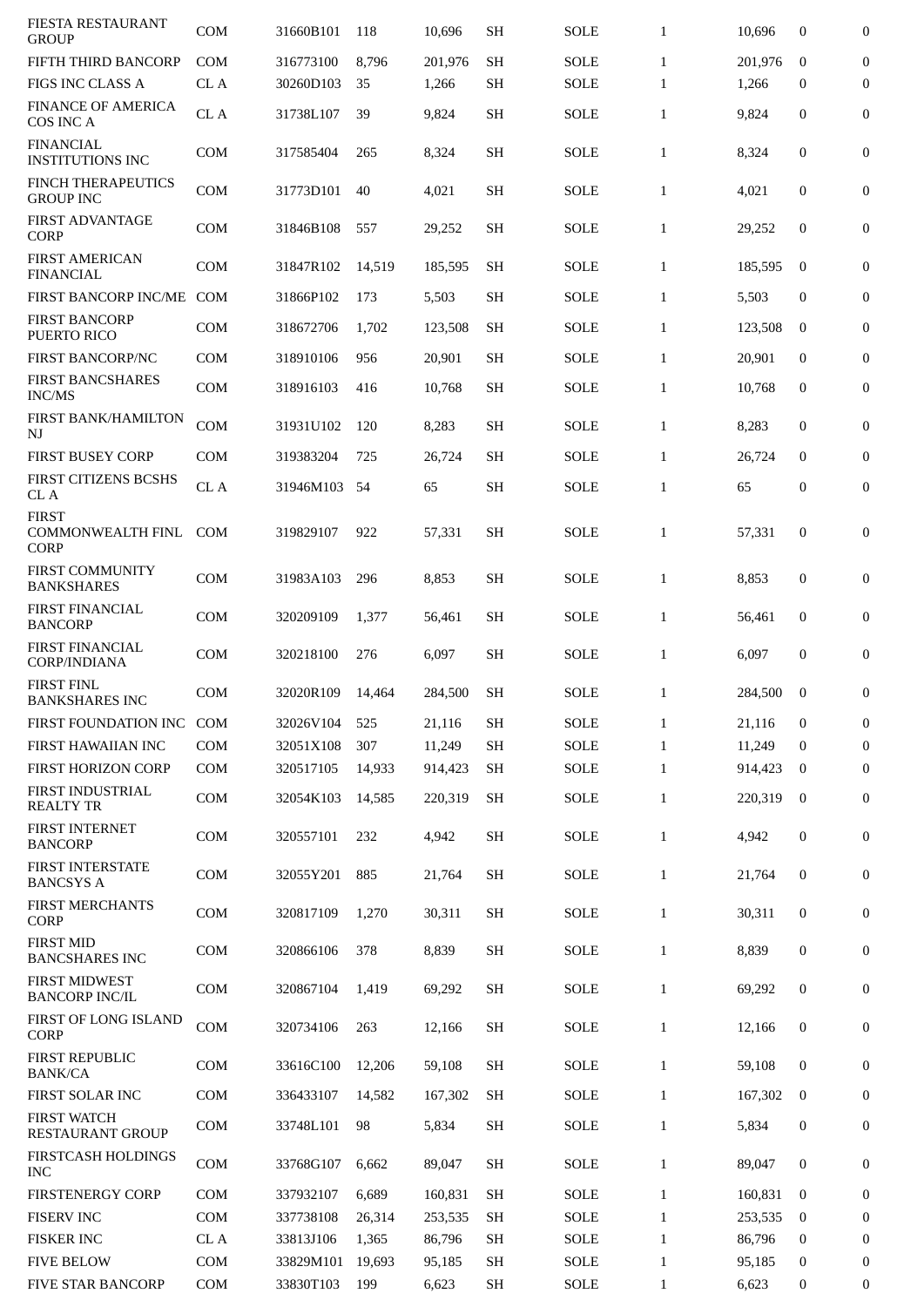| | | | | | | | | | | |
|---|---|---|---|---|---|---|---|---|---|---|
| FIESTA RESTAURANT GROUP | COM | 31660B101 | 118 | 10,696 | SH | SOLE | 1 | 10,696 | 0 | 0 |
| FIFTH THIRD BANCORP | COM | 316773100 | 8,796 | 201,976 | SH | SOLE | 1 | 201,976 | 0 | 0 |
| FIGS INC CLASS A | CL A | 30260D103 | 35 | 1,266 | SH | SOLE | 1 | 1,266 | 0 | 0 |
| FINANCE OF AMERICA COS INC A | CL A | 31738L107 | 39 | 9,824 | SH | SOLE | 1 | 9,824 | 0 | 0 |
| FINANCIAL INSTITUTIONS INC | COM | 317585404 | 265 | 8,324 | SH | SOLE | 1 | 8,324 | 0 | 0 |
| FINCH THERAPEUTICS GROUP INC | COM | 31773D101 | 40 | 4,021 | SH | SOLE | 1 | 4,021 | 0 | 0 |
| FIRST ADVANTAGE CORP | COM | 31846B108 | 557 | 29,252 | SH | SOLE | 1 | 29,252 | 0 | 0 |
| FIRST AMERICAN FINANCIAL | COM | 31847R102 | 14,519 | 185,595 | SH | SOLE | 1 | 185,595 | 0 | 0 |
| FIRST BANCORP INC/ME | COM | 31866P102 | 173 | 5,503 | SH | SOLE | 1 | 5,503 | 0 | 0 |
| FIRST BANCORP PUERTO RICO | COM | 318672706 | 1,702 | 123,508 | SH | SOLE | 1 | 123,508 | 0 | 0 |
| FIRST BANCORP/NC | COM | 318910106 | 956 | 20,901 | SH | SOLE | 1 | 20,901 | 0 | 0 |
| FIRST BANCSHARES INC/MS | COM | 318916103 | 416 | 10,768 | SH | SOLE | 1 | 10,768 | 0 | 0 |
| FIRST BANK/HAMILTON NJ | COM | 31931U102 | 120 | 8,283 | SH | SOLE | 1 | 8,283 | 0 | 0 |
| FIRST BUSEY CORP | COM | 319383204 | 725 | 26,724 | SH | SOLE | 1 | 26,724 | 0 | 0 |
| FIRST CITIZENS BCSHS CL A | CL A | 31946M103 | 54 | 65 | SH | SOLE | 1 | 65 | 0 | 0 |
| FIRST COMMONWEALTH FINL CORP | COM | 319829107 | 922 | 57,331 | SH | SOLE | 1 | 57,331 | 0 | 0 |
| FIRST COMMUNITY BANKSHARES | COM | 31983A103 | 296 | 8,853 | SH | SOLE | 1 | 8,853 | 0 | 0 |
| FIRST FINANCIAL BANCORP | COM | 320209109 | 1,377 | 56,461 | SH | SOLE | 1 | 56,461 | 0 | 0 |
| FIRST FINANCIAL CORP/INDIANA | COM | 320218100 | 276 | 6,097 | SH | SOLE | 1 | 6,097 | 0 | 0 |
| FIRST FINL BANKSHARES INC | COM | 32020R109 | 14,464 | 284,500 | SH | SOLE | 1 | 284,500 | 0 | 0 |
| FIRST FOUNDATION INC | COM | 32026V104 | 525 | 21,116 | SH | SOLE | 1 | 21,116 | 0 | 0 |
| FIRST HAWAIIAN INC | COM | 32051X108 | 307 | 11,249 | SH | SOLE | 1 | 11,249 | 0 | 0 |
| FIRST HORIZON CORP | COM | 320517105 | 14,933 | 914,423 | SH | SOLE | 1 | 914,423 | 0 | 0 |
| FIRST INDUSTRIAL REALTY TR | COM | 32054K103 | 14,585 | 220,319 | SH | SOLE | 1 | 220,319 | 0 | 0 |
| FIRST INTERNET BANCORP | COM | 320557101 | 232 | 4,942 | SH | SOLE | 1 | 4,942 | 0 | 0 |
| FIRST INTERSTATE BANCSYS A | COM | 32055Y201 | 885 | 21,764 | SH | SOLE | 1 | 21,764 | 0 | 0 |
| FIRST MERCHANTS CORP | COM | 320817109 | 1,270 | 30,311 | SH | SOLE | 1 | 30,311 | 0 | 0 |
| FIRST MID BANCSHARES INC | COM | 320866106 | 378 | 8,839 | SH | SOLE | 1 | 8,839 | 0 | 0 |
| FIRST MIDWEST BANCORP INC/IL | COM | 320867104 | 1,419 | 69,292 | SH | SOLE | 1 | 69,292 | 0 | 0 |
| FIRST OF LONG ISLAND CORP | COM | 320734106 | 263 | 12,166 | SH | SOLE | 1 | 12,166 | 0 | 0 |
| FIRST REPUBLIC BANK/CA | COM | 33616C100 | 12,206 | 59,108 | SH | SOLE | 1 | 59,108 | 0 | 0 |
| FIRST SOLAR INC | COM | 336433107 | 14,582 | 167,302 | SH | SOLE | 1 | 167,302 | 0 | 0 |
| FIRST WATCH RESTAURANT GROUP | COM | 33748L101 | 98 | 5,834 | SH | SOLE | 1 | 5,834 | 0 | 0 |
| FIRSTCASH HOLDINGS INC | COM | 33768G107 | 6,662 | 89,047 | SH | SOLE | 1 | 89,047 | 0 | 0 |
| FIRSTENERGY CORP | COM | 337932107 | 6,689 | 160,831 | SH | SOLE | 1 | 160,831 | 0 | 0 |
| FISERV INC | COM | 337738108 | 26,314 | 253,535 | SH | SOLE | 1 | 253,535 | 0 | 0 |
| FISKER INC | CL A | 33813J106 | 1,365 | 86,796 | SH | SOLE | 1 | 86,796 | 0 | 0 |
| FIVE BELOW | COM | 33829M101 | 19,693 | 95,185 | SH | SOLE | 1 | 95,185 | 0 | 0 |
| FIVE STAR BANCORP | COM | 33830T103 | 199 | 6,623 | SH | SOLE | 1 | 6,623 | 0 | 0 |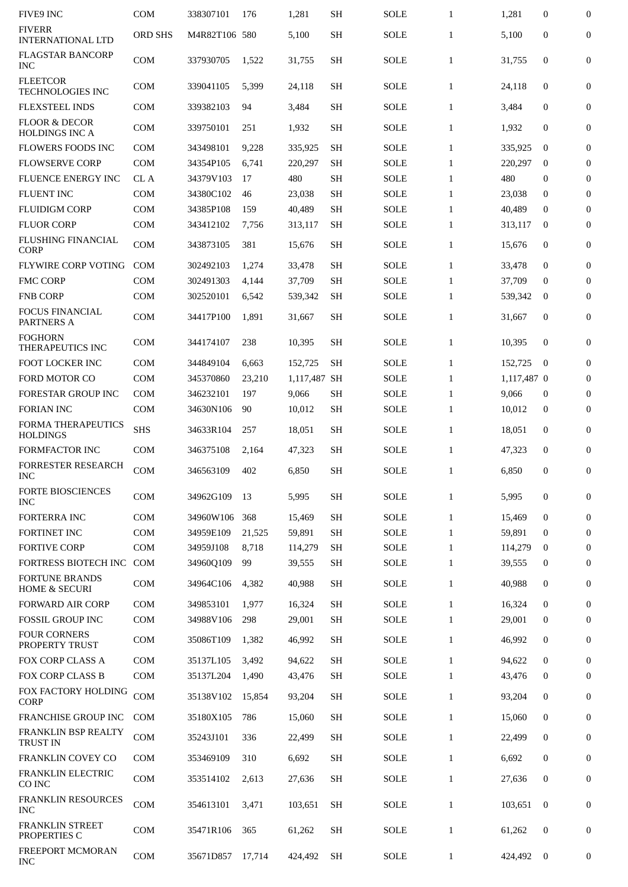| | | | | | | | | | | |
|---|---|---|---|---|---|---|---|---|---|---|
| FIVE9 INC | COM | 338307101 | 176 | 1,281 | SH | SOLE | 1 | 1,281 | 0 | 0 |
| FIVERR INTERNATIONAL LTD | ORD SHS | M4R82T106 | 580 | 5,100 | SH | SOLE | 1 | 5,100 | 0 | 0 |
| FLAGSTAR BANCORP INC | COM | 337930705 | 1,522 | 31,755 | SH | SOLE | 1 | 31,755 | 0 | 0 |
| FLEETCOR TECHNOLOGIES INC | COM | 339041105 | 5,399 | 24,118 | SH | SOLE | 1 | 24,118 | 0 | 0 |
| FLEXSTEEL INDS | COM | 339382103 | 94 | 3,484 | SH | SOLE | 1 | 3,484 | 0 | 0 |
| FLOOR & DECOR HOLDINGS INC A | COM | 339750101 | 251 | 1,932 | SH | SOLE | 1 | 1,932 | 0 | 0 |
| FLOWERS FOODS INC | COM | 343498101 | 9,228 | 335,925 | SH | SOLE | 1 | 335,925 | 0 | 0 |
| FLOWSERVE CORP | COM | 34354P105 | 6,741 | 220,297 | SH | SOLE | 1 | 220,297 | 0 | 0 |
| FLUENCE ENERGY INC | CL A | 34379V103 | 17 | 480 | SH | SOLE | 1 | 480 | 0 | 0 |
| FLUENT INC | COM | 34380C102 | 46 | 23,038 | SH | SOLE | 1 | 23,038 | 0 | 0 |
| FLUIDIGM CORP | COM | 34385P108 | 159 | 40,489 | SH | SOLE | 1 | 40,489 | 0 | 0 |
| FLUOR CORP | COM | 343412102 | 7,756 | 313,117 | SH | SOLE | 1 | 313,117 | 0 | 0 |
| FLUSHING FINANCIAL CORP | COM | 343873105 | 381 | 15,676 | SH | SOLE | 1 | 15,676 | 0 | 0 |
| FLYWIRE CORP VOTING | COM | 302492103 | 1,274 | 33,478 | SH | SOLE | 1 | 33,478 | 0 | 0 |
| FMC CORP | COM | 302491303 | 4,144 | 37,709 | SH | SOLE | 1 | 37,709 | 0 | 0 |
| FNB CORP | COM | 302520101 | 6,542 | 539,342 | SH | SOLE | 1 | 539,342 | 0 | 0 |
| FOCUS FINANCIAL PARTNERS A | COM | 34417P100 | 1,891 | 31,667 | SH | SOLE | 1 | 31,667 | 0 | 0 |
| FOGHORN THERAPEUTICS INC | COM | 344174107 | 238 | 10,395 | SH | SOLE | 1 | 10,395 | 0 | 0 |
| FOOT LOCKER INC | COM | 344849104 | 6,663 | 152,725 | SH | SOLE | 1 | 152,725 | 0 | 0 |
| FORD MOTOR CO | COM | 345370860 | 23,210 | 1,117,487 | SH | SOLE | 1 | 1,117,487 | 0 | 0 |
| FORESTAR GROUP INC | COM | 346232101 | 197 | 9,066 | SH | SOLE | 1 | 9,066 | 0 | 0 |
| FORIAN INC | COM | 34630N106 | 90 | 10,012 | SH | SOLE | 1 | 10,012 | 0 | 0 |
| FORMA THERAPEUTICS HOLDINGS | SHS | 34633R104 | 257 | 18,051 | SH | SOLE | 1 | 18,051 | 0 | 0 |
| FORMFACTOR INC | COM | 346375108 | 2,164 | 47,323 | SH | SOLE | 1 | 47,323 | 0 | 0 |
| FORRESTER RESEARCH INC | COM | 346563109 | 402 | 6,850 | SH | SOLE | 1 | 6,850 | 0 | 0 |
| FORTE BIOSCIENCES INC | COM | 34962G109 | 13 | 5,995 | SH | SOLE | 1 | 5,995 | 0 | 0 |
| FORTERRA INC | COM | 34960W106 | 368 | 15,469 | SH | SOLE | 1 | 15,469 | 0 | 0 |
| FORTINET INC | COM | 34959E109 | 21,525 | 59,891 | SH | SOLE | 1 | 59,891 | 0 | 0 |
| FORTIVE CORP | COM | 34959J108 | 8,718 | 114,279 | SH | SOLE | 1 | 114,279 | 0 | 0 |
| FORTRESS BIOTECH INC | COM | 34960Q109 | 99 | 39,555 | SH | SOLE | 1 | 39,555 | 0 | 0 |
| FORTUNE BRANDS HOME & SECURI | COM | 34964C106 | 4,382 | 40,988 | SH | SOLE | 1 | 40,988 | 0 | 0 |
| FORWARD AIR CORP | COM | 349853101 | 1,977 | 16,324 | SH | SOLE | 1 | 16,324 | 0 | 0 |
| FOSSIL GROUP INC | COM | 34988V106 | 298 | 29,001 | SH | SOLE | 1 | 29,001 | 0 | 0 |
| FOUR CORNERS PROPERTY TRUST | COM | 35086T109 | 1,382 | 46,992 | SH | SOLE | 1 | 46,992 | 0 | 0 |
| FOX CORP CLASS A | COM | 35137L105 | 3,492 | 94,622 | SH | SOLE | 1 | 94,622 | 0 | 0 |
| FOX CORP CLASS B | COM | 35137L204 | 1,490 | 43,476 | SH | SOLE | 1 | 43,476 | 0 | 0 |
| FOX FACTORY HOLDING CORP | COM | 35138V102 | 15,854 | 93,204 | SH | SOLE | 1 | 93,204 | 0 | 0 |
| FRANCHISE GROUP INC | COM | 35180X105 | 786 | 15,060 | SH | SOLE | 1 | 15,060 | 0 | 0 |
| FRANKLIN BSP REALTY TRUST IN | COM | 35243J101 | 336 | 22,499 | SH | SOLE | 1 | 22,499 | 0 | 0 |
| FRANKLIN COVEY CO | COM | 353469109 | 310 | 6,692 | SH | SOLE | 1 | 6,692 | 0 | 0 |
| FRANKLIN ELECTRIC CO INC | COM | 353514102 | 2,613 | 27,636 | SH | SOLE | 1 | 27,636 | 0 | 0 |
| FRANKLIN RESOURCES INC | COM | 354613101 | 3,471 | 103,651 | SH | SOLE | 1 | 103,651 | 0 | 0 |
| FRANKLIN STREET PROPERTIES C | COM | 35471R106 | 365 | 61,262 | SH | SOLE | 1 | 61,262 | 0 | 0 |
| FREEPORT MCMORAN INC | COM | 35671D857 | 17,714 | 424,492 | SH | SOLE | 1 | 424,492 | 0 | 0 |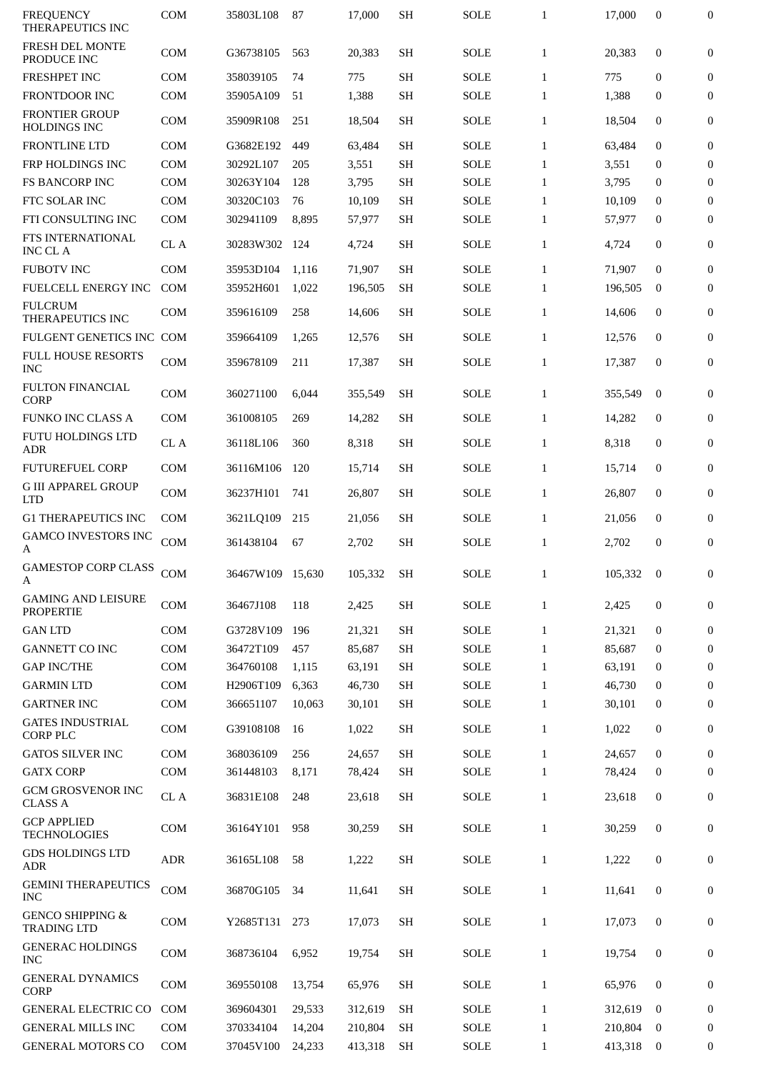| | | | | | | | | | | |
|---|---|---|---|---|---|---|---|---|---|---|
| FREQUENCY THERAPEUTICS INC | COM | 35803L108 | 87 | 17,000 | SH | SOLE | 1 | 17,000 | 0 | 0 |
| FRESH DEL MONTE PRODUCE INC | COM | G36738105 | 563 | 20,383 | SH | SOLE | 1 | 20,383 | 0 | 0 |
| FRESHPET INC | COM | 358039105 | 74 | 775 | SH | SOLE | 1 | 775 | 0 | 0 |
| FRONTDOOR INC | COM | 35905A109 | 51 | 1,388 | SH | SOLE | 1 | 1,388 | 0 | 0 |
| FRONTIER GROUP HOLDINGS INC | COM | 35909R108 | 251 | 18,504 | SH | SOLE | 1 | 18,504 | 0 | 0 |
| FRONTLINE LTD | COM | G3682E192 | 449 | 63,484 | SH | SOLE | 1 | 63,484 | 0 | 0 |
| FRP HOLDINGS INC | COM | 30292L107 | 205 | 3,551 | SH | SOLE | 1 | 3,551 | 0 | 0 |
| FS BANCORP INC | COM | 30263Y104 | 128 | 3,795 | SH | SOLE | 1 | 3,795 | 0 | 0 |
| FTC SOLAR INC | COM | 30320C103 | 76 | 10,109 | SH | SOLE | 1 | 10,109 | 0 | 0 |
| FTI CONSULTING INC | COM | 302941109 | 8,895 | 57,977 | SH | SOLE | 1 | 57,977 | 0 | 0 |
| FTS INTERNATIONAL INC CL A | CL A | 30283W302 | 124 | 4,724 | SH | SOLE | 1 | 4,724 | 0 | 0 |
| FUBOTV INC | COM | 35953D104 | 1,116 | 71,907 | SH | SOLE | 1 | 71,907 | 0 | 0 |
| FUELCELL ENERGY INC | COM | 35952H601 | 1,022 | 196,505 | SH | SOLE | 1 | 196,505 | 0 | 0 |
| FULCRUM THERAPEUTICS INC | COM | 359616109 | 258 | 14,606 | SH | SOLE | 1 | 14,606 | 0 | 0 |
| FULGENT GENETICS INC | COM | 359664109 | 1,265 | 12,576 | SH | SOLE | 1 | 12,576 | 0 | 0 |
| FULL HOUSE RESORTS INC | COM | 359678109 | 211 | 17,387 | SH | SOLE | 1 | 17,387 | 0 | 0 |
| FULTON FINANCIAL CORP | COM | 360271100 | 6,044 | 355,549 | SH | SOLE | 1 | 355,549 | 0 | 0 |
| FUNKO INC CLASS A | COM | 361008105 | 269 | 14,282 | SH | SOLE | 1 | 14,282 | 0 | 0 |
| FUTU HOLDINGS LTD ADR | CL A | 36118L106 | 360 | 8,318 | SH | SOLE | 1 | 8,318 | 0 | 0 |
| FUTUREFUEL CORP | COM | 36116M106 | 120 | 15,714 | SH | SOLE | 1 | 15,714 | 0 | 0 |
| G III APPAREL GROUP LTD | COM | 36237H101 | 741 | 26,807 | SH | SOLE | 1 | 26,807 | 0 | 0 |
| G1 THERAPEUTICS INC | COM | 3621LQ109 | 215 | 21,056 | SH | SOLE | 1 | 21,056 | 0 | 0 |
| GAMCO INVESTORS INC A | COM | 361438104 | 67 | 2,702 | SH | SOLE | 1 | 2,702 | 0 | 0 |
| GAMESTOP CORP CLASS A | COM | 36467W109 | 15,630 | 105,332 | SH | SOLE | 1 | 105,332 | 0 | 0 |
| GAMING AND LEISURE PROPERTIE | COM | 36467J108 | 118 | 2,425 | SH | SOLE | 1 | 2,425 | 0 | 0 |
| GAN LTD | COM | G3728V109 | 196 | 21,321 | SH | SOLE | 1 | 21,321 | 0 | 0 |
| GANNETT CO INC | COM | 36472T109 | 457 | 85,687 | SH | SOLE | 1 | 85,687 | 0 | 0 |
| GAP INC/THE | COM | 364760108 | 1,115 | 63,191 | SH | SOLE | 1 | 63,191 | 0 | 0 |
| GARMIN LTD | COM | H2906T109 | 6,363 | 46,730 | SH | SOLE | 1 | 46,730 | 0 | 0 |
| GARTNER INC | COM | 366651107 | 10,063 | 30,101 | SH | SOLE | 1 | 30,101 | 0 | 0 |
| GATES INDUSTRIAL CORP PLC | COM | G39108108 | 16 | 1,022 | SH | SOLE | 1 | 1,022 | 0 | 0 |
| GATOS SILVER INC | COM | 368036109 | 256 | 24,657 | SH | SOLE | 1 | 24,657 | 0 | 0 |
| GATX CORP | COM | 361448103 | 8,171 | 78,424 | SH | SOLE | 1 | 78,424 | 0 | 0 |
| GCM GROSVENOR INC CLASS A | CL A | 36831E108 | 248 | 23,618 | SH | SOLE | 1 | 23,618 | 0 | 0 |
| GCP APPLIED TECHNOLOGIES | COM | 36164Y101 | 958 | 30,259 | SH | SOLE | 1 | 30,259 | 0 | 0 |
| GDS HOLDINGS LTD ADR | ADR | 36165L108 | 58 | 1,222 | SH | SOLE | 1 | 1,222 | 0 | 0 |
| GEMINI THERAPEUTICS INC | COM | 36870G105 | 34 | 11,641 | SH | SOLE | 1 | 11,641 | 0 | 0 |
| GENCO SHIPPING & TRADING LTD | COM | Y2685T131 | 273 | 17,073 | SH | SOLE | 1 | 17,073 | 0 | 0 |
| GENERAC HOLDINGS INC | COM | 368736104 | 6,952 | 19,754 | SH | SOLE | 1 | 19,754 | 0 | 0 |
| GENERAL DYNAMICS CORP | COM | 369550108 | 13,754 | 65,976 | SH | SOLE | 1 | 65,976 | 0 | 0 |
| GENERAL ELECTRIC CO | COM | 369604301 | 29,533 | 312,619 | SH | SOLE | 1 | 312,619 | 0 | 0 |
| GENERAL MILLS INC | COM | 370334104 | 14,204 | 210,804 | SH | SOLE | 1 | 210,804 | 0 | 0 |
| GENERAL MOTORS CO | COM | 37045V100 | 24,233 | 413,318 | SH | SOLE | 1 | 413,318 | 0 | 0 |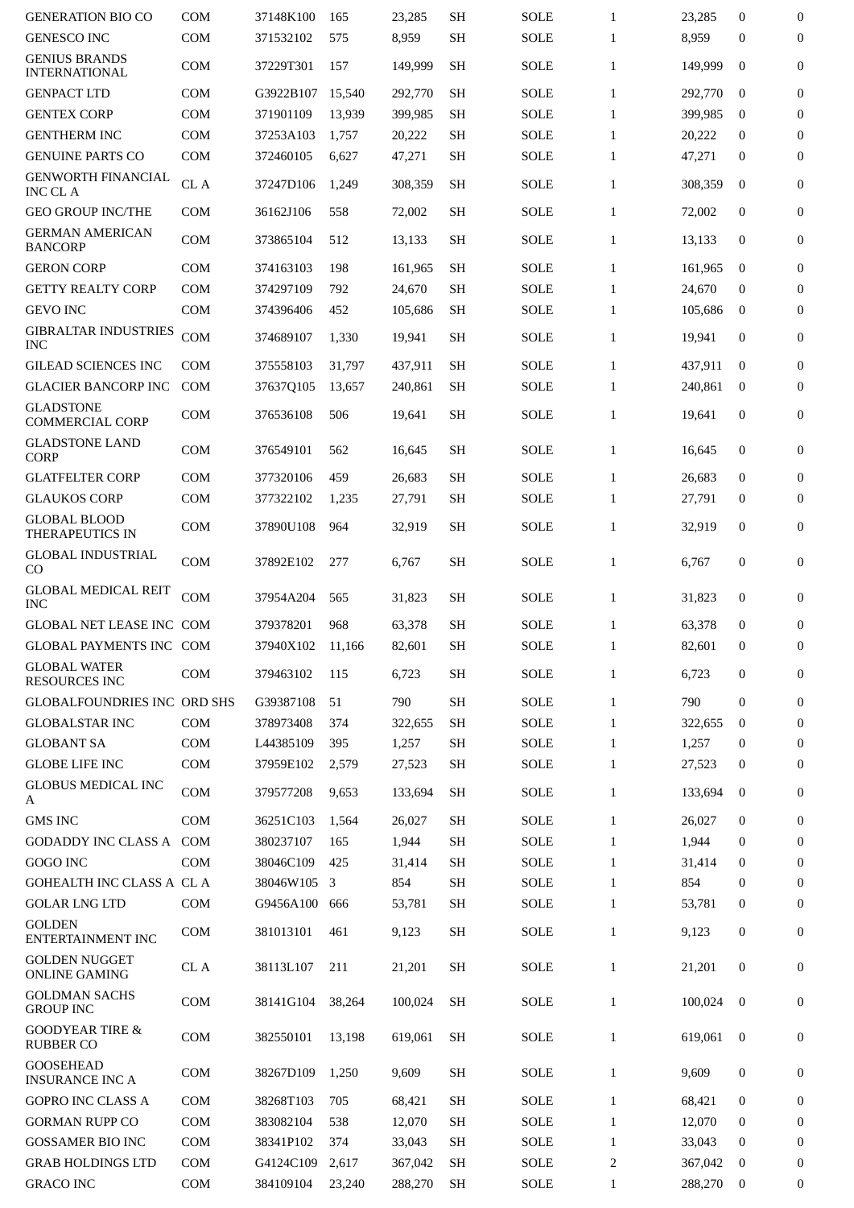| | | | | | | | | | | |
|---|---|---|---|---|---|---|---|---|---|---|
| GENERATION BIO CO | COM | 37148K100 | 165 | 23,285 | SH | SOLE | 1 | 23,285 | 0 | 0 |
| GENESCO INC | COM | 371532102 | 575 | 8,959 | SH | SOLE | 1 | 8,959 | 0 | 0 |
| GENIUS BRANDS INTERNATIONAL | COM | 37229T301 | 157 | 149,999 | SH | SOLE | 1 | 149,999 | 0 | 0 |
| GENPACT LTD | COM | G3922B107 | 15,540 | 292,770 | SH | SOLE | 1 | 292,770 | 0 | 0 |
| GENTEX CORP | COM | 371901109 | 13,939 | 399,985 | SH | SOLE | 1 | 399,985 | 0 | 0 |
| GENTHERM INC | COM | 37253A103 | 1,757 | 20,222 | SH | SOLE | 1 | 20,222 | 0 | 0 |
| GENUINE PARTS CO | COM | 372460105 | 6,627 | 47,271 | SH | SOLE | 1 | 47,271 | 0 | 0 |
| GENWORTH FINANCIAL INC CL A | CL A | 37247D106 | 1,249 | 308,359 | SH | SOLE | 1 | 308,359 | 0 | 0 |
| GEO GROUP INC/THE | COM | 36162J106 | 558 | 72,002 | SH | SOLE | 1 | 72,002 | 0 | 0 |
| GERMAN AMERICAN BANCORP | COM | 373865104 | 512 | 13,133 | SH | SOLE | 1 | 13,133 | 0 | 0 |
| GERON CORP | COM | 374163103 | 198 | 161,965 | SH | SOLE | 1 | 161,965 | 0 | 0 |
| GETTY REALTY CORP | COM | 374297109 | 792 | 24,670 | SH | SOLE | 1 | 24,670 | 0 | 0 |
| GEVO INC | COM | 374396406 | 452 | 105,686 | SH | SOLE | 1 | 105,686 | 0 | 0 |
| GIBRALTAR INDUSTRIES INC | COM | 374689107 | 1,330 | 19,941 | SH | SOLE | 1 | 19,941 | 0 | 0 |
| GILEAD SCIENCES INC | COM | 375558103 | 31,797 | 437,911 | SH | SOLE | 1 | 437,911 | 0 | 0 |
| GLACIER BANCORP INC | COM | 37637Q105 | 13,657 | 240,861 | SH | SOLE | 1 | 240,861 | 0 | 0 |
| GLADSTONE COMMERCIAL CORP | COM | 376536108 | 506 | 19,641 | SH | SOLE | 1 | 19,641 | 0 | 0 |
| GLADSTONE LAND CORP | COM | 376549101 | 562 | 16,645 | SH | SOLE | 1 | 16,645 | 0 | 0 |
| GLATFELTER CORP | COM | 377320106 | 459 | 26,683 | SH | SOLE | 1 | 26,683 | 0 | 0 |
| GLAUKOS CORP | COM | 377322102 | 1,235 | 27,791 | SH | SOLE | 1 | 27,791 | 0 | 0 |
| GLOBAL BLOOD THERAPEUTICS IN | COM | 37890U108 | 964 | 32,919 | SH | SOLE | 1 | 32,919 | 0 | 0 |
| GLOBAL INDUSTRIAL CO | COM | 37892E102 | 277 | 6,767 | SH | SOLE | 1 | 6,767 | 0 | 0 |
| GLOBAL MEDICAL REIT INC | COM | 37954A204 | 565 | 31,823 | SH | SOLE | 1 | 31,823 | 0 | 0 |
| GLOBAL NET LEASE INC | COM | 379378201 | 968 | 63,378 | SH | SOLE | 1 | 63,378 | 0 | 0 |
| GLOBAL PAYMENTS INC | COM | 37940X102 | 11,166 | 82,601 | SH | SOLE | 1 | 82,601 | 0 | 0 |
| GLOBAL WATER RESOURCES INC | COM | 379463102 | 115 | 6,723 | SH | SOLE | 1 | 6,723 | 0 | 0 |
| GLOBALFOUNDRIES INC | ORD SHS | G39387108 | 51 | 790 | SH | SOLE | 1 | 790 | 0 | 0 |
| GLOBALSTAR INC | COM | 378973408 | 374 | 322,655 | SH | SOLE | 1 | 322,655 | 0 | 0 |
| GLOBANT SA | COM | L44385109 | 395 | 1,257 | SH | SOLE | 1 | 1,257 | 0 | 0 |
| GLOBE LIFE INC | COM | 37959E102 | 2,579 | 27,523 | SH | SOLE | 1 | 27,523 | 0 | 0 |
| GLOBUS MEDICAL INC A | COM | 379577208 | 9,653 | 133,694 | SH | SOLE | 1 | 133,694 | 0 | 0 |
| GMS INC | COM | 36251C103 | 1,564 | 26,027 | SH | SOLE | 1 | 26,027 | 0 | 0 |
| GODADDY INC CLASS A | COM | 380237107 | 165 | 1,944 | SH | SOLE | 1 | 1,944 | 0 | 0 |
| GOGO INC | COM | 38046C109 | 425 | 31,414 | SH | SOLE | 1 | 31,414 | 0 | 0 |
| GOHEALTH INC CLASS A | CL A | 38046W105 | 3 | 854 | SH | SOLE | 1 | 854 | 0 | 0 |
| GOLAR LNG LTD | COM | G9456A100 | 666 | 53,781 | SH | SOLE | 1 | 53,781 | 0 | 0 |
| GOLDEN ENTERTAINMENT INC | COM | 381013101 | 461 | 9,123 | SH | SOLE | 1 | 9,123 | 0 | 0 |
| GOLDEN NUGGET ONLINE GAMING | CL A | 38113L107 | 211 | 21,201 | SH | SOLE | 1 | 21,201 | 0 | 0 |
| GOLDMAN SACHS GROUP INC | COM | 38141G104 | 38,264 | 100,024 | SH | SOLE | 1 | 100,024 | 0 | 0 |
| GOODYEAR TIRE & RUBBER CO | COM | 382550101 | 13,198 | 619,061 | SH | SOLE | 1 | 619,061 | 0 | 0 |
| GOOSEHEAD INSURANCE INC A | COM | 38267D109 | 1,250 | 9,609 | SH | SOLE | 1 | 9,609 | 0 | 0 |
| GOPRO INC CLASS A | COM | 38268T103 | 705 | 68,421 | SH | SOLE | 1 | 68,421 | 0 | 0 |
| GORMAN RUPP CO | COM | 383082104 | 538 | 12,070 | SH | SOLE | 1 | 12,070 | 0 | 0 |
| GOSSAMER BIO INC | COM | 38341P102 | 374 | 33,043 | SH | SOLE | 1 | 33,043 | 0 | 0 |
| GRAB HOLDINGS LTD | COM | G4124C109 | 2,617 | 367,042 | SH | SOLE | 2 | 367,042 | 0 | 0 |
| GRACO INC | COM | 384109104 | 23,240 | 288,270 | SH | SOLE | 1 | 288,270 | 0 | 0 |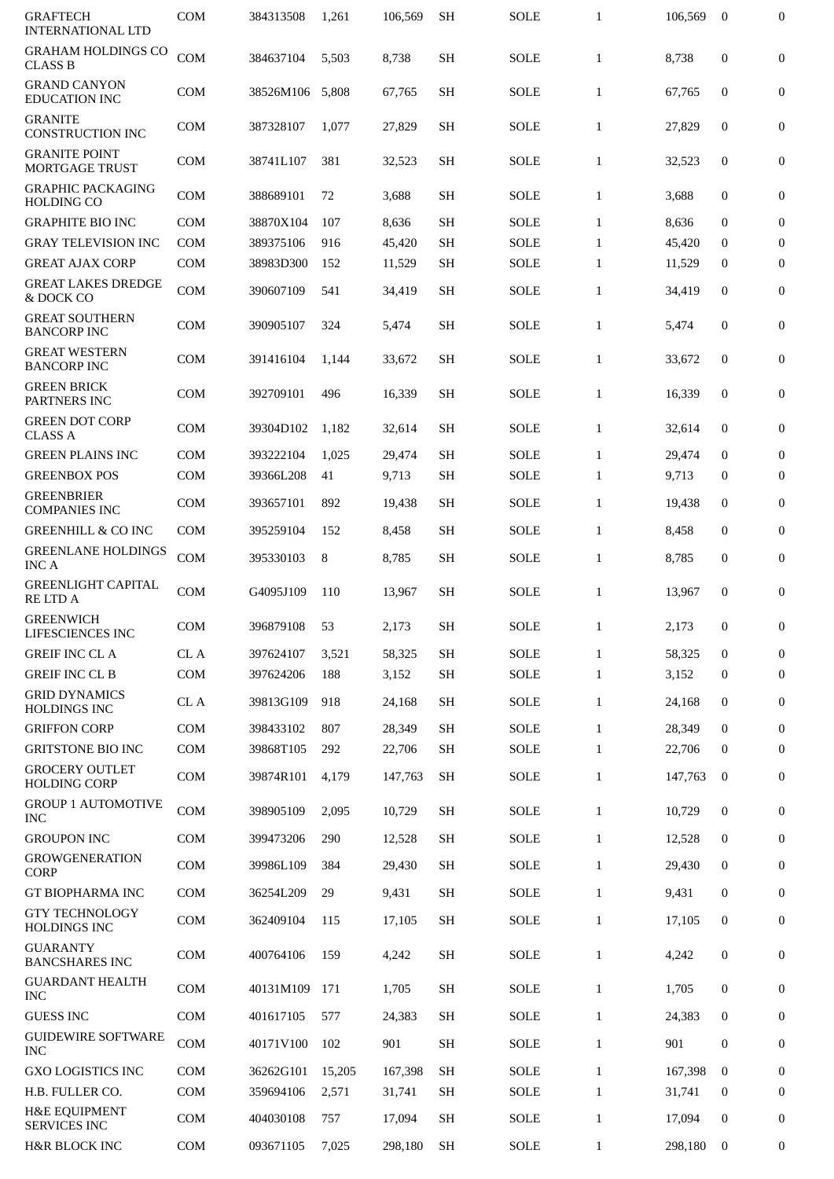| | | | | | | | | | | |
|---|---|---|---|---|---|---|---|---|---|---|
| GRAFTECH INTERNATIONAL LTD | COM | 384313508 | 1,261 | 106,569 | SH | SOLE | 1 | 106,569 | 0 | 0 |
| GRAHAM HOLDINGS CO CLASS B | COM | 384637104 | 5,503 | 8,738 | SH | SOLE | 1 | 8,738 | 0 | 0 |
| GRAND CANYON EDUCATION INC | COM | 38526M106 | 5,808 | 67,765 | SH | SOLE | 1 | 67,765 | 0 | 0 |
| GRANITE CONSTRUCTION INC | COM | 387328107 | 1,077 | 27,829 | SH | SOLE | 1 | 27,829 | 0 | 0 |
| GRANITE POINT MORTGAGE TRUST | COM | 38741L107 | 381 | 32,523 | SH | SOLE | 1 | 32,523 | 0 | 0 |
| GRAPHIC PACKAGING HOLDING CO | COM | 388689101 | 72 | 3,688 | SH | SOLE | 1 | 3,688 | 0 | 0 |
| GRAPHITE BIO INC | COM | 38870X104 | 107 | 8,636 | SH | SOLE | 1 | 8,636 | 0 | 0 |
| GRAY TELEVISION INC | COM | 389375106 | 916 | 45,420 | SH | SOLE | 1 | 45,420 | 0 | 0 |
| GREAT AJAX CORP | COM | 38983D300 | 152 | 11,529 | SH | SOLE | 1 | 11,529 | 0 | 0 |
| GREAT LAKES DREDGE & DOCK CO | COM | 390607109 | 541 | 34,419 | SH | SOLE | 1 | 34,419 | 0 | 0 |
| GREAT SOUTHERN BANCORP INC | COM | 390905107 | 324 | 5,474 | SH | SOLE | 1 | 5,474 | 0 | 0 |
| GREAT WESTERN BANCORP INC | COM | 391416104 | 1,144 | 33,672 | SH | SOLE | 1 | 33,672 | 0 | 0 |
| GREEN BRICK PARTNERS INC | COM | 392709101 | 496 | 16,339 | SH | SOLE | 1 | 16,339 | 0 | 0 |
| GREEN DOT CORP CLASS A | COM | 39304D102 | 1,182 | 32,614 | SH | SOLE | 1 | 32,614 | 0 | 0 |
| GREEN PLAINS INC | COM | 393222104 | 1,025 | 29,474 | SH | SOLE | 1 | 29,474 | 0 | 0 |
| GREENBOX POS | COM | 39366L208 | 41 | 9,713 | SH | SOLE | 1 | 9,713 | 0 | 0 |
| GREENBRIER COMPANIES INC | COM | 393657101 | 892 | 19,438 | SH | SOLE | 1 | 19,438 | 0 | 0 |
| GREENHILL & CO INC | COM | 395259104 | 152 | 8,458 | SH | SOLE | 1 | 8,458 | 0 | 0 |
| GREENLANE HOLDINGS INC A | COM | 395330103 | 8 | 8,785 | SH | SOLE | 1 | 8,785 | 0 | 0 |
| GREENLIGHT CAPITAL RE LTD A | COM | G4095J109 | 110 | 13,967 | SH | SOLE | 1 | 13,967 | 0 | 0 |
| GREENWICH LIFESCIENCES INC | COM | 396879108 | 53 | 2,173 | SH | SOLE | 1 | 2,173 | 0 | 0 |
| GREIF INC CL A | CL A | 397624107 | 3,521 | 58,325 | SH | SOLE | 1 | 58,325 | 0 | 0 |
| GREIF INC CL B | COM | 397624206 | 188 | 3,152 | SH | SOLE | 1 | 3,152 | 0 | 0 |
| GRID DYNAMICS HOLDINGS INC | CL A | 39813G109 | 918 | 24,168 | SH | SOLE | 1 | 24,168 | 0 | 0 |
| GRIFFON CORP | COM | 398433102 | 807 | 28,349 | SH | SOLE | 1 | 28,349 | 0 | 0 |
| GRITSTONE BIO INC | COM | 39868T105 | 292 | 22,706 | SH | SOLE | 1 | 22,706 | 0 | 0 |
| GROCERY OUTLET HOLDING CORP | COM | 39874R101 | 4,179 | 147,763 | SH | SOLE | 1 | 147,763 | 0 | 0 |
| GROUP 1 AUTOMOTIVE INC | COM | 398905109 | 2,095 | 10,729 | SH | SOLE | 1 | 10,729 | 0 | 0 |
| GROUPON INC | COM | 399473206 | 290 | 12,528 | SH | SOLE | 1 | 12,528 | 0 | 0 |
| GROWGENERATION CORP | COM | 39986L109 | 384 | 29,430 | SH | SOLE | 1 | 29,430 | 0 | 0 |
| GT BIOPHARMA INC | COM | 36254L209 | 29 | 9,431 | SH | SOLE | 1 | 9,431 | 0 | 0 |
| GTY TECHNOLOGY HOLDINGS INC | COM | 362409104 | 115 | 17,105 | SH | SOLE | 1 | 17,105 | 0 | 0 |
| GUARANTY BANCSHARES INC | COM | 400764106 | 159 | 4,242 | SH | SOLE | 1 | 4,242 | 0 | 0 |
| GUARDANT HEALTH INC | COM | 40131M109 | 171 | 1,705 | SH | SOLE | 1 | 1,705 | 0 | 0 |
| GUESS INC | COM | 401617105 | 577 | 24,383 | SH | SOLE | 1 | 24,383 | 0 | 0 |
| GUIDEWIRE SOFTWARE INC | COM | 40171V100 | 102 | 901 | SH | SOLE | 1 | 901 | 0 | 0 |
| GXO LOGISTICS INC | COM | 36262G101 | 15,205 | 167,398 | SH | SOLE | 1 | 167,398 | 0 | 0 |
| H.B. FULLER CO. | COM | 359694106 | 2,571 | 31,741 | SH | SOLE | 1 | 31,741 | 0 | 0 |
| H&E EQUIPMENT SERVICES INC | COM | 404030108 | 757 | 17,094 | SH | SOLE | 1 | 17,094 | 0 | 0 |
| H&R BLOCK INC | COM | 093671105 | 7,025 | 298,180 | SH | SOLE | 1 | 298,180 | 0 | 0 |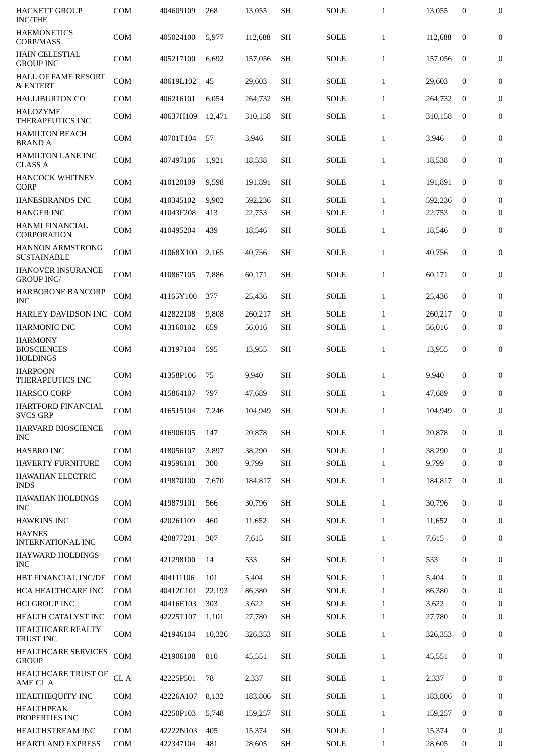| | | | | | | | | | | |
|---|---|---|---|---|---|---|---|---|---|---|
| HACKETT GROUP INC/THE | COM | 404609109 | 268 | 13,055 | SH | SOLE | 1 | 13,055 | 0 | 0 |
| HAEMONETICS CORP/MASS | COM | 405024100 | 5,977 | 112,688 | SH | SOLE | 1 | 112,688 | 0 | 0 |
| HAIN CELESTIAL GROUP INC | COM | 405217100 | 6,692 | 157,056 | SH | SOLE | 1 | 157,056 | 0 | 0 |
| HALL OF FAME RESORT & ENTERT | COM | 40619L102 | 45 | 29,603 | SH | SOLE | 1 | 29,603 | 0 | 0 |
| HALLIBURTON CO | COM | 406216101 | 6,054 | 264,732 | SH | SOLE | 1 | 264,732 | 0 | 0 |
| HALOZYME THERAPEUTICS INC | COM | 40637H109 | 12,471 | 310,158 | SH | SOLE | 1 | 310,158 | 0 | 0 |
| HAMILTON BEACH BRAND A | COM | 40701T104 | 57 | 3,946 | SH | SOLE | 1 | 3,946 | 0 | 0 |
| HAMILTON LANE INC CLASS A | COM | 407497106 | 1,921 | 18,538 | SH | SOLE | 1 | 18,538 | 0 | 0 |
| HANCOCK WHITNEY CORP | COM | 410120109 | 9,598 | 191,891 | SH | SOLE | 1 | 191,891 | 0 | 0 |
| HANESBRANDS INC | COM | 410345102 | 9,902 | 592,236 | SH | SOLE | 1 | 592,236 | 0 | 0 |
| HANGER INC | COM | 41043F208 | 413 | 22,753 | SH | SOLE | 1 | 22,753 | 0 | 0 |
| HANMI FINANCIAL CORPORATION | COM | 410495204 | 439 | 18,546 | SH | SOLE | 1 | 18,546 | 0 | 0 |
| HANNON ARMSTRONG SUSTAINABLE | COM | 41068X100 | 2,165 | 40,756 | SH | SOLE | 1 | 40,756 | 0 | 0 |
| HANOVER INSURANCE GROUP INC/ | COM | 410867105 | 7,886 | 60,171 | SH | SOLE | 1 | 60,171 | 0 | 0 |
| HARBORONE BANCORP INC | COM | 41165Y100 | 377 | 25,436 | SH | SOLE | 1 | 25,436 | 0 | 0 |
| HARLEY DAVIDSON INC | COM | 412822108 | 9,808 | 260,217 | SH | SOLE | 1 | 260,217 | 0 | 0 |
| HARMONIC INC | COM | 413160102 | 659 | 56,016 | SH | SOLE | 1 | 56,016 | 0 | 0 |
| HARMONY BIOSCIENCES HOLDINGS | COM | 413197104 | 595 | 13,955 | SH | SOLE | 1 | 13,955 | 0 | 0 |
| HARPOON THERAPEUTICS INC | COM | 41358P106 | 75 | 9,940 | SH | SOLE | 1 | 9,940 | 0 | 0 |
| HARSCO CORP | COM | 415864107 | 797 | 47,689 | SH | SOLE | 1 | 47,689 | 0 | 0 |
| HARTFORD FINANCIAL SVCS GRP | COM | 416515104 | 7,246 | 104,949 | SH | SOLE | 1 | 104,949 | 0 | 0 |
| HARVARD BIOSCIENCE INC | COM | 416906105 | 147 | 20,878 | SH | SOLE | 1 | 20,878 | 0 | 0 |
| HASBRO INC | COM | 418056107 | 3,897 | 38,290 | SH | SOLE | 1 | 38,290 | 0 | 0 |
| HAVERTY FURNITURE | COM | 419596101 | 300 | 9,799 | SH | SOLE | 1 | 9,799 | 0 | 0 |
| HAWAIIAN ELECTRIC INDS | COM | 419870100 | 7,670 | 184,817 | SH | SOLE | 1 | 184,817 | 0 | 0 |
| HAWAIIAN HOLDINGS INC | COM | 419879101 | 566 | 30,796 | SH | SOLE | 1 | 30,796 | 0 | 0 |
| HAWKINS INC | COM | 420261109 | 460 | 11,652 | SH | SOLE | 1 | 11,652 | 0 | 0 |
| HAYNES INTERNATIONAL INC | COM | 420877201 | 307 | 7,615 | SH | SOLE | 1 | 7,615 | 0 | 0 |
| HAYWARD HOLDINGS INC | COM | 421298100 | 14 | 533 | SH | SOLE | 1 | 533 | 0 | 0 |
| HBT FINANCIAL INC/DE | COM | 404111106 | 101 | 5,404 | SH | SOLE | 1 | 5,404 | 0 | 0 |
| HCA HEALTHCARE INC | COM | 40412C101 | 22,193 | 86,380 | SH | SOLE | 1 | 86,380 | 0 | 0 |
| HCI GROUP INC | COM | 40416E103 | 303 | 3,622 | SH | SOLE | 1 | 3,622 | 0 | 0 |
| HEALTH CATALYST INC | COM | 42225T107 | 1,101 | 27,780 | SH | SOLE | 1 | 27,780 | 0 | 0 |
| HEALTHCARE REALTY TRUST INC | COM | 421946104 | 10,326 | 326,353 | SH | SOLE | 1 | 326,353 | 0 | 0 |
| HEALTHCARE SERVICES GROUP | COM | 421906108 | 810 | 45,551 | SH | SOLE | 1 | 45,551 | 0 | 0 |
| HEALTHCARE TRUST OF AME CL A | CL A | 42225P501 | 78 | 2,337 | SH | SOLE | 1 | 2,337 | 0 | 0 |
| HEALTHEQUITY INC | COM | 42226A107 | 8,132 | 183,806 | SH | SOLE | 1 | 183,806 | 0 | 0 |
| HEALTHPEAK PROPERTIES INC | COM | 42250P103 | 5,748 | 159,257 | SH | SOLE | 1 | 159,257 | 0 | 0 |
| HEALTHSTREAM INC | COM | 42222N103 | 405 | 15,374 | SH | SOLE | 1 | 15,374 | 0 | 0 |
| HEARTLAND EXPRESS | COM | 422347104 | 481 | 28,605 | SH | SOLE | 1 | 28,605 | 0 | 0 |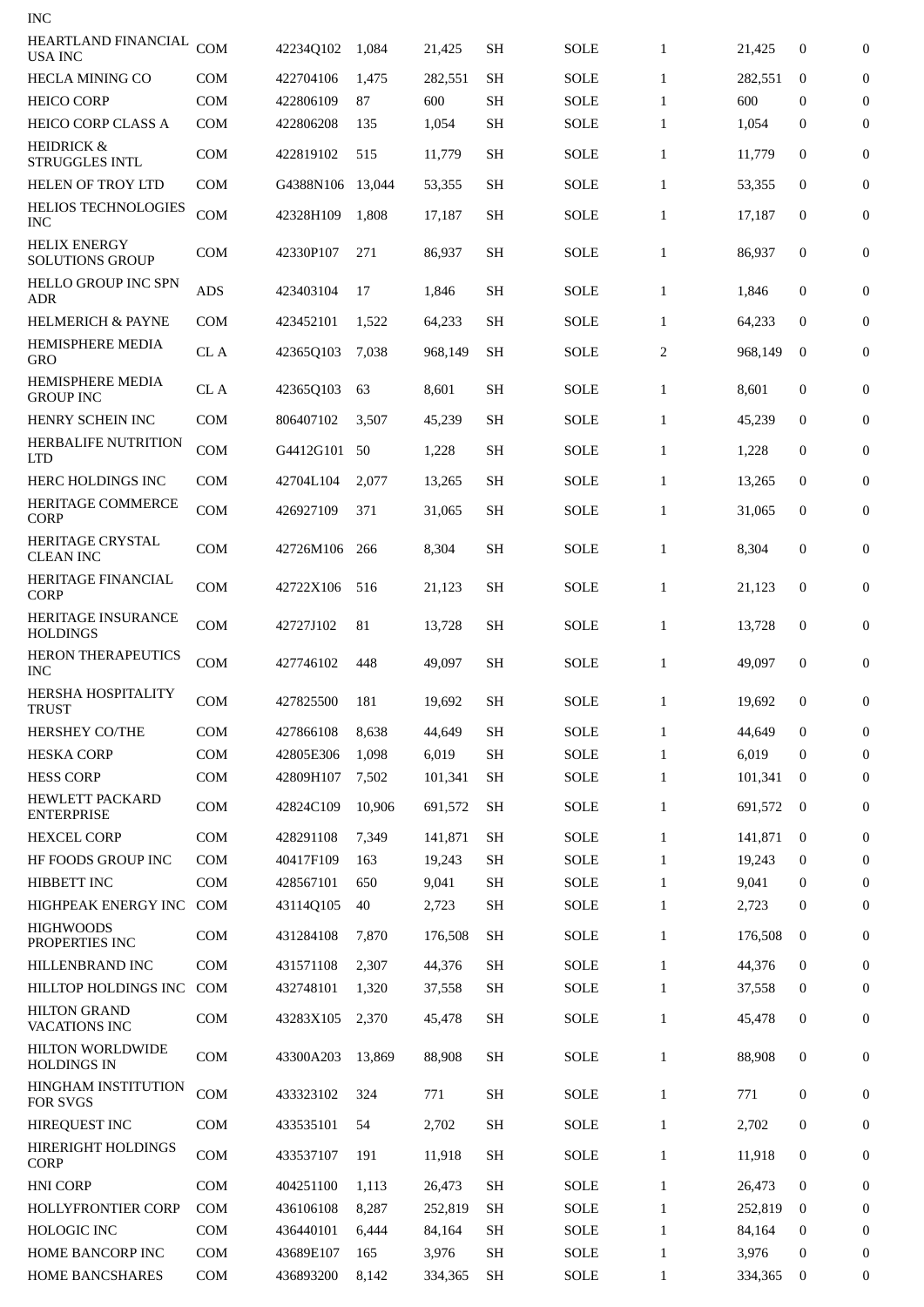INC

| | | | | | | | | | | |
|---|---|---|---|---|---|---|---|---|---|---|
| HEARTLAND FINANCIAL USA INC | COM | 42234Q102 | 1,084 | 21,425 | SH | SOLE | 1 | 21,425 | 0 | 0 |
| HECLA MINING CO | COM | 422704106 | 1,475 | 282,551 | SH | SOLE | 1 | 282,551 | 0 | 0 |
| HEICO CORP | COM | 422806109 | 87 | 600 | SH | SOLE | 1 | 600 | 0 | 0 |
| HEICO CORP CLASS A | COM | 422806208 | 135 | 1,054 | SH | SOLE | 1 | 1,054 | 0 | 0 |
| HEIDRICK & STRUGGLES INTL | COM | 422819102 | 515 | 11,779 | SH | SOLE | 1 | 11,779 | 0 | 0 |
| HELEN OF TROY LTD | COM | G4388N106 | 13,044 | 53,355 | SH | SOLE | 1 | 53,355 | 0 | 0 |
| HELIOS TECHNOLOGIES INC | COM | 42328H109 | 1,808 | 17,187 | SH | SOLE | 1 | 17,187 | 0 | 0 |
| HELIX ENERGY SOLUTIONS GROUP | COM | 42330P107 | 271 | 86,937 | SH | SOLE | 1 | 86,937 | 0 | 0 |
| HELLO GROUP INC SPN ADR | ADS | 423403104 | 17 | 1,846 | SH | SOLE | 1 | 1,846 | 0 | 0 |
| HELMERICH & PAYNE | COM | 423452101 | 1,522 | 64,233 | SH | SOLE | 1 | 64,233 | 0 | 0 |
| HEMISPHERE MEDIA GRO | CL A | 42365Q103 | 7,038 | 968,149 | SH | SOLE | 2 | 968,149 | 0 | 0 |
| HEMISPHERE MEDIA GROUP INC | CL A | 42365Q103 | 63 | 8,601 | SH | SOLE | 1 | 8,601 | 0 | 0 |
| HENRY SCHEIN INC | COM | 806407102 | 3,507 | 45,239 | SH | SOLE | 1 | 45,239 | 0 | 0 |
| HERBALIFE NUTRITION LTD | COM | G4412G101 | 50 | 1,228 | SH | SOLE | 1 | 1,228 | 0 | 0 |
| HERC HOLDINGS INC | COM | 42704L104 | 2,077 | 13,265 | SH | SOLE | 1 | 13,265 | 0 | 0 |
| HERITAGE COMMERCE CORP | COM | 426927109 | 371 | 31,065 | SH | SOLE | 1 | 31,065 | 0 | 0 |
| HERITAGE CRYSTAL CLEAN INC | COM | 42726M106 | 266 | 8,304 | SH | SOLE | 1 | 8,304 | 0 | 0 |
| HERITAGE FINANCIAL CORP | COM | 42722X106 | 516 | 21,123 | SH | SOLE | 1 | 21,123 | 0 | 0 |
| HERITAGE INSURANCE HOLDINGS | COM | 42727J102 | 81 | 13,728 | SH | SOLE | 1 | 13,728 | 0 | 0 |
| HERON THERAPEUTICS INC | COM | 427746102 | 448 | 49,097 | SH | SOLE | 1 | 49,097 | 0 | 0 |
| HERSHA HOSPITALITY TRUST | COM | 427825500 | 181 | 19,692 | SH | SOLE | 1 | 19,692 | 0 | 0 |
| HERSHEY CO/THE | COM | 427866108 | 8,638 | 44,649 | SH | SOLE | 1 | 44,649 | 0 | 0 |
| HESKA CORP | COM | 42805E306 | 1,098 | 6,019 | SH | SOLE | 1 | 6,019 | 0 | 0 |
| HESS CORP | COM | 42809H107 | 7,502 | 101,341 | SH | SOLE | 1 | 101,341 | 0 | 0 |
| HEWLETT PACKARD ENTERPRISE | COM | 42824C109 | 10,906 | 691,572 | SH | SOLE | 1 | 691,572 | 0 | 0 |
| HEXCEL CORP | COM | 428291108 | 7,349 | 141,871 | SH | SOLE | 1 | 141,871 | 0 | 0 |
| HF FOODS GROUP INC | COM | 40417F109 | 163 | 19,243 | SH | SOLE | 1 | 19,243 | 0 | 0 |
| HIBBETT INC | COM | 428567101 | 650 | 9,041 | SH | SOLE | 1 | 9,041 | 0 | 0 |
| HIGHPEAK ENERGY INC | COM | 43114Q105 | 40 | 2,723 | SH | SOLE | 1 | 2,723 | 0 | 0 |
| HIGHWOODS PROPERTIES INC | COM | 431284108 | 7,870 | 176,508 | SH | SOLE | 1 | 176,508 | 0 | 0 |
| HILLENBRAND INC | COM | 431571108 | 2,307 | 44,376 | SH | SOLE | 1 | 44,376 | 0 | 0 |
| HILLTOP HOLDINGS INC | COM | 432748101 | 1,320 | 37,558 | SH | SOLE | 1 | 37,558 | 0 | 0 |
| HILTON GRAND VACATIONS INC | COM | 43283X105 | 2,370 | 45,478 | SH | SOLE | 1 | 45,478 | 0 | 0 |
| HILTON WORLDWIDE HOLDINGS IN | COM | 43300A203 | 13,869 | 88,908 | SH | SOLE | 1 | 88,908 | 0 | 0 |
| HINGHAM INSTITUTION FOR SVGS | COM | 433323102 | 324 | 771 | SH | SOLE | 1 | 771 | 0 | 0 |
| HIREQUEST INC | COM | 433535101 | 54 | 2,702 | SH | SOLE | 1 | 2,702 | 0 | 0 |
| HIRERIGHT HOLDINGS CORP | COM | 433537107 | 191 | 11,918 | SH | SOLE | 1 | 11,918 | 0 | 0 |
| HNI CORP | COM | 404251100 | 1,113 | 26,473 | SH | SOLE | 1 | 26,473 | 0 | 0 |
| HOLLYFRONTIER CORP | COM | 436106108 | 8,287 | 252,819 | SH | SOLE | 1 | 252,819 | 0 | 0 |
| HOLOGIC INC | COM | 436440101 | 6,444 | 84,164 | SH | SOLE | 1 | 84,164 | 0 | 0 |
| HOME BANCORP INC | COM | 43689E107 | 165 | 3,976 | SH | SOLE | 1 | 3,976 | 0 | 0 |
| HOME BANCSHARES | COM | 436893200 | 8,142 | 334,365 | SH | SOLE | 1 | 334,365 | 0 | 0 |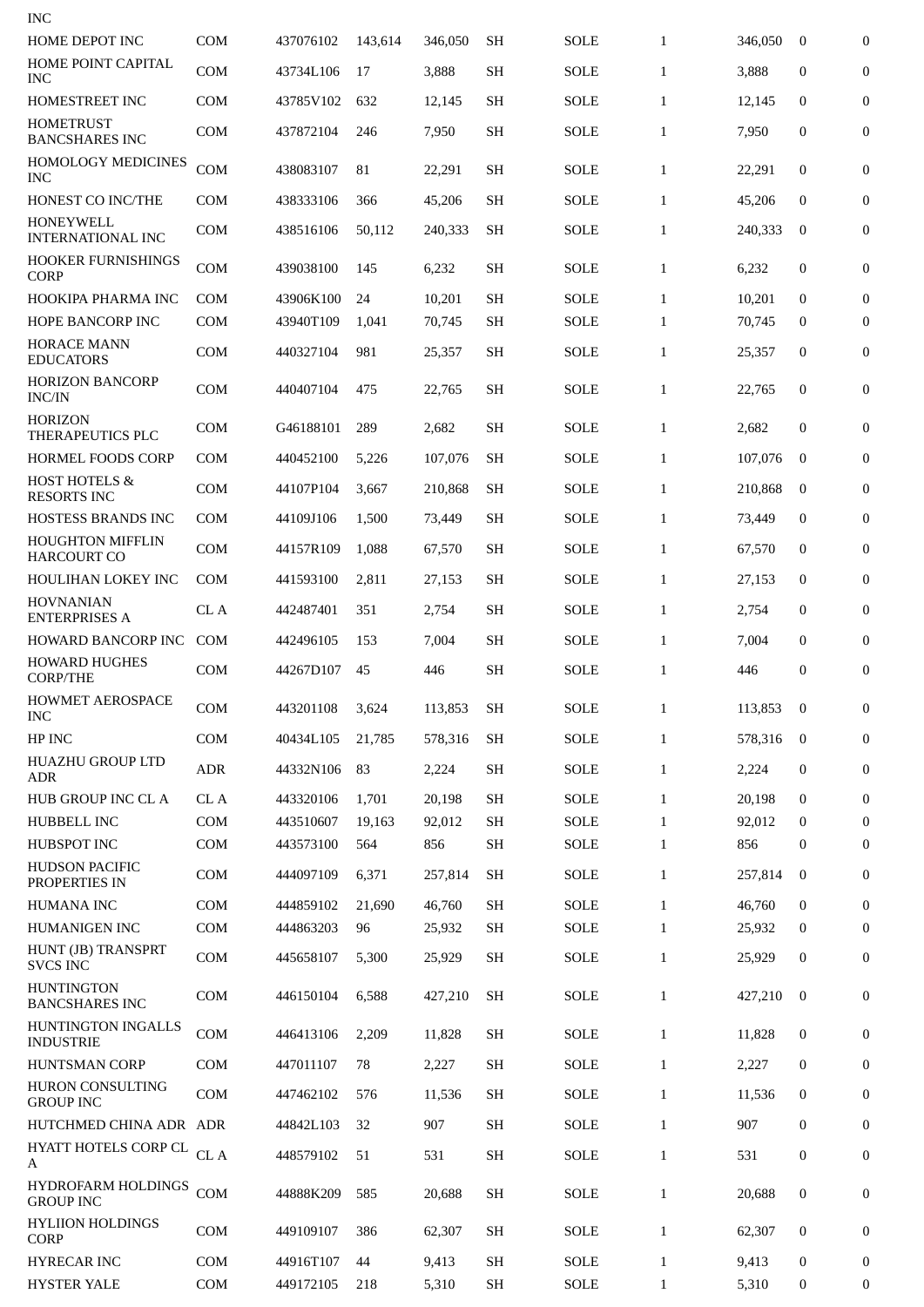| INC | | | | | | | | | | |
|---|---|---|---|---|---|---|---|---|---|---|
| HOME DEPOT INC | COM | 437076102 | 143,614 | 346,050 | SH | SOLE | 1 | 346,050 | 0 | 0 |
| HOME POINT CAPITAL INC | COM | 43734L106 | 17 | 3,888 | SH | SOLE | 1 | 3,888 | 0 | 0 |
| HOMESTREET INC | COM | 43785V102 | 632 | 12,145 | SH | SOLE | 1 | 12,145 | 0 | 0 |
| HOMETRUST BANCSHARES INC | COM | 437872104 | 246 | 7,950 | SH | SOLE | 1 | 7,950 | 0 | 0 |
| HOMOLOGY MEDICINES INC | COM | 438083107 | 81 | 22,291 | SH | SOLE | 1 | 22,291 | 0 | 0 |
| HONEST CO INC/THE | COM | 438333106 | 366 | 45,206 | SH | SOLE | 1 | 45,206 | 0 | 0 |
| HONEYWELL INTERNATIONAL INC | COM | 438516106 | 50,112 | 240,333 | SH | SOLE | 1 | 240,333 | 0 | 0 |
| HOOKER FURNISHINGS CORP | COM | 439038100 | 145 | 6,232 | SH | SOLE | 1 | 6,232 | 0 | 0 |
| HOOKIPA PHARMA INC | COM | 43906K100 | 24 | 10,201 | SH | SOLE | 1 | 10,201 | 0 | 0 |
| HOPE BANCORP INC | COM | 43940T109 | 1,041 | 70,745 | SH | SOLE | 1 | 70,745 | 0 | 0 |
| HORACE MANN EDUCATORS | COM | 440327104 | 981 | 25,357 | SH | SOLE | 1 | 25,357 | 0 | 0 |
| HORIZON BANCORP INC/IN | COM | 440407104 | 475 | 22,765 | SH | SOLE | 1 | 22,765 | 0 | 0 |
| HORIZON THERAPEUTICS PLC | COM | G46188101 | 289 | 2,682 | SH | SOLE | 1 | 2,682 | 0 | 0 |
| HORMEL FOODS CORP | COM | 440452100 | 5,226 | 107,076 | SH | SOLE | 1 | 107,076 | 0 | 0 |
| HOST HOTELS & RESORTS INC | COM | 44107P104 | 3,667 | 210,868 | SH | SOLE | 1 | 210,868 | 0 | 0 |
| HOSTESS BRANDS INC | COM | 44109J106 | 1,500 | 73,449 | SH | SOLE | 1 | 73,449 | 0 | 0 |
| HOUGHTON MIFFLIN HARCOURT CO | COM | 44157R109 | 1,088 | 67,570 | SH | SOLE | 1 | 67,570 | 0 | 0 |
| HOULIHAN LOKEY INC | COM | 441593100 | 2,811 | 27,153 | SH | SOLE | 1 | 27,153 | 0 | 0 |
| HOVNANIAN ENTERPRISES A | CL A | 442487401 | 351 | 2,754 | SH | SOLE | 1 | 2,754 | 0 | 0 |
| HOWARD BANCORP INC | COM | 442496105 | 153 | 7,004 | SH | SOLE | 1 | 7,004 | 0 | 0 |
| HOWARD HUGHES CORP/THE | COM | 44267D107 | 45 | 446 | SH | SOLE | 1 | 446 | 0 | 0 |
| HOWMET AEROSPACE INC | COM | 443201108 | 3,624 | 113,853 | SH | SOLE | 1 | 113,853 | 0 | 0 |
| HP INC | COM | 40434L105 | 21,785 | 578,316 | SH | SOLE | 1 | 578,316 | 0 | 0 |
| HUAZHU GROUP LTD ADR | ADR | 44332N106 | 83 | 2,224 | SH | SOLE | 1 | 2,224 | 0 | 0 |
| HUB GROUP INC CL A | CL A | 443320106 | 1,701 | 20,198 | SH | SOLE | 1 | 20,198 | 0 | 0 |
| HUBBELL INC | COM | 443510607 | 19,163 | 92,012 | SH | SOLE | 1 | 92,012 | 0 | 0 |
| HUBSPOT INC | COM | 443573100 | 564 | 856 | SH | SOLE | 1 | 856 | 0 | 0 |
| HUDSON PACIFIC PROPERTIES IN | COM | 444097109 | 6,371 | 257,814 | SH | SOLE | 1 | 257,814 | 0 | 0 |
| HUMANA INC | COM | 444859102 | 21,690 | 46,760 | SH | SOLE | 1 | 46,760 | 0 | 0 |
| HUMANIGEN INC | COM | 444863203 | 96 | 25,932 | SH | SOLE | 1 | 25,932 | 0 | 0 |
| HUNT (JB) TRANSPRT SVCS INC | COM | 445658107 | 5,300 | 25,929 | SH | SOLE | 1 | 25,929 | 0 | 0 |
| HUNTINGTON BANCSHARES INC | COM | 446150104 | 6,588 | 427,210 | SH | SOLE | 1 | 427,210 | 0 | 0 |
| HUNTINGTON INGALLS INDUSTRIE | COM | 446413106 | 2,209 | 11,828 | SH | SOLE | 1 | 11,828 | 0 | 0 |
| HUNTSMAN CORP | COM | 447011107 | 78 | 2,227 | SH | SOLE | 1 | 2,227 | 0 | 0 |
| HURON CONSULTING GROUP INC | COM | 447462102 | 576 | 11,536 | SH | SOLE | 1 | 11,536 | 0 | 0 |
| HUTCHMED CHINA ADR | ADR | 44842L103 | 32 | 907 | SH | SOLE | 1 | 907 | 0 | 0 |
| HYATT HOTELS CORP CL A | CL A | 448579102 | 51 | 531 | SH | SOLE | 1 | 531 | 0 | 0 |
| HYDROFARM HOLDINGS GROUP INC | COM | 44888K209 | 585 | 20,688 | SH | SOLE | 1 | 20,688 | 0 | 0 |
| HYLIION HOLDINGS CORP | COM | 449109107 | 386 | 62,307 | SH | SOLE | 1 | 62,307 | 0 | 0 |
| HYRECAR INC | COM | 44916T107 | 44 | 9,413 | SH | SOLE | 1 | 9,413 | 0 | 0 |
| HYSTER YALE | COM | 449172105 | 218 | 5,310 | SH | SOLE | 1 | 5,310 | 0 | 0 |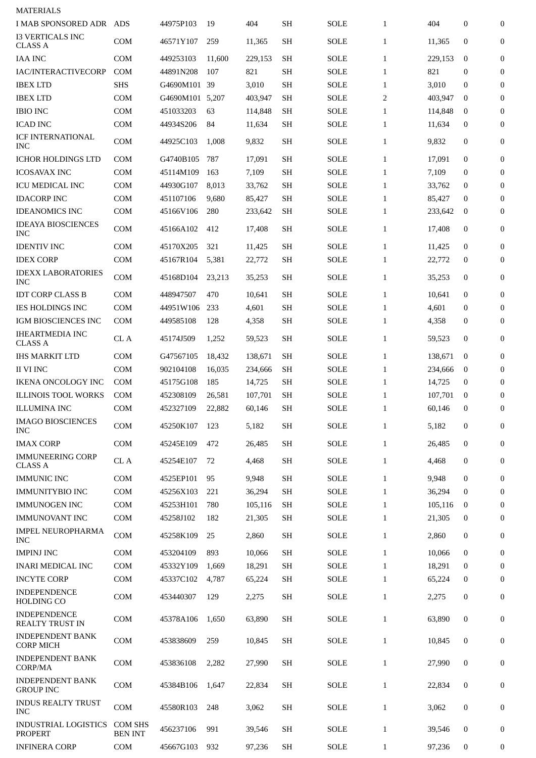| MATERIALS | | | | | | | | | | |
|---|---|---|---|---|---|---|---|---|---|---|
| I MAB SPONSORED ADR | ADS | 44975P103 | 19 | 404 | SH | SOLE | 1 | 404 | 0 | 0 |
| I3 VERTICALS INC CLASS A | COM | 46571Y107 | 259 | 11,365 | SH | SOLE | 1 | 11,365 | 0 | 0 |
| IAA INC | COM | 449253103 | 11,600 | 229,153 | SH | SOLE | 1 | 229,153 | 0 | 0 |
| IAC/INTERACTIVECORP | COM | 44891N208 | 107 | 821 | SH | SOLE | 1 | 821 | 0 | 0 |
| IBEX LTD | SHS | G4690M101 | 39 | 3,010 | SH | SOLE | 1 | 3,010 | 0 | 0 |
| IBEX LTD | COM | G4690M101 | 5,207 | 403,947 | SH | SOLE | 2 | 403,947 | 0 | 0 |
| IBIO INC | COM | 451033203 | 63 | 114,848 | SH | SOLE | 1 | 114,848 | 0 | 0 |
| ICAD INC | COM | 44934S206 | 84 | 11,634 | SH | SOLE | 1 | 11,634 | 0 | 0 |
| ICF INTERNATIONAL INC | COM | 44925C103 | 1,008 | 9,832 | SH | SOLE | 1 | 9,832 | 0 | 0 |
| ICHOR HOLDINGS LTD | COM | G4740B105 | 787 | 17,091 | SH | SOLE | 1 | 17,091 | 0 | 0 |
| ICOSAVAX INC | COM | 45114M109 | 163 | 7,109 | SH | SOLE | 1 | 7,109 | 0 | 0 |
| ICU MEDICAL INC | COM | 44930G107 | 8,013 | 33,762 | SH | SOLE | 1 | 33,762 | 0 | 0 |
| IDACORP INC | COM | 451107106 | 9,680 | 85,427 | SH | SOLE | 1 | 85,427 | 0 | 0 |
| IDEANOMICS INC | COM | 45166V106 | 280 | 233,642 | SH | SOLE | 1 | 233,642 | 0 | 0 |
| IDEAYA BIOSCIENCES INC | COM | 45166A102 | 412 | 17,408 | SH | SOLE | 1 | 17,408 | 0 | 0 |
| IDENTIV INC | COM | 45170X205 | 321 | 11,425 | SH | SOLE | 1 | 11,425 | 0 | 0 |
| IDEX CORP | COM | 45167R104 | 5,381 | 22,772 | SH | SOLE | 1 | 22,772 | 0 | 0 |
| IDEXX LABORATORIES INC | COM | 45168D104 | 23,213 | 35,253 | SH | SOLE | 1 | 35,253 | 0 | 0 |
| IDT CORP CLASS B | COM | 448947507 | 470 | 10,641 | SH | SOLE | 1 | 10,641 | 0 | 0 |
| IES HOLDINGS INC | COM | 44951W106 | 233 | 4,601 | SH | SOLE | 1 | 4,601 | 0 | 0 |
| IGM BIOSCIENCES INC | COM | 449585108 | 128 | 4,358 | SH | SOLE | 1 | 4,358 | 0 | 0 |
| IHEARTMEDIA INC CLASS A | CL A | 45174J509 | 1,252 | 59,523 | SH | SOLE | 1 | 59,523 | 0 | 0 |
| IHS MARKIT LTD | COM | G47567105 | 18,432 | 138,671 | SH | SOLE | 1 | 138,671 | 0 | 0 |
| II VI INC | COM | 902104108 | 16,035 | 234,666 | SH | SOLE | 1 | 234,666 | 0 | 0 |
| IKENA ONCOLOGY INC | COM | 45175G108 | 185 | 14,725 | SH | SOLE | 1 | 14,725 | 0 | 0 |
| ILLINOIS TOOL WORKS | COM | 452308109 | 26,581 | 107,701 | SH | SOLE | 1 | 107,701 | 0 | 0 |
| ILLUMINA INC | COM | 452327109 | 22,882 | 60,146 | SH | SOLE | 1 | 60,146 | 0 | 0 |
| IMAGO BIOSCIENCES INC | COM | 45250K107 | 123 | 5,182 | SH | SOLE | 1 | 5,182 | 0 | 0 |
| IMAX CORP | COM | 45245E109 | 472 | 26,485 | SH | SOLE | 1 | 26,485 | 0 | 0 |
| IMMUNEERING CORP CLASS A | CL A | 45254E107 | 72 | 4,468 | SH | SOLE | 1 | 4,468 | 0 | 0 |
| IMMUNIC INC | COM | 4525EP101 | 95 | 9,948 | SH | SOLE | 1 | 9,948 | 0 | 0 |
| IMMUNITYBIO INC | COM | 45256X103 | 221 | 36,294 | SH | SOLE | 1 | 36,294 | 0 | 0 |
| IMMUNOGEN INC | COM | 45253H101 | 780 | 105,116 | SH | SOLE | 1 | 105,116 | 0 | 0 |
| IMMUNOVANT INC | COM | 45258J102 | 182 | 21,305 | SH | SOLE | 1 | 21,305 | 0 | 0 |
| IMPEL NEUROPHARMA INC | COM | 45258K109 | 25 | 2,860 | SH | SOLE | 1 | 2,860 | 0 | 0 |
| IMPINJ INC | COM | 453204109 | 893 | 10,066 | SH | SOLE | 1 | 10,066 | 0 | 0 |
| INARI MEDICAL INC | COM | 45332Y109 | 1,669 | 18,291 | SH | SOLE | 1 | 18,291 | 0 | 0 |
| INCYTE CORP | COM | 45337C102 | 4,787 | 65,224 | SH | SOLE | 1 | 65,224 | 0 | 0 |
| INDEPENDENCE HOLDING CO | COM | 453440307 | 129 | 2,275 | SH | SOLE | 1 | 2,275 | 0 | 0 |
| INDEPENDENCE REALTY TRUST IN | COM | 45378A106 | 1,650 | 63,890 | SH | SOLE | 1 | 63,890 | 0 | 0 |
| INDEPENDENT BANK CORP MICH | COM | 453838609 | 259 | 10,845 | SH | SOLE | 1 | 10,845 | 0 | 0 |
| INDEPENDENT BANK CORP/MA | COM | 453836108 | 2,282 | 27,990 | SH | SOLE | 1 | 27,990 | 0 | 0 |
| INDEPENDENT BANK GROUP INC | COM | 45384B106 | 1,647 | 22,834 | SH | SOLE | 1 | 22,834 | 0 | 0 |
| INDUS REALTY TRUST INC | COM | 45580R103 | 248 | 3,062 | SH | SOLE | 1 | 3,062 | 0 | 0 |
| INDUSTRIAL LOGISTICS PROPERT | COM SHS BEN INT | 456237106 | 991 | 39,546 | SH | SOLE | 1 | 39,546 | 0 | 0 |
| INFINERA CORP | COM | 45667G103 | 932 | 97,236 | SH | SOLE | 1 | 97,236 | 0 | 0 |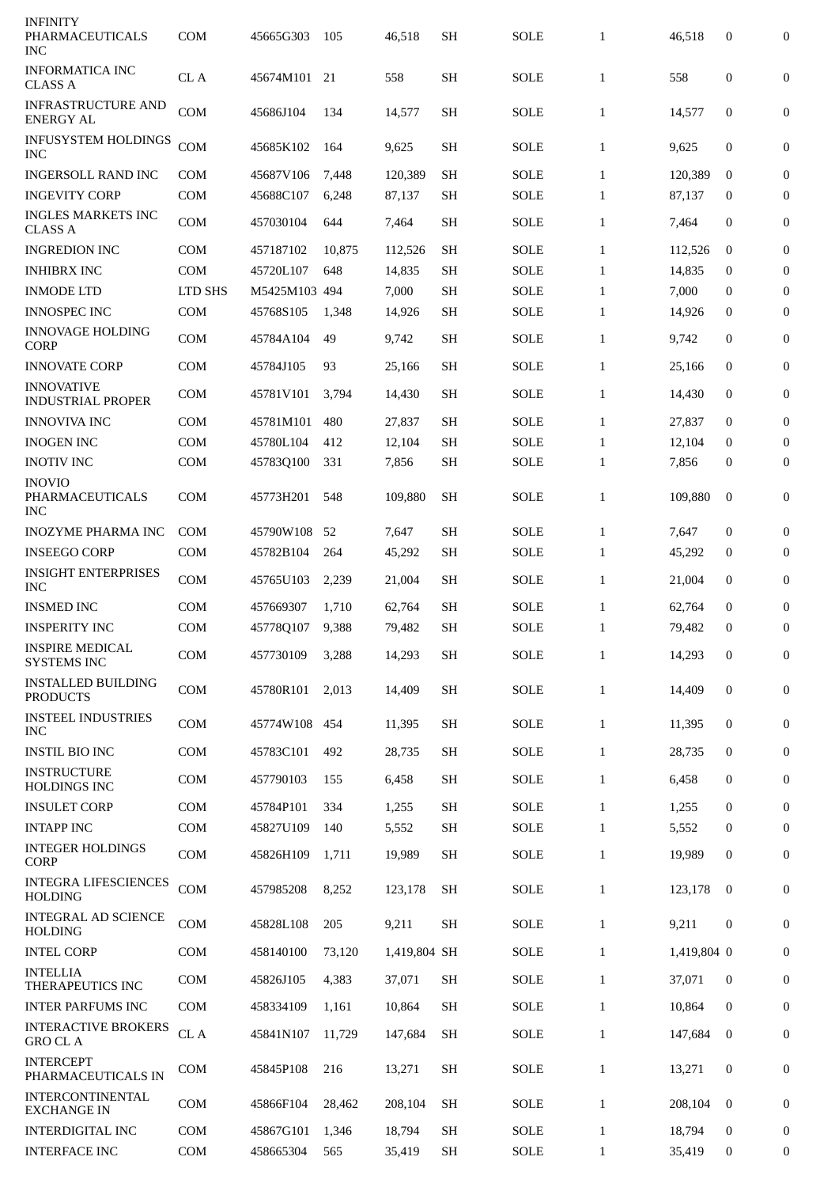| | | | | | | | | | | |
|---|---|---|---|---|---|---|---|---|---|---|
| INFINITY PHARMACEUTICALS INC | COM | 45665G303 | 105 | 46,518 | SH | SOLE | 1 | 46,518 | 0 | 0 |
| INFORMATICA INC CLASS A | CL A | 45674M101 | 21 | 558 | SH | SOLE | 1 | 558 | 0 | 0 |
| INFRASTRUCTURE AND ENERGY AL | COM | 45686J104 | 134 | 14,577 | SH | SOLE | 1 | 14,577 | 0 | 0 |
| INFUSYSTEM HOLDINGS INC | COM | 45685K102 | 164 | 9,625 | SH | SOLE | 1 | 9,625 | 0 | 0 |
| INGERSOLL RAND INC | COM | 45687V106 | 7,448 | 120,389 | SH | SOLE | 1 | 120,389 | 0 | 0 |
| INGEVITY CORP | COM | 45688C107 | 6,248 | 87,137 | SH | SOLE | 1 | 87,137 | 0 | 0 |
| INGLES MARKETS INC CLASS A | COM | 457030104 | 644 | 7,464 | SH | SOLE | 1 | 7,464 | 0 | 0 |
| INGREDION INC | COM | 457187102 | 10,875 | 112,526 | SH | SOLE | 1 | 112,526 | 0 | 0 |
| INHIBRX INC | COM | 45720L107 | 648 | 14,835 | SH | SOLE | 1 | 14,835 | 0 | 0 |
| INMODE LTD | LTD SHS | M5425M103 | 494 | 7,000 | SH | SOLE | 1 | 7,000 | 0 | 0 |
| INNOSPEC INC | COM | 45768S105 | 1,348 | 14,926 | SH | SOLE | 1 | 14,926 | 0 | 0 |
| INNOVAGE HOLDING CORP | COM | 45784A104 | 49 | 9,742 | SH | SOLE | 1 | 9,742 | 0 | 0 |
| INNOVATE CORP | COM | 45784J105 | 93 | 25,166 | SH | SOLE | 1 | 25,166 | 0 | 0 |
| INNOVATIVE INDUSTRIAL PROPER | COM | 45781V101 | 3,794 | 14,430 | SH | SOLE | 1 | 14,430 | 0 | 0 |
| INNOVIVA INC | COM | 45781M101 | 480 | 27,837 | SH | SOLE | 1 | 27,837 | 0 | 0 |
| INOGEN INC | COM | 45780L104 | 412 | 12,104 | SH | SOLE | 1 | 12,104 | 0 | 0 |
| INOTIV INC | COM | 45783Q100 | 331 | 7,856 | SH | SOLE | 1 | 7,856 | 0 | 0 |
| INOVIO PHARMACEUTICALS INC | COM | 45773H201 | 548 | 109,880 | SH | SOLE | 1 | 109,880 | 0 | 0 |
| INOZYME PHARMA INC | COM | 45790W108 | 52 | 7,647 | SH | SOLE | 1 | 7,647 | 0 | 0 |
| INSEEGO CORP | COM | 45782B104 | 264 | 45,292 | SH | SOLE | 1 | 45,292 | 0 | 0 |
| INSIGHT ENTERPRISES INC | COM | 45765U103 | 2,239 | 21,004 | SH | SOLE | 1 | 21,004 | 0 | 0 |
| INSMED INC | COM | 457669307 | 1,710 | 62,764 | SH | SOLE | 1 | 62,764 | 0 | 0 |
| INSPERITY INC | COM | 45778Q107 | 9,388 | 79,482 | SH | SOLE | 1 | 79,482 | 0 | 0 |
| INSPIRE MEDICAL SYSTEMS INC | COM | 457730109 | 3,288 | 14,293 | SH | SOLE | 1 | 14,293 | 0 | 0 |
| INSTALLED BUILDING PRODUCTS | COM | 45780R101 | 2,013 | 14,409 | SH | SOLE | 1 | 14,409 | 0 | 0 |
| INSTEEL INDUSTRIES INC | COM | 45774W108 | 454 | 11,395 | SH | SOLE | 1 | 11,395 | 0 | 0 |
| INSTIL BIO INC | COM | 45783C101 | 492 | 28,735 | SH | SOLE | 1 | 28,735 | 0 | 0 |
| INSTRUCTURE HOLDINGS INC | COM | 457790103 | 155 | 6,458 | SH | SOLE | 1 | 6,458 | 0 | 0 |
| INSULET CORP | COM | 45784P101 | 334 | 1,255 | SH | SOLE | 1 | 1,255 | 0 | 0 |
| INTAPP INC | COM | 45827U109 | 140 | 5,552 | SH | SOLE | 1 | 5,552 | 0 | 0 |
| INTEGER HOLDINGS CORP | COM | 45826H109 | 1,711 | 19,989 | SH | SOLE | 1 | 19,989 | 0 | 0 |
| INTEGRA LIFESCIENCES HOLDING | COM | 457985208 | 8,252 | 123,178 | SH | SOLE | 1 | 123,178 | 0 | 0 |
| INTEGRAL AD SCIENCE HOLDING | COM | 45828L108 | 205 | 9,211 | SH | SOLE | 1 | 9,211 | 0 | 0 |
| INTEL CORP | COM | 458140100 | 73,120 | 1,419,804 | SH | SOLE | 1 | 1,419,804 | 0 | 0 |
| INTELLIA THERAPEUTICS INC | COM | 45826J105 | 4,383 | 37,071 | SH | SOLE | 1 | 37,071 | 0 | 0 |
| INTER PARFUMS INC | COM | 458334109 | 1,161 | 10,864 | SH | SOLE | 1 | 10,864 | 0 | 0 |
| INTERACTIVE BROKERS GRO CL A | CL A | 45841N107 | 11,729 | 147,684 | SH | SOLE | 1 | 147,684 | 0 | 0 |
| INTERCEPT PHARMACEUTICALS IN | COM | 45845P108 | 216 | 13,271 | SH | SOLE | 1 | 13,271 | 0 | 0 |
| INTERCONTINENTAL EXCHANGE IN | COM | 45866F104 | 28,462 | 208,104 | SH | SOLE | 1 | 208,104 | 0 | 0 |
| INTERDIGITAL INC | COM | 45867G101 | 1,346 | 18,794 | SH | SOLE | 1 | 18,794 | 0 | 0 |
| INTERFACE INC | COM | 458665304 | 565 | 35,419 | SH | SOLE | 1 | 35,419 | 0 | 0 |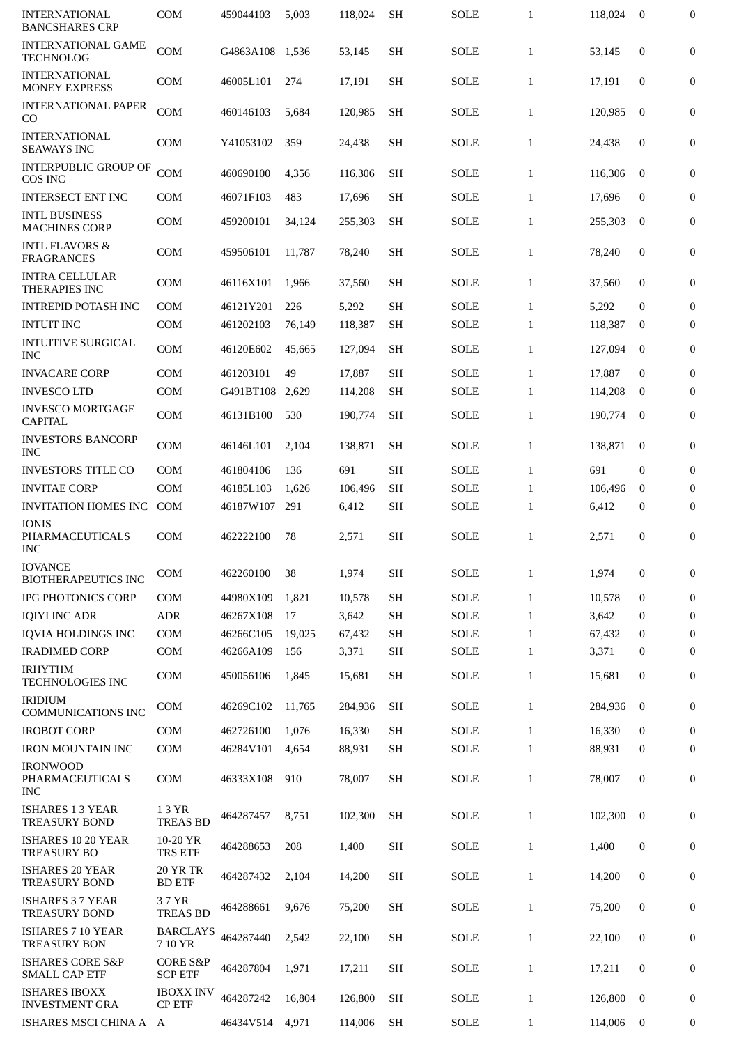| | | | | | | | | | | |
|---|---|---|---|---|---|---|---|---|---|---|
| INTERNATIONAL BANCSHARES CRP | COM | 459044103 | 5,003 | 118,024 | SH | SOLE | 1 | 118,024 | 0 | 0 |
| INTERNATIONAL GAME TECHNOLOG | COM | G4863A108 | 1,536 | 53,145 | SH | SOLE | 1 | 53,145 | 0 | 0 |
| INTERNATIONAL MONEY EXPRESS | COM | 46005L101 | 274 | 17,191 | SH | SOLE | 1 | 17,191 | 0 | 0 |
| INTERNATIONAL PAPER CO | COM | 460146103 | 5,684 | 120,985 | SH | SOLE | 1 | 120,985 | 0 | 0 |
| INTERNATIONAL SEAWAYS INC | COM | Y41053102 | 359 | 24,438 | SH | SOLE | 1 | 24,438 | 0 | 0 |
| INTERPUBLIC GROUP OF COS INC | COM | 460690100 | 4,356 | 116,306 | SH | SOLE | 1 | 116,306 | 0 | 0 |
| INTERSECT ENT INC | COM | 46071F103 | 483 | 17,696 | SH | SOLE | 1 | 17,696 | 0 | 0 |
| INTL BUSINESS MACHINES CORP | COM | 459200101 | 34,124 | 255,303 | SH | SOLE | 1 | 255,303 | 0 | 0 |
| INTL FLAVORS & FRAGRANCES | COM | 459506101 | 11,787 | 78,240 | SH | SOLE | 1 | 78,240 | 0 | 0 |
| INTRA CELLULAR THERAPIES INC | COM | 46116X101 | 1,966 | 37,560 | SH | SOLE | 1 | 37,560 | 0 | 0 |
| INTREPID POTASH INC | COM | 46121Y201 | 226 | 5,292 | SH | SOLE | 1 | 5,292 | 0 | 0 |
| INTUIT INC | COM | 461202103 | 76,149 | 118,387 | SH | SOLE | 1 | 118,387 | 0 | 0 |
| INTUITIVE SURGICAL INC | COM | 46120E602 | 45,665 | 127,094 | SH | SOLE | 1 | 127,094 | 0 | 0 |
| INVACARE CORP | COM | 461203101 | 49 | 17,887 | SH | SOLE | 1 | 17,887 | 0 | 0 |
| INVESCO LTD | COM | G491BT108 | 2,629 | 114,208 | SH | SOLE | 1 | 114,208 | 0 | 0 |
| INVESCO MORTGAGE CAPITAL | COM | 46131B100 | 530 | 190,774 | SH | SOLE | 1 | 190,774 | 0 | 0 |
| INVESTORS BANCORP INC | COM | 46146L101 | 2,104 | 138,871 | SH | SOLE | 1 | 138,871 | 0 | 0 |
| INVESTORS TITLE CO | COM | 461804106 | 136 | 691 | SH | SOLE | 1 | 691 | 0 | 0 |
| INVITAE CORP | COM | 46185L103 | 1,626 | 106,496 | SH | SOLE | 1 | 106,496 | 0 | 0 |
| INVITATION HOMES INC | COM | 46187W107 | 291 | 6,412 | SH | SOLE | 1 | 6,412 | 0 | 0 |
| IONIS PHARMACEUTICALS INC | COM | 462222100 | 78 | 2,571 | SH | SOLE | 1 | 2,571 | 0 | 0 |
| IOVANCE BIOTHERAPEUTICS INC | COM | 462260100 | 38 | 1,974 | SH | SOLE | 1 | 1,974 | 0 | 0 |
| IPG PHOTONICS CORP | COM | 44980X109 | 1,821 | 10,578 | SH | SOLE | 1 | 10,578 | 0 | 0 |
| IQIYI INC ADR | ADR | 46267X108 | 17 | 3,642 | SH | SOLE | 1 | 3,642 | 0 | 0 |
| IQVIA HOLDINGS INC | COM | 46266C105 | 19,025 | 67,432 | SH | SOLE | 1 | 67,432 | 0 | 0 |
| IRADIMED CORP | COM | 46266A109 | 156 | 3,371 | SH | SOLE | 1 | 3,371 | 0 | 0 |
| IRHYTHM TECHNOLOGIES INC | COM | 450056106 | 1,845 | 15,681 | SH | SOLE | 1 | 15,681 | 0 | 0 |
| IRIDIUM COMMUNICATIONS INC | COM | 46269C102 | 11,765 | 284,936 | SH | SOLE | 1 | 284,936 | 0 | 0 |
| IROBOT CORP | COM | 462726100 | 1,076 | 16,330 | SH | SOLE | 1 | 16,330 | 0 | 0 |
| IRON MOUNTAIN INC | COM | 46284V101 | 4,654 | 88,931 | SH | SOLE | 1 | 88,931 | 0 | 0 |
| IRONWOOD PHARMACEUTICALS INC | COM | 46333X108 | 910 | 78,007 | SH | SOLE | 1 | 78,007 | 0 | 0 |
| ISHARES 1 3 YEAR TREASURY BOND | 1 3 YR TREAS BD | 464287457 | 8,751 | 102,300 | SH | SOLE | 1 | 102,300 | 0 | 0 |
| ISHARES 10 20 YEAR TREASURY BO | 10-20 YR TRS ETF | 464288653 | 208 | 1,400 | SH | SOLE | 1 | 1,400 | 0 | 0 |
| ISHARES 20 YEAR TREASURY BOND | 20 YR TR BD ETF | 464287432 | 2,104 | 14,200 | SH | SOLE | 1 | 14,200 | 0 | 0 |
| ISHARES 3 7 YEAR TREASURY BOND | 3 7 YR TREAS BD | 464288661 | 9,676 | 75,200 | SH | SOLE | 1 | 75,200 | 0 | 0 |
| ISHARES 7 10 YEAR TREASURY BON | BARCLAYS 7 10 YR | 464287440 | 2,542 | 22,100 | SH | SOLE | 1 | 22,100 | 0 | 0 |
| ISHARES CORE S&P SMALL CAP ETF | CORE S&P SCP ETF | 464287804 | 1,971 | 17,211 | SH | SOLE | 1 | 17,211 | 0 | 0 |
| ISHARES IBOXX INVESTMENT GRA | IBOXX INV CP ETF | 464287242 | 16,804 | 126,800 | SH | SOLE | 1 | 126,800 | 0 | 0 |
| ISHARES MSCI CHINA A | A | 46434V514 | 4,971 | 114,006 | SH | SOLE | 1 | 114,006 | 0 | 0 |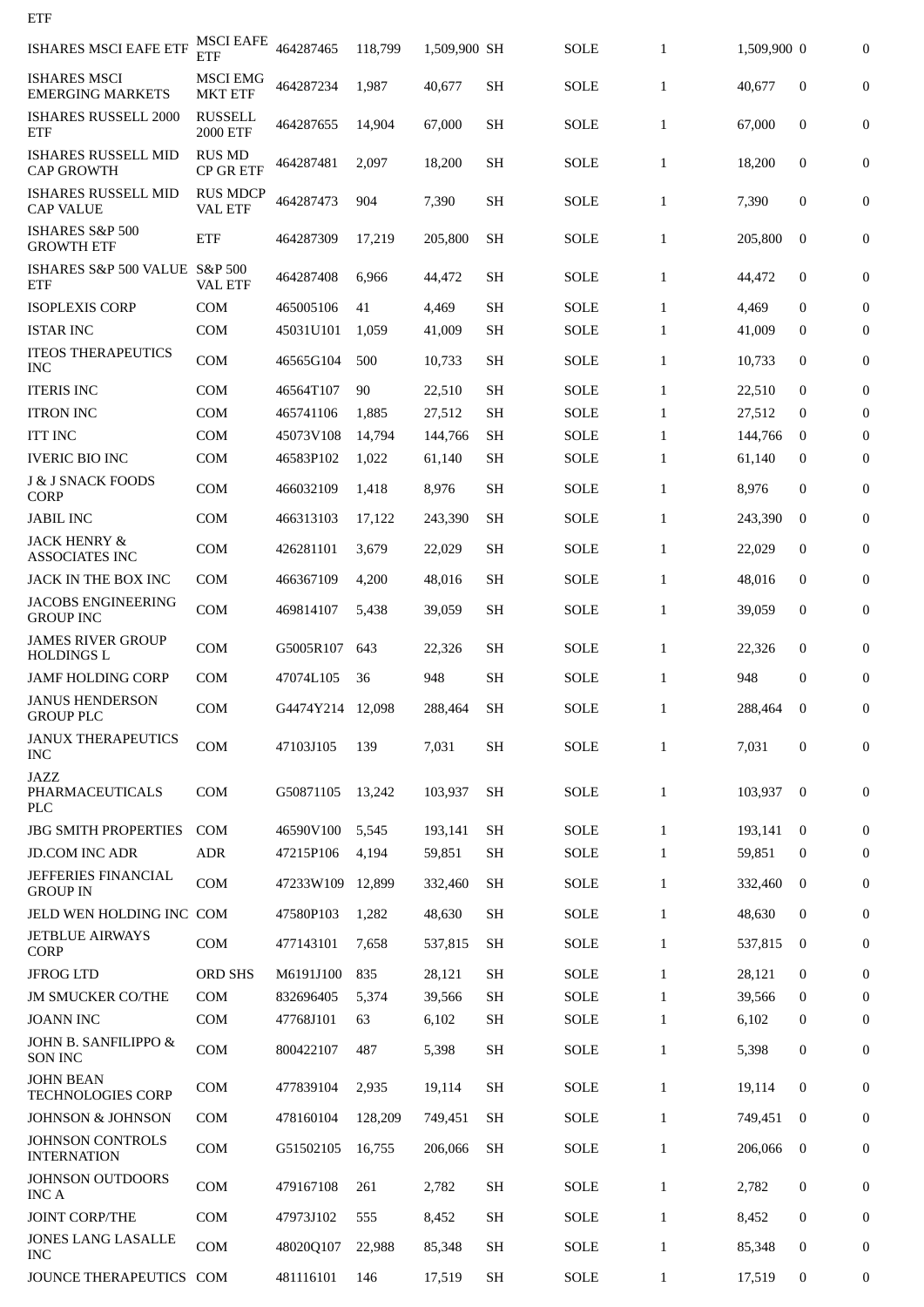ETF

| | | | | | | | | | | | |
|---|---|---|---|---|---|---|---|---|---|---|---|
| ISHARES MSCI EAFE ETF | MSCI EAFE ETF | 464287465 | 118,799 | 1,509,900 | SH | | SOLE | 1 | 1,509,900 | 0 | 0 |
| ISHARES MSCI EMERGING MARKETS | MSCI EMG MKT ETF | 464287234 | 1,987 | 40,677 | SH | | SOLE | 1 | 40,677 | 0 | 0 |
| ISHARES RUSSELL 2000 ETF | RUSSELL 2000 ETF | 464287655 | 14,904 | 67,000 | SH | | SOLE | 1 | 67,000 | 0 | 0 |
| ISHARES RUSSELL MID CAP GROWTH | RUS MD CP GR ETF | 464287481 | 2,097 | 18,200 | SH | | SOLE | 1 | 18,200 | 0 | 0 |
| ISHARES RUSSELL MID CAP VALUE | RUS MDCP VAL ETF | 464287473 | 904 | 7,390 | SH | | SOLE | 1 | 7,390 | 0 | 0 |
| ISHARES S&P 500 GROWTH ETF | ETF | 464287309 | 17,219 | 205,800 | SH | | SOLE | 1 | 205,800 | 0 | 0 |
| ISHARES S&P 500 VALUE ETF | S&P 500 VAL ETF | 464287408 | 6,966 | 44,472 | SH | | SOLE | 1 | 44,472 | 0 | 0 |
| ISOPLEXIS CORP | COM | 465005106 | 41 | 4,469 | SH | | SOLE | 1 | 4,469 | 0 | 0 |
| ISTAR INC | COM | 45031U101 | 1,059 | 41,009 | SH | | SOLE | 1 | 41,009 | 0 | 0 |
| ITEOS THERAPEUTICS INC | COM | 46565G104 | 500 | 10,733 | SH | | SOLE | 1 | 10,733 | 0 | 0 |
| ITERIS INC | COM | 46564T107 | 90 | 22,510 | SH | | SOLE | 1 | 22,510 | 0 | 0 |
| ITRON INC | COM | 465741106 | 1,885 | 27,512 | SH | | SOLE | 1 | 27,512 | 0 | 0 |
| ITT INC | COM | 45073V108 | 14,794 | 144,766 | SH | | SOLE | 1 | 144,766 | 0 | 0 |
| IVERIC BIO INC | COM | 46583P102 | 1,022 | 61,140 | SH | | SOLE | 1 | 61,140 | 0 | 0 |
| J & J SNACK FOODS CORP | COM | 466032109 | 1,418 | 8,976 | SH | | SOLE | 1 | 8,976 | 0 | 0 |
| JABIL INC | COM | 466313103 | 17,122 | 243,390 | SH | | SOLE | 1 | 243,390 | 0 | 0 |
| JACK HENRY & ASSOCIATES INC | COM | 426281101 | 3,679 | 22,029 | SH | | SOLE | 1 | 22,029 | 0 | 0 |
| JACK IN THE BOX INC | COM | 466367109 | 4,200 | 48,016 | SH | | SOLE | 1 | 48,016 | 0 | 0 |
| JACOBS ENGINEERING GROUP INC | COM | 469814107 | 5,438 | 39,059 | SH | | SOLE | 1 | 39,059 | 0 | 0 |
| JAMES RIVER GROUP HOLDINGS L | COM | G5005R107 | 643 | 22,326 | SH | | SOLE | 1 | 22,326 | 0 | 0 |
| JAMF HOLDING CORP | COM | 47074L105 | 36 | 948 | SH | | SOLE | 1 | 948 | 0 | 0 |
| JANUS HENDERSON GROUP PLC | COM | G4474Y214 | 12,098 | 288,464 | SH | | SOLE | 1 | 288,464 | 0 | 0 |
| JANUX THERAPEUTICS INC | COM | 47103J105 | 139 | 7,031 | SH | | SOLE | 1 | 7,031 | 0 | 0 |
| JAZZ PHARMACEUTICALS PLC | COM | G50871105 | 13,242 | 103,937 | SH | | SOLE | 1 | 103,937 | 0 | 0 |
| JBG SMITH PROPERTIES | COM | 46590V100 | 5,545 | 193,141 | SH | | SOLE | 1 | 193,141 | 0 | 0 |
| JD.COM INC ADR | ADR | 47215P106 | 4,194 | 59,851 | SH | | SOLE | 1 | 59,851 | 0 | 0 |
| JEFFERIES FINANCIAL GROUP IN | COM | 47233W109 | 12,899 | 332,460 | SH | | SOLE | 1 | 332,460 | 0 | 0 |
| JELD WEN HOLDING INC | COM | 47580P103 | 1,282 | 48,630 | SH | | SOLE | 1 | 48,630 | 0 | 0 |
| JETBLUE AIRWAYS CORP | COM | 477143101 | 7,658 | 537,815 | SH | | SOLE | 1 | 537,815 | 0 | 0 |
| JFROG LTD | ORD SHS | M6191J100 | 835 | 28,121 | SH | | SOLE | 1 | 28,121 | 0 | 0 |
| JM SMUCKER CO/THE | COM | 832696405 | 5,374 | 39,566 | SH | | SOLE | 1 | 39,566 | 0 | 0 |
| JOANN INC | COM | 47768J101 | 63 | 6,102 | SH | | SOLE | 1 | 6,102 | 0 | 0 |
| JOHN B. SANFILIPPO & SON INC | COM | 800422107 | 487 | 5,398 | SH | | SOLE | 1 | 5,398 | 0 | 0 |
| JOHN BEAN TECHNOLOGIES CORP | COM | 477839104 | 2,935 | 19,114 | SH | | SOLE | 1 | 19,114 | 0 | 0 |
| JOHNSON & JOHNSON | COM | 478160104 | 128,209 | 749,451 | SH | | SOLE | 1 | 749,451 | 0 | 0 |
| JOHNSON CONTROLS INTERNATION | COM | G51502105 | 16,755 | 206,066 | SH | | SOLE | 1 | 206,066 | 0 | 0 |
| JOHNSON OUTDOORS INC A | COM | 479167108 | 261 | 2,782 | SH | | SOLE | 1 | 2,782 | 0 | 0 |
| JOINT CORP/THE | COM | 47973J102 | 555 | 8,452 | SH | | SOLE | 1 | 8,452 | 0 | 0 |
| JONES LANG LASALLE INC | COM | 48020Q107 | 22,988 | 85,348 | SH | | SOLE | 1 | 85,348 | 0 | 0 |
| JOUNCE THERAPEUTICS | COM | 481116101 | 146 | 17,519 | SH | | SOLE | 1 | 17,519 | 0 | 0 |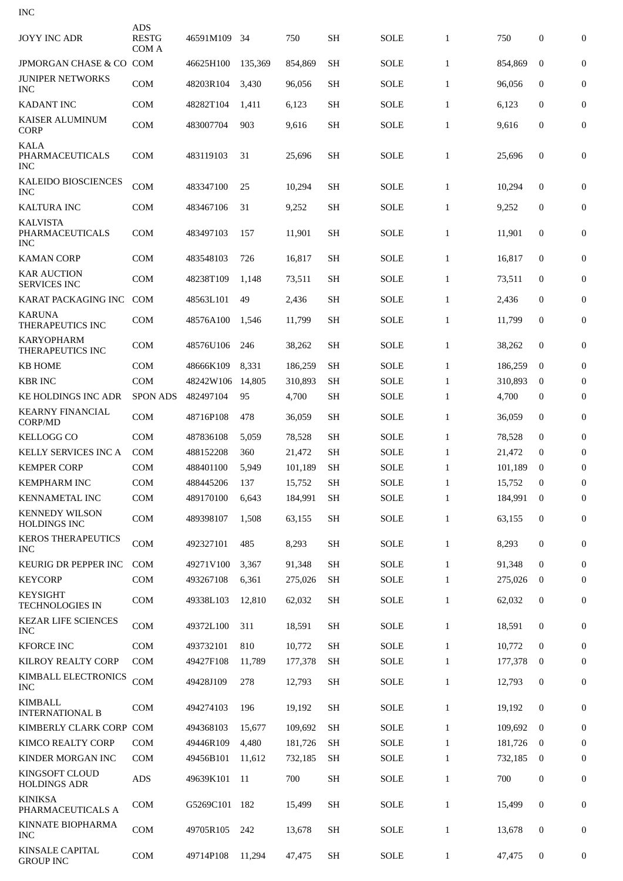INC

| | | | | | | | | | | | |
|---|---|---|---|---|---|---|---|---|---|---|---|
| JOYY INC ADR | ADS RESTG COM A | 46591M109 | 34 | 750 | SH | | SOLE | 1 | 750 | 0 | 0 |
| JPMORGAN CHASE & CO | COM | 46625H100 | 135,369 | 854,869 | SH | | SOLE | 1 | 854,869 | 0 | 0 |
| JUNIPER NETWORKS INC | COM | 48203R104 | 3,430 | 96,056 | SH | | SOLE | 1 | 96,056 | 0 | 0 |
| KADANT INC | COM | 48282T104 | 1,411 | 6,123 | SH | | SOLE | 1 | 6,123 | 0 | 0 |
| KAISER ALUMINUM CORP | COM | 483007704 | 903 | 9,616 | SH | | SOLE | 1 | 9,616 | 0 | 0 |
| KALA PHARMACEUTICALS INC | COM | 483119103 | 31 | 25,696 | SH | | SOLE | 1 | 25,696 | 0 | 0 |
| KALEIDO BIOSCIENCES INC | COM | 483347100 | 25 | 10,294 | SH | | SOLE | 1 | 10,294 | 0 | 0 |
| KALTURA INC | COM | 483467106 | 31 | 9,252 | SH | | SOLE | 1 | 9,252 | 0 | 0 |
| KALVISTA PHARMACEUTICALS INC | COM | 483497103 | 157 | 11,901 | SH | | SOLE | 1 | 11,901 | 0 | 0 |
| KAMAN CORP | COM | 483548103 | 726 | 16,817 | SH | | SOLE | 1 | 16,817 | 0 | 0 |
| KAR AUCTION SERVICES INC | COM | 48238T109 | 1,148 | 73,511 | SH | | SOLE | 1 | 73,511 | 0 | 0 |
| KARAT PACKAGING INC | COM | 48563L101 | 49 | 2,436 | SH | | SOLE | 1 | 2,436 | 0 | 0 |
| KARUNA THERAPEUTICS INC | COM | 48576A100 | 1,546 | 11,799 | SH | | SOLE | 1 | 11,799 | 0 | 0 |
| KARYOPHARM THERAPEUTICS INC | COM | 48576U106 | 246 | 38,262 | SH | | SOLE | 1 | 38,262 | 0 | 0 |
| KB HOME | COM | 48666K109 | 8,331 | 186,259 | SH | | SOLE | 1 | 186,259 | 0 | 0 |
| KBR INC | COM | 48242W106 | 14,805 | 310,893 | SH | | SOLE | 1 | 310,893 | 0 | 0 |
| KE HOLDINGS INC ADR | SPON ADS | 482497104 | 95 | 4,700 | SH | | SOLE | 1 | 4,700 | 0 | 0 |
| KEARNY FINANCIAL CORP/MD | COM | 48716P108 | 478 | 36,059 | SH | | SOLE | 1 | 36,059 | 0 | 0 |
| KELLOGG CO | COM | 487836108 | 5,059 | 78,528 | SH | | SOLE | 1 | 78,528 | 0 | 0 |
| KELLY SERVICES INC A | COM | 488152208 | 360 | 21,472 | SH | | SOLE | 1 | 21,472 | 0 | 0 |
| KEMPER CORP | COM | 488401100 | 5,949 | 101,189 | SH | | SOLE | 1 | 101,189 | 0 | 0 |
| KEMPHARM INC | COM | 488445206 | 137 | 15,752 | SH | | SOLE | 1 | 15,752 | 0 | 0 |
| KENNAMETAL INC | COM | 489170100 | 6,643 | 184,991 | SH | | SOLE | 1 | 184,991 | 0 | 0 |
| KENNEDY WILSON HOLDINGS INC | COM | 489398107 | 1,508 | 63,155 | SH | | SOLE | 1 | 63,155 | 0 | 0 |
| KEROS THERAPEUTICS INC | COM | 492327101 | 485 | 8,293 | SH | | SOLE | 1 | 8,293 | 0 | 0 |
| KEURIG DR PEPPER INC | COM | 49271V100 | 3,367 | 91,348 | SH | | SOLE | 1 | 91,348 | 0 | 0 |
| KEYCORP | COM | 493267108 | 6,361 | 275,026 | SH | | SOLE | 1 | 275,026 | 0 | 0 |
| KEYSIGHT TECHNOLOGIES IN | COM | 49338L103 | 12,810 | 62,032 | SH | | SOLE | 1 | 62,032 | 0 | 0 |
| KEZAR LIFE SCIENCES INC | COM | 49372L100 | 311 | 18,591 | SH | | SOLE | 1 | 18,591 | 0 | 0 |
| KFORCE INC | COM | 493732101 | 810 | 10,772 | SH | | SOLE | 1 | 10,772 | 0 | 0 |
| KILROY REALTY CORP | COM | 49427F108 | 11,789 | 177,378 | SH | | SOLE | 1 | 177,378 | 0 | 0 |
| KIMBALL ELECTRONICS INC | COM | 49428J109 | 278 | 12,793 | SH | | SOLE | 1 | 12,793 | 0 | 0 |
| KIMBALL INTERNATIONAL B | COM | 494274103 | 196 | 19,192 | SH | | SOLE | 1 | 19,192 | 0 | 0 |
| KIMBERLY CLARK CORP | COM | 494368103 | 15,677 | 109,692 | SH | | SOLE | 1 | 109,692 | 0 | 0 |
| KIMCO REALTY CORP | COM | 49446R109 | 4,480 | 181,726 | SH | | SOLE | 1 | 181,726 | 0 | 0 |
| KINDER MORGAN INC | COM | 49456B101 | 11,612 | 732,185 | SH | | SOLE | 1 | 732,185 | 0 | 0 |
| KINGSOFT CLOUD HOLDINGS ADR | ADS | 49639K101 | 11 | 700 | SH | | SOLE | 1 | 700 | 0 | 0 |
| KINIKSA PHARMACEUTICALS A | COM | G5269C101 | 182 | 15,499 | SH | | SOLE | 1 | 15,499 | 0 | 0 |
| KINNATE BIOPHARMA INC | COM | 49705R105 | 242 | 13,678 | SH | | SOLE | 1 | 13,678 | 0 | 0 |
| KINSALE CAPITAL GROUP INC | COM | 49714P108 | 11,294 | 47,475 | SH | | SOLE | 1 | 47,475 | 0 | 0 |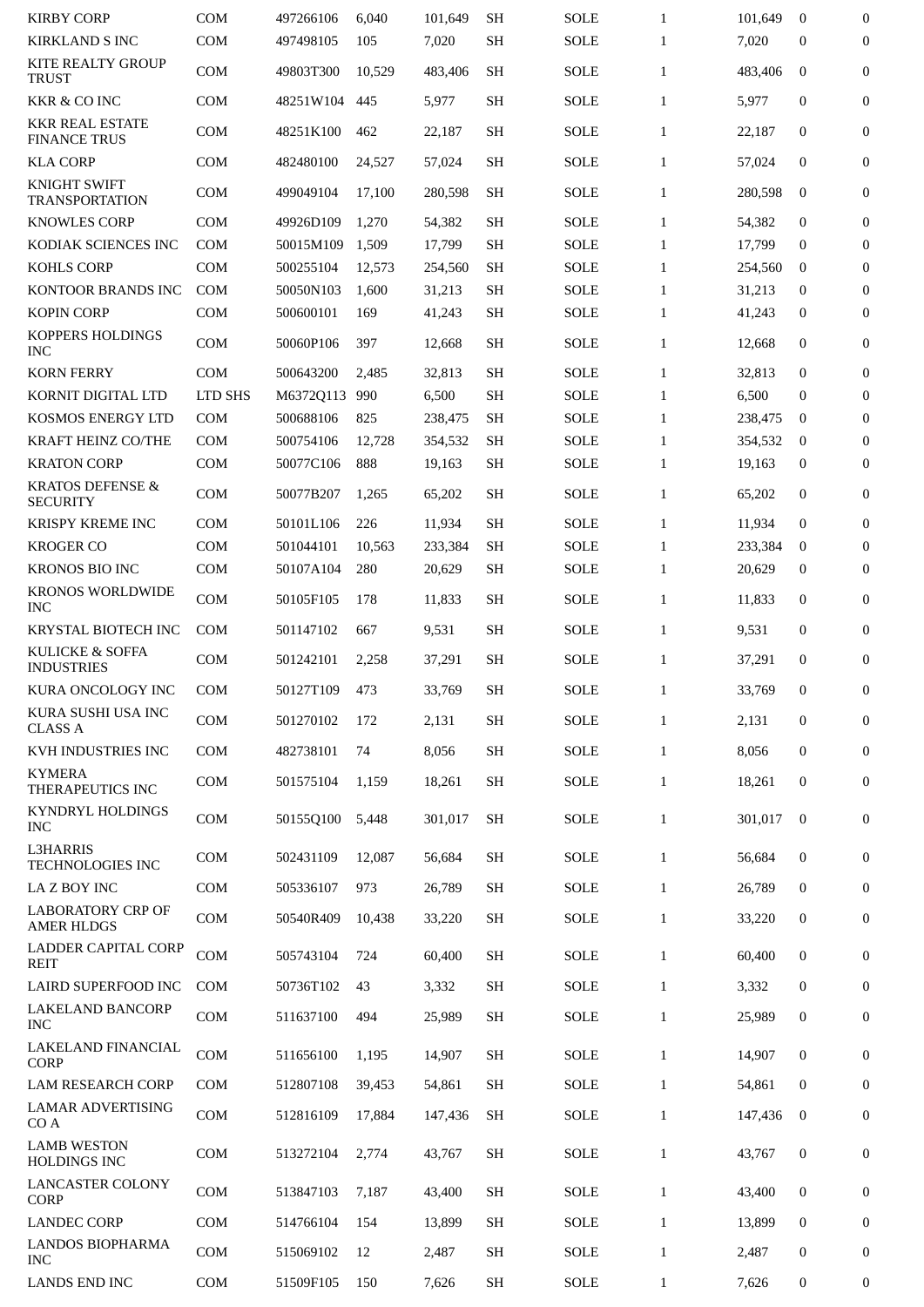| | | | | | | | | | | |
|---|---|---|---|---|---|---|---|---|---|---|
| KIRBY CORP | COM | 497266106 | 6,040 | 101,649 | SH | SOLE | 1 | 101,649 | 0 | 0 |
| KIRKLAND S INC | COM | 497498105 | 105 | 7,020 | SH | SOLE | 1 | 7,020 | 0 | 0 |
| KITE REALTY GROUP TRUST | COM | 49803T300 | 10,529 | 483,406 | SH | SOLE | 1 | 483,406 | 0 | 0 |
| KKR & CO INC | COM | 48251W104 | 445 | 5,977 | SH | SOLE | 1 | 5,977 | 0 | 0 |
| KKR REAL ESTATE FINANCE TRUS | COM | 48251K100 | 462 | 22,187 | SH | SOLE | 1 | 22,187 | 0 | 0 |
| KLA CORP | COM | 482480100 | 24,527 | 57,024 | SH | SOLE | 1 | 57,024 | 0 | 0 |
| KNIGHT SWIFT TRANSPORTATION | COM | 499049104 | 17,100 | 280,598 | SH | SOLE | 1 | 280,598 | 0 | 0 |
| KNOWLES CORP | COM | 49926D109 | 1,270 | 54,382 | SH | SOLE | 1 | 54,382 | 0 | 0 |
| KODIAK SCIENCES INC | COM | 50015M109 | 1,509 | 17,799 | SH | SOLE | 1 | 17,799 | 0 | 0 |
| KOHLS CORP | COM | 500255104 | 12,573 | 254,560 | SH | SOLE | 1 | 254,560 | 0 | 0 |
| KONTOOR BRANDS INC | COM | 50050N103 | 1,600 | 31,213 | SH | SOLE | 1 | 31,213 | 0 | 0 |
| KOPIN CORP | COM | 500600101 | 169 | 41,243 | SH | SOLE | 1 | 41,243 | 0 | 0 |
| KOPPERS HOLDINGS INC | COM | 50060P106 | 397 | 12,668 | SH | SOLE | 1 | 12,668 | 0 | 0 |
| KORN FERRY | COM | 500643200 | 2,485 | 32,813 | SH | SOLE | 1 | 32,813 | 0 | 0 |
| KORNIT DIGITAL LTD | LTD SHS | M6372Q113 | 990 | 6,500 | SH | SOLE | 1 | 6,500 | 0 | 0 |
| KOSMOS ENERGY LTD | COM | 500688106 | 825 | 238,475 | SH | SOLE | 1 | 238,475 | 0 | 0 |
| KRAFT HEINZ CO/THE | COM | 500754106 | 12,728 | 354,532 | SH | SOLE | 1 | 354,532 | 0 | 0 |
| KRATON CORP | COM | 50077C106 | 888 | 19,163 | SH | SOLE | 1 | 19,163 | 0 | 0 |
| KRATOS DEFENSE & SECURITY | COM | 50077B207 | 1,265 | 65,202 | SH | SOLE | 1 | 65,202 | 0 | 0 |
| KRISPY KREME INC | COM | 50101L106 | 226 | 11,934 | SH | SOLE | 1 | 11,934 | 0 | 0 |
| KROGER CO | COM | 501044101 | 10,563 | 233,384 | SH | SOLE | 1 | 233,384 | 0 | 0 |
| KRONOS BIO INC | COM | 50107A104 | 280 | 20,629 | SH | SOLE | 1 | 20,629 | 0 | 0 |
| KRONOS WORLDWIDE INC | COM | 50105F105 | 178 | 11,833 | SH | SOLE | 1 | 11,833 | 0 | 0 |
| KRYSTAL BIOTECH INC | COM | 501147102 | 667 | 9,531 | SH | SOLE | 1 | 9,531 | 0 | 0 |
| KULICKE & SOFFA INDUSTRIES | COM | 501242101 | 2,258 | 37,291 | SH | SOLE | 1 | 37,291 | 0 | 0 |
| KURA ONCOLOGY INC | COM | 50127T109 | 473 | 33,769 | SH | SOLE | 1 | 33,769 | 0 | 0 |
| KURA SUSHI USA INC CLASS A | COM | 501270102 | 172 | 2,131 | SH | SOLE | 1 | 2,131 | 0 | 0 |
| KVH INDUSTRIES INC | COM | 482738101 | 74 | 8,056 | SH | SOLE | 1 | 8,056 | 0 | 0 |
| KYMERA THERAPEUTICS INC | COM | 501575104 | 1,159 | 18,261 | SH | SOLE | 1 | 18,261 | 0 | 0 |
| KYNDRYL HOLDINGS INC | COM | 50155Q100 | 5,448 | 301,017 | SH | SOLE | 1 | 301,017 | 0 | 0 |
| L3HARRIS TECHNOLOGIES INC | COM | 502431109 | 12,087 | 56,684 | SH | SOLE | 1 | 56,684 | 0 | 0 |
| LA Z BOY INC | COM | 505336107 | 973 | 26,789 | SH | SOLE | 1 | 26,789 | 0 | 0 |
| LABORATORY CRP OF AMER HLDGS | COM | 50540R409 | 10,438 | 33,220 | SH | SOLE | 1 | 33,220 | 0 | 0 |
| LADDER CAPITAL CORP REIT | COM | 505743104 | 724 | 60,400 | SH | SOLE | 1 | 60,400 | 0 | 0 |
| LAIRD SUPERFOOD INC | COM | 50736T102 | 43 | 3,332 | SH | SOLE | 1 | 3,332 | 0 | 0 |
| LAKELAND BANCORP INC | COM | 511637100 | 494 | 25,989 | SH | SOLE | 1 | 25,989 | 0 | 0 |
| LAKELAND FINANCIAL CORP | COM | 511656100 | 1,195 | 14,907 | SH | SOLE | 1 | 14,907 | 0 | 0 |
| LAM RESEARCH CORP | COM | 512807108 | 39,453 | 54,861 | SH | SOLE | 1 | 54,861 | 0 | 0 |
| LAMAR ADVERTISING CO A | COM | 512816109 | 17,884 | 147,436 | SH | SOLE | 1 | 147,436 | 0 | 0 |
| LAMB WESTON HOLDINGS INC | COM | 513272104 | 2,774 | 43,767 | SH | SOLE | 1 | 43,767 | 0 | 0 |
| LANCASTER COLONY CORP | COM | 513847103 | 7,187 | 43,400 | SH | SOLE | 1 | 43,400 | 0 | 0 |
| LANDEC CORP | COM | 514766104 | 154 | 13,899 | SH | SOLE | 1 | 13,899 | 0 | 0 |
| LANDOS BIOPHARMA INC | COM | 515069102 | 12 | 2,487 | SH | SOLE | 1 | 2,487 | 0 | 0 |
| LANDS END INC | COM | 51509F105 | 150 | 7,626 | SH | SOLE | 1 | 7,626 | 0 | 0 |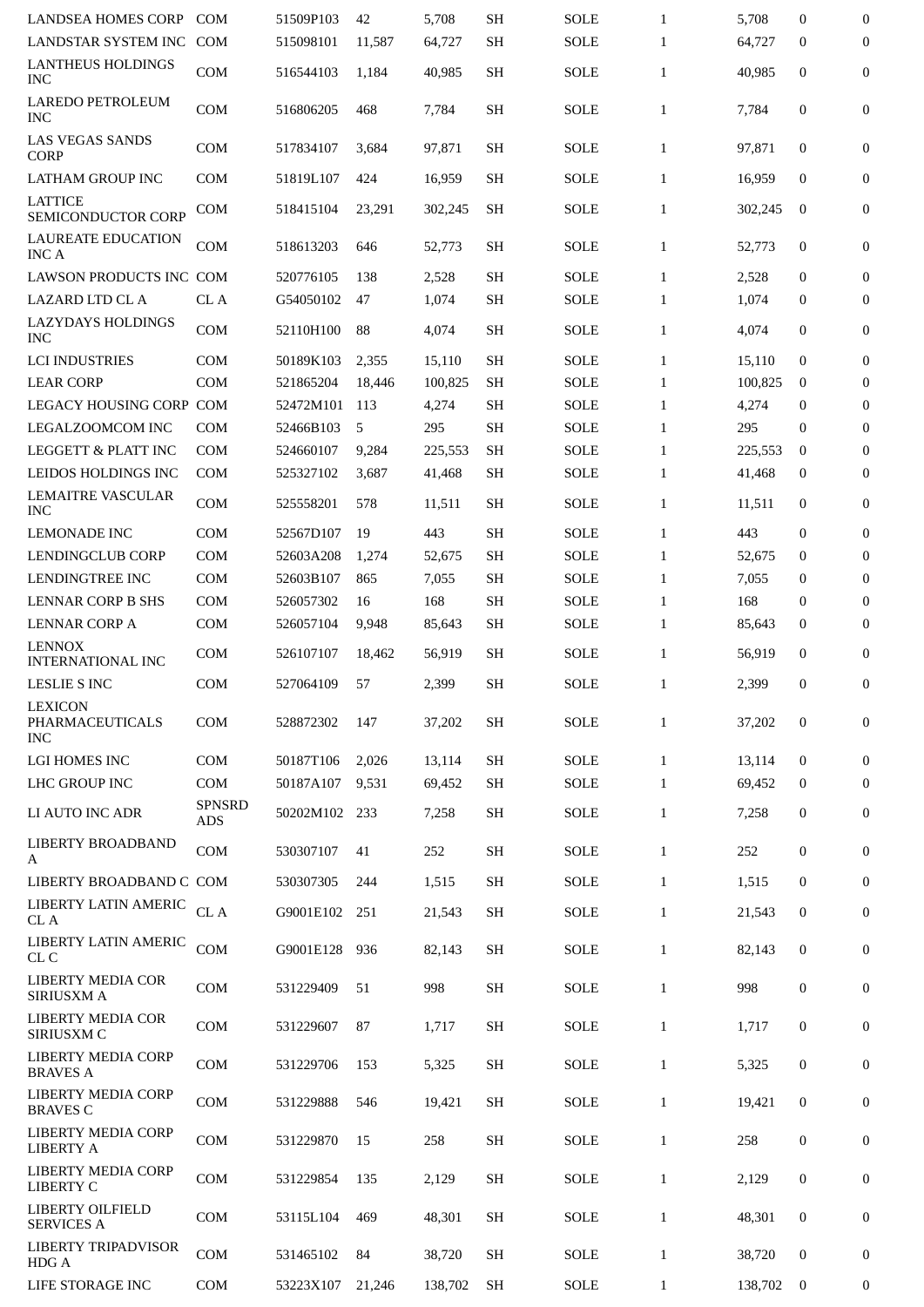| | | | | | | | | | | |
|---|---|---|---|---|---|---|---|---|---|---|
| LANDSEA HOMES CORP | COM | 51509P103 | 42 | 5,708 | SH | SOLE | 1 | 5,708 | 0 | 0 |
| LANDSTAR SYSTEM INC | COM | 515098101 | 11,587 | 64,727 | SH | SOLE | 1 | 64,727 | 0 | 0 |
| LANTHEUS HOLDINGS INC | COM | 516544103 | 1,184 | 40,985 | SH | SOLE | 1 | 40,985 | 0 | 0 |
| LAREDO PETROLEUM INC | COM | 516806205 | 468 | 7,784 | SH | SOLE | 1 | 7,784 | 0 | 0 |
| LAS VEGAS SANDS CORP | COM | 517834107 | 3,684 | 97,871 | SH | SOLE | 1 | 97,871 | 0 | 0 |
| LATHAM GROUP INC | COM | 51819L107 | 424 | 16,959 | SH | SOLE | 1 | 16,959 | 0 | 0 |
| LATTICE SEMICONDUCTOR CORP | COM | 518415104 | 23,291 | 302,245 | SH | SOLE | 1 | 302,245 | 0 | 0 |
| LAUREATE EDUCATION INC A | COM | 518613203 | 646 | 52,773 | SH | SOLE | 1 | 52,773 | 0 | 0 |
| LAWSON PRODUCTS INC | COM | 520776105 | 138 | 2,528 | SH | SOLE | 1 | 2,528 | 0 | 0 |
| LAZARD LTD CL A | CL A | G54050102 | 47 | 1,074 | SH | SOLE | 1 | 1,074 | 0 | 0 |
| LAZYDAYS HOLDINGS INC | COM | 52110H100 | 88 | 4,074 | SH | SOLE | 1 | 4,074 | 0 | 0 |
| LCI INDUSTRIES | COM | 50189K103 | 2,355 | 15,110 | SH | SOLE | 1 | 15,110 | 0 | 0 |
| LEAR CORP | COM | 521865204 | 18,446 | 100,825 | SH | SOLE | 1 | 100,825 | 0 | 0 |
| LEGACY HOUSING CORP | COM | 52472M101 | 113 | 4,274 | SH | SOLE | 1 | 4,274 | 0 | 0 |
| LEGALZOOMCOM INC | COM | 52466B103 | 5 | 295 | SH | SOLE | 1 | 295 | 0 | 0 |
| LEGGETT & PLATT INC | COM | 524660107 | 9,284 | 225,553 | SH | SOLE | 1 | 225,553 | 0 | 0 |
| LEIDOS HOLDINGS INC | COM | 525327102 | 3,687 | 41,468 | SH | SOLE | 1 | 41,468 | 0 | 0 |
| LEMAITRE VASCULAR INC | COM | 525558201 | 578 | 11,511 | SH | SOLE | 1 | 11,511 | 0 | 0 |
| LEMONADE INC | COM | 52567D107 | 19 | 443 | SH | SOLE | 1 | 443 | 0 | 0 |
| LENDINGCLUB CORP | COM | 52603A208 | 1,274 | 52,675 | SH | SOLE | 1 | 52,675 | 0 | 0 |
| LENDINGTREE INC | COM | 52603B107 | 865 | 7,055 | SH | SOLE | 1 | 7,055 | 0 | 0 |
| LENNAR CORP B SHS | COM | 526057302 | 16 | 168 | SH | SOLE | 1 | 168 | 0 | 0 |
| LENNAR CORP A | COM | 526057104 | 9,948 | 85,643 | SH | SOLE | 1 | 85,643 | 0 | 0 |
| LENNOX INTERNATIONAL INC | COM | 526107107 | 18,462 | 56,919 | SH | SOLE | 1 | 56,919 | 0 | 0 |
| LESLIE S INC | COM | 527064109 | 57 | 2,399 | SH | SOLE | 1 | 2,399 | 0 | 0 |
| LEXICON PHARMACEUTICALS INC | COM | 528872302 | 147 | 37,202 | SH | SOLE | 1 | 37,202 | 0 | 0 |
| LGI HOMES INC | COM | 50187T106 | 2,026 | 13,114 | SH | SOLE | 1 | 13,114 | 0 | 0 |
| LHC GROUP INC | COM | 50187A107 | 9,531 | 69,452 | SH | SOLE | 1 | 69,452 | 0 | 0 |
| LI AUTO INC ADR | SPNSRD ADS | 50202M102 | 233 | 7,258 | SH | SOLE | 1 | 7,258 | 0 | 0 |
| LIBERTY BROADBAND A | COM | 530307107 | 41 | 252 | SH | SOLE | 1 | 252 | 0 | 0 |
| LIBERTY BROADBAND C | COM | 530307305 | 244 | 1,515 | SH | SOLE | 1 | 1,515 | 0 | 0 |
| LIBERTY LATIN AMERIC CL A | CL A | G9001E102 | 251 | 21,543 | SH | SOLE | 1 | 21,543 | 0 | 0 |
| LIBERTY LATIN AMERIC CL C | COM | G9001E128 | 936 | 82,143 | SH | SOLE | 1 | 82,143 | 0 | 0 |
| LIBERTY MEDIA COR SIRIUSXM A | COM | 531229409 | 51 | 998 | SH | SOLE | 1 | 998 | 0 | 0 |
| LIBERTY MEDIA COR SIRIUSXM C | COM | 531229607 | 87 | 1,717 | SH | SOLE | 1 | 1,717 | 0 | 0 |
| LIBERTY MEDIA CORP BRAVES A | COM | 531229706 | 153 | 5,325 | SH | SOLE | 1 | 5,325 | 0 | 0 |
| LIBERTY MEDIA CORP BRAVES C | COM | 531229888 | 546 | 19,421 | SH | SOLE | 1 | 19,421 | 0 | 0 |
| LIBERTY MEDIA CORP LIBERTY A | COM | 531229870 | 15 | 258 | SH | SOLE | 1 | 258 | 0 | 0 |
| LIBERTY MEDIA CORP LIBERTY C | COM | 531229854 | 135 | 2,129 | SH | SOLE | 1 | 2,129 | 0 | 0 |
| LIBERTY OILFIELD SERVICES A | COM | 53115L104 | 469 | 48,301 | SH | SOLE | 1 | 48,301 | 0 | 0 |
| LIBERTY TRIPADVISOR HDG A | COM | 531465102 | 84 | 38,720 | SH | SOLE | 1 | 38,720 | 0 | 0 |
| LIFE STORAGE INC | COM | 53223X107 | 21,246 | 138,702 | SH | SOLE | 1 | 138,702 | 0 | 0 |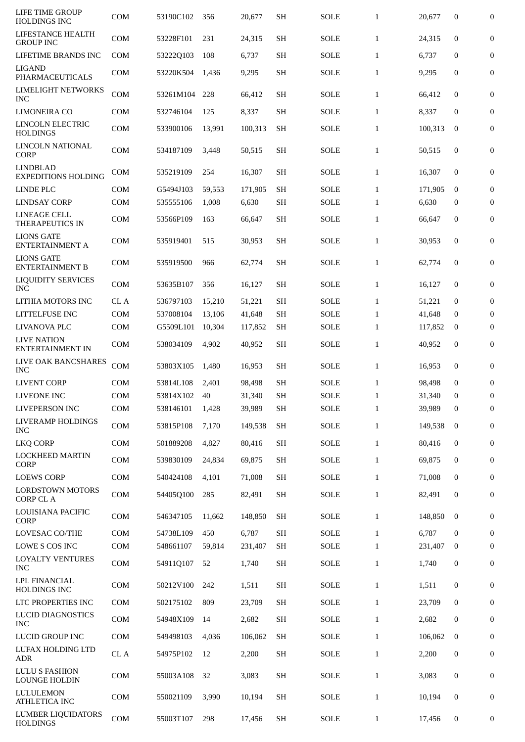| LIFE TIME GROUP HOLDINGS INC | COM | 53190C102 | 356 | 20,677 | SH | SOLE | 1 | 20,677 | 0 | 0 |
|---|---|---|---|---|---|---|---|---|---|---|
| LIFESTANCE HEALTH GROUP INC | COM | 53228F101 | 231 | 24,315 | SH | SOLE | 1 | 24,315 | 0 | 0 |
| LIFETIME BRANDS INC | COM | 53222Q103 | 108 | 6,737 | SH | SOLE | 1 | 6,737 | 0 | 0 |
| LIGAND PHARMACEUTICALS | COM | 53220K504 | 1,436 | 9,295 | SH | SOLE | 1 | 9,295 | 0 | 0 |
| LIMELIGHT NETWORKS INC | COM | 53261M104 | 228 | 66,412 | SH | SOLE | 1 | 66,412 | 0 | 0 |
| LIMONEIRA CO | COM | 532746104 | 125 | 8,337 | SH | SOLE | 1 | 8,337 | 0 | 0 |
| LINCOLN ELECTRIC HOLDINGS | COM | 533900106 | 13,991 | 100,313 | SH | SOLE | 1 | 100,313 | 0 | 0 |
| LINCOLN NATIONAL CORP | COM | 534187109 | 3,448 | 50,515 | SH | SOLE | 1 | 50,515 | 0 | 0 |
| LINDBLAD EXPEDITIONS HOLDING | COM | 535219109 | 254 | 16,307 | SH | SOLE | 1 | 16,307 | 0 | 0 |
| LINDE PLC | COM | G5494J103 | 59,553 | 171,905 | SH | SOLE | 1 | 171,905 | 0 | 0 |
| LINDSAY CORP | COM | 535555106 | 1,008 | 6,630 | SH | SOLE | 1 | 6,630 | 0 | 0 |
| LINEAGE CELL THERAPEUTICS IN | COM | 53566P109 | 163 | 66,647 | SH | SOLE | 1 | 66,647 | 0 | 0 |
| LIONS GATE ENTERTAINMENT A | COM | 535919401 | 515 | 30,953 | SH | SOLE | 1 | 30,953 | 0 | 0 |
| LIONS GATE ENTERTAINMENT B | COM | 535919500 | 966 | 62,774 | SH | SOLE | 1 | 62,774 | 0 | 0 |
| LIQUIDITY SERVICES INC | COM | 53635B107 | 356 | 16,127 | SH | SOLE | 1 | 16,127 | 0 | 0 |
| LITHIA MOTORS INC | CL A | 536797103 | 15,210 | 51,221 | SH | SOLE | 1 | 51,221 | 0 | 0 |
| LITTELFUSE INC | COM | 537008104 | 13,106 | 41,648 | SH | SOLE | 1 | 41,648 | 0 | 0 |
| LIVANOVA PLC | COM | G5509L101 | 10,304 | 117,852 | SH | SOLE | 1 | 117,852 | 0 | 0 |
| LIVE NATION ENTERTAINMENT IN | COM | 538034109 | 4,902 | 40,952 | SH | SOLE | 1 | 40,952 | 0 | 0 |
| LIVE OAK BANCSHARES INC | COM | 53803X105 | 1,480 | 16,953 | SH | SOLE | 1 | 16,953 | 0 | 0 |
| LIVENT CORP | COM | 53814L108 | 2,401 | 98,498 | SH | SOLE | 1 | 98,498 | 0 | 0 |
| LIVEONE INC | COM | 53814X102 | 40 | 31,340 | SH | SOLE | 1 | 31,340 | 0 | 0 |
| LIVEPERSON INC | COM | 538146101 | 1,428 | 39,989 | SH | SOLE | 1 | 39,989 | 0 | 0 |
| LIVERAMP HOLDINGS INC | COM | 53815P108 | 7,170 | 149,538 | SH | SOLE | 1 | 149,538 | 0 | 0 |
| LKQ CORP | COM | 501889208 | 4,827 | 80,416 | SH | SOLE | 1 | 80,416 | 0 | 0 |
| LOCKHEED MARTIN CORP | COM | 539830109 | 24,834 | 69,875 | SH | SOLE | 1 | 69,875 | 0 | 0 |
| LOEWS CORP | COM | 540424108 | 4,101 | 71,008 | SH | SOLE | 1 | 71,008 | 0 | 0 |
| LORDSTOWN MOTORS CORP CL A | COM | 54405Q100 | 285 | 82,491 | SH | SOLE | 1 | 82,491 | 0 | 0 |
| LOUISIANA PACIFIC CORP | COM | 546347105 | 11,662 | 148,850 | SH | SOLE | 1 | 148,850 | 0 | 0 |
| LOVESAC CO/THE | COM | 54738L109 | 450 | 6,787 | SH | SOLE | 1 | 6,787 | 0 | 0 |
| LOWE S COS INC | COM | 548661107 | 59,814 | 231,407 | SH | SOLE | 1 | 231,407 | 0 | 0 |
| LOYALTY VENTURES INC | COM | 54911Q107 | 52 | 1,740 | SH | SOLE | 1 | 1,740 | 0 | 0 |
| LPL FINANCIAL HOLDINGS INC | COM | 50212V100 | 242 | 1,511 | SH | SOLE | 1 | 1,511 | 0 | 0 |
| LTC PROPERTIES INC | COM | 502175102 | 809 | 23,709 | SH | SOLE | 1 | 23,709 | 0 | 0 |
| LUCID DIAGNOSTICS INC | COM | 54948X109 | 14 | 2,682 | SH | SOLE | 1 | 2,682 | 0 | 0 |
| LUCID GROUP INC | COM | 549498103 | 4,036 | 106,062 | SH | SOLE | 1 | 106,062 | 0 | 0 |
| LUFAX HOLDING LTD ADR | CL A | 54975P102 | 12 | 2,200 | SH | SOLE | 1 | 2,200 | 0 | 0 |
| LULU S FASHION LOUNGE HOLDIN | COM | 55003A108 | 32 | 3,083 | SH | SOLE | 1 | 3,083 | 0 | 0 |
| LULULEMON ATHLETICA INC | COM | 550021109 | 3,990 | 10,194 | SH | SOLE | 1 | 10,194 | 0 | 0 |
| LUMBER LIQUIDATORS HOLDINGS | COM | 55003T107 | 298 | 17,456 | SH | SOLE | 1 | 17,456 | 0 | 0 |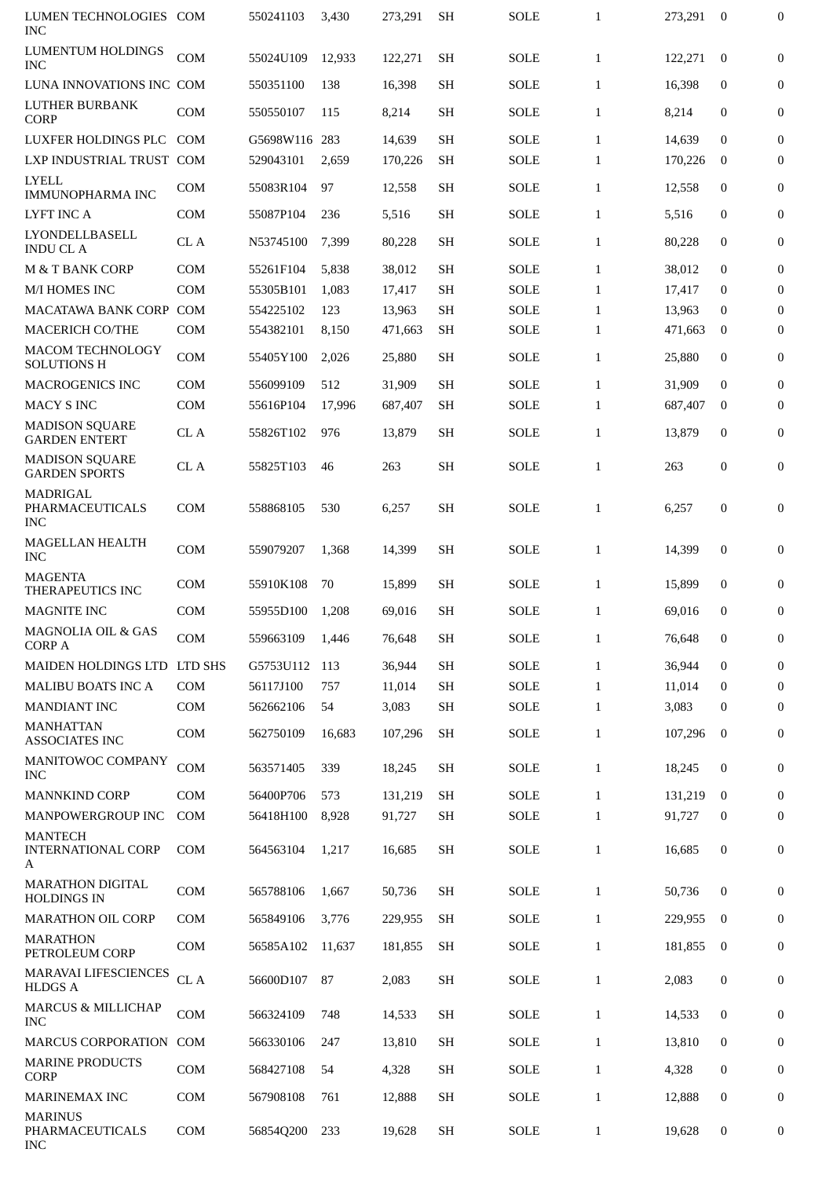| | | | | | | | | | | |
|---|---|---|---|---|---|---|---|---|---|---|
| LUMEN TECHNOLOGIES INC | COM | 550241103 | 3,430 | 273,291 | SH | SOLE | 1 | 273,291 | 0 | 0 |
| LUMENTUM HOLDINGS INC | COM | 55024U109 | 12,933 | 122,271 | SH | SOLE | 1 | 122,271 | 0 | 0 |
| LUNA INNOVATIONS INC | COM | 550351100 | 138 | 16,398 | SH | SOLE | 1 | 16,398 | 0 | 0 |
| LUTHER BURBANK CORP | COM | 550550107 | 115 | 8,214 | SH | SOLE | 1 | 8,214 | 0 | 0 |
| LUXFER HOLDINGS PLC | COM | G5698W116 | 283 | 14,639 | SH | SOLE | 1 | 14,639 | 0 | 0 |
| LXP INDUSTRIAL TRUST | COM | 529043101 | 2,659 | 170,226 | SH | SOLE | 1 | 170,226 | 0 | 0 |
| LYELL IMMUNOPHARMA INC | COM | 55083R104 | 97 | 12,558 | SH | SOLE | 1 | 12,558 | 0 | 0 |
| LYFT INC A | COM | 55087P104 | 236 | 5,516 | SH | SOLE | 1 | 5,516 | 0 | 0 |
| LYONDELLBASELL INDU CL A | CL A | N53745100 | 7,399 | 80,228 | SH | SOLE | 1 | 80,228 | 0 | 0 |
| M & T BANK CORP | COM | 55261F104 | 5,838 | 38,012 | SH | SOLE | 1 | 38,012 | 0 | 0 |
| M/I HOMES INC | COM | 55305B101 | 1,083 | 17,417 | SH | SOLE | 1 | 17,417 | 0 | 0 |
| MACATAWA BANK CORP | COM | 554225102 | 123 | 13,963 | SH | SOLE | 1 | 13,963 | 0 | 0 |
| MACERICH CO/THE | COM | 554382101 | 8,150 | 471,663 | SH | SOLE | 1 | 471,663 | 0 | 0 |
| MACOM TECHNOLOGY SOLUTIONS H | COM | 55405Y100 | 2,026 | 25,880 | SH | SOLE | 1 | 25,880 | 0 | 0 |
| MACROGENICS INC | COM | 556099109 | 512 | 31,909 | SH | SOLE | 1 | 31,909 | 0 | 0 |
| MACY S INC | COM | 55616P104 | 17,996 | 687,407 | SH | SOLE | 1 | 687,407 | 0 | 0 |
| MADISON SQUARE GARDEN ENTERT | CL A | 55826T102 | 976 | 13,879 | SH | SOLE | 1 | 13,879 | 0 | 0 |
| MADISON SQUARE GARDEN SPORTS | CL A | 55825T103 | 46 | 263 | SH | SOLE | 1 | 263 | 0 | 0 |
| MADRIGAL PHARMACEUTICALS INC | COM | 558868105 | 530 | 6,257 | SH | SOLE | 1 | 6,257 | 0 | 0 |
| MAGELLAN HEALTH INC | COM | 559079207 | 1,368 | 14,399 | SH | SOLE | 1 | 14,399 | 0 | 0 |
| MAGENTA THERAPEUTICS INC | COM | 55910K108 | 70 | 15,899 | SH | SOLE | 1 | 15,899 | 0 | 0 |
| MAGNITE INC | COM | 55955D100 | 1,208 | 69,016 | SH | SOLE | 1 | 69,016 | 0 | 0 |
| MAGNOLIA OIL & GAS CORP A | COM | 559663109 | 1,446 | 76,648 | SH | SOLE | 1 | 76,648 | 0 | 0 |
| MAIDEN HOLDINGS LTD | LTD SHS | G5753U112 | 113 | 36,944 | SH | SOLE | 1 | 36,944 | 0 | 0 |
| MALIBU BOATS INC A | COM | 56117J100 | 757 | 11,014 | SH | SOLE | 1 | 11,014 | 0 | 0 |
| MANDIANT INC | COM | 562662106 | 54 | 3,083 | SH | SOLE | 1 | 3,083 | 0 | 0 |
| MANHATTAN ASSOCIATES INC | COM | 562750109 | 16,683 | 107,296 | SH | SOLE | 1 | 107,296 | 0 | 0 |
| MANITOWOC COMPANY INC | COM | 563571405 | 339 | 18,245 | SH | SOLE | 1 | 18,245 | 0 | 0 |
| MANNKIND CORP | COM | 56400P706 | 573 | 131,219 | SH | SOLE | 1 | 131,219 | 0 | 0 |
| MANPOWERGROUP INC | COM | 56418H100 | 8,928 | 91,727 | SH | SOLE | 1 | 91,727 | 0 | 0 |
| MANTECH INTERNATIONAL CORP A | COM | 564563104 | 1,217 | 16,685 | SH | SOLE | 1 | 16,685 | 0 | 0 |
| MARATHON DIGITAL HOLDINGS IN | COM | 565788106 | 1,667 | 50,736 | SH | SOLE | 1 | 50,736 | 0 | 0 |
| MARATHON OIL CORP | COM | 565849106 | 3,776 | 229,955 | SH | SOLE | 1 | 229,955 | 0 | 0 |
| MARATHON PETROLEUM CORP | COM | 56585A102 | 11,637 | 181,855 | SH | SOLE | 1 | 181,855 | 0 | 0 |
| MARAVAI LIFESCIENCES HLDGS A | CL A | 56600D107 | 87 | 2,083 | SH | SOLE | 1 | 2,083 | 0 | 0 |
| MARCUS & MILLICHAP INC | COM | 566324109 | 748 | 14,533 | SH | SOLE | 1 | 14,533 | 0 | 0 |
| MARCUS CORPORATION | COM | 566330106 | 247 | 13,810 | SH | SOLE | 1 | 13,810 | 0 | 0 |
| MARINE PRODUCTS CORP | COM | 568427108 | 54 | 4,328 | SH | SOLE | 1 | 4,328 | 0 | 0 |
| MARINEMAX INC | COM | 567908108 | 761 | 12,888 | SH | SOLE | 1 | 12,888 | 0 | 0 |
| MARINUS PHARMACEUTICALS INC | COM | 56854Q200 | 233 | 19,628 | SH | SOLE | 1 | 19,628 | 0 | 0 |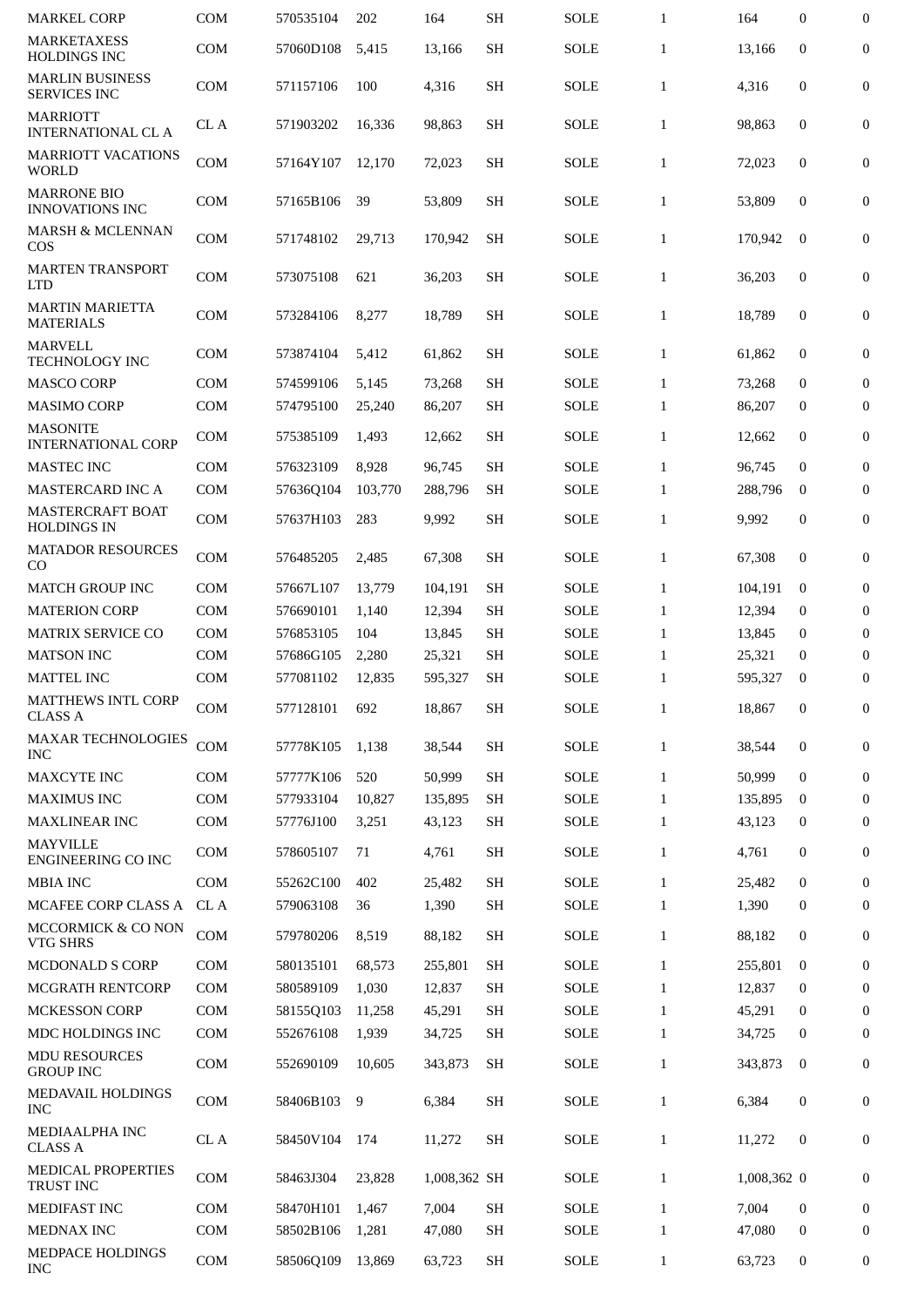| | | | | | | | | | | |
|---|---|---|---|---|---|---|---|---|---|---|
| MARKEL CORP | COM | 570535104 | 202 | 164 | SH | SOLE | 1 | 164 | 0 | 0 |
| MARKETAXESS HOLDINGS INC | COM | 57060D108 | 5,415 | 13,166 | SH | SOLE | 1 | 13,166 | 0 | 0 |
| MARLIN BUSINESS SERVICES INC | COM | 571157106 | 100 | 4,316 | SH | SOLE | 1 | 4,316 | 0 | 0 |
| MARRIOTT INTERNATIONAL CL A | CL A | 571903202 | 16,336 | 98,863 | SH | SOLE | 1 | 98,863 | 0 | 0 |
| MARRIOTT VACATIONS WORLD | COM | 57164Y107 | 12,170 | 72,023 | SH | SOLE | 1 | 72,023 | 0 | 0 |
| MARRONE BIO INNOVATIONS INC | COM | 57165B106 | 39 | 53,809 | SH | SOLE | 1 | 53,809 | 0 | 0 |
| MARSH & MCLENNAN COS | COM | 571748102 | 29,713 | 170,942 | SH | SOLE | 1 | 170,942 | 0 | 0 |
| MARTEN TRANSPORT LTD | COM | 573075108 | 621 | 36,203 | SH | SOLE | 1 | 36,203 | 0 | 0 |
| MARTIN MARIETTA MATERIALS | COM | 573284106 | 8,277 | 18,789 | SH | SOLE | 1 | 18,789 | 0 | 0 |
| MARVELL TECHNOLOGY INC | COM | 573874104 | 5,412 | 61,862 | SH | SOLE | 1 | 61,862 | 0 | 0 |
| MASCO CORP | COM | 574599106 | 5,145 | 73,268 | SH | SOLE | 1 | 73,268 | 0 | 0 |
| MASIMO CORP | COM | 574795100 | 25,240 | 86,207 | SH | SOLE | 1 | 86,207 | 0 | 0 |
| MASONITE INTERNATIONAL CORP | COM | 575385109 | 1,493 | 12,662 | SH | SOLE | 1 | 12,662 | 0 | 0 |
| MASTEC INC | COM | 576323109 | 8,928 | 96,745 | SH | SOLE | 1 | 96,745 | 0 | 0 |
| MASTERCARD INC A | COM | 57636Q104 | 103,770 | 288,796 | SH | SOLE | 1 | 288,796 | 0 | 0 |
| MASTERCRAFT BOAT HOLDINGS IN | COM | 57637H103 | 283 | 9,992 | SH | SOLE | 1 | 9,992 | 0 | 0 |
| MATADOR RESOURCES CO | COM | 576485205 | 2,485 | 67,308 | SH | SOLE | 1 | 67,308 | 0 | 0 |
| MATCH GROUP INC | COM | 57667L107 | 13,779 | 104,191 | SH | SOLE | 1 | 104,191 | 0 | 0 |
| MATERION CORP | COM | 576690101 | 1,140 | 12,394 | SH | SOLE | 1 | 12,394 | 0 | 0 |
| MATRIX SERVICE CO | COM | 576853105 | 104 | 13,845 | SH | SOLE | 1 | 13,845 | 0 | 0 |
| MATSON INC | COM | 57686G105 | 2,280 | 25,321 | SH | SOLE | 1 | 25,321 | 0 | 0 |
| MATTEL INC | COM | 577081102 | 12,835 | 595,327 | SH | SOLE | 1 | 595,327 | 0 | 0 |
| MATTHEWS INTL CORP CLASS A | COM | 577128101 | 692 | 18,867 | SH | SOLE | 1 | 18,867 | 0 | 0 |
| MAXAR TECHNOLOGIES INC | COM | 57778K105 | 1,138 | 38,544 | SH | SOLE | 1 | 38,544 | 0 | 0 |
| MAXCYTE INC | COM | 57777K106 | 520 | 50,999 | SH | SOLE | 1 | 50,999 | 0 | 0 |
| MAXIMUS INC | COM | 577933104 | 10,827 | 135,895 | SH | SOLE | 1 | 135,895 | 0 | 0 |
| MAXLINEAR INC | COM | 57776J100 | 3,251 | 43,123 | SH | SOLE | 1 | 43,123 | 0 | 0 |
| MAYVILLE ENGINEERING CO INC | COM | 578605107 | 71 | 4,761 | SH | SOLE | 1 | 4,761 | 0 | 0 |
| MBIA INC | COM | 55262C100 | 402 | 25,482 | SH | SOLE | 1 | 25,482 | 0 | 0 |
| MCAFEE CORP CLASS A | CL A | 579063108 | 36 | 1,390 | SH | SOLE | 1 | 1,390 | 0 | 0 |
| MCCORMICK & CO NON VTG SHRS | COM | 579780206 | 8,519 | 88,182 | SH | SOLE | 1 | 88,182 | 0 | 0 |
| MCDONALD S CORP | COM | 580135101 | 68,573 | 255,801 | SH | SOLE | 1 | 255,801 | 0 | 0 |
| MCGRATH RENTCORP | COM | 580589109 | 1,030 | 12,837 | SH | SOLE | 1 | 12,837 | 0 | 0 |
| MCKESSON CORP | COM | 58155Q103 | 11,258 | 45,291 | SH | SOLE | 1 | 45,291 | 0 | 0 |
| MDC HOLDINGS INC | COM | 552676108 | 1,939 | 34,725 | SH | SOLE | 1 | 34,725 | 0 | 0 |
| MDU RESOURCES GROUP INC | COM | 552690109 | 10,605 | 343,873 | SH | SOLE | 1 | 343,873 | 0 | 0 |
| MEDAVAIL HOLDINGS INC | COM | 58406B103 | 9 | 6,384 | SH | SOLE | 1 | 6,384 | 0 | 0 |
| MEDIAALPHA INC CLASS A | CL A | 58450V104 | 174 | 11,272 | SH | SOLE | 1 | 11,272 | 0 | 0 |
| MEDICAL PROPERTIES TRUST INC | COM | 58463J304 | 23,828 | 1,008,362 | SH | SOLE | 1 | 1,008,362 | 0 | 0 |
| MEDIFAST INC | COM | 58470H101 | 1,467 | 7,004 | SH | SOLE | 1 | 7,004 | 0 | 0 |
| MEDNAX INC | COM | 58502B106 | 1,281 | 47,080 | SH | SOLE | 1 | 47,080 | 0 | 0 |
| MEDPACE HOLDINGS INC | COM | 58506Q109 | 13,869 | 63,723 | SH | SOLE | 1 | 63,723 | 0 | 0 |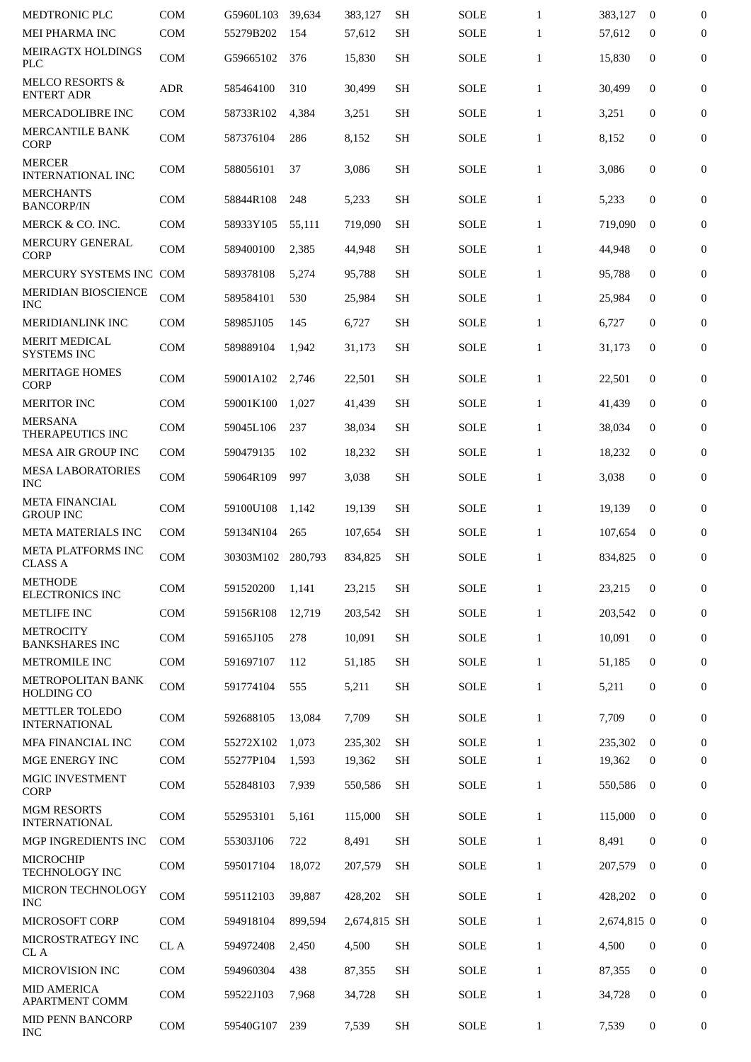| | | | | | | | | | | |
|---|---|---|---|---|---|---|---|---|---|---|
| MEDTRONIC PLC | COM | G5960L103 | 39,634 | 383,127 | SH | SOLE | 1 | 383,127 | 0 | 0 |
| MEI PHARMA INC | COM | 55279B202 | 154 | 57,612 | SH | SOLE | 1 | 57,612 | 0 | 0 |
| MEIRAGTX HOLDINGS PLC | COM | G59665102 | 376 | 15,830 | SH | SOLE | 1 | 15,830 | 0 | 0 |
| MELCO RESORTS & ENTERT ADR | ADR | 585464100 | 310 | 30,499 | SH | SOLE | 1 | 30,499 | 0 | 0 |
| MERCADOLIBRE INC | COM | 58733R102 | 4,384 | 3,251 | SH | SOLE | 1 | 3,251 | 0 | 0 |
| MERCANTILE BANK CORP | COM | 587376104 | 286 | 8,152 | SH | SOLE | 1 | 8,152 | 0 | 0 |
| MERCER INTERNATIONAL INC | COM | 588056101 | 37 | 3,086 | SH | SOLE | 1 | 3,086 | 0 | 0 |
| MERCHANTS BANCORP/IN | COM | 58844R108 | 248 | 5,233 | SH | SOLE | 1 | 5,233 | 0 | 0 |
| MERCK & CO. INC. | COM | 58933Y105 | 55,111 | 719,090 | SH | SOLE | 1 | 719,090 | 0 | 0 |
| MERCURY GENERAL CORP | COM | 589400100 | 2,385 | 44,948 | SH | SOLE | 1 | 44,948 | 0 | 0 |
| MERCURY SYSTEMS INC | COM | 589378108 | 5,274 | 95,788 | SH | SOLE | 1 | 95,788 | 0 | 0 |
| MERIDIAN BIOSCIENCE INC | COM | 589584101 | 530 | 25,984 | SH | SOLE | 1 | 25,984 | 0 | 0 |
| MERIDIANLINK INC | COM | 58985J105 | 145 | 6,727 | SH | SOLE | 1 | 6,727 | 0 | 0 |
| MERIT MEDICAL SYSTEMS INC | COM | 589889104 | 1,942 | 31,173 | SH | SOLE | 1 | 31,173 | 0 | 0 |
| MERITAGE HOMES CORP | COM | 59001A102 | 2,746 | 22,501 | SH | SOLE | 1 | 22,501 | 0 | 0 |
| MERITOR INC | COM | 59001K100 | 1,027 | 41,439 | SH | SOLE | 1 | 41,439 | 0 | 0 |
| MERSANA THERAPEUTICS INC | COM | 59045L106 | 237 | 38,034 | SH | SOLE | 1 | 38,034 | 0 | 0 |
| MESA AIR GROUP INC | COM | 590479135 | 102 | 18,232 | SH | SOLE | 1 | 18,232 | 0 | 0 |
| MESA LABORATORIES INC | COM | 59064R109 | 997 | 3,038 | SH | SOLE | 1 | 3,038 | 0 | 0 |
| META FINANCIAL GROUP INC | COM | 59100U108 | 1,142 | 19,139 | SH | SOLE | 1 | 19,139 | 0 | 0 |
| META MATERIALS INC | COM | 59134N104 | 265 | 107,654 | SH | SOLE | 1 | 107,654 | 0 | 0 |
| META PLATFORMS INC CLASS A | COM | 30303M102 | 280,793 | 834,825 | SH | SOLE | 1 | 834,825 | 0 | 0 |
| METHODE ELECTRONICS INC | COM | 591520200 | 1,141 | 23,215 | SH | SOLE | 1 | 23,215 | 0 | 0 |
| METLIFE INC | COM | 59156R108 | 12,719 | 203,542 | SH | SOLE | 1 | 203,542 | 0 | 0 |
| METROCITY BANKSHARES INC | COM | 59165J105 | 278 | 10,091 | SH | SOLE | 1 | 10,091 | 0 | 0 |
| METROMILE INC | COM | 591697107 | 112 | 51,185 | SH | SOLE | 1 | 51,185 | 0 | 0 |
| METROPOLITAN BANK HOLDING CO | COM | 591774104 | 555 | 5,211 | SH | SOLE | 1 | 5,211 | 0 | 0 |
| METTLER TOLEDO INTERNATIONAL | COM | 592688105 | 13,084 | 7,709 | SH | SOLE | 1 | 7,709 | 0 | 0 |
| MFA FINANCIAL INC | COM | 55272X102 | 1,073 | 235,302 | SH | SOLE | 1 | 235,302 | 0 | 0 |
| MGE ENERGY INC | COM | 55277P104 | 1,593 | 19,362 | SH | SOLE | 1 | 19,362 | 0 | 0 |
| MGIC INVESTMENT CORP | COM | 552848103 | 7,939 | 550,586 | SH | SOLE | 1 | 550,586 | 0 | 0 |
| MGM RESORTS INTERNATIONAL | COM | 552953101 | 5,161 | 115,000 | SH | SOLE | 1 | 115,000 | 0 | 0 |
| MGP INGREDIENTS INC | COM | 55303J106 | 722 | 8,491 | SH | SOLE | 1 | 8,491 | 0 | 0 |
| MICROCHIP TECHNOLOGY INC | COM | 595017104 | 18,072 | 207,579 | SH | SOLE | 1 | 207,579 | 0 | 0 |
| MICRON TECHNOLOGY INC | COM | 595112103 | 39,887 | 428,202 | SH | SOLE | 1 | 428,202 | 0 | 0 |
| MICROSOFT CORP | COM | 594918104 | 899,594 | 2,674,815 | SH | SOLE | 1 | 2,674,815 | 0 | 0 |
| MICROSTRATEGY INC CL A | CL A | 594972408 | 2,450 | 4,500 | SH | SOLE | 1 | 4,500 | 0 | 0 |
| MICROVISION INC | COM | 594960304 | 438 | 87,355 | SH | SOLE | 1 | 87,355 | 0 | 0 |
| MID AMERICA APARTMENT COMM | COM | 59522J103 | 7,968 | 34,728 | SH | SOLE | 1 | 34,728 | 0 | 0 |
| MID PENN BANCORP INC | COM | 59540G107 | 239 | 7,539 | SH | SOLE | 1 | 7,539 | 0 | 0 |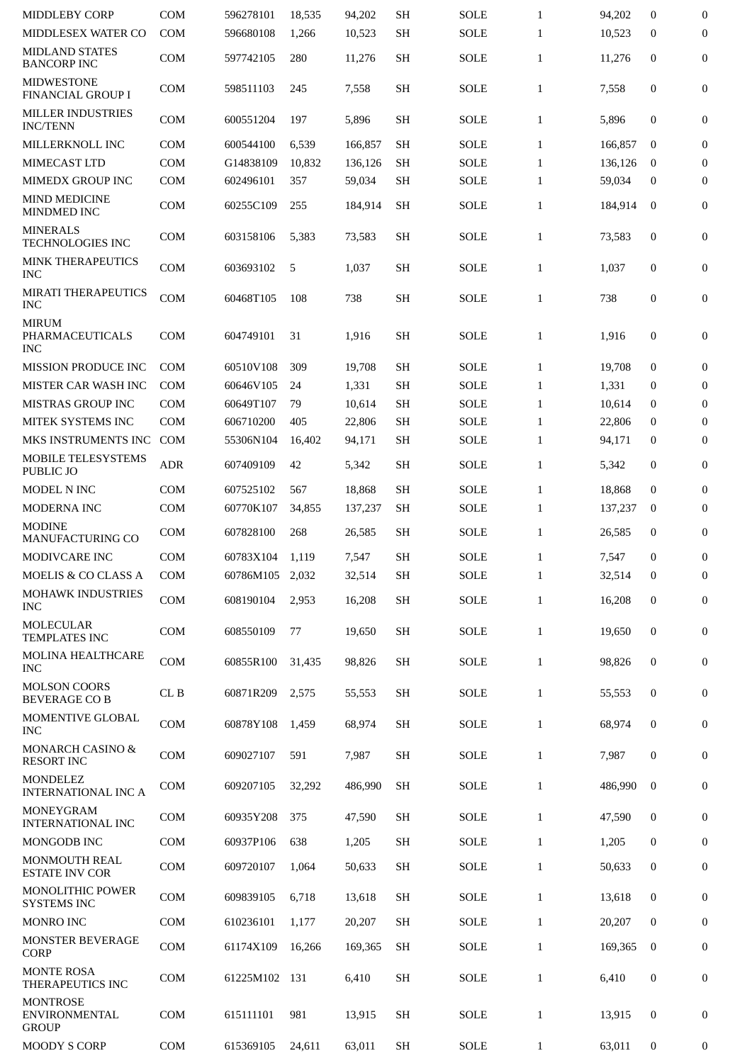| | | | | | | | | | | |
|---|---|---|---|---|---|---|---|---|---|---|
| MIDDLEBY CORP | COM | 596278101 | 18,535 | 94,202 | SH | SOLE | 1 | 94,202 | 0 | 0 |
| MIDDLESEX WATER CO | COM | 596680108 | 1,266 | 10,523 | SH | SOLE | 1 | 10,523 | 0 | 0 |
| MIDLAND STATES BANCORP INC | COM | 597742105 | 280 | 11,276 | SH | SOLE | 1 | 11,276 | 0 | 0 |
| MIDWESTONE FINANCIAL GROUP I | COM | 598511103 | 245 | 7,558 | SH | SOLE | 1 | 7,558 | 0 | 0 |
| MILLER INDUSTRIES INC/TENN | COM | 600551204 | 197 | 5,896 | SH | SOLE | 1 | 5,896 | 0 | 0 |
| MILLERKNOLL INC | COM | 600544100 | 6,539 | 166,857 | SH | SOLE | 1 | 166,857 | 0 | 0 |
| MIMECAST LTD | COM | G14838109 | 10,832 | 136,126 | SH | SOLE | 1 | 136,126 | 0 | 0 |
| MIMEDX GROUP INC | COM | 602496101 | 357 | 59,034 | SH | SOLE | 1 | 59,034 | 0 | 0 |
| MIND MEDICINE MINDMED INC | COM | 60255C109 | 255 | 184,914 | SH | SOLE | 1 | 184,914 | 0 | 0 |
| MINERALS TECHNOLOGIES INC | COM | 603158106 | 5,383 | 73,583 | SH | SOLE | 1 | 73,583 | 0 | 0 |
| MINK THERAPEUTICS INC | COM | 603693102 | 5 | 1,037 | SH | SOLE | 1 | 1,037 | 0 | 0 |
| MIRATI THERAPEUTICS INC | COM | 60468T105 | 108 | 738 | SH | SOLE | 1 | 738 | 0 | 0 |
| MIRUM PHARMACEUTICALS INC | COM | 604749101 | 31 | 1,916 | SH | SOLE | 1 | 1,916 | 0 | 0 |
| MISSION PRODUCE INC | COM | 60510V108 | 309 | 19,708 | SH | SOLE | 1 | 19,708 | 0 | 0 |
| MISTER CAR WASH INC | COM | 60646V105 | 24 | 1,331 | SH | SOLE | 1 | 1,331 | 0 | 0 |
| MISTRAS GROUP INC | COM | 60649T107 | 79 | 10,614 | SH | SOLE | 1 | 10,614 | 0 | 0 |
| MITEK SYSTEMS INC | COM | 606710200 | 405 | 22,806 | SH | SOLE | 1 | 22,806 | 0 | 0 |
| MKS INSTRUMENTS INC | COM | 55306N104 | 16,402 | 94,171 | SH | SOLE | 1 | 94,171 | 0 | 0 |
| MOBILE TELESYSTEMS PUBLIC JO | ADR | 607409109 | 42 | 5,342 | SH | SOLE | 1 | 5,342 | 0 | 0 |
| MODEL N INC | COM | 607525102 | 567 | 18,868 | SH | SOLE | 1 | 18,868 | 0 | 0 |
| MODERNA INC | COM | 60770K107 | 34,855 | 137,237 | SH | SOLE | 1 | 137,237 | 0 | 0 |
| MODINE MANUFACTURING CO | COM | 607828100 | 268 | 26,585 | SH | SOLE | 1 | 26,585 | 0 | 0 |
| MODIVCARE INC | COM | 60783X104 | 1,119 | 7,547 | SH | SOLE | 1 | 7,547 | 0 | 0 |
| MOELIS & CO CLASS A | COM | 60786M105 | 2,032 | 32,514 | SH | SOLE | 1 | 32,514 | 0 | 0 |
| MOHAWK INDUSTRIES INC | COM | 608190104 | 2,953 | 16,208 | SH | SOLE | 1 | 16,208 | 0 | 0 |
| MOLECULAR TEMPLATES INC | COM | 608550109 | 77 | 19,650 | SH | SOLE | 1 | 19,650 | 0 | 0 |
| MOLINA HEALTHCARE INC | COM | 60855R100 | 31,435 | 98,826 | SH | SOLE | 1 | 98,826 | 0 | 0 |
| MOLSON COORS BEVERAGE CO B | CL B | 60871R209 | 2,575 | 55,553 | SH | SOLE | 1 | 55,553 | 0 | 0 |
| MOMENTIVE GLOBAL INC | COM | 60878Y108 | 1,459 | 68,974 | SH | SOLE | 1 | 68,974 | 0 | 0 |
| MONARCH CASINO & RESORT INC | COM | 609027107 | 591 | 7,987 | SH | SOLE | 1 | 7,987 | 0 | 0 |
| MONDELEZ INTERNATIONAL INC A | COM | 609207105 | 32,292 | 486,990 | SH | SOLE | 1 | 486,990 | 0 | 0 |
| MONEYGRAM INTERNATIONAL INC | COM | 60935Y208 | 375 | 47,590 | SH | SOLE | 1 | 47,590 | 0 | 0 |
| MONGODB INC | COM | 60937P106 | 638 | 1,205 | SH | SOLE | 1 | 1,205 | 0 | 0 |
| MONMOUTH REAL ESTATE INV COR | COM | 609720107 | 1,064 | 50,633 | SH | SOLE | 1 | 50,633 | 0 | 0 |
| MONOLITHIC POWER SYSTEMS INC | COM | 609839105 | 6,718 | 13,618 | SH | SOLE | 1 | 13,618 | 0 | 0 |
| MONRO INC | COM | 610236101 | 1,177 | 20,207 | SH | SOLE | 1 | 20,207 | 0 | 0 |
| MONSTER BEVERAGE CORP | COM | 61174X109 | 16,266 | 169,365 | SH | SOLE | 1 | 169,365 | 0 | 0 |
| MONTE ROSA THERAPEUTICS INC | COM | 61225M102 | 131 | 6,410 | SH | SOLE | 1 | 6,410 | 0 | 0 |
| MONTROSE ENVIRONMENTAL GROUP | COM | 615111101 | 981 | 13,915 | SH | SOLE | 1 | 13,915 | 0 | 0 |
| MOODY S CORP | COM | 615369105 | 24,611 | 63,011 | SH | SOLE | 1 | 63,011 | 0 | 0 |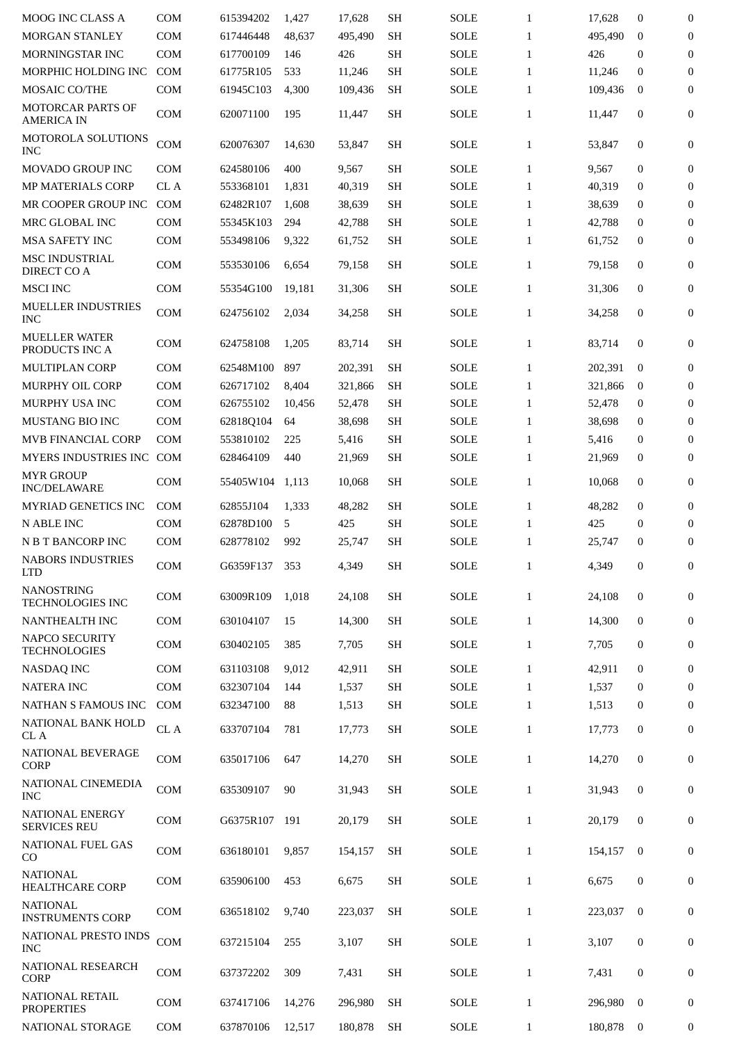| | | | | | | | | | | |
|---|---|---|---|---|---|---|---|---|---|---|
| MOOG INC CLASS A | COM | 615394202 | 1,427 | 17,628 | SH | SOLE | 1 | 17,628 | 0 | 0 |
| MORGAN STANLEY | COM | 617446448 | 48,637 | 495,490 | SH | SOLE | 1 | 495,490 | 0 | 0 |
| MORNINGSTAR INC | COM | 617700109 | 146 | 426 | SH | SOLE | 1 | 426 | 0 | 0 |
| MORPHIC HOLDING INC | COM | 61775R105 | 533 | 11,246 | SH | SOLE | 1 | 11,246 | 0 | 0 |
| MOSAIC CO/THE | COM | 61945C103 | 4,300 | 109,436 | SH | SOLE | 1 | 109,436 | 0 | 0 |
| MOTORCAR PARTS OF AMERICA IN | COM | 620071100 | 195 | 11,447 | SH | SOLE | 1 | 11,447 | 0 | 0 |
| MOTOROLA SOLUTIONS INC | COM | 620076307 | 14,630 | 53,847 | SH | SOLE | 1 | 53,847 | 0 | 0 |
| MOVADO GROUP INC | COM | 624580106 | 400 | 9,567 | SH | SOLE | 1 | 9,567 | 0 | 0 |
| MP MATERIALS CORP | CL A | 553368101 | 1,831 | 40,319 | SH | SOLE | 1 | 40,319 | 0 | 0 |
| MR COOPER GROUP INC | COM | 62482R107 | 1,608 | 38,639 | SH | SOLE | 1 | 38,639 | 0 | 0 |
| MRC GLOBAL INC | COM | 55345K103 | 294 | 42,788 | SH | SOLE | 1 | 42,788 | 0 | 0 |
| MSA SAFETY INC | COM | 553498106 | 9,322 | 61,752 | SH | SOLE | 1 | 61,752 | 0 | 0 |
| MSC INDUSTRIAL DIRECT CO A | COM | 553530106 | 6,654 | 79,158 | SH | SOLE | 1 | 79,158 | 0 | 0 |
| MSCI INC | COM | 55354G100 | 19,181 | 31,306 | SH | SOLE | 1 | 31,306 | 0 | 0 |
| MUELLER INDUSTRIES INC | COM | 624756102 | 2,034 | 34,258 | SH | SOLE | 1 | 34,258 | 0 | 0 |
| MUELLER WATER PRODUCTS INC A | COM | 624758108 | 1,205 | 83,714 | SH | SOLE | 1 | 83,714 | 0 | 0 |
| MULTIPLAN CORP | COM | 62548M100 | 897 | 202,391 | SH | SOLE | 1 | 202,391 | 0 | 0 |
| MURPHY OIL CORP | COM | 626717102 | 8,404 | 321,866 | SH | SOLE | 1 | 321,866 | 0 | 0 |
| MURPHY USA INC | COM | 626755102 | 10,456 | 52,478 | SH | SOLE | 1 | 52,478 | 0 | 0 |
| MUSTANG BIO INC | COM | 62818Q104 | 64 | 38,698 | SH | SOLE | 1 | 38,698 | 0 | 0 |
| MVB FINANCIAL CORP | COM | 553810102 | 225 | 5,416 | SH | SOLE | 1 | 5,416 | 0 | 0 |
| MYERS INDUSTRIES INC | COM | 628464109 | 440 | 21,969 | SH | SOLE | 1 | 21,969 | 0 | 0 |
| MYR GROUP INC/DELAWARE | COM | 55405W104 | 1,113 | 10,068 | SH | SOLE | 1 | 10,068 | 0 | 0 |
| MYRIAD GENETICS INC | COM | 62855J104 | 1,333 | 48,282 | SH | SOLE | 1 | 48,282 | 0 | 0 |
| N ABLE INC | COM | 62878D100 | 5 | 425 | SH | SOLE | 1 | 425 | 0 | 0 |
| N B T BANCORP INC | COM | 628778102 | 992 | 25,747 | SH | SOLE | 1 | 25,747 | 0 | 0 |
| NABORS INDUSTRIES LTD | COM | G6359F137 | 353 | 4,349 | SH | SOLE | 1 | 4,349 | 0 | 0 |
| NANOSTRING TECHNOLOGIES INC | COM | 63009R109 | 1,018 | 24,108 | SH | SOLE | 1 | 24,108 | 0 | 0 |
| NANTHEALTH INC | COM | 630104107 | 15 | 14,300 | SH | SOLE | 1 | 14,300 | 0 | 0 |
| NAPCO SECURITY TECHNOLOGIES | COM | 630402105 | 385 | 7,705 | SH | SOLE | 1 | 7,705 | 0 | 0 |
| NASDAQ INC | COM | 631103108 | 9,012 | 42,911 | SH | SOLE | 1 | 42,911 | 0 | 0 |
| NATERA INC | COM | 632307104 | 144 | 1,537 | SH | SOLE | 1 | 1,537 | 0 | 0 |
| NATHAN S FAMOUS INC | COM | 632347100 | 88 | 1,513 | SH | SOLE | 1 | 1,513 | 0 | 0 |
| NATIONAL BANK HOLD CL A | CL A | 633707104 | 781 | 17,773 | SH | SOLE | 1 | 17,773 | 0 | 0 |
| NATIONAL BEVERAGE CORP | COM | 635017106 | 647 | 14,270 | SH | SOLE | 1 | 14,270 | 0 | 0 |
| NATIONAL CINEMEDIA INC | COM | 635309107 | 90 | 31,943 | SH | SOLE | 1 | 31,943 | 0 | 0 |
| NATIONAL ENERGY SERVICES REU | COM | G6375R107 | 191 | 20,179 | SH | SOLE | 1 | 20,179 | 0 | 0 |
| NATIONAL FUEL GAS CO | COM | 636180101 | 9,857 | 154,157 | SH | SOLE | 1 | 154,157 | 0 | 0 |
| NATIONAL HEALTHCARE CORP | COM | 635906100 | 453 | 6,675 | SH | SOLE | 1 | 6,675 | 0 | 0 |
| NATIONAL INSTRUMENTS CORP | COM | 636518102 | 9,740 | 223,037 | SH | SOLE | 1 | 223,037 | 0 | 0 |
| NATIONAL PRESTO INDS INC | COM | 637215104 | 255 | 3,107 | SH | SOLE | 1 | 3,107 | 0 | 0 |
| NATIONAL RESEARCH CORP | COM | 637372202 | 309 | 7,431 | SH | SOLE | 1 | 7,431 | 0 | 0 |
| NATIONAL RETAIL PROPERTIES | COM | 637417106 | 14,276 | 296,980 | SH | SOLE | 1 | 296,980 | 0 | 0 |
| NATIONAL STORAGE | COM | 637870106 | 12,517 | 180,878 | SH | SOLE | 1 | 180,878 | 0 | 0 |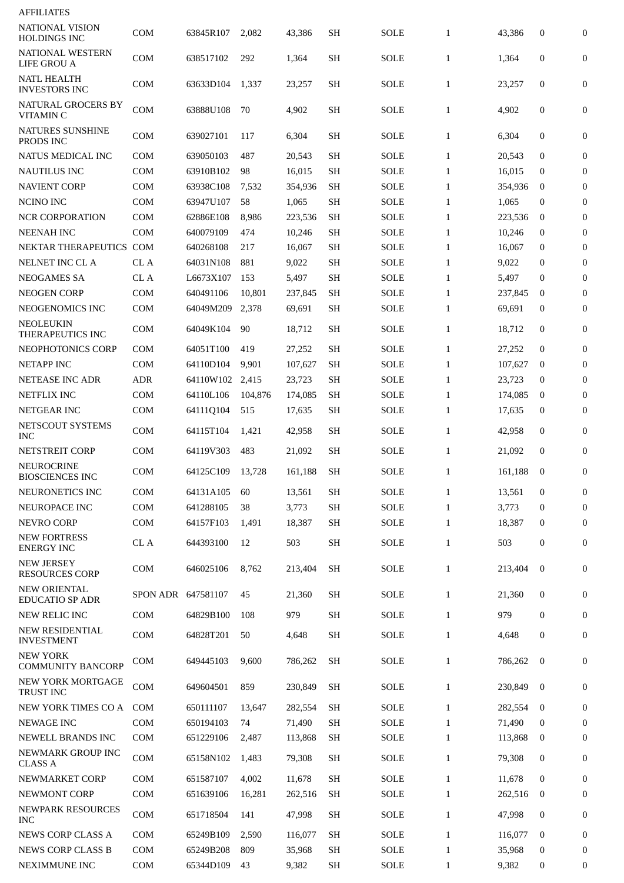AFFILIATES

| | | | | | | | | | | |
|---|---|---|---|---|---|---|---|---|---|---|
| NATIONAL VISION HOLDINGS INC | COM | 63845R107 | 2,082 | 43,386 | SH | SOLE | 1 | 43,386 | 0 | 0 |
| NATIONAL WESTERN LIFE GROU A | COM | 638517102 | 292 | 1,364 | SH | SOLE | 1 | 1,364 | 0 | 0 |
| NATL HEALTH INVESTORS INC | COM | 63633D104 | 1,337 | 23,257 | SH | SOLE | 1 | 23,257 | 0 | 0 |
| NATURAL GROCERS BY VITAMIN C | COM | 63888U108 | 70 | 4,902 | SH | SOLE | 1 | 4,902 | 0 | 0 |
| NATURES SUNSHINE PRODS INC | COM | 639027101 | 117 | 6,304 | SH | SOLE | 1 | 6,304 | 0 | 0 |
| NATUS MEDICAL INC | COM | 639050103 | 487 | 20,543 | SH | SOLE | 1 | 20,543 | 0 | 0 |
| NAUTILUS INC | COM | 63910B102 | 98 | 16,015 | SH | SOLE | 1 | 16,015 | 0 | 0 |
| NAVIENT CORP | COM | 63938C108 | 7,532 | 354,936 | SH | SOLE | 1 | 354,936 | 0 | 0 |
| NCINO INC | COM | 63947U107 | 58 | 1,065 | SH | SOLE | 1 | 1,065 | 0 | 0 |
| NCR CORPORATION | COM | 62886E108 | 8,986 | 223,536 | SH | SOLE | 1 | 223,536 | 0 | 0 |
| NEENAH INC | COM | 640079109 | 474 | 10,246 | SH | SOLE | 1 | 10,246 | 0 | 0 |
| NEKTAR THERAPEUTICS | COM | 640268108 | 217 | 16,067 | SH | SOLE | 1 | 16,067 | 0 | 0 |
| NELNET INC CL A | CL A | 64031N108 | 881 | 9,022 | SH | SOLE | 1 | 9,022 | 0 | 0 |
| NEOGAMES SA | CL A | L6673X107 | 153 | 5,497 | SH | SOLE | 1 | 5,497 | 0 | 0 |
| NEOGEN CORP | COM | 640491106 | 10,801 | 237,845 | SH | SOLE | 1 | 237,845 | 0 | 0 |
| NEOGENOMICS INC | COM | 64049M209 | 2,378 | 69,691 | SH | SOLE | 1 | 69,691 | 0 | 0 |
| NEOLEUKIN THERAPEUTICS INC | COM | 64049K104 | 90 | 18,712 | SH | SOLE | 1 | 18,712 | 0 | 0 |
| NEOPHOTONICS CORP | COM | 64051T100 | 419 | 27,252 | SH | SOLE | 1 | 27,252 | 0 | 0 |
| NETAPP INC | COM | 64110D104 | 9,901 | 107,627 | SH | SOLE | 1 | 107,627 | 0 | 0 |
| NETEASE INC ADR | ADR | 64110W102 | 2,415 | 23,723 | SH | SOLE | 1 | 23,723 | 0 | 0 |
| NETFLIX INC | COM | 64110L106 | 104,876 | 174,085 | SH | SOLE | 1 | 174,085 | 0 | 0 |
| NETGEAR INC | COM | 64111Q104 | 515 | 17,635 | SH | SOLE | 1 | 17,635 | 0 | 0 |
| NETSCOUT SYSTEMS INC | COM | 64115T104 | 1,421 | 42,958 | SH | SOLE | 1 | 42,958 | 0 | 0 |
| NETSTREIT CORP | COM | 64119V303 | 483 | 21,092 | SH | SOLE | 1 | 21,092 | 0 | 0 |
| NEUROCRINE BIOSCIENCES INC | COM | 64125C109 | 13,728 | 161,188 | SH | SOLE | 1 | 161,188 | 0 | 0 |
| NEURONETICS INC | COM | 64131A105 | 60 | 13,561 | SH | SOLE | 1 | 13,561 | 0 | 0 |
| NEUROPACE INC | COM | 641288105 | 38 | 3,773 | SH | SOLE | 1 | 3,773 | 0 | 0 |
| NEVRO CORP | COM | 64157F103 | 1,491 | 18,387 | SH | SOLE | 1 | 18,387 | 0 | 0 |
| NEW FORTRESS ENERGY INC | CL A | 644393100 | 12 | 503 | SH | SOLE | 1 | 503 | 0 | 0 |
| NEW JERSEY RESOURCES CORP | COM | 646025106 | 8,762 | 213,404 | SH | SOLE | 1 | 213,404 | 0 | 0 |
| NEW ORIENTAL EDUCATIO SP ADR | SPON ADR | 647581107 | 45 | 21,360 | SH | SOLE | 1 | 21,360 | 0 | 0 |
| NEW RELIC INC | COM | 64829B100 | 108 | 979 | SH | SOLE | 1 | 979 | 0 | 0 |
| NEW RESIDENTIAL INVESTMENT | COM | 64828T201 | 50 | 4,648 | SH | SOLE | 1 | 4,648 | 0 | 0 |
| NEW YORK COMMUNITY BANCORP | COM | 649445103 | 9,600 | 786,262 | SH | SOLE | 1 | 786,262 | 0 | 0 |
| NEW YORK MORTGAGE TRUST INC | COM | 649604501 | 859 | 230,849 | SH | SOLE | 1 | 230,849 | 0 | 0 |
| NEW YORK TIMES CO A | COM | 650111107 | 13,647 | 282,554 | SH | SOLE | 1 | 282,554 | 0 | 0 |
| NEWAGE INC | COM | 650194103 | 74 | 71,490 | SH | SOLE | 1 | 71,490 | 0 | 0 |
| NEWELL BRANDS INC | COM | 651229106 | 2,487 | 113,868 | SH | SOLE | 1 | 113,868 | 0 | 0 |
| NEWMARK GROUP INC CLASS A | COM | 65158N102 | 1,483 | 79,308 | SH | SOLE | 1 | 79,308 | 0 | 0 |
| NEWMARKET CORP | COM | 651587107 | 4,002 | 11,678 | SH | SOLE | 1 | 11,678 | 0 | 0 |
| NEWMONT CORP | COM | 651639106 | 16,281 | 262,516 | SH | SOLE | 1 | 262,516 | 0 | 0 |
| NEWPARK RESOURCES INC | COM | 651718504 | 141 | 47,998 | SH | SOLE | 1 | 47,998 | 0 | 0 |
| NEWS CORP CLASS A | COM | 65249B109 | 2,590 | 116,077 | SH | SOLE | 1 | 116,077 | 0 | 0 |
| NEWS CORP CLASS B | COM | 65249B208 | 809 | 35,968 | SH | SOLE | 1 | 35,968 | 0 | 0 |
| NEXIMMUNE INC | COM | 65344D109 | 43 | 9,382 | SH | SOLE | 1 | 9,382 | 0 | 0 |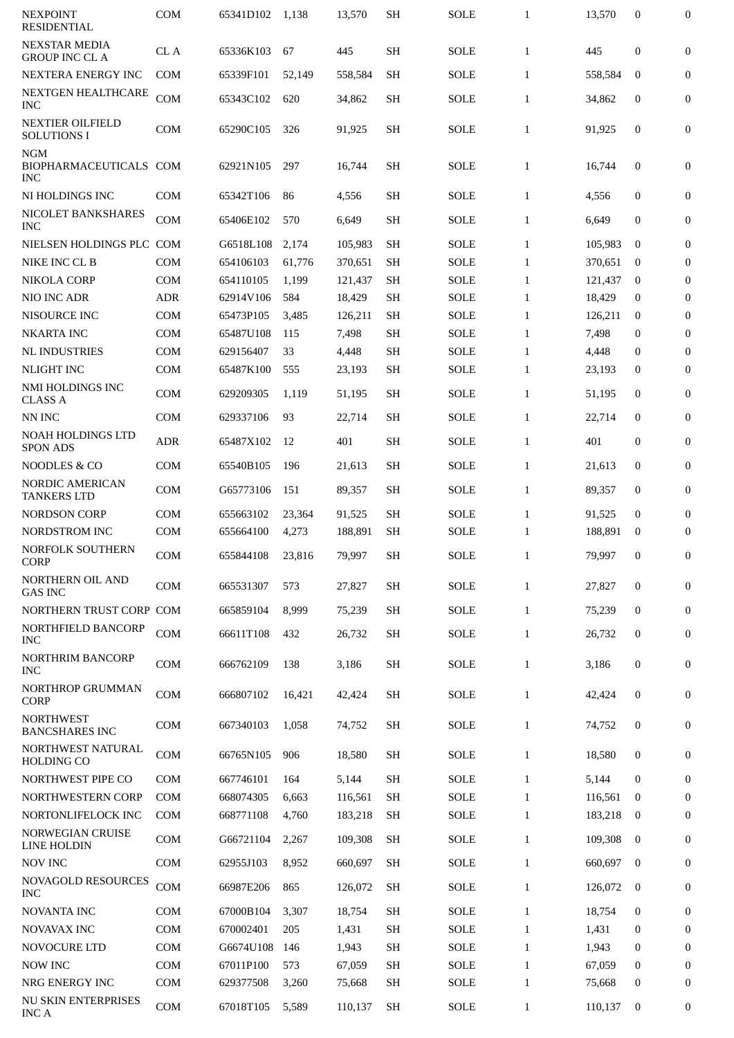| | | | | | | | | | | |
|---|---|---|---|---|---|---|---|---|---|---|
| NEXPOINT RESIDENTIAL | COM | 65341D102 | 1,138 | 13,570 | SH | SOLE | 1 | 13,570 | 0 | 0 |
| NEXSTAR MEDIA GROUP INC CL A | CL A | 65336K103 | 67 | 445 | SH | SOLE | 1 | 445 | 0 | 0 |
| NEXTERA ENERGY INC | COM | 65339F101 | 52,149 | 558,584 | SH | SOLE | 1 | 558,584 | 0 | 0 |
| NEXTGEN HEALTHCARE INC | COM | 65343C102 | 620 | 34,862 | SH | SOLE | 1 | 34,862 | 0 | 0 |
| NEXTIER OILFIELD SOLUTIONS I | COM | 65290C105 | 326 | 91,925 | SH | SOLE | 1 | 91,925 | 0 | 0 |
| NGM BIOPHARMACEUTICALS INC | COM | 62921N105 | 297 | 16,744 | SH | SOLE | 1 | 16,744 | 0 | 0 |
| NI HOLDINGS INC | COM | 65342T106 | 86 | 4,556 | SH | SOLE | 1 | 4,556 | 0 | 0 |
| NICOLET BANKSHARES INC | COM | 65406E102 | 570 | 6,649 | SH | SOLE | 1 | 6,649 | 0 | 0 |
| NIELSEN HOLDINGS PLC | COM | G6518L108 | 2,174 | 105,983 | SH | SOLE | 1 | 105,983 | 0 | 0 |
| NIKE INC CL B | COM | 654106103 | 61,776 | 370,651 | SH | SOLE | 1 | 370,651 | 0 | 0 |
| NIKOLA CORP | COM | 654110105 | 1,199 | 121,437 | SH | SOLE | 1 | 121,437 | 0 | 0 |
| NIO INC ADR | ADR | 62914V106 | 584 | 18,429 | SH | SOLE | 1 | 18,429 | 0 | 0 |
| NISOURCE INC | COM | 65473P105 | 3,485 | 126,211 | SH | SOLE | 1 | 126,211 | 0 | 0 |
| NKARTA INC | COM | 65487U108 | 115 | 7,498 | SH | SOLE | 1 | 7,498 | 0 | 0 |
| NL INDUSTRIES | COM | 629156407 | 33 | 4,448 | SH | SOLE | 1 | 4,448 | 0 | 0 |
| NLIGHT INC | COM | 65487K100 | 555 | 23,193 | SH | SOLE | 1 | 23,193 | 0 | 0 |
| NMI HOLDINGS INC CLASS A | COM | 629209305 | 1,119 | 51,195 | SH | SOLE | 1 | 51,195 | 0 | 0 |
| NN INC | COM | 629337106 | 93 | 22,714 | SH | SOLE | 1 | 22,714 | 0 | 0 |
| NOAH HOLDINGS LTD SPON ADS | ADR | 65487X102 | 12 | 401 | SH | SOLE | 1 | 401 | 0 | 0 |
| NOODLES & CO | COM | 65540B105 | 196 | 21,613 | SH | SOLE | 1 | 21,613 | 0 | 0 |
| NORDIC AMERICAN TANKERS LTD | COM | G65773106 | 151 | 89,357 | SH | SOLE | 1 | 89,357 | 0 | 0 |
| NORDSON CORP | COM | 655663102 | 23,364 | 91,525 | SH | SOLE | 1 | 91,525 | 0 | 0 |
| NORDSTROM INC | COM | 655664100 | 4,273 | 188,891 | SH | SOLE | 1 | 188,891 | 0 | 0 |
| NORFOLK SOUTHERN CORP | COM | 655844108 | 23,816 | 79,997 | SH | SOLE | 1 | 79,997 | 0 | 0 |
| NORTHERN OIL AND GAS INC | COM | 665531307 | 573 | 27,827 | SH | SOLE | 1 | 27,827 | 0 | 0 |
| NORTHERN TRUST CORP | COM | 665859104 | 8,999 | 75,239 | SH | SOLE | 1 | 75,239 | 0 | 0 |
| NORTHFIELD BANCORP INC | COM | 66611T108 | 432 | 26,732 | SH | SOLE | 1 | 26,732 | 0 | 0 |
| NORTHRIM BANCORP INC | COM | 666762109 | 138 | 3,186 | SH | SOLE | 1 | 3,186 | 0 | 0 |
| NORTHROP GRUMMAN CORP | COM | 666807102 | 16,421 | 42,424 | SH | SOLE | 1 | 42,424 | 0 | 0 |
| NORTHWEST BANCSHARES INC | COM | 667340103 | 1,058 | 74,752 | SH | SOLE | 1 | 74,752 | 0 | 0 |
| NORTHWEST NATURAL HOLDING CO | COM | 66765N105 | 906 | 18,580 | SH | SOLE | 1 | 18,580 | 0 | 0 |
| NORTHWEST PIPE CO | COM | 667746101 | 164 | 5,144 | SH | SOLE | 1 | 5,144 | 0 | 0 |
| NORTHWESTERN CORP | COM | 668074305 | 6,663 | 116,561 | SH | SOLE | 1 | 116,561 | 0 | 0 |
| NORTONLIFELOCK INC | COM | 668771108 | 4,760 | 183,218 | SH | SOLE | 1 | 183,218 | 0 | 0 |
| NORWEGIAN CRUISE LINE HOLDIN | COM | G66721104 | 2,267 | 109,308 | SH | SOLE | 1 | 109,308 | 0 | 0 |
| NOV INC | COM | 62955J103 | 8,952 | 660,697 | SH | SOLE | 1 | 660,697 | 0 | 0 |
| NOVAGOLD RESOURCES INC | COM | 66987E206 | 865 | 126,072 | SH | SOLE | 1 | 126,072 | 0 | 0 |
| NOVANTA INC | COM | 67000B104 | 3,307 | 18,754 | SH | SOLE | 1 | 18,754 | 0 | 0 |
| NOVAVAX INC | COM | 670002401 | 205 | 1,431 | SH | SOLE | 1 | 1,431 | 0 | 0 |
| NOVOCURE LTD | COM | G6674U108 | 146 | 1,943 | SH | SOLE | 1 | 1,943 | 0 | 0 |
| NOW INC | COM | 67011P100 | 573 | 67,059 | SH | SOLE | 1 | 67,059 | 0 | 0 |
| NRG ENERGY INC | COM | 629377508 | 3,260 | 75,668 | SH | SOLE | 1 | 75,668 | 0 | 0 |
| NU SKIN ENTERPRISES INC A | COM | 67018T105 | 5,589 | 110,137 | SH | SOLE | 1 | 110,137 | 0 | 0 |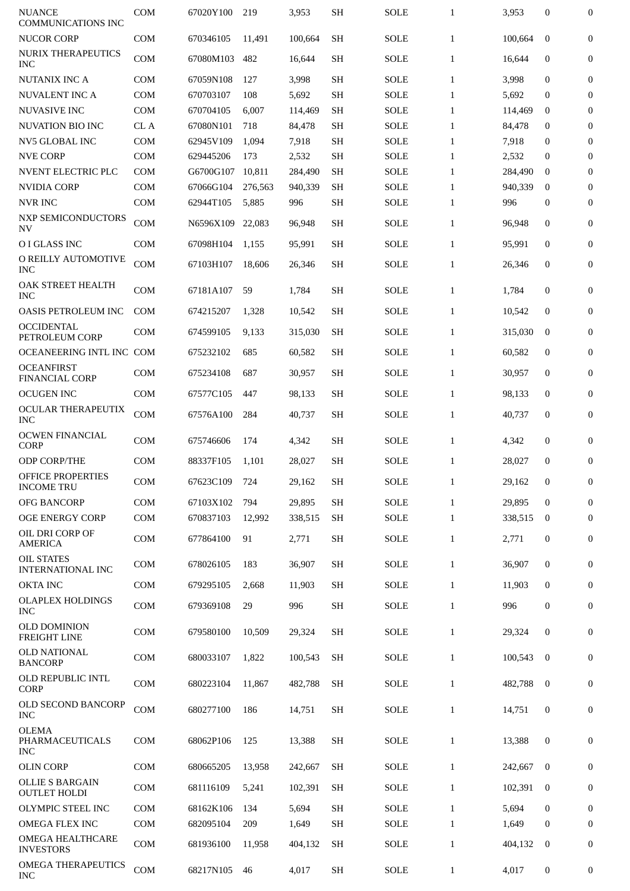| | | | | | | | | | | |
|---|---|---|---|---|---|---|---|---|---|---|
| NUANCE COMMUNICATIONS INC | COM | 67020Y100 | 219 | 3,953 | SH | SOLE | 1 | 3,953 | 0 | 0 |
| NUCOR CORP | COM | 670346105 | 11,491 | 100,664 | SH | SOLE | 1 | 100,664 | 0 | 0 |
| NURIX THERAPEUTICS INC | COM | 67080M103 | 482 | 16,644 | SH | SOLE | 1 | 16,644 | 0 | 0 |
| NUTANIX INC A | COM | 67059N108 | 127 | 3,998 | SH | SOLE | 1 | 3,998 | 0 | 0 |
| NUVALENT INC A | COM | 670703107 | 108 | 5,692 | SH | SOLE | 1 | 5,692 | 0 | 0 |
| NUVASIVE INC | COM | 670704105 | 6,007 | 114,469 | SH | SOLE | 1 | 114,469 | 0 | 0 |
| NUVATION BIO INC | CL A | 67080N101 | 718 | 84,478 | SH | SOLE | 1 | 84,478 | 0 | 0 |
| NV5 GLOBAL INC | COM | 62945V109 | 1,094 | 7,918 | SH | SOLE | 1 | 7,918 | 0 | 0 |
| NVE CORP | COM | 629445206 | 173 | 2,532 | SH | SOLE | 1 | 2,532 | 0 | 0 |
| NVENT ELECTRIC PLC | COM | G6700G107 | 10,811 | 284,490 | SH | SOLE | 1 | 284,490 | 0 | 0 |
| NVIDIA CORP | COM | 67066G104 | 276,563 | 940,339 | SH | SOLE | 1 | 940,339 | 0 | 0 |
| NVR INC | COM | 62944T105 | 5,885 | 996 | SH | SOLE | 1 | 996 | 0 | 0 |
| NXP SEMICONDUCTORS NV | COM | N6596X109 | 22,083 | 96,948 | SH | SOLE | 1 | 96,948 | 0 | 0 |
| O I GLASS INC | COM | 67098H104 | 1,155 | 95,991 | SH | SOLE | 1 | 95,991 | 0 | 0 |
| O REILLY AUTOMOTIVE INC | COM | 67103H107 | 18,606 | 26,346 | SH | SOLE | 1 | 26,346 | 0 | 0 |
| OAK STREET HEALTH INC | COM | 67181A107 | 59 | 1,784 | SH | SOLE | 1 | 1,784 | 0 | 0 |
| OASIS PETROLEUM INC | COM | 674215207 | 1,328 | 10,542 | SH | SOLE | 1 | 10,542 | 0 | 0 |
| OCCIDENTAL PETROLEUM CORP | COM | 674599105 | 9,133 | 315,030 | SH | SOLE | 1 | 315,030 | 0 | 0 |
| OCEANEERING INTL INC | COM | 675232102 | 685 | 60,582 | SH | SOLE | 1 | 60,582 | 0 | 0 |
| OCEANFIRST FINANCIAL CORP | COM | 675234108 | 687 | 30,957 | SH | SOLE | 1 | 30,957 | 0 | 0 |
| OCUGEN INC | COM | 67577C105 | 447 | 98,133 | SH | SOLE | 1 | 98,133 | 0 | 0 |
| OCULAR THERAPEUTIX INC | COM | 67576A100 | 284 | 40,737 | SH | SOLE | 1 | 40,737 | 0 | 0 |
| OCWEN FINANCIAL CORP | COM | 675746606 | 174 | 4,342 | SH | SOLE | 1 | 4,342 | 0 | 0 |
| ODP CORP/THE | COM | 88337F105 | 1,101 | 28,027 | SH | SOLE | 1 | 28,027 | 0 | 0 |
| OFFICE PROPERTIES INCOME TRU | COM | 67623C109 | 724 | 29,162 | SH | SOLE | 1 | 29,162 | 0 | 0 |
| OFG BANCORP | COM | 67103X102 | 794 | 29,895 | SH | SOLE | 1 | 29,895 | 0 | 0 |
| OGE ENERGY CORP | COM | 670837103 | 12,992 | 338,515 | SH | SOLE | 1 | 338,515 | 0 | 0 |
| OIL DRI CORP OF AMERICA | COM | 677864100 | 91 | 2,771 | SH | SOLE | 1 | 2,771 | 0 | 0 |
| OIL STATES INTERNATIONAL INC | COM | 678026105 | 183 | 36,907 | SH | SOLE | 1 | 36,907 | 0 | 0 |
| OKTA INC | COM | 679295105 | 2,668 | 11,903 | SH | SOLE | 1 | 11,903 | 0 | 0 |
| OLAPLEX HOLDINGS INC | COM | 679369108 | 29 | 996 | SH | SOLE | 1 | 996 | 0 | 0 |
| OLD DOMINION FREIGHT LINE | COM | 679580100 | 10,509 | 29,324 | SH | SOLE | 1 | 29,324 | 0 | 0 |
| OLD NATIONAL BANCORP | COM | 680033107 | 1,822 | 100,543 | SH | SOLE | 1 | 100,543 | 0 | 0 |
| OLD REPUBLIC INTL CORP | COM | 680223104 | 11,867 | 482,788 | SH | SOLE | 1 | 482,788 | 0 | 0 |
| OLD SECOND BANCORP INC | COM | 680277100 | 186 | 14,751 | SH | SOLE | 1 | 14,751 | 0 | 0 |
| OLEMA PHARMACEUTICALS INC | COM | 68062P106 | 125 | 13,388 | SH | SOLE | 1 | 13,388 | 0 | 0 |
| OLIN CORP | COM | 680665205 | 13,958 | 242,667 | SH | SOLE | 1 | 242,667 | 0 | 0 |
| OLLIE S BARGAIN OUTLET HOLDI | COM | 681116109 | 5,241 | 102,391 | SH | SOLE | 1 | 102,391 | 0 | 0 |
| OLYMPIC STEEL INC | COM | 68162K106 | 134 | 5,694 | SH | SOLE | 1 | 5,694 | 0 | 0 |
| OMEGA FLEX INC | COM | 682095104 | 209 | 1,649 | SH | SOLE | 1 | 1,649 | 0 | 0 |
| OMEGA HEALTHCARE INVESTORS | COM | 681936100 | 11,958 | 404,132 | SH | SOLE | 1 | 404,132 | 0 | 0 |
| OMEGA THERAPEUTICS INC | COM | 68217N105 | 46 | 4,017 | SH | SOLE | 1 | 4,017 | 0 | 0 |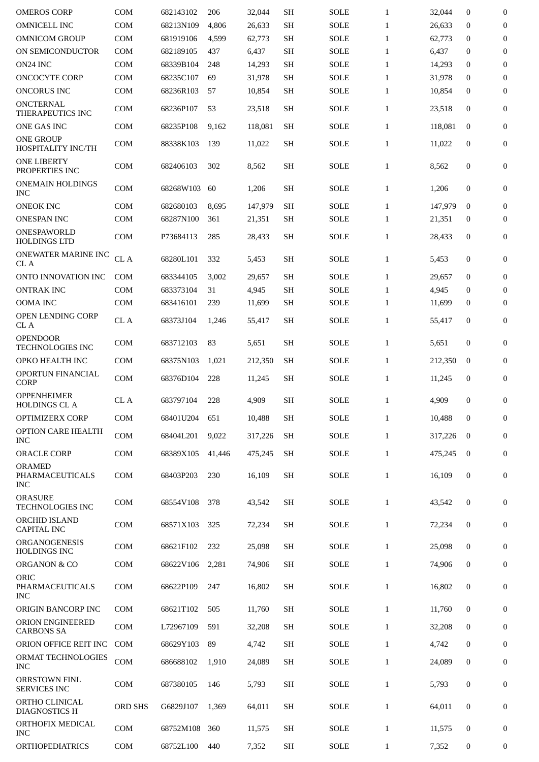| | | | | | | | | | | |
|---|---|---|---|---|---|---|---|---|---|---|
| OMEROS CORP | COM | 682143102 | 206 | 32,044 | SH | SOLE | 1 | 32,044 | 0 | 0 |
| OMNICELL INC | COM | 68213N109 | 4,806 | 26,633 | SH | SOLE | 1 | 26,633 | 0 | 0 |
| OMNICOM GROUP | COM | 681919106 | 4,599 | 62,773 | SH | SOLE | 1 | 62,773 | 0 | 0 |
| ON SEMICONDUCTOR | COM | 682189105 | 437 | 6,437 | SH | SOLE | 1 | 6,437 | 0 | 0 |
| ON24 INC | COM | 68339B104 | 248 | 14,293 | SH | SOLE | 1 | 14,293 | 0 | 0 |
| ONCOCYTE CORP | COM | 68235C107 | 69 | 31,978 | SH | SOLE | 1 | 31,978 | 0 | 0 |
| ONCORUS INC | COM | 68236R103 | 57 | 10,854 | SH | SOLE | 1 | 10,854 | 0 | 0 |
| ONCTERNAL THERAPEUTICS INC | COM | 68236P107 | 53 | 23,518 | SH | SOLE | 1 | 23,518 | 0 | 0 |
| ONE GAS INC | COM | 68235P108 | 9,162 | 118,081 | SH | SOLE | 1 | 118,081 | 0 | 0 |
| ONE GROUP HOSPITALITY INC/TH | COM | 88338K103 | 139 | 11,022 | SH | SOLE | 1 | 11,022 | 0 | 0 |
| ONE LIBERTY PROPERTIES INC | COM | 682406103 | 302 | 8,562 | SH | SOLE | 1 | 8,562 | 0 | 0 |
| ONEMAIN HOLDINGS INC | COM | 68268W103 | 60 | 1,206 | SH | SOLE | 1 | 1,206 | 0 | 0 |
| ONEOK INC | COM | 682680103 | 8,695 | 147,979 | SH | SOLE | 1 | 147,979 | 0 | 0 |
| ONESPAN INC | COM | 68287N100 | 361 | 21,351 | SH | SOLE | 1 | 21,351 | 0 | 0 |
| ONESPAWORLD HOLDINGS LTD | COM | P73684113 | 285 | 28,433 | SH | SOLE | 1 | 28,433 | 0 | 0 |
| ONEWATER MARINE INC CL A | CL A | 68280L101 | 332 | 5,453 | SH | SOLE | 1 | 5,453 | 0 | 0 |
| ONTO INNOVATION INC | COM | 683344105 | 3,002 | 29,657 | SH | SOLE | 1 | 29,657 | 0 | 0 |
| ONTRAK INC | COM | 683373104 | 31 | 4,945 | SH | SOLE | 1 | 4,945 | 0 | 0 |
| OOMA INC | COM | 683416101 | 239 | 11,699 | SH | SOLE | 1 | 11,699 | 0 | 0 |
| OPEN LENDING CORP CL A | CL A | 68373J104 | 1,246 | 55,417 | SH | SOLE | 1 | 55,417 | 0 | 0 |
| OPENDOOR TECHNOLOGIES INC | COM | 683712103 | 83 | 5,651 | SH | SOLE | 1 | 5,651 | 0 | 0 |
| OPKO HEALTH INC | COM | 68375N103 | 1,021 | 212,350 | SH | SOLE | 1 | 212,350 | 0 | 0 |
| OPORTUN FINANCIAL CORP | COM | 68376D104 | 228 | 11,245 | SH | SOLE | 1 | 11,245 | 0 | 0 |
| OPPENHEIMER HOLDINGS CL A | CL A | 683797104 | 228 | 4,909 | SH | SOLE | 1 | 4,909 | 0 | 0 |
| OPTIMIZERX CORP | COM | 68401U204 | 651 | 10,488 | SH | SOLE | 1 | 10,488 | 0 | 0 |
| OPTION CARE HEALTH INC | COM | 68404L201 | 9,022 | 317,226 | SH | SOLE | 1 | 317,226 | 0 | 0 |
| ORACLE CORP | COM | 68389X105 | 41,446 | 475,245 | SH | SOLE | 1 | 475,245 | 0 | 0 |
| ORAMED PHARMACEUTICALS INC | COM | 68403P203 | 230 | 16,109 | SH | SOLE | 1 | 16,109 | 0 | 0 |
| ORASURE TECHNOLOGIES INC | COM | 68554V108 | 378 | 43,542 | SH | SOLE | 1 | 43,542 | 0 | 0 |
| ORCHID ISLAND CAPITAL INC | COM | 68571X103 | 325 | 72,234 | SH | SOLE | 1 | 72,234 | 0 | 0 |
| ORGANOGENESIS HOLDINGS INC | COM | 68621F102 | 232 | 25,098 | SH | SOLE | 1 | 25,098 | 0 | 0 |
| ORGANON & CO | COM | 68622V106 | 2,281 | 74,906 | SH | SOLE | 1 | 74,906 | 0 | 0 |
| ORIC PHARMACEUTICALS INC | COM | 68622P109 | 247 | 16,802 | SH | SOLE | 1 | 16,802 | 0 | 0 |
| ORIGIN BANCORP INC | COM | 68621T102 | 505 | 11,760 | SH | SOLE | 1 | 11,760 | 0 | 0 |
| ORION ENGINEERED CARBONS SA | COM | L72967109 | 591 | 32,208 | SH | SOLE | 1 | 32,208 | 0 | 0 |
| ORION OFFICE REIT INC | COM | 68629Y103 | 89 | 4,742 | SH | SOLE | 1 | 4,742 | 0 | 0 |
| ORMAT TECHNOLOGIES INC | COM | 686688102 | 1,910 | 24,089 | SH | SOLE | 1 | 24,089 | 0 | 0 |
| ORRSTOWN FINL SERVICES INC | COM | 687380105 | 146 | 5,793 | SH | SOLE | 1 | 5,793 | 0 | 0 |
| ORTHO CLINICAL DIAGNOSTICS H | ORD SHS | G6829J107 | 1,369 | 64,011 | SH | SOLE | 1 | 64,011 | 0 | 0 |
| ORTHOFIX MEDICAL INC | COM | 68752M108 | 360 | 11,575 | SH | SOLE | 1 | 11,575 | 0 | 0 |
| ORTHOPEDIATRICS | COM | 68752L100 | 440 | 7,352 | SH | SOLE | 1 | 7,352 | 0 | 0 |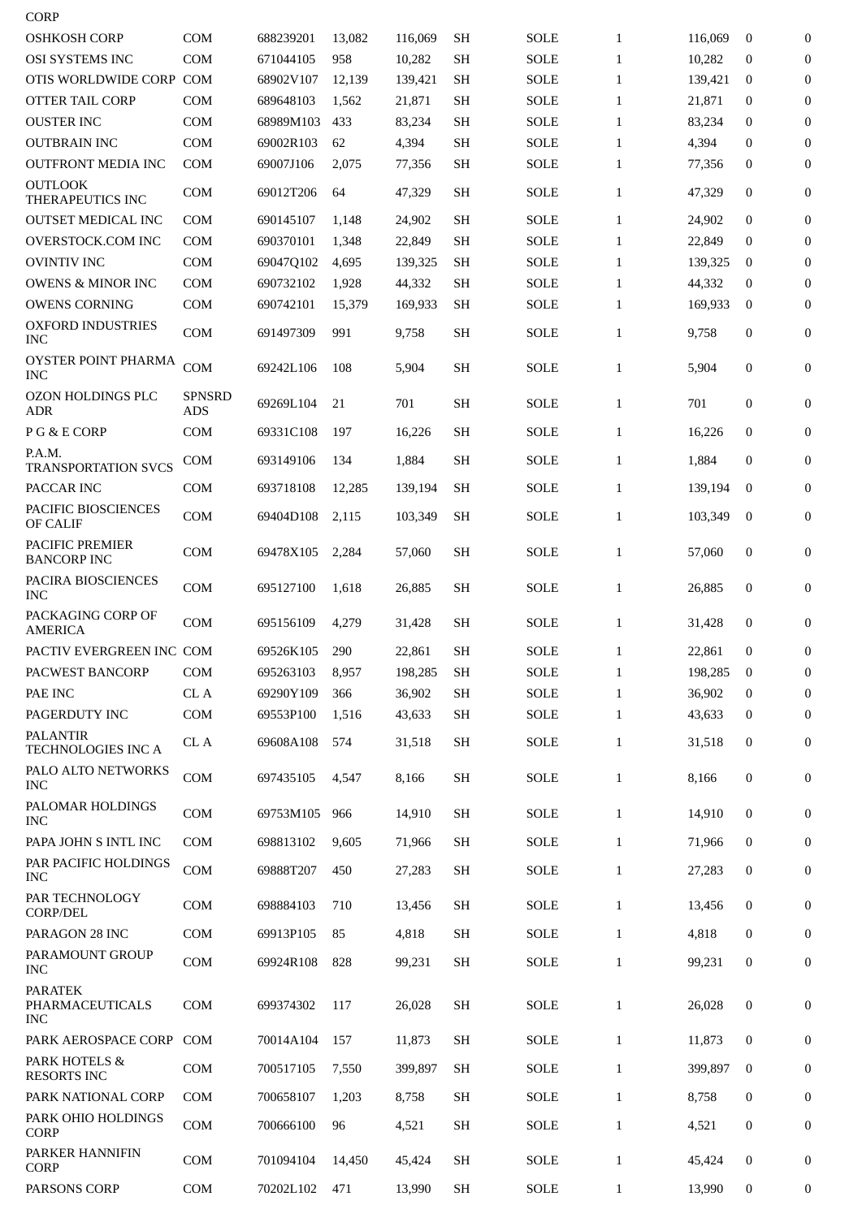CORP

| | | | | | | | | | | |
|---|---|---|---|---|---|---|---|---|---|---|
| OSHKOSH CORP | COM | 688239201 | 13,082 | 116,069 | SH | SOLE | 1 | 116,069 | 0 | 0 |
| OSI SYSTEMS INC | COM | 671044105 | 958 | 10,282 | SH | SOLE | 1 | 10,282 | 0 | 0 |
| OTIS WORLDWIDE CORP | COM | 68902V107 | 12,139 | 139,421 | SH | SOLE | 1 | 139,421 | 0 | 0 |
| OTTER TAIL CORP | COM | 689648103 | 1,562 | 21,871 | SH | SOLE | 1 | 21,871 | 0 | 0 |
| OUSTER INC | COM | 68989M103 | 433 | 83,234 | SH | SOLE | 1 | 83,234 | 0 | 0 |
| OUTBRAIN INC | COM | 69002R103 | 62 | 4,394 | SH | SOLE | 1 | 4,394 | 0 | 0 |
| OUTFRONT MEDIA INC | COM | 69007J106 | 2,075 | 77,356 | SH | SOLE | 1 | 77,356 | 0 | 0 |
| OUTLOOK THERAPEUTICS INC | COM | 69012T206 | 64 | 47,329 | SH | SOLE | 1 | 47,329 | 0 | 0 |
| OUTSET MEDICAL INC | COM | 690145107 | 1,148 | 24,902 | SH | SOLE | 1 | 24,902 | 0 | 0 |
| OVERSTOCK.COM INC | COM | 690370101 | 1,348 | 22,849 | SH | SOLE | 1 | 22,849 | 0 | 0 |
| OVINTIV INC | COM | 69047Q102 | 4,695 | 139,325 | SH | SOLE | 1 | 139,325 | 0 | 0 |
| OWENS & MINOR INC | COM | 690732102 | 1,928 | 44,332 | SH | SOLE | 1 | 44,332 | 0 | 0 |
| OWENS CORNING | COM | 690742101 | 15,379 | 169,933 | SH | SOLE | 1 | 169,933 | 0 | 0 |
| OXFORD INDUSTRIES INC | COM | 691497309 | 991 | 9,758 | SH | SOLE | 1 | 9,758 | 0 | 0 |
| OYSTER POINT PHARMA INC | COM | 69242L106 | 108 | 5,904 | SH | SOLE | 1 | 5,904 | 0 | 0 |
| OZON HOLDINGS PLC ADR | SPNSRD ADS | 69269L104 | 21 | 701 | SH | SOLE | 1 | 701 | 0 | 0 |
| P G & E CORP | COM | 69331C108 | 197 | 16,226 | SH | SOLE | 1 | 16,226 | 0 | 0 |
| P.A.M. TRANSPORTATION SVCS | COM | 693149106 | 134 | 1,884 | SH | SOLE | 1 | 1,884 | 0 | 0 |
| PACCAR INC | COM | 693718108 | 12,285 | 139,194 | SH | SOLE | 1 | 139,194 | 0 | 0 |
| PACIFIC BIOSCIENCES OF CALIF | COM | 69404D108 | 2,115 | 103,349 | SH | SOLE | 1 | 103,349 | 0 | 0 |
| PACIFIC PREMIER BANCORP INC | COM | 69478X105 | 2,284 | 57,060 | SH | SOLE | 1 | 57,060 | 0 | 0 |
| PACIRA BIOSCIENCES INC | COM | 695127100 | 1,618 | 26,885 | SH | SOLE | 1 | 26,885 | 0 | 0 |
| PACKAGING CORP OF AMERICA | COM | 695156109 | 4,279 | 31,428 | SH | SOLE | 1 | 31,428 | 0 | 0 |
| PACTIV EVERGREEN INC | COM | 69526K105 | 290 | 22,861 | SH | SOLE | 1 | 22,861 | 0 | 0 |
| PACWEST BANCORP | COM | 695263103 | 8,957 | 198,285 | SH | SOLE | 1 | 198,285 | 0 | 0 |
| PAE INC | CL A | 69290Y109 | 366 | 36,902 | SH | SOLE | 1 | 36,902 | 0 | 0 |
| PAGERDUTY INC | COM | 69553P100 | 1,516 | 43,633 | SH | SOLE | 1 | 43,633 | 0 | 0 |
| PALANTIR TECHNOLOGIES INC A | CL A | 69608A108 | 574 | 31,518 | SH | SOLE | 1 | 31,518 | 0 | 0 |
| PALO ALTO NETWORKS INC | COM | 697435105 | 4,547 | 8,166 | SH | SOLE | 1 | 8,166 | 0 | 0 |
| PALOMAR HOLDINGS INC | COM | 69753M105 | 966 | 14,910 | SH | SOLE | 1 | 14,910 | 0 | 0 |
| PAPA JOHN S INTL INC | COM | 698813102 | 9,605 | 71,966 | SH | SOLE | 1 | 71,966 | 0 | 0 |
| PAR PACIFIC HOLDINGS INC | COM | 69888T207 | 450 | 27,283 | SH | SOLE | 1 | 27,283 | 0 | 0 |
| PAR TECHNOLOGY CORP/DEL | COM | 698884103 | 710 | 13,456 | SH | SOLE | 1 | 13,456 | 0 | 0 |
| PARAGON 28 INC | COM | 69913P105 | 85 | 4,818 | SH | SOLE | 1 | 4,818 | 0 | 0 |
| PARAMOUNT GROUP INC | COM | 69924R108 | 828 | 99,231 | SH | SOLE | 1 | 99,231 | 0 | 0 |
| PARATEK PHARMACEUTICALS INC | COM | 699374302 | 117 | 26,028 | SH | SOLE | 1 | 26,028 | 0 | 0 |
| PARK AEROSPACE CORP | COM | 70014A104 | 157 | 11,873 | SH | SOLE | 1 | 11,873 | 0 | 0 |
| PARK HOTELS & RESORTS INC | COM | 700517105 | 7,550 | 399,897 | SH | SOLE | 1 | 399,897 | 0 | 0 |
| PARK NATIONAL CORP | COM | 700658107 | 1,203 | 8,758 | SH | SOLE | 1 | 8,758 | 0 | 0 |
| PARK OHIO HOLDINGS CORP | COM | 700666100 | 96 | 4,521 | SH | SOLE | 1 | 4,521 | 0 | 0 |
| PARKER HANNIFIN CORP | COM | 701094104 | 14,450 | 45,424 | SH | SOLE | 1 | 45,424 | 0 | 0 |
| PARSONS CORP | COM | 70202L102 | 471 | 13,990 | SH | SOLE | 1 | 13,990 | 0 | 0 |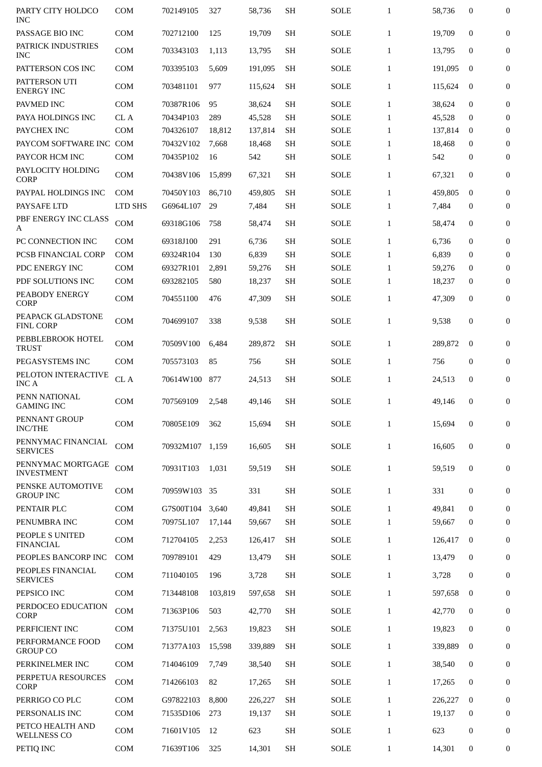| | | | | | | | | | | |
|---|---|---|---|---|---|---|---|---|---|---|
| PARTY CITY HOLDCO INC | COM | 702149105 | 327 | 58,736 | SH | SOLE | 1 | 58,736 | 0 | 0 |
| PASSAGE BIO INC | COM | 702712100 | 125 | 19,709 | SH | SOLE | 1 | 19,709 | 0 | 0 |
| PATRICK INDUSTRIES INC | COM | 703343103 | 1,113 | 13,795 | SH | SOLE | 1 | 13,795 | 0 | 0 |
| PATTERSON COS INC | COM | 703395103 | 5,609 | 191,095 | SH | SOLE | 1 | 191,095 | 0 | 0 |
| PATTERSON UTI ENERGY INC | COM | 703481101 | 977 | 115,624 | SH | SOLE | 1 | 115,624 | 0 | 0 |
| PAVMED INC | COM | 70387R106 | 95 | 38,624 | SH | SOLE | 1 | 38,624 | 0 | 0 |
| PAYA HOLDINGS INC | CL A | 70434P103 | 289 | 45,528 | SH | SOLE | 1 | 45,528 | 0 | 0 |
| PAYCHEX INC | COM | 704326107 | 18,812 | 137,814 | SH | SOLE | 1 | 137,814 | 0 | 0 |
| PAYCOM SOFTWARE INC | COM | 70432V102 | 7,668 | 18,468 | SH | SOLE | 1 | 18,468 | 0 | 0 |
| PAYCOR HCM INC | COM | 70435P102 | 16 | 542 | SH | SOLE | 1 | 542 | 0 | 0 |
| PAYLOCITY HOLDING CORP | COM | 70438V106 | 15,899 | 67,321 | SH | SOLE | 1 | 67,321 | 0 | 0 |
| PAYPAL HOLDINGS INC | COM | 70450Y103 | 86,710 | 459,805 | SH | SOLE | 1 | 459,805 | 0 | 0 |
| PAYSAFE LTD | LTD SHS | G6964L107 | 29 | 7,484 | SH | SOLE | 1 | 7,484 | 0 | 0 |
| PBF ENERGY INC CLASS A | COM | 69318G106 | 758 | 58,474 | SH | SOLE | 1 | 58,474 | 0 | 0 |
| PC CONNECTION INC | COM | 69318J100 | 291 | 6,736 | SH | SOLE | 1 | 6,736 | 0 | 0 |
| PCSB FINANCIAL CORP | COM | 69324R104 | 130 | 6,839 | SH | SOLE | 1 | 6,839 | 0 | 0 |
| PDC ENERGY INC | COM | 69327R101 | 2,891 | 59,276 | SH | SOLE | 1 | 59,276 | 0 | 0 |
| PDF SOLUTIONS INC | COM | 693282105 | 580 | 18,237 | SH | SOLE | 1 | 18,237 | 0 | 0 |
| PEABODY ENERGY CORP | COM | 704551100 | 476 | 47,309 | SH | SOLE | 1 | 47,309 | 0 | 0 |
| PEAPACK GLADSTONE FINL CORP | COM | 704699107 | 338 | 9,538 | SH | SOLE | 1 | 9,538 | 0 | 0 |
| PEBBLEBROOK HOTEL TRUST | COM | 70509V100 | 6,484 | 289,872 | SH | SOLE | 1 | 289,872 | 0 | 0 |
| PEGASYSTEMS INC | COM | 705573103 | 85 | 756 | SH | SOLE | 1 | 756 | 0 | 0 |
| PELOTON INTERACTIVE INC A | CL A | 70614W100 | 877 | 24,513 | SH | SOLE | 1 | 24,513 | 0 | 0 |
| PENN NATIONAL GAMING INC | COM | 707569109 | 2,548 | 49,146 | SH | SOLE | 1 | 49,146 | 0 | 0 |
| PENNANT GROUP INC/THE | COM | 70805E109 | 362 | 15,694 | SH | SOLE | 1 | 15,694 | 0 | 0 |
| PENNYMAC FINANCIAL SERVICES | COM | 70932M107 | 1,159 | 16,605 | SH | SOLE | 1 | 16,605 | 0 | 0 |
| PENNYMAC MORTGAGE INVESTMENT | COM | 70931T103 | 1,031 | 59,519 | SH | SOLE | 1 | 59,519 | 0 | 0 |
| PENSKE AUTOMOTIVE GROUP INC | COM | 70959W103 | 35 | 331 | SH | SOLE | 1 | 331 | 0 | 0 |
| PENTAIR PLC | COM | G7S00T104 | 3,640 | 49,841 | SH | SOLE | 1 | 49,841 | 0 | 0 |
| PENUMBRA INC | COM | 70975L107 | 17,144 | 59,667 | SH | SOLE | 1 | 59,667 | 0 | 0 |
| PEOPLE S UNITED FINANCIAL | COM | 712704105 | 2,253 | 126,417 | SH | SOLE | 1 | 126,417 | 0 | 0 |
| PEOPLES BANCORP INC | COM | 709789101 | 429 | 13,479 | SH | SOLE | 1 | 13,479 | 0 | 0 |
| PEOPLES FINANCIAL SERVICES | COM | 711040105 | 196 | 3,728 | SH | SOLE | 1 | 3,728 | 0 | 0 |
| PEPSICO INC | COM | 713448108 | 103,819 | 597,658 | SH | SOLE | 1 | 597,658 | 0 | 0 |
| PERDOCEO EDUCATION CORP | COM | 71363P106 | 503 | 42,770 | SH | SOLE | 1 | 42,770 | 0 | 0 |
| PERFICIENT INC | COM | 71375U101 | 2,563 | 19,823 | SH | SOLE | 1 | 19,823 | 0 | 0 |
| PERFORMANCE FOOD GROUP CO | COM | 71377A103 | 15,598 | 339,889 | SH | SOLE | 1 | 339,889 | 0 | 0 |
| PERKINELMER INC | COM | 714046109 | 7,749 | 38,540 | SH | SOLE | 1 | 38,540 | 0 | 0 |
| PERPETUA RESOURCES CORP | COM | 714266103 | 82 | 17,265 | SH | SOLE | 1 | 17,265 | 0 | 0 |
| PERRIGO CO PLC | COM | G97822103 | 8,800 | 226,227 | SH | SOLE | 1 | 226,227 | 0 | 0 |
| PERSONALIS INC | COM | 71535D106 | 273 | 19,137 | SH | SOLE | 1 | 19,137 | 0 | 0 |
| PETCO HEALTH AND WELLNESS CO | COM | 71601V105 | 12 | 623 | SH | SOLE | 1 | 623 | 0 | 0 |
| PETIQ INC | COM | 71639T106 | 325 | 14,301 | SH | SOLE | 1 | 14,301 | 0 | 0 |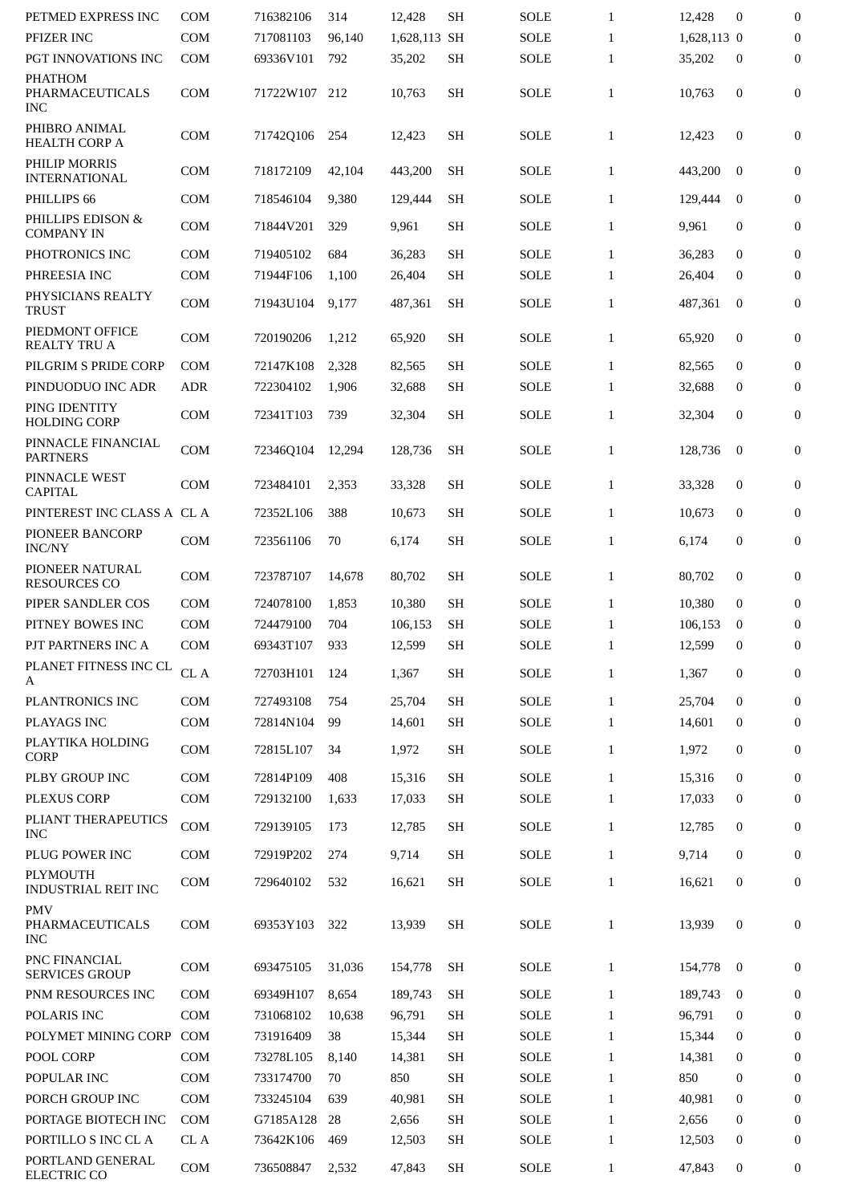| | | | | | | | | | | |
|---|---|---|---|---|---|---|---|---|---|---|
| PETMED EXPRESS INC | COM | 716382106 | 314 | 12,428 | SH | SOLE | 1 | 12,428 | 0 | 0 |
| PFIZER INC | COM | 717081103 | 96,140 | 1,628,113 | SH | SOLE | 1 | 1,628,113 | 0 | 0 |
| PGT INNOVATIONS INC | COM | 69336V101 | 792 | 35,202 | SH | SOLE | 1 | 35,202 | 0 | 0 |
| PHATHOM PHARMACEUTICALS INC | COM | 71722W107 | 212 | 10,763 | SH | SOLE | 1 | 10,763 | 0 | 0 |
| PHIBRO ANIMAL HEALTH CORP A | COM | 71742Q106 | 254 | 12,423 | SH | SOLE | 1 | 12,423 | 0 | 0 |
| PHILIP MORRIS INTERNATIONAL | COM | 718172109 | 42,104 | 443,200 | SH | SOLE | 1 | 443,200 | 0 | 0 |
| PHILLIPS 66 | COM | 718546104 | 9,380 | 129,444 | SH | SOLE | 1 | 129,444 | 0 | 0 |
| PHILLIPS EDISON & COMPANY IN | COM | 71844V201 | 329 | 9,961 | SH | SOLE | 1 | 9,961 | 0 | 0 |
| PHOTRONICS INC | COM | 719405102 | 684 | 36,283 | SH | SOLE | 1 | 36,283 | 0 | 0 |
| PHREESIA INC | COM | 71944F106 | 1,100 | 26,404 | SH | SOLE | 1 | 26,404 | 0 | 0 |
| PHYSICIANS REALTY TRUST | COM | 71943U104 | 9,177 | 487,361 | SH | SOLE | 1 | 487,361 | 0 | 0 |
| PIEDMONT OFFICE REALTY TRU A | COM | 720190206 | 1,212 | 65,920 | SH | SOLE | 1 | 65,920 | 0 | 0 |
| PILGRIM S PRIDE CORP | COM | 72147K108 | 2,328 | 82,565 | SH | SOLE | 1 | 82,565 | 0 | 0 |
| PINDUODUO INC ADR | ADR | 722304102 | 1,906 | 32,688 | SH | SOLE | 1 | 32,688 | 0 | 0 |
| PING IDENTITY HOLDING CORP | COM | 72341T103 | 739 | 32,304 | SH | SOLE | 1 | 32,304 | 0 | 0 |
| PINNACLE FINANCIAL PARTNERS | COM | 72346Q104 | 12,294 | 128,736 | SH | SOLE | 1 | 128,736 | 0 | 0 |
| PINNACLE WEST CAPITAL | COM | 723484101 | 2,353 | 33,328 | SH | SOLE | 1 | 33,328 | 0 | 0 |
| PINTEREST INC CLASS A | CL A | 72352L106 | 388 | 10,673 | SH | SOLE | 1 | 10,673 | 0 | 0 |
| PIONEER BANCORP INC/NY | COM | 723561106 | 70 | 6,174 | SH | SOLE | 1 | 6,174 | 0 | 0 |
| PIONEER NATURAL RESOURCES CO | COM | 723787107 | 14,678 | 80,702 | SH | SOLE | 1 | 80,702 | 0 | 0 |
| PIPER SANDLER COS | COM | 724078100 | 1,853 | 10,380 | SH | SOLE | 1 | 10,380 | 0 | 0 |
| PITNEY BOWES INC | COM | 724479100 | 704 | 106,153 | SH | SOLE | 1 | 106,153 | 0 | 0 |
| PJT PARTNERS INC A | COM | 69343T107 | 933 | 12,599 | SH | SOLE | 1 | 12,599 | 0 | 0 |
| PLANET FITNESS INC CL A | CL A | 72703H101 | 124 | 1,367 | SH | SOLE | 1 | 1,367 | 0 | 0 |
| PLANTRONICS INC | COM | 727493108 | 754 | 25,704 | SH | SOLE | 1 | 25,704 | 0 | 0 |
| PLAYAGS INC | COM | 72814N104 | 99 | 14,601 | SH | SOLE | 1 | 14,601 | 0 | 0 |
| PLAYTIKA HOLDING CORP | COM | 72815L107 | 34 | 1,972 | SH | SOLE | 1 | 1,972 | 0 | 0 |
| PLBY GROUP INC | COM | 72814P109 | 408 | 15,316 | SH | SOLE | 1 | 15,316 | 0 | 0 |
| PLEXUS CORP | COM | 729132100 | 1,633 | 17,033 | SH | SOLE | 1 | 17,033 | 0 | 0 |
| PLIANT THERAPEUTICS INC | COM | 729139105 | 173 | 12,785 | SH | SOLE | 1 | 12,785 | 0 | 0 |
| PLUG POWER INC | COM | 72919P202 | 274 | 9,714 | SH | SOLE | 1 | 9,714 | 0 | 0 |
| PLYMOUTH INDUSTRIAL REIT INC | COM | 729640102 | 532 | 16,621 | SH | SOLE | 1 | 16,621 | 0 | 0 |
| PMV PHARMACEUTICALS INC | COM | 69353Y103 | 322 | 13,939 | SH | SOLE | 1 | 13,939 | 0 | 0 |
| PNC FINANCIAL SERVICES GROUP | COM | 693475105 | 31,036 | 154,778 | SH | SOLE | 1 | 154,778 | 0 | 0 |
| PNM RESOURCES INC | COM | 69349H107 | 8,654 | 189,743 | SH | SOLE | 1 | 189,743 | 0 | 0 |
| POLARIS INC | COM | 731068102 | 10,638 | 96,791 | SH | SOLE | 1 | 96,791 | 0 | 0 |
| POLYMET MINING CORP | COM | 731916409 | 38 | 15,344 | SH | SOLE | 1 | 15,344 | 0 | 0 |
| POOL CORP | COM | 73278L105 | 8,140 | 14,381 | SH | SOLE | 1 | 14,381 | 0 | 0 |
| POPULAR INC | COM | 733174700 | 70 | 850 | SH | SOLE | 1 | 850 | 0 | 0 |
| PORCH GROUP INC | COM | 733245104 | 639 | 40,981 | SH | SOLE | 1 | 40,981 | 0 | 0 |
| PORTAGE BIOTECH INC | COM | G7185A128 | 28 | 2,656 | SH | SOLE | 1 | 2,656 | 0 | 0 |
| PORTILLO S INC CL A | CL A | 73642K106 | 469 | 12,503 | SH | SOLE | 1 | 12,503 | 0 | 0 |
| PORTLAND GENERAL ELECTRIC CO | COM | 736508847 | 2,532 | 47,843 | SH | SOLE | 1 | 47,843 | 0 | 0 |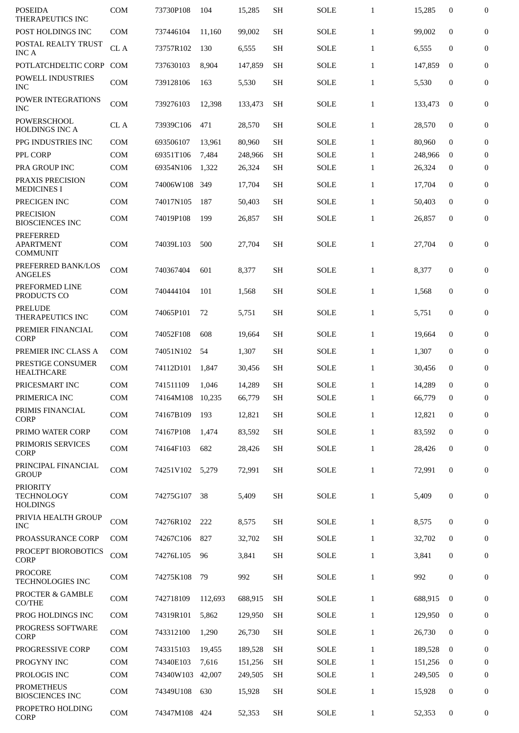| | | | | | | | | | | |
|---|---|---|---|---|---|---|---|---|---|---|
| POSEIDA THERAPEUTICS INC | COM | 73730P108 | 104 | 15,285 | SH | SOLE | 1 | 15,285 | 0 | 0 |
| POST HOLDINGS INC | COM | 737446104 | 11,160 | 99,002 | SH | SOLE | 1 | 99,002 | 0 | 0 |
| POSTAL REALTY TRUST INC A | CL A | 73757R102 | 130 | 6,555 | SH | SOLE | 1 | 6,555 | 0 | 0 |
| POTLATCHDELTIC CORP | COM | 737630103 | 8,904 | 147,859 | SH | SOLE | 1 | 147,859 | 0 | 0 |
| POWELL INDUSTRIES INC | COM | 739128106 | 163 | 5,530 | SH | SOLE | 1 | 5,530 | 0 | 0 |
| POWER INTEGRATIONS INC | COM | 739276103 | 12,398 | 133,473 | SH | SOLE | 1 | 133,473 | 0 | 0 |
| POWERSCHOOL HOLDINGS INC A | CL A | 73939C106 | 471 | 28,570 | SH | SOLE | 1 | 28,570 | 0 | 0 |
| PPG INDUSTRIES INC | COM | 693506107 | 13,961 | 80,960 | SH | SOLE | 1 | 80,960 | 0 | 0 |
| PPL CORP | COM | 69351T106 | 7,484 | 248,966 | SH | SOLE | 1 | 248,966 | 0 | 0 |
| PRA GROUP INC | COM | 69354N106 | 1,322 | 26,324 | SH | SOLE | 1 | 26,324 | 0 | 0 |
| PRAXIS PRECISION MEDICINES I | COM | 74006W108 | 349 | 17,704 | SH | SOLE | 1 | 17,704 | 0 | 0 |
| PRECIGEN INC | COM | 74017N105 | 187 | 50,403 | SH | SOLE | 1 | 50,403 | 0 | 0 |
| PRECISION BIOSCIENCES INC | COM | 74019P108 | 199 | 26,857 | SH | SOLE | 1 | 26,857 | 0 | 0 |
| PREFERRED APARTMENT COMMUNIT | COM | 74039L103 | 500 | 27,704 | SH | SOLE | 1 | 27,704 | 0 | 0 |
| PREFERRED BANK/LOS ANGELES | COM | 740367404 | 601 | 8,377 | SH | SOLE | 1 | 8,377 | 0 | 0 |
| PREFORMED LINE PRODUCTS CO | COM | 740444104 | 101 | 1,568 | SH | SOLE | 1 | 1,568 | 0 | 0 |
| PRELUDE THERAPEUTICS INC | COM | 74065P101 | 72 | 5,751 | SH | SOLE | 1 | 5,751 | 0 | 0 |
| PREMIER FINANCIAL CORP | COM | 74052F108 | 608 | 19,664 | SH | SOLE | 1 | 19,664 | 0 | 0 |
| PREMIER INC CLASS A | COM | 74051N102 | 54 | 1,307 | SH | SOLE | 1 | 1,307 | 0 | 0 |
| PRESTIGE CONSUMER HEALTHCARE | COM | 74112D101 | 1,847 | 30,456 | SH | SOLE | 1 | 30,456 | 0 | 0 |
| PRICESMART INC | COM | 741511109 | 1,046 | 14,289 | SH | SOLE | 1 | 14,289 | 0 | 0 |
| PRIMERICA INC | COM | 74164M108 | 10,235 | 66,779 | SH | SOLE | 1 | 66,779 | 0 | 0 |
| PRIMIS FINANCIAL CORP | COM | 74167B109 | 193 | 12,821 | SH | SOLE | 1 | 12,821 | 0 | 0 |
| PRIMO WATER CORP | COM | 74167P108 | 1,474 | 83,592 | SH | SOLE | 1 | 83,592 | 0 | 0 |
| PRIMORIS SERVICES CORP | COM | 74164F103 | 682 | 28,426 | SH | SOLE | 1 | 28,426 | 0 | 0 |
| PRINCIPAL FINANCIAL GROUP | COM | 74251V102 | 5,279 | 72,991 | SH | SOLE | 1 | 72,991 | 0 | 0 |
| PRIORITY TECHNOLOGY HOLDINGS | COM | 74275G107 | 38 | 5,409 | SH | SOLE | 1 | 5,409 | 0 | 0 |
| PRIVIA HEALTH GROUP INC | COM | 74276R102 | 222 | 8,575 | SH | SOLE | 1 | 8,575 | 0 | 0 |
| PROASSURANCE CORP | COM | 74267C106 | 827 | 32,702 | SH | SOLE | 1 | 32,702 | 0 | 0 |
| PROCEPT BIOROBOTICS CORP | COM | 74276L105 | 96 | 3,841 | SH | SOLE | 1 | 3,841 | 0 | 0 |
| PROCORE TECHNOLOGIES INC | COM | 74275K108 | 79 | 992 | SH | SOLE | 1 | 992 | 0 | 0 |
| PROCTER & GAMBLE CO/THE | COM | 742718109 | 112,693 | 688,915 | SH | SOLE | 1 | 688,915 | 0 | 0 |
| PROG HOLDINGS INC | COM | 74319R101 | 5,862 | 129,950 | SH | SOLE | 1 | 129,950 | 0 | 0 |
| PROGRESS SOFTWARE CORP | COM | 743312100 | 1,290 | 26,730 | SH | SOLE | 1 | 26,730 | 0 | 0 |
| PROGRESSIVE CORP | COM | 743315103 | 19,455 | 189,528 | SH | SOLE | 1 | 189,528 | 0 | 0 |
| PROGYNY INC | COM | 74340E103 | 7,616 | 151,256 | SH | SOLE | 1 | 151,256 | 0 | 0 |
| PROLOGIS INC | COM | 74340W103 | 42,007 | 249,505 | SH | SOLE | 1 | 249,505 | 0 | 0 |
| PROMETHEUS BIOSCIENCES INC | COM | 74349U108 | 630 | 15,928 | SH | SOLE | 1 | 15,928 | 0 | 0 |
| PROPETRO HOLDING CORP | COM | 74347M108 | 424 | 52,353 | SH | SOLE | 1 | 52,353 | 0 | 0 |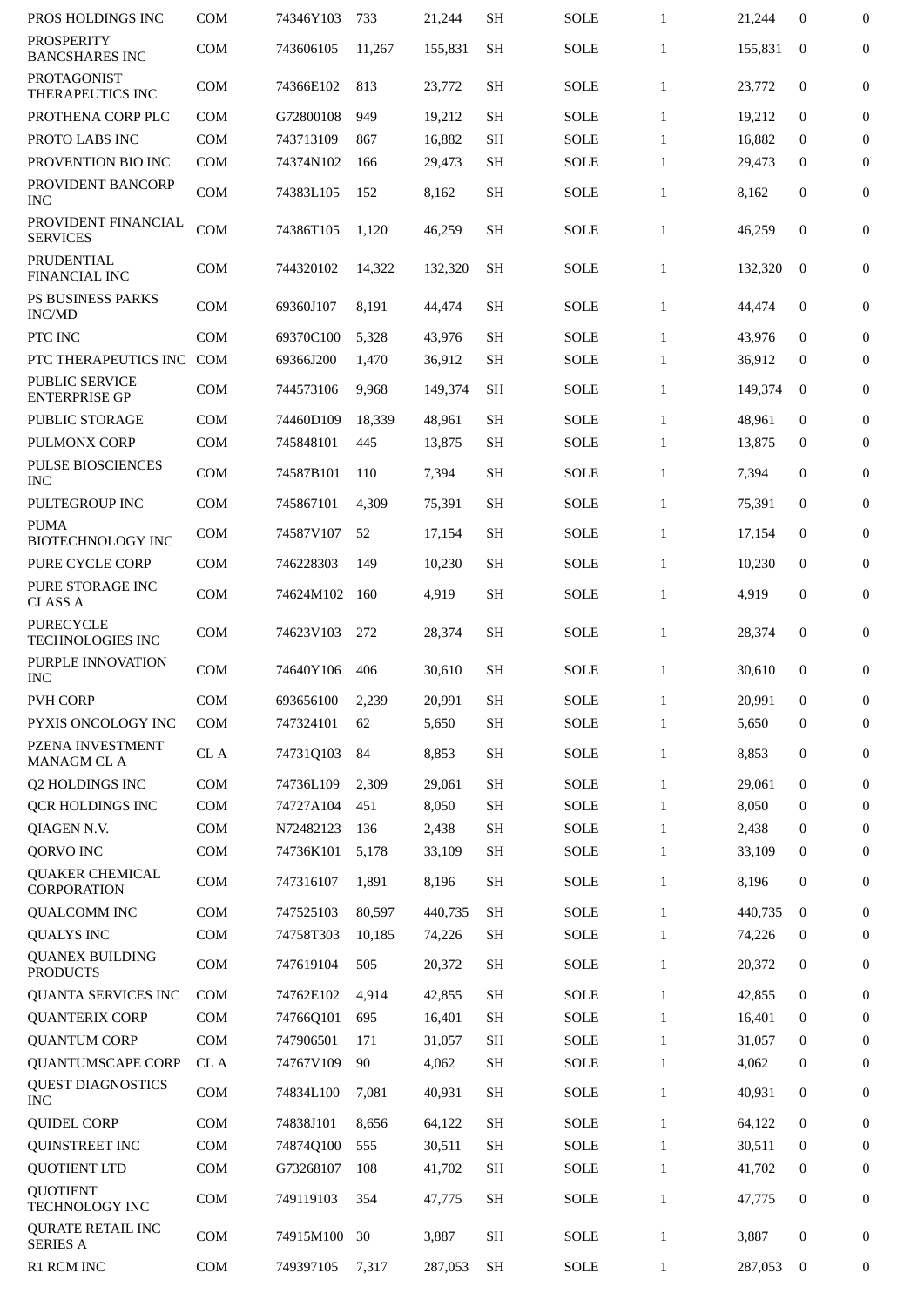| PROS HOLDINGS INC | COM | 74346Y103 | 733 | 21,244 | SH | SOLE | 1 | 21,244 | 0 | 0 |
|---|---|---|---|---|---|---|---|---|---|---|
| PROSPERITY BANCSHARES INC | COM | 743606105 | 11,267 | 155,831 | SH | SOLE | 1 | 155,831 | 0 | 0 |
| PROTAGONIST THERAPEUTICS INC | COM | 74366E102 | 813 | 23,772 | SH | SOLE | 1 | 23,772 | 0 | 0 |
| PROTHENA CORP PLC | COM | G72800108 | 949 | 19,212 | SH | SOLE | 1 | 19,212 | 0 | 0 |
| PROTO LABS INC | COM | 743713109 | 867 | 16,882 | SH | SOLE | 1 | 16,882 | 0 | 0 |
| PROVENTION BIO INC | COM | 74374N102 | 166 | 29,473 | SH | SOLE | 1 | 29,473 | 0 | 0 |
| PROVIDENT BANCORP INC | COM | 74383L105 | 152 | 8,162 | SH | SOLE | 1 | 8,162 | 0 | 0 |
| PROVIDENT FINANCIAL SERVICES | COM | 74386T105 | 1,120 | 46,259 | SH | SOLE | 1 | 46,259 | 0 | 0 |
| PRUDENTIAL FINANCIAL INC | COM | 744320102 | 14,322 | 132,320 | SH | SOLE | 1 | 132,320 | 0 | 0 |
| PS BUSINESS PARKS INC/MD | COM | 69360J107 | 8,191 | 44,474 | SH | SOLE | 1 | 44,474 | 0 | 0 |
| PTC INC | COM | 69370C100 | 5,328 | 43,976 | SH | SOLE | 1 | 43,976 | 0 | 0 |
| PTC THERAPEUTICS INC | COM | 69366J200 | 1,470 | 36,912 | SH | SOLE | 1 | 36,912 | 0 | 0 |
| PUBLIC SERVICE ENTERPRISE GP | COM | 744573106 | 9,968 | 149,374 | SH | SOLE | 1 | 149,374 | 0 | 0 |
| PUBLIC STORAGE | COM | 74460D109 | 18,339 | 48,961 | SH | SOLE | 1 | 48,961 | 0 | 0 |
| PULMONX CORP | COM | 745848101 | 445 | 13,875 | SH | SOLE | 1 | 13,875 | 0 | 0 |
| PULSE BIOSCIENCES INC | COM | 74587B101 | 110 | 7,394 | SH | SOLE | 1 | 7,394 | 0 | 0 |
| PULTEGROUP INC | COM | 745867101 | 4,309 | 75,391 | SH | SOLE | 1 | 75,391 | 0 | 0 |
| PUMA BIOTECHNOLOGY INC | COM | 74587V107 | 52 | 17,154 | SH | SOLE | 1 | 17,154 | 0 | 0 |
| PURE CYCLE CORP | COM | 746228303 | 149 | 10,230 | SH | SOLE | 1 | 10,230 | 0 | 0 |
| PURE STORAGE INC CLASS A | COM | 74624M102 | 160 | 4,919 | SH | SOLE | 1 | 4,919 | 0 | 0 |
| PURECYCLE TECHNOLOGIES INC | COM | 74623V103 | 272 | 28,374 | SH | SOLE | 1 | 28,374 | 0 | 0 |
| PURPLE INNOVATION INC | COM | 74640Y106 | 406 | 30,610 | SH | SOLE | 1 | 30,610 | 0 | 0 |
| PVH CORP | COM | 693656100 | 2,239 | 20,991 | SH | SOLE | 1 | 20,991 | 0 | 0 |
| PYXIS ONCOLOGY INC | COM | 747324101 | 62 | 5,650 | SH | SOLE | 1 | 5,650 | 0 | 0 |
| PZENA INVESTMENT MANAGM CL A | CL A | 74731Q103 | 84 | 8,853 | SH | SOLE | 1 | 8,853 | 0 | 0 |
| Q2 HOLDINGS INC | COM | 74736L109 | 2,309 | 29,061 | SH | SOLE | 1 | 29,061 | 0 | 0 |
| QCR HOLDINGS INC | COM | 74727A104 | 451 | 8,050 | SH | SOLE | 1 | 8,050 | 0 | 0 |
| QIAGEN N.V. | COM | N72482123 | 136 | 2,438 | SH | SOLE | 1 | 2,438 | 0 | 0 |
| QORVO INC | COM | 74736K101 | 5,178 | 33,109 | SH | SOLE | 1 | 33,109 | 0 | 0 |
| QUAKER CHEMICAL CORPORATION | COM | 747316107 | 1,891 | 8,196 | SH | SOLE | 1 | 8,196 | 0 | 0 |
| QUALCOMM INC | COM | 747525103 | 80,597 | 440,735 | SH | SOLE | 1 | 440,735 | 0 | 0 |
| QUALYS INC | COM | 74758T303 | 10,185 | 74,226 | SH | SOLE | 1 | 74,226 | 0 | 0 |
| QUANEX BUILDING PRODUCTS | COM | 747619104 | 505 | 20,372 | SH | SOLE | 1 | 20,372 | 0 | 0 |
| QUANTA SERVICES INC | COM | 74762E102 | 4,914 | 42,855 | SH | SOLE | 1 | 42,855 | 0 | 0 |
| QUANTERIX CORP | COM | 74766Q101 | 695 | 16,401 | SH | SOLE | 1 | 16,401 | 0 | 0 |
| QUANTUM CORP | COM | 747906501 | 171 | 31,057 | SH | SOLE | 1 | 31,057 | 0 | 0 |
| QUANTUMSCAPE CORP | CL A | 74767V109 | 90 | 4,062 | SH | SOLE | 1 | 4,062 | 0 | 0 |
| QUEST DIAGNOSTICS INC | COM | 74834L100 | 7,081 | 40,931 | SH | SOLE | 1 | 40,931 | 0 | 0 |
| QUIDEL CORP | COM | 74838J101 | 8,656 | 64,122 | SH | SOLE | 1 | 64,122 | 0 | 0 |
| QUINSTREET INC | COM | 74874Q100 | 555 | 30,511 | SH | SOLE | 1 | 30,511 | 0 | 0 |
| QUOTIENT LTD | COM | G73268107 | 108 | 41,702 | SH | SOLE | 1 | 41,702 | 0 | 0 |
| QUOTIENT TECHNOLOGY INC | COM | 749119103 | 354 | 47,775 | SH | SOLE | 1 | 47,775 | 0 | 0 |
| QURATE RETAIL INC SERIES A | COM | 74915M100 | 30 | 3,887 | SH | SOLE | 1 | 3,887 | 0 | 0 |
| R1 RCM INC | COM | 749397105 | 7,317 | 287,053 | SH | SOLE | 1 | 287,053 | 0 | 0 |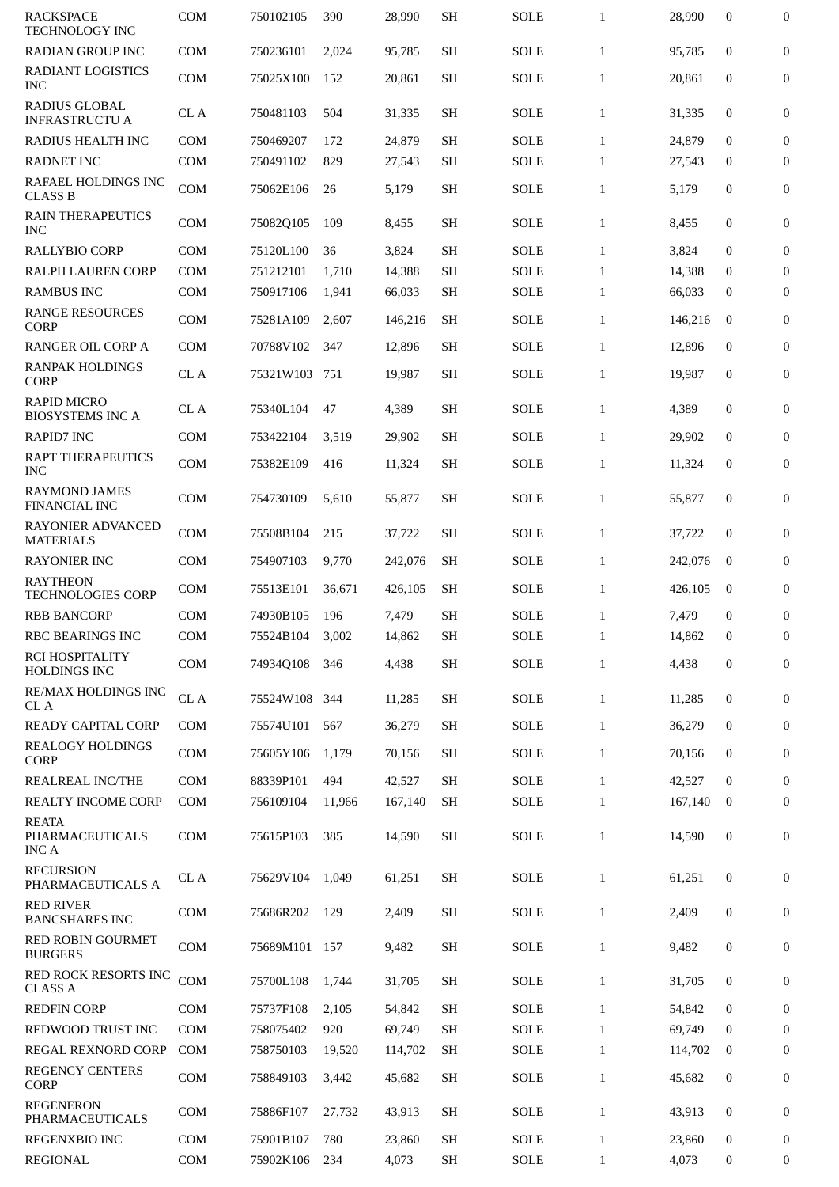| RACKSPACE TECHNOLOGY INC | COM | 750102105 | 390 | 28,990 | SH | SOLE | 1 | 28,990 | 0 | 0 |
|---|---|---|---|---|---|---|---|---|---|---|
| RADIAN GROUP INC | COM | 750236101 | 2,024 | 95,785 | SH | SOLE | 1 | 95,785 | 0 | 0 |
| RADIANT LOGISTICS INC | COM | 75025X100 | 152 | 20,861 | SH | SOLE | 1 | 20,861 | 0 | 0 |
| RADIUS GLOBAL INFRASTRUCTU A | CL A | 750481103 | 504 | 31,335 | SH | SOLE | 1 | 31,335 | 0 | 0 |
| RADIUS HEALTH INC | COM | 750469207 | 172 | 24,879 | SH | SOLE | 1 | 24,879 | 0 | 0 |
| RADNET INC | COM | 750491102 | 829 | 27,543 | SH | SOLE | 1 | 27,543 | 0 | 0 |
| RAFAEL HOLDINGS INC CLASS B | COM | 75062E106 | 26 | 5,179 | SH | SOLE | 1 | 5,179 | 0 | 0 |
| RAIN THERAPEUTICS INC | COM | 75082Q105 | 109 | 8,455 | SH | SOLE | 1 | 8,455 | 0 | 0 |
| RALLYBIO CORP | COM | 75120L100 | 36 | 3,824 | SH | SOLE | 1 | 3,824 | 0 | 0 |
| RALPH LAUREN CORP | COM | 751212101 | 1,710 | 14,388 | SH | SOLE | 1 | 14,388 | 0 | 0 |
| RAMBUS INC | COM | 750917106 | 1,941 | 66,033 | SH | SOLE | 1 | 66,033 | 0 | 0 |
| RANGE RESOURCES CORP | COM | 75281A109 | 2,607 | 146,216 | SH | SOLE | 1 | 146,216 | 0 | 0 |
| RANGER OIL CORP A | COM | 70788V102 | 347 | 12,896 | SH | SOLE | 1 | 12,896 | 0 | 0 |
| RANPAK HOLDINGS CORP | CL A | 75321W103 | 751 | 19,987 | SH | SOLE | 1 | 19,987 | 0 | 0 |
| RAPID MICRO BIOSYSTEMS INC A | CL A | 75340L104 | 47 | 4,389 | SH | SOLE | 1 | 4,389 | 0 | 0 |
| RAPID7 INC | COM | 753422104 | 3,519 | 29,902 | SH | SOLE | 1 | 29,902 | 0 | 0 |
| RAPT THERAPEUTICS INC | COM | 75382E109 | 416 | 11,324 | SH | SOLE | 1 | 11,324 | 0 | 0 |
| RAYMOND JAMES FINANCIAL INC | COM | 754730109 | 5,610 | 55,877 | SH | SOLE | 1 | 55,877 | 0 | 0 |
| RAYONIER ADVANCED MATERIALS | COM | 75508B104 | 215 | 37,722 | SH | SOLE | 1 | 37,722 | 0 | 0 |
| RAYONIER INC | COM | 754907103 | 9,770 | 242,076 | SH | SOLE | 1 | 242,076 | 0 | 0 |
| RAYTHEON TECHNOLOGIES CORP | COM | 75513E101 | 36,671 | 426,105 | SH | SOLE | 1 | 426,105 | 0 | 0 |
| RBB BANCORP | COM | 74930B105 | 196 | 7,479 | SH | SOLE | 1 | 7,479 | 0 | 0 |
| RBC BEARINGS INC | COM | 75524B104 | 3,002 | 14,862 | SH | SOLE | 1 | 14,862 | 0 | 0 |
| RCI HOSPITALITY HOLDINGS INC | COM | 74934Q108 | 346 | 4,438 | SH | SOLE | 1 | 4,438 | 0 | 0 |
| RE/MAX HOLDINGS INC CL A | CL A | 75524W108 | 344 | 11,285 | SH | SOLE | 1 | 11,285 | 0 | 0 |
| READY CAPITAL CORP | COM | 75574U101 | 567 | 36,279 | SH | SOLE | 1 | 36,279 | 0 | 0 |
| REALOGY HOLDINGS CORP | COM | 75605Y106 | 1,179 | 70,156 | SH | SOLE | 1 | 70,156 | 0 | 0 |
| REALREAL INC/THE | COM | 88339P101 | 494 | 42,527 | SH | SOLE | 1 | 42,527 | 0 | 0 |
| REALTY INCOME CORP | COM | 756109104 | 11,966 | 167,140 | SH | SOLE | 1 | 167,140 | 0 | 0 |
| REATA PHARMACEUTICALS INC A | COM | 75615P103 | 385 | 14,590 | SH | SOLE | 1 | 14,590 | 0 | 0 |
| RECURSION PHARMACEUTICALS A | CL A | 75629V104 | 1,049 | 61,251 | SH | SOLE | 1 | 61,251 | 0 | 0 |
| RED RIVER BANCSHARES INC | COM | 75686R202 | 129 | 2,409 | SH | SOLE | 1 | 2,409 | 0 | 0 |
| RED ROBIN GOURMET BURGERS | COM | 75689M101 | 157 | 9,482 | SH | SOLE | 1 | 9,482 | 0 | 0 |
| RED ROCK RESORTS INC CLASS A | COM | 75700L108 | 1,744 | 31,705 | SH | SOLE | 1 | 31,705 | 0 | 0 |
| REDFIN CORP | COM | 75737F108 | 2,105 | 54,842 | SH | SOLE | 1 | 54,842 | 0 | 0 |
| REDWOOD TRUST INC | COM | 758075402 | 920 | 69,749 | SH | SOLE | 1 | 69,749 | 0 | 0 |
| REGAL REXNORD CORP | COM | 758750103 | 19,520 | 114,702 | SH | SOLE | 1 | 114,702 | 0 | 0 |
| REGENCY CENTERS CORP | COM | 758849103 | 3,442 | 45,682 | SH | SOLE | 1 | 45,682 | 0 | 0 |
| REGENERON PHARMACEUTICALS | COM | 75886F107 | 27,732 | 43,913 | SH | SOLE | 1 | 43,913 | 0 | 0 |
| REGENXBIO INC | COM | 75901B107 | 780 | 23,860 | SH | SOLE | 1 | 23,860 | 0 | 0 |
| REGIONAL | COM | 75902K106 | 234 | 4,073 | SH | SOLE | 1 | 4,073 | 0 | 0 |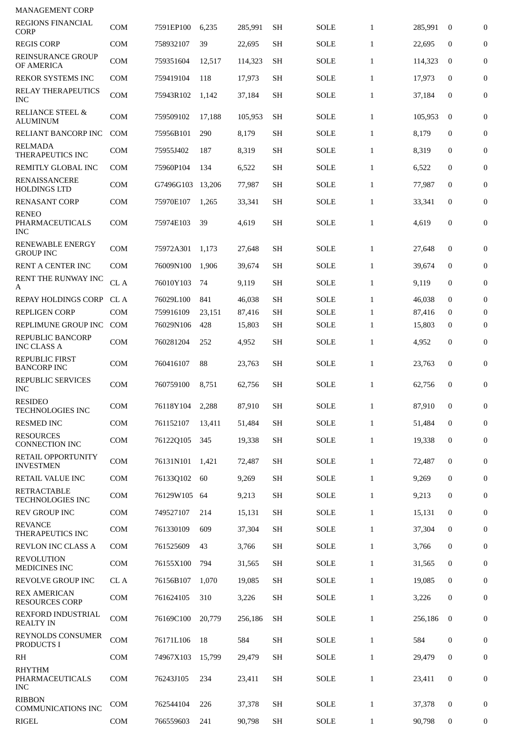| | | | | | | | | | | |
|---|---|---|---|---|---|---|---|---|---|---|
| MANAGEMENT CORP | | | | | | | | | | |
| REGIONS FINANCIAL CORP | COM | 7591EP100 | 6,235 | 285,991 | SH | SOLE | 1 | 285,991 | 0 | 0 |
| REGIS CORP | COM | 758932107 | 39 | 22,695 | SH | SOLE | 1 | 22,695 | 0 | 0 |
| REINSURANCE GROUP OF AMERICA | COM | 759351604 | 12,517 | 114,323 | SH | SOLE | 1 | 114,323 | 0 | 0 |
| REKOR SYSTEMS INC | COM | 759419104 | 118 | 17,973 | SH | SOLE | 1 | 17,973 | 0 | 0 |
| RELAY THERAPEUTICS INC | COM | 75943R102 | 1,142 | 37,184 | SH | SOLE | 1 | 37,184 | 0 | 0 |
| RELIANCE STEEL & ALUMINUM | COM | 759509102 | 17,188 | 105,953 | SH | SOLE | 1 | 105,953 | 0 | 0 |
| RELIANT BANCORP INC | COM | 75956B101 | 290 | 8,179 | SH | SOLE | 1 | 8,179 | 0 | 0 |
| RELMADA THERAPEUTICS INC | COM | 75955J402 | 187 | 8,319 | SH | SOLE | 1 | 8,319 | 0 | 0 |
| REMITLY GLOBAL INC | COM | 75960P104 | 134 | 6,522 | SH | SOLE | 1 | 6,522 | 0 | 0 |
| RENAISSANCERE HOLDINGS LTD | COM | G7496G103 | 13,206 | 77,987 | SH | SOLE | 1 | 77,987 | 0 | 0 |
| RENASANT CORP | COM | 75970E107 | 1,265 | 33,341 | SH | SOLE | 1 | 33,341 | 0 | 0 |
| RENEO PHARMACEUTICALS INC | COM | 75974E103 | 39 | 4,619 | SH | SOLE | 1 | 4,619 | 0 | 0 |
| RENEWABLE ENERGY GROUP INC | COM | 75972A301 | 1,173 | 27,648 | SH | SOLE | 1 | 27,648 | 0 | 0 |
| RENT A CENTER INC | COM | 76009N100 | 1,906 | 39,674 | SH | SOLE | 1 | 39,674 | 0 | 0 |
| RENT THE RUNWAY INC A | CL A | 76010Y103 | 74 | 9,119 | SH | SOLE | 1 | 9,119 | 0 | 0 |
| REPAY HOLDINGS CORP | CL A | 76029L100 | 841 | 46,038 | SH | SOLE | 1 | 46,038 | 0 | 0 |
| REPLIGEN CORP | COM | 759916109 | 23,151 | 87,416 | SH | SOLE | 1 | 87,416 | 0 | 0 |
| REPLIMUNE GROUP INC | COM | 76029N106 | 428 | 15,803 | SH | SOLE | 1 | 15,803 | 0 | 0 |
| REPUBLIC BANCORP INC CLASS A | COM | 760281204 | 252 | 4,952 | SH | SOLE | 1 | 4,952 | 0 | 0 |
| REPUBLIC FIRST BANCORP INC | COM | 760416107 | 88 | 23,763 | SH | SOLE | 1 | 23,763 | 0 | 0 |
| REPUBLIC SERVICES INC | COM | 760759100 | 8,751 | 62,756 | SH | SOLE | 1 | 62,756 | 0 | 0 |
| RESIDEO TECHNOLOGIES INC | COM | 76118Y104 | 2,288 | 87,910 | SH | SOLE | 1 | 87,910 | 0 | 0 |
| RESMED INC | COM | 761152107 | 13,411 | 51,484 | SH | SOLE | 1 | 51,484 | 0 | 0 |
| RESOURCES CONNECTION INC | COM | 76122Q105 | 345 | 19,338 | SH | SOLE | 1 | 19,338 | 0 | 0 |
| RETAIL OPPORTUNITY INVESTMEN | COM | 76131N101 | 1,421 | 72,487 | SH | SOLE | 1 | 72,487 | 0 | 0 |
| RETAIL VALUE INC | COM | 76133Q102 | 60 | 9,269 | SH | SOLE | 1 | 9,269 | 0 | 0 |
| RETRACTABLE TECHNOLOGIES INC | COM | 76129W105 | 64 | 9,213 | SH | SOLE | 1 | 9,213 | 0 | 0 |
| REV GROUP INC | COM | 749527107 | 214 | 15,131 | SH | SOLE | 1 | 15,131 | 0 | 0 |
| REVANCE THERAPEUTICS INC | COM | 761330109 | 609 | 37,304 | SH | SOLE | 1 | 37,304 | 0 | 0 |
| REVLON INC CLASS A | COM | 761525609 | 43 | 3,766 | SH | SOLE | 1 | 3,766 | 0 | 0 |
| REVOLUTION MEDICINES INC | COM | 76155X100 | 794 | 31,565 | SH | SOLE | 1 | 31,565 | 0 | 0 |
| REVOLVE GROUP INC | CL A | 76156B107 | 1,070 | 19,085 | SH | SOLE | 1 | 19,085 | 0 | 0 |
| REX AMERICAN RESOURCES CORP | COM | 761624105 | 310 | 3,226 | SH | SOLE | 1 | 3,226 | 0 | 0 |
| REXFORD INDUSTRIAL REALTY IN | COM | 76169C100 | 20,779 | 256,186 | SH | SOLE | 1 | 256,186 | 0 | 0 |
| REYNOLDS CONSUMER PRODUCTS I | COM | 76171L106 | 18 | 584 | SH | SOLE | 1 | 584 | 0 | 0 |
| RH | COM | 74967X103 | 15,799 | 29,479 | SH | SOLE | 1 | 29,479 | 0 | 0 |
| RHYTHM PHARMACEUTICALS INC | COM | 76243J105 | 234 | 23,411 | SH | SOLE | 1 | 23,411 | 0 | 0 |
| RIBBON COMMUNICATIONS INC | COM | 762544104 | 226 | 37,378 | SH | SOLE | 1 | 37,378 | 0 | 0 |
| RIGEL | COM | 766559603 | 241 | 90,798 | SH | SOLE | 1 | 90,798 | 0 | 0 |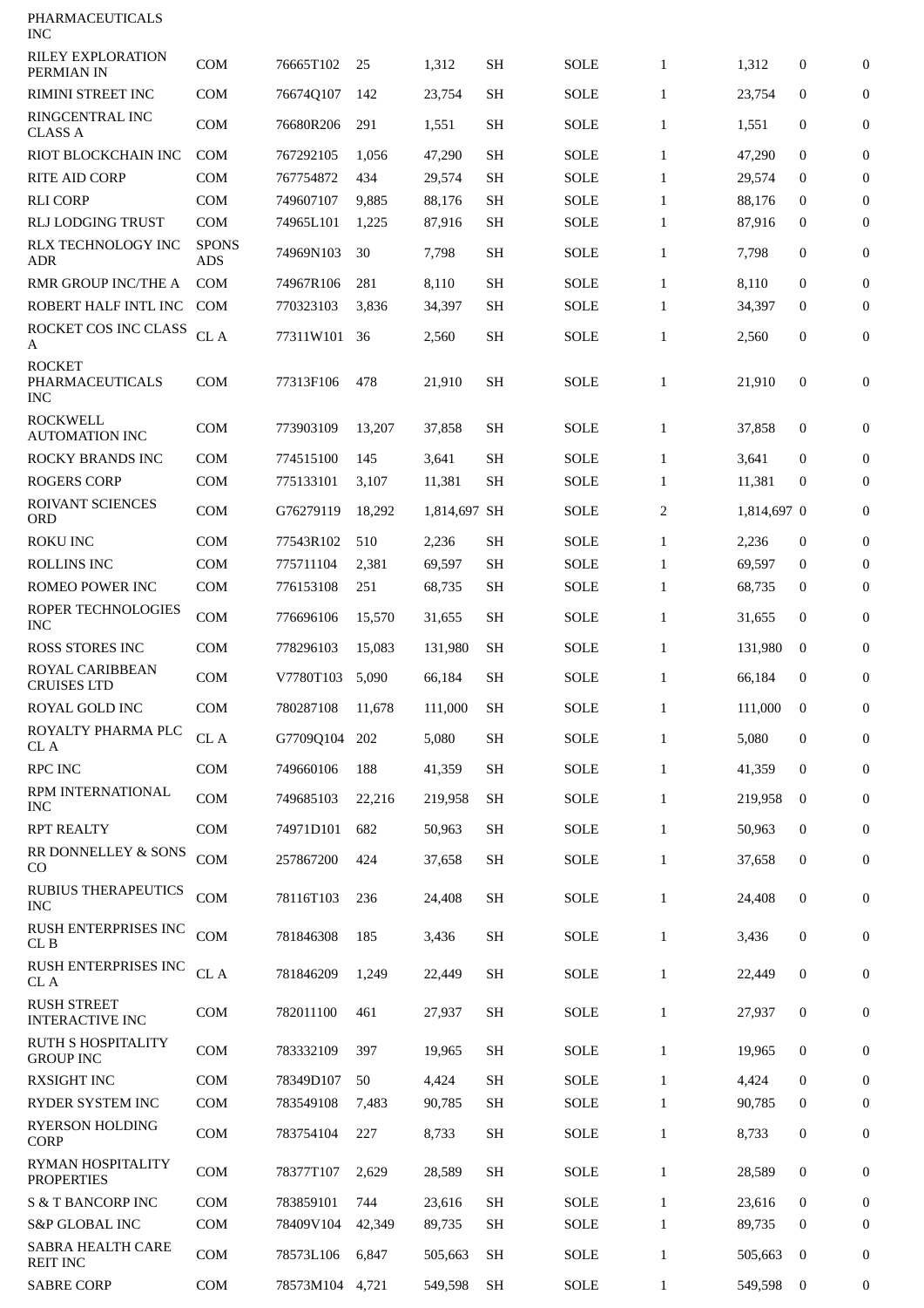| | | | | | | | | | | |
|---|---|---|---|---|---|---|---|---|---|---|
| PHARMACEUTICALS INC | | | | | | | | | | |
| RILEY EXPLORATION PERMIAN IN | COM | 76665T102 | 25 | 1,312 | SH | SOLE | 1 | 1,312 | 0 | 0 |
| RIMINI STREET INC | COM | 76674Q107 | 142 | 23,754 | SH | SOLE | 1 | 23,754 | 0 | 0 |
| RINGCENTRAL INC CLASS A | COM | 76680R206 | 291 | 1,551 | SH | SOLE | 1 | 1,551 | 0 | 0 |
| RIOT BLOCKCHAIN INC | COM | 767292105 | 1,056 | 47,290 | SH | SOLE | 1 | 47,290 | 0 | 0 |
| RITE AID CORP | COM | 767754872 | 434 | 29,574 | SH | SOLE | 1 | 29,574 | 0 | 0 |
| RLI CORP | COM | 749607107 | 9,885 | 88,176 | SH | SOLE | 1 | 88,176 | 0 | 0 |
| RLJ LODGING TRUST | COM | 74965L101 | 1,225 | 87,916 | SH | SOLE | 1 | 87,916 | 0 | 0 |
| RLX TECHNOLOGY INC ADR | SPONS ADS | 74969N103 | 30 | 7,798 | SH | SOLE | 1 | 7,798 | 0 | 0 |
| RMR GROUP INC/THE A | COM | 74967R106 | 281 | 8,110 | SH | SOLE | 1 | 8,110 | 0 | 0 |
| ROBERT HALF INTL INC | COM | 770323103 | 3,836 | 34,397 | SH | SOLE | 1 | 34,397 | 0 | 0 |
| ROCKET COS INC CLASS A | CL A | 77311W101 | 36 | 2,560 | SH | SOLE | 1 | 2,560 | 0 | 0 |
| ROCKET PHARMACEUTICALS INC | COM | 77313F106 | 478 | 21,910 | SH | SOLE | 1 | 21,910 | 0 | 0 |
| ROCKWELL AUTOMATION INC | COM | 773903109 | 13,207 | 37,858 | SH | SOLE | 1 | 37,858 | 0 | 0 |
| ROCKY BRANDS INC | COM | 774515100 | 145 | 3,641 | SH | SOLE | 1 | 3,641 | 0 | 0 |
| ROGERS CORP | COM | 775133101 | 3,107 | 11,381 | SH | SOLE | 1 | 11,381 | 0 | 0 |
| ROIVANT SCIENCES ORD | COM | G76279119 | 18,292 | 1,814,697 | SH | SOLE | 2 | 1,814,697 | 0 | 0 |
| ROKU INC | COM | 77543R102 | 510 | 2,236 | SH | SOLE | 1 | 2,236 | 0 | 0 |
| ROLLINS INC | COM | 775711104 | 2,381 | 69,597 | SH | SOLE | 1 | 69,597 | 0 | 0 |
| ROMEO POWER INC | COM | 776153108 | 251 | 68,735 | SH | SOLE | 1 | 68,735 | 0 | 0 |
| ROPER TECHNOLOGIES INC | COM | 776696106 | 15,570 | 31,655 | SH | SOLE | 1 | 31,655 | 0 | 0 |
| ROSS STORES INC | COM | 778296103 | 15,083 | 131,980 | SH | SOLE | 1 | 131,980 | 0 | 0 |
| ROYAL CARIBBEAN CRUISES LTD | COM | V7780T103 | 5,090 | 66,184 | SH | SOLE | 1 | 66,184 | 0 | 0 |
| ROYAL GOLD INC | COM | 780287108 | 11,678 | 111,000 | SH | SOLE | 1 | 111,000 | 0 | 0 |
| ROYALTY PHARMA PLC CL A | CL A | G7709Q104 | 202 | 5,080 | SH | SOLE | 1 | 5,080 | 0 | 0 |
| RPC INC | COM | 749660106 | 188 | 41,359 | SH | SOLE | 1 | 41,359 | 0 | 0 |
| RPM INTERNATIONAL INC | COM | 749685103 | 22,216 | 219,958 | SH | SOLE | 1 | 219,958 | 0 | 0 |
| RPT REALTY | COM | 74971D101 | 682 | 50,963 | SH | SOLE | 1 | 50,963 | 0 | 0 |
| RR DONNELLEY & SONS CO | COM | 257867200 | 424 | 37,658 | SH | SOLE | 1 | 37,658 | 0 | 0 |
| RUBIUS THERAPEUTICS INC | COM | 78116T103 | 236 | 24,408 | SH | SOLE | 1 | 24,408 | 0 | 0 |
| RUSH ENTERPRISES INC CL B | COM | 781846308 | 185 | 3,436 | SH | SOLE | 1 | 3,436 | 0 | 0 |
| RUSH ENTERPRISES INC CL A | CL A | 781846209 | 1,249 | 22,449 | SH | SOLE | 1 | 22,449 | 0 | 0 |
| RUSH STREET INTERACTIVE INC | COM | 782011100 | 461 | 27,937 | SH | SOLE | 1 | 27,937 | 0 | 0 |
| RUTH S HOSPITALITY GROUP INC | COM | 783332109 | 397 | 19,965 | SH | SOLE | 1 | 19,965 | 0 | 0 |
| RXSIGHT INC | COM | 78349D107 | 50 | 4,424 | SH | SOLE | 1 | 4,424 | 0 | 0 |
| RYDER SYSTEM INC | COM | 783549108 | 7,483 | 90,785 | SH | SOLE | 1 | 90,785 | 0 | 0 |
| RYERSON HOLDING CORP | COM | 783754104 | 227 | 8,733 | SH | SOLE | 1 | 8,733 | 0 | 0 |
| RYMAN HOSPITALITY PROPERTIES | COM | 78377T107 | 2,629 | 28,589 | SH | SOLE | 1 | 28,589 | 0 | 0 |
| S & T BANCORP INC | COM | 783859101 | 744 | 23,616 | SH | SOLE | 1 | 23,616 | 0 | 0 |
| S&P GLOBAL INC | COM | 78409V104 | 42,349 | 89,735 | SH | SOLE | 1 | 89,735 | 0 | 0 |
| SABRA HEALTH CARE REIT INC | COM | 78573L106 | 6,847 | 505,663 | SH | SOLE | 1 | 505,663 | 0 | 0 |
| SABRE CORP | COM | 78573M104 | 4,721 | 549,598 | SH | SOLE | 1 | 549,598 | 0 | 0 |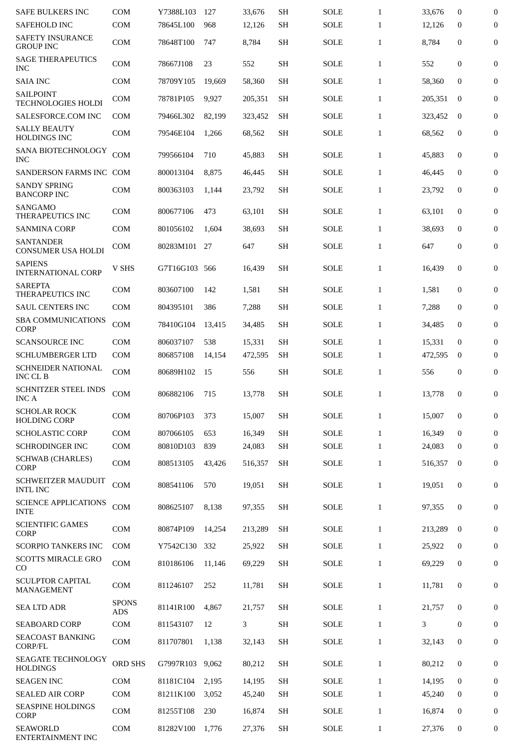| | | | | | | | | | | |
|---|---|---|---|---|---|---|---|---|---|---|
| SAFE BULKERS INC | COM | Y7388L103 | 127 | 33,676 | SH | SOLE | 1 | 33,676 | 0 | 0 |
| SAFEHOLD INC | COM | 78645L100 | 968 | 12,126 | SH | SOLE | 1 | 12,126 | 0 | 0 |
| SAFETY INSURANCE GROUP INC | COM | 78648T100 | 747 | 8,784 | SH | SOLE | 1 | 8,784 | 0 | 0 |
| SAGE THERAPEUTICS INC | COM | 78667J108 | 23 | 552 | SH | SOLE | 1 | 552 | 0 | 0 |
| SAIA INC | COM | 78709Y105 | 19,669 | 58,360 | SH | SOLE | 1 | 58,360 | 0 | 0 |
| SAILPOINT TECHNOLOGIES HOLDI | COM | 78781P105 | 9,927 | 205,351 | SH | SOLE | 1 | 205,351 | 0 | 0 |
| SALESFORCE.COM INC | COM | 79466L302 | 82,199 | 323,452 | SH | SOLE | 1 | 323,452 | 0 | 0 |
| SALLY BEAUTY HOLDINGS INC | COM | 79546E104 | 1,266 | 68,562 | SH | SOLE | 1 | 68,562 | 0 | 0 |
| SANA BIOTECHNOLOGY INC | COM | 799566104 | 710 | 45,883 | SH | SOLE | 1 | 45,883 | 0 | 0 |
| SANDERSON FARMS INC | COM | 800013104 | 8,875 | 46,445 | SH | SOLE | 1 | 46,445 | 0 | 0 |
| SANDY SPRING BANCORP INC | COM | 800363103 | 1,144 | 23,792 | SH | SOLE | 1 | 23,792 | 0 | 0 |
| SANGAMO THERAPEUTICS INC | COM | 800677106 | 473 | 63,101 | SH | SOLE | 1 | 63,101 | 0 | 0 |
| SANMINA CORP | COM | 801056102 | 1,604 | 38,693 | SH | SOLE | 1 | 38,693 | 0 | 0 |
| SANTANDER CONSUMER USA HOLDI | COM | 80283M101 | 27 | 647 | SH | SOLE | 1 | 647 | 0 | 0 |
| SAPIENS INTERNATIONAL CORP | V SHS | G7T16G103 | 566 | 16,439 | SH | SOLE | 1 | 16,439 | 0 | 0 |
| SAREPTA THERAPEUTICS INC | COM | 803607100 | 142 | 1,581 | SH | SOLE | 1 | 1,581 | 0 | 0 |
| SAUL CENTERS INC | COM | 804395101 | 386 | 7,288 | SH | SOLE | 1 | 7,288 | 0 | 0 |
| SBA COMMUNICATIONS CORP | COM | 78410G104 | 13,415 | 34,485 | SH | SOLE | 1 | 34,485 | 0 | 0 |
| SCANSOURCE INC | COM | 806037107 | 538 | 15,331 | SH | SOLE | 1 | 15,331 | 0 | 0 |
| SCHLUMBERGER LTD | COM | 806857108 | 14,154 | 472,595 | SH | SOLE | 1 | 472,595 | 0 | 0 |
| SCHNEIDER NATIONAL INC CL B | COM | 80689H102 | 15 | 556 | SH | SOLE | 1 | 556 | 0 | 0 |
| SCHNITZER STEEL INDS INC A | COM | 806882106 | 715 | 13,778 | SH | SOLE | 1 | 13,778 | 0 | 0 |
| SCHOLAR ROCK HOLDING CORP | COM | 80706P103 | 373 | 15,007 | SH | SOLE | 1 | 15,007 | 0 | 0 |
| SCHOLASTIC CORP | COM | 807066105 | 653 | 16,349 | SH | SOLE | 1 | 16,349 | 0 | 0 |
| SCHRODINGER INC | COM | 80810D103 | 839 | 24,083 | SH | SOLE | 1 | 24,083 | 0 | 0 |
| SCHWAB (CHARLES) CORP | COM | 808513105 | 43,426 | 516,357 | SH | SOLE | 1 | 516,357 | 0 | 0 |
| SCHWEITZER MAUDUIT INTL INC | COM | 808541106 | 570 | 19,051 | SH | SOLE | 1 | 19,051 | 0 | 0 |
| SCIENCE APPLICATIONS INTE | COM | 808625107 | 8,138 | 97,355 | SH | SOLE | 1 | 97,355 | 0 | 0 |
| SCIENTIFIC GAMES CORP | COM | 80874P109 | 14,254 | 213,289 | SH | SOLE | 1 | 213,289 | 0 | 0 |
| SCORPIO TANKERS INC | COM | Y7542C130 | 332 | 25,922 | SH | SOLE | 1 | 25,922 | 0 | 0 |
| SCOTTS MIRACLE GRO CO | COM | 810186106 | 11,146 | 69,229 | SH | SOLE | 1 | 69,229 | 0 | 0 |
| SCULPTOR CAPITAL MANAGEMENT | COM | 811246107 | 252 | 11,781 | SH | SOLE | 1 | 11,781 | 0 | 0 |
| SEA LTD ADR | SPONS ADS | 81141R100 | 4,867 | 21,757 | SH | SOLE | 1 | 21,757 | 0 | 0 |
| SEABOARD CORP | COM | 811543107 | 12 | 3 | SH | SOLE | 1 | 3 | 0 | 0 |
| SEACOAST BANKING CORP/FL | COM | 811707801 | 1,138 | 32,143 | SH | SOLE | 1 | 32,143 | 0 | 0 |
| SEAGATE TECHNOLOGY HOLDINGS | ORD SHS | G7997R103 | 9,062 | 80,212 | SH | SOLE | 1 | 80,212 | 0 | 0 |
| SEAGEN INC | COM | 81181C104 | 2,195 | 14,195 | SH | SOLE | 1 | 14,195 | 0 | 0 |
| SEALED AIR CORP | COM | 81211K100 | 3,052 | 45,240 | SH | SOLE | 1 | 45,240 | 0 | 0 |
| SEASPINE HOLDINGS CORP | COM | 81255T108 | 230 | 16,874 | SH | SOLE | 1 | 16,874 | 0 | 0 |
| SEAWORLD ENTERTAINMENT INC | COM | 81282V100 | 1,776 | 27,376 | SH | SOLE | 1 | 27,376 | 0 | 0 |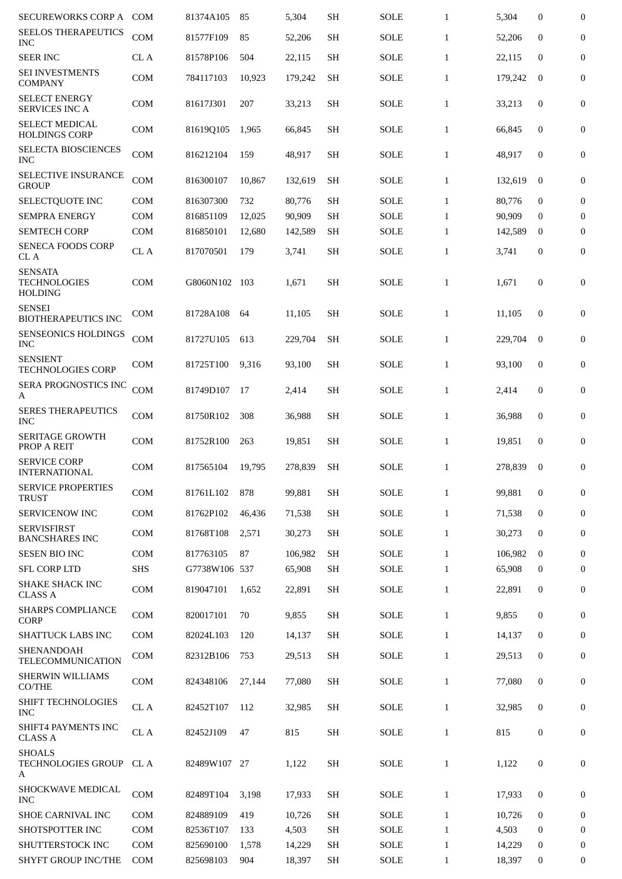| | | | | | | | | | | |
|---|---|---|---|---|---|---|---|---|---|---|
| SECUREWORKS CORP A | COM | 81374A105 | 85 | 5,304 | SH | SOLE | 1 | 5,304 | 0 | 0 |
| SEELOS THERAPEUTICS INC | COM | 81577F109 | 85 | 52,206 | SH | SOLE | 1 | 52,206 | 0 | 0 |
| SEER INC | CL A | 81578P106 | 504 | 22,115 | SH | SOLE | 1 | 22,115 | 0 | 0 |
| SEI INVESTMENTS COMPANY | COM | 784117103 | 10,923 | 179,242 | SH | SOLE | 1 | 179,242 | 0 | 0 |
| SELECT ENERGY SERVICES INC A | COM | 81617J301 | 207 | 33,213 | SH | SOLE | 1 | 33,213 | 0 | 0 |
| SELECT MEDICAL HOLDINGS CORP | COM | 81619Q105 | 1,965 | 66,845 | SH | SOLE | 1 | 66,845 | 0 | 0 |
| SELECTA BIOSCIENCES INC | COM | 816212104 | 159 | 48,917 | SH | SOLE | 1 | 48,917 | 0 | 0 |
| SELECTIVE INSURANCE GROUP | COM | 816300107 | 10,867 | 132,619 | SH | SOLE | 1 | 132,619 | 0 | 0 |
| SELECTQUOTE INC | COM | 816307300 | 732 | 80,776 | SH | SOLE | 1 | 80,776 | 0 | 0 |
| SEMPRA ENERGY | COM | 816851109 | 12,025 | 90,909 | SH | SOLE | 1 | 90,909 | 0 | 0 |
| SEMTECH CORP | COM | 816850101 | 12,680 | 142,589 | SH | SOLE | 1 | 142,589 | 0 | 0 |
| SENECA FOODS CORP CL A | CL A | 817070501 | 179 | 3,741 | SH | SOLE | 1 | 3,741 | 0 | 0 |
| SENSATA TECHNOLOGIES HOLDING | COM | G8060N102 | 103 | 1,671 | SH | SOLE | 1 | 1,671 | 0 | 0 |
| SENSEI BIOTHERAPEUTICS INC | COM | 81728A108 | 64 | 11,105 | SH | SOLE | 1 | 11,105 | 0 | 0 |
| SENSEONICS HOLDINGS INC | COM | 81727U105 | 613 | 229,704 | SH | SOLE | 1 | 229,704 | 0 | 0 |
| SENSIENT TECHNOLOGIES CORP | COM | 81725T100 | 9,316 | 93,100 | SH | SOLE | 1 | 93,100 | 0 | 0 |
| SERA PROGNOSTICS INC A | COM | 81749D107 | 17 | 2,414 | SH | SOLE | 1 | 2,414 | 0 | 0 |
| SERES THERAPEUTICS INC | COM | 81750R102 | 308 | 36,988 | SH | SOLE | 1 | 36,988 | 0 | 0 |
| SERITAGE GROWTH PROP A REIT | COM | 81752R100 | 263 | 19,851 | SH | SOLE | 1 | 19,851 | 0 | 0 |
| SERVICE CORP INTERNATIONAL | COM | 817565104 | 19,795 | 278,839 | SH | SOLE | 1 | 278,839 | 0 | 0 |
| SERVICE PROPERTIES TRUST | COM | 81761L102 | 878 | 99,881 | SH | SOLE | 1 | 99,881 | 0 | 0 |
| SERVICENOW INC | COM | 81762P102 | 46,436 | 71,538 | SH | SOLE | 1 | 71,538 | 0 | 0 |
| SERVISFIRST BANCSHARES INC | COM | 81768T108 | 2,571 | 30,273 | SH | SOLE | 1 | 30,273 | 0 | 0 |
| SESEN BIO INC | COM | 817763105 | 87 | 106,982 | SH | SOLE | 1 | 106,982 | 0 | 0 |
| SFL CORP LTD | SHS | G7738W106 | 537 | 65,908 | SH | SOLE | 1 | 65,908 | 0 | 0 |
| SHAKE SHACK INC CLASS A | COM | 819047101 | 1,652 | 22,891 | SH | SOLE | 1 | 22,891 | 0 | 0 |
| SHARPS COMPLIANCE CORP | COM | 820017101 | 70 | 9,855 | SH | SOLE | 1 | 9,855 | 0 | 0 |
| SHATTUCK LABS INC | COM | 82024L103 | 120 | 14,137 | SH | SOLE | 1 | 14,137 | 0 | 0 |
| SHENANDOAH TELECOMMUNICATION | COM | 82312B106 | 753 | 29,513 | SH | SOLE | 1 | 29,513 | 0 | 0 |
| SHERWIN WILLIAMS CO/THE | COM | 824348106 | 27,144 | 77,080 | SH | SOLE | 1 | 77,080 | 0 | 0 |
| SHIFT TECHNOLOGIES INC | CL A | 82452T107 | 112 | 32,985 | SH | SOLE | 1 | 32,985 | 0 | 0 |
| SHIFT4 PAYMENTS INC CLASS A | CL A | 82452J109 | 47 | 815 | SH | SOLE | 1 | 815 | 0 | 0 |
| SHOALS TECHNOLOGIES GROUP A | CL A | 82489W107 | 27 | 1,122 | SH | SOLE | 1 | 1,122 | 0 | 0 |
| SHOCKWAVE MEDICAL INC | COM | 82489T104 | 3,198 | 17,933 | SH | SOLE | 1 | 17,933 | 0 | 0 |
| SHOE CARNIVAL INC | COM | 824889109 | 419 | 10,726 | SH | SOLE | 1 | 10,726 | 0 | 0 |
| SHOTSPOTTER INC | COM | 82536T107 | 133 | 4,503 | SH | SOLE | 1 | 4,503 | 0 | 0 |
| SHUTTERSTOCK INC | COM | 825690100 | 1,578 | 14,229 | SH | SOLE | 1 | 14,229 | 0 | 0 |
| SHYFT GROUP INC/THE | COM | 825698103 | 904 | 18,397 | SH | SOLE | 1 | 18,397 | 0 | 0 |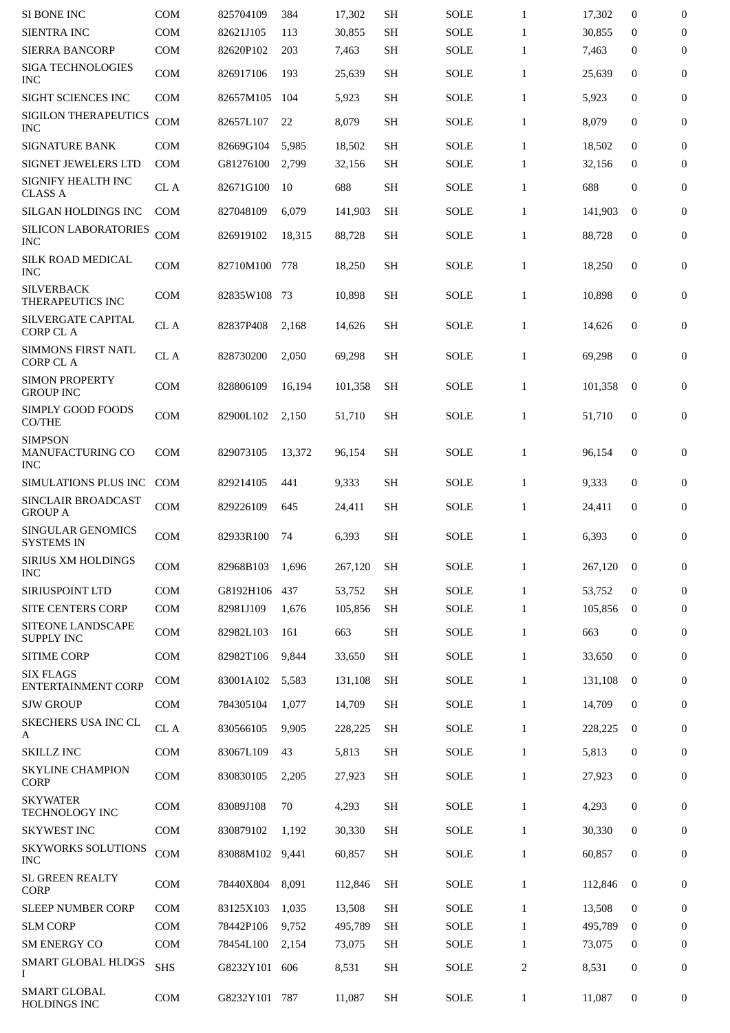| | | | | | | | | | | |
|---|---|---|---|---|---|---|---|---|---|---|
| SI BONE INC | COM | 825704109 | 384 | 17,302 | SH | SOLE | 1 | 17,302 | 0 | 0 |
| SIENTRA INC | COM | 82621J105 | 113 | 30,855 | SH | SOLE | 1 | 30,855 | 0 | 0 |
| SIERRA BANCORP | COM | 82620P102 | 203 | 7,463 | SH | SOLE | 1 | 7,463 | 0 | 0 |
| SIGA TECHNOLOGIES INC | COM | 826917106 | 193 | 25,639 | SH | SOLE | 1 | 25,639 | 0 | 0 |
| SIGHT SCIENCES INC | COM | 82657M105 | 104 | 5,923 | SH | SOLE | 1 | 5,923 | 0 | 0 |
| SIGILON THERAPEUTICS INC | COM | 82657L107 | 22 | 8,079 | SH | SOLE | 1 | 8,079 | 0 | 0 |
| SIGNATURE BANK | COM | 82669G104 | 5,985 | 18,502 | SH | SOLE | 1 | 18,502 | 0 | 0 |
| SIGNET JEWELERS LTD | COM | G81276100 | 2,799 | 32,156 | SH | SOLE | 1 | 32,156 | 0 | 0 |
| SIGNIFY HEALTH INC CLASS A | CL A | 82671G100 | 10 | 688 | SH | SOLE | 1 | 688 | 0 | 0 |
| SILGAN HOLDINGS INC | COM | 827048109 | 6,079 | 141,903 | SH | SOLE | 1 | 141,903 | 0 | 0 |
| SILICON LABORATORIES INC | COM | 826919102 | 18,315 | 88,728 | SH | SOLE | 1 | 88,728 | 0 | 0 |
| SILK ROAD MEDICAL INC | COM | 82710M100 | 778 | 18,250 | SH | SOLE | 1 | 18,250 | 0 | 0 |
| SILVERBACK THERAPEUTICS INC | COM | 82835W108 | 73 | 10,898 | SH | SOLE | 1 | 10,898 | 0 | 0 |
| SILVERGATE CAPITAL CORP CL A | CL A | 82837P408 | 2,168 | 14,626 | SH | SOLE | 1 | 14,626 | 0 | 0 |
| SIMMONS FIRST NATL CORP CL A | CL A | 828730200 | 2,050 | 69,298 | SH | SOLE | 1 | 69,298 | 0 | 0 |
| SIMON PROPERTY GROUP INC | COM | 828806109 | 16,194 | 101,358 | SH | SOLE | 1 | 101,358 | 0 | 0 |
| SIMPLY GOOD FOODS CO/THE | COM | 82900L102 | 2,150 | 51,710 | SH | SOLE | 1 | 51,710 | 0 | 0 |
| SIMPSON MANUFACTURING CO INC | COM | 829073105 | 13,372 | 96,154 | SH | SOLE | 1 | 96,154 | 0 | 0 |
| SIMULATIONS PLUS INC | COM | 829214105 | 441 | 9,333 | SH | SOLE | 1 | 9,333 | 0 | 0 |
| SINCLAIR BROADCAST GROUP A | COM | 829226109 | 645 | 24,411 | SH | SOLE | 1 | 24,411 | 0 | 0 |
| SINGULAR GENOMICS SYSTEMS IN | COM | 82933R100 | 74 | 6,393 | SH | SOLE | 1 | 6,393 | 0 | 0 |
| SIRIUS XM HOLDINGS INC | COM | 82968B103 | 1,696 | 267,120 | SH | SOLE | 1 | 267,120 | 0 | 0 |
| SIRIUSPOINT LTD | COM | G8192H106 | 437 | 53,752 | SH | SOLE | 1 | 53,752 | 0 | 0 |
| SITE CENTERS CORP | COM | 82981J109 | 1,676 | 105,856 | SH | SOLE | 1 | 105,856 | 0 | 0 |
| SITEONE LANDSCAPE SUPPLY INC | COM | 82982L103 | 161 | 663 | SH | SOLE | 1 | 663 | 0 | 0 |
| SITIME CORP | COM | 82982T106 | 9,844 | 33,650 | SH | SOLE | 1 | 33,650 | 0 | 0 |
| SIX FLAGS ENTERTAINMENT CORP | COM | 83001A102 | 5,583 | 131,108 | SH | SOLE | 1 | 131,108 | 0 | 0 |
| SJW GROUP | COM | 784305104 | 1,077 | 14,709 | SH | SOLE | 1 | 14,709 | 0 | 0 |
| SKECHERS USA INC CL A | CL A | 830566105 | 9,905 | 228,225 | SH | SOLE | 1 | 228,225 | 0 | 0 |
| SKILLZ INC | COM | 83067L109 | 43 | 5,813 | SH | SOLE | 1 | 5,813 | 0 | 0 |
| SKYLINE CHAMPION CORP | COM | 830830105 | 2,205 | 27,923 | SH | SOLE | 1 | 27,923 | 0 | 0 |
| SKYWATER TECHNOLOGY INC | COM | 83089J108 | 70 | 4,293 | SH | SOLE | 1 | 4,293 | 0 | 0 |
| SKYWEST INC | COM | 830879102 | 1,192 | 30,330 | SH | SOLE | 1 | 30,330 | 0 | 0 |
| SKYWORKS SOLUTIONS INC | COM | 83088M102 | 9,441 | 60,857 | SH | SOLE | 1 | 60,857 | 0 | 0 |
| SL GREEN REALTY CORP | COM | 78440X804 | 8,091 | 112,846 | SH | SOLE | 1 | 112,846 | 0 | 0 |
| SLEEP NUMBER CORP | COM | 83125X103 | 1,035 | 13,508 | SH | SOLE | 1 | 13,508 | 0 | 0 |
| SLM CORP | COM | 78442P106 | 9,752 | 495,789 | SH | SOLE | 1 | 495,789 | 0 | 0 |
| SM ENERGY CO | COM | 78454L100 | 2,154 | 73,075 | SH | SOLE | 1 | 73,075 | 0 | 0 |
| SMART GLOBAL HLDGS I | SHS | G8232Y101 | 606 | 8,531 | SH | SOLE | 2 | 8,531 | 0 | 0 |
| SMART GLOBAL HOLDINGS INC | COM | G8232Y101 | 787 | 11,087 | SH | SOLE | 1 | 11,087 | 0 | 0 |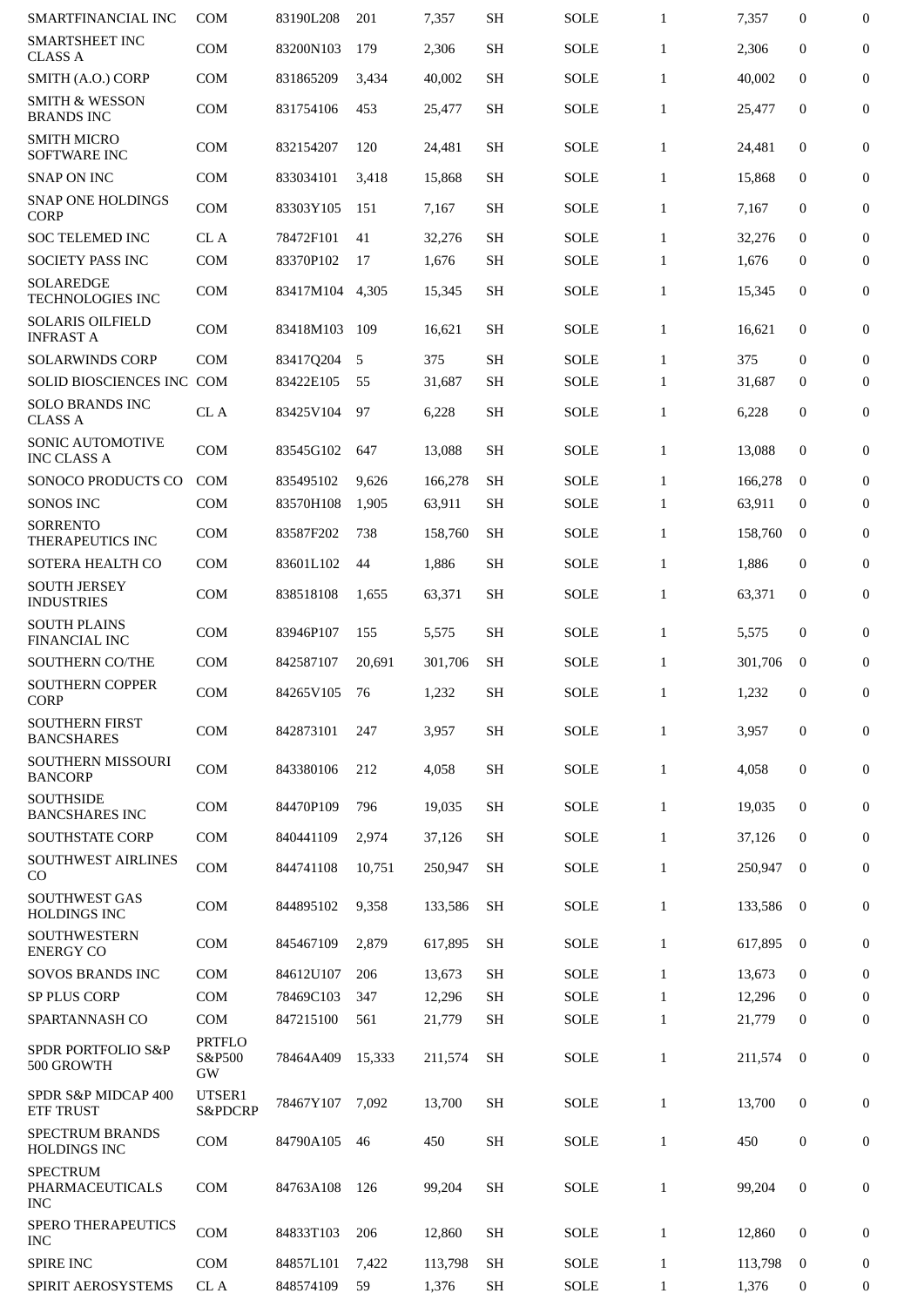| | | | | | | | | | | |
|---|---|---|---|---|---|---|---|---|---|---|
| SMARTFINANCIAL INC | COM | 83190L208 | 201 | 7,357 | SH | SOLE | 1 | 7,357 | 0 | 0 |
| SMARTSHEET INC CLASS A | COM | 83200N103 | 179 | 2,306 | SH | SOLE | 1 | 2,306 | 0 | 0 |
| SMITH (A.O.) CORP | COM | 831865209 | 3,434 | 40,002 | SH | SOLE | 1 | 40,002 | 0 | 0 |
| SMITH & WESSON BRANDS INC | COM | 831754106 | 453 | 25,477 | SH | SOLE | 1 | 25,477 | 0 | 0 |
| SMITH MICRO SOFTWARE INC | COM | 832154207 | 120 | 24,481 | SH | SOLE | 1 | 24,481 | 0 | 0 |
| SNAP ON INC | COM | 833034101 | 3,418 | 15,868 | SH | SOLE | 1 | 15,868 | 0 | 0 |
| SNAP ONE HOLDINGS CORP | COM | 83303Y105 | 151 | 7,167 | SH | SOLE | 1 | 7,167 | 0 | 0 |
| SOC TELEMED INC | CL A | 78472F101 | 41 | 32,276 | SH | SOLE | 1 | 32,276 | 0 | 0 |
| SOCIETY PASS INC | COM | 83370P102 | 17 | 1,676 | SH | SOLE | 1 | 1,676 | 0 | 0 |
| SOLAREDGE TECHNOLOGIES INC | COM | 83417M104 | 4,305 | 15,345 | SH | SOLE | 1 | 15,345 | 0 | 0 |
| SOLARIS OILFIELD INFRAST A | COM | 83418M103 | 109 | 16,621 | SH | SOLE | 1 | 16,621 | 0 | 0 |
| SOLARWINDS CORP | COM | 83417Q204 | 5 | 375 | SH | SOLE | 1 | 375 | 0 | 0 |
| SOLID BIOSCIENCES INC | COM | 83422E105 | 55 | 31,687 | SH | SOLE | 1 | 31,687 | 0 | 0 |
| SOLO BRANDS INC CLASS A | CL A | 83425V104 | 97 | 6,228 | SH | SOLE | 1 | 6,228 | 0 | 0 |
| SONIC AUTOMOTIVE INC CLASS A | COM | 83545G102 | 647 | 13,088 | SH | SOLE | 1 | 13,088 | 0 | 0 |
| SONOCO PRODUCTS CO | COM | 835495102 | 9,626 | 166,278 | SH | SOLE | 1 | 166,278 | 0 | 0 |
| SONOS INC | COM | 83570H108 | 1,905 | 63,911 | SH | SOLE | 1 | 63,911 | 0 | 0 |
| SORRENTO THERAPEUTICS INC | COM | 83587F202 | 738 | 158,760 | SH | SOLE | 1 | 158,760 | 0 | 0 |
| SOTERA HEALTH CO | COM | 83601L102 | 44 | 1,886 | SH | SOLE | 1 | 1,886 | 0 | 0 |
| SOUTH JERSEY INDUSTRIES | COM | 838518108 | 1,655 | 63,371 | SH | SOLE | 1 | 63,371 | 0 | 0 |
| SOUTH PLAINS FINANCIAL INC | COM | 83946P107 | 155 | 5,575 | SH | SOLE | 1 | 5,575 | 0 | 0 |
| SOUTHERN CO/THE | COM | 842587107 | 20,691 | 301,706 | SH | SOLE | 1 | 301,706 | 0 | 0 |
| SOUTHERN COPPER CORP | COM | 84265V105 | 76 | 1,232 | SH | SOLE | 1 | 1,232 | 0 | 0 |
| SOUTHERN FIRST BANCSHARES | COM | 842873101 | 247 | 3,957 | SH | SOLE | 1 | 3,957 | 0 | 0 |
| SOUTHERN MISSOURI BANCORP | COM | 843380106 | 212 | 4,058 | SH | SOLE | 1 | 4,058 | 0 | 0 |
| SOUTHSIDE BANCSHARES INC | COM | 84470P109 | 796 | 19,035 | SH | SOLE | 1 | 19,035 | 0 | 0 |
| SOUTHSTATE CORP | COM | 840441109 | 2,974 | 37,126 | SH | SOLE | 1 | 37,126 | 0 | 0 |
| SOUTHWEST AIRLINES CO | COM | 844741108 | 10,751 | 250,947 | SH | SOLE | 1 | 250,947 | 0 | 0 |
| SOUTHWEST GAS HOLDINGS INC | COM | 844895102 | 9,358 | 133,586 | SH | SOLE | 1 | 133,586 | 0 | 0 |
| SOUTHWESTERN ENERGY CO | COM | 845467109 | 2,879 | 617,895 | SH | SOLE | 1 | 617,895 | 0 | 0 |
| SOVOS BRANDS INC | COM | 84612U107 | 206 | 13,673 | SH | SOLE | 1 | 13,673 | 0 | 0 |
| SP PLUS CORP | COM | 78469C103 | 347 | 12,296 | SH | SOLE | 1 | 12,296 | 0 | 0 |
| SPARTANNASH CO | COM | 847215100 | 561 | 21,779 | SH | SOLE | 1 | 21,779 | 0 | 0 |
| SPDR PORTFOLIO S&P 500 GROWTH | PRTFLO S&P500 GW | 78464A409 | 15,333 | 211,574 | SH | SOLE | 1 | 211,574 | 0 | 0 |
| SPDR S&P MIDCAP 400 ETF TRUST | UTSER1 S&PDCRP | 78467Y107 | 7,092 | 13,700 | SH | SOLE | 1 | 13,700 | 0 | 0 |
| SPECTRUM BRANDS HOLDINGS INC | COM | 84790A105 | 46 | 450 | SH | SOLE | 1 | 450 | 0 | 0 |
| SPECTRUM PHARMACEUTICALS INC | COM | 84763A108 | 126 | 99,204 | SH | SOLE | 1 | 99,204 | 0 | 0 |
| SPERO THERAPEUTICS INC | COM | 84833T103 | 206 | 12,860 | SH | SOLE | 1 | 12,860 | 0 | 0 |
| SPIRE INC | COM | 84857L101 | 7,422 | 113,798 | SH | SOLE | 1 | 113,798 | 0 | 0 |
| SPIRIT AEROSYSTEMS | CL A | 848574109 | 59 | 1,376 | SH | SOLE | 1 | 1,376 | 0 | 0 |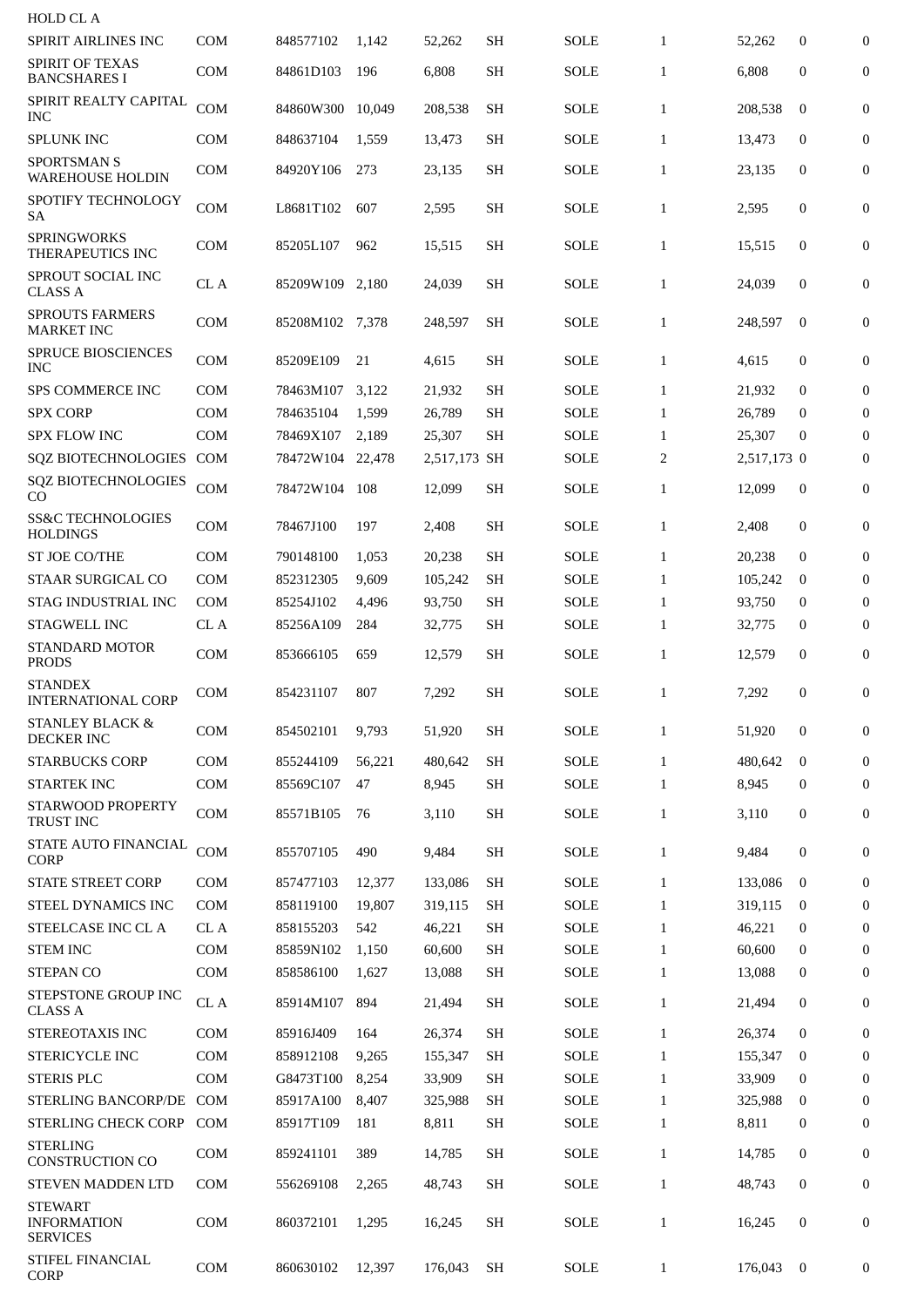| HOLD CL A | | | | | | | | | | |
|---|---|---|---|---|---|---|---|---|---|---|
| SPIRIT AIRLINES INC | COM | 848577102 | 1,142 | 52,262 | SH | SOLE | 1 | 52,262 | 0 | 0 |
| SPIRIT OF TEXAS BANCSHARES I | COM | 84861D103 | 196 | 6,808 | SH | SOLE | 1 | 6,808 | 0 | 0 |
| SPIRIT REALTY CAPITAL INC | COM | 84860W300 | 10,049 | 208,538 | SH | SOLE | 1 | 208,538 | 0 | 0 |
| SPLUNK INC | COM | 848637104 | 1,559 | 13,473 | SH | SOLE | 1 | 13,473 | 0 | 0 |
| SPORTSMAN S WAREHOUSE HOLDIN | COM | 84920Y106 | 273 | 23,135 | SH | SOLE | 1 | 23,135 | 0 | 0 |
| SPOTIFY TECHNOLOGY SA | COM | L8681T102 | 607 | 2,595 | SH | SOLE | 1 | 2,595 | 0 | 0 |
| SPRINGWORKS THERAPEUTICS INC | COM | 85205L107 | 962 | 15,515 | SH | SOLE | 1 | 15,515 | 0 | 0 |
| SPROUT SOCIAL INC CLASS A | CL A | 85209W109 | 2,180 | 24,039 | SH | SOLE | 1 | 24,039 | 0 | 0 |
| SPROUTS FARMERS MARKET INC | COM | 85208M102 | 7,378 | 248,597 | SH | SOLE | 1 | 248,597 | 0 | 0 |
| SPRUCE BIOSCIENCES INC | COM | 85209E109 | 21 | 4,615 | SH | SOLE | 1 | 4,615 | 0 | 0 |
| SPS COMMERCE INC | COM | 78463M107 | 3,122 | 21,932 | SH | SOLE | 1 | 21,932 | 0 | 0 |
| SPX CORP | COM | 784635104 | 1,599 | 26,789 | SH | SOLE | 1 | 26,789 | 0 | 0 |
| SPX FLOW INC | COM | 78469X107 | 2,189 | 25,307 | SH | SOLE | 1 | 25,307 | 0 | 0 |
| SQZ BIOTECHNOLOGIES | COM | 78472W104 | 22,478 | 2,517,173 | SH | SOLE | 2 | 2,517,173 | 0 | 0 |
| SQZ BIOTECHNOLOGIES CO | COM | 78472W104 | 108 | 12,099 | SH | SOLE | 1 | 12,099 | 0 | 0 |
| SS&C TECHNOLOGIES HOLDINGS | COM | 78467J100 | 197 | 2,408 | SH | SOLE | 1 | 2,408 | 0 | 0 |
| ST JOE CO/THE | COM | 790148100 | 1,053 | 20,238 | SH | SOLE | 1 | 20,238 | 0 | 0 |
| STAAR SURGICAL CO | COM | 852312305 | 9,609 | 105,242 | SH | SOLE | 1 | 105,242 | 0 | 0 |
| STAG INDUSTRIAL INC | COM | 85254J102 | 4,496 | 93,750 | SH | SOLE | 1 | 93,750 | 0 | 0 |
| STAGWELL INC | CL A | 85256A109 | 284 | 32,775 | SH | SOLE | 1 | 32,775 | 0 | 0 |
| STANDARD MOTOR PRODS | COM | 853666105 | 659 | 12,579 | SH | SOLE | 1 | 12,579 | 0 | 0 |
| STANDEX INTERNATIONAL CORP | COM | 854231107 | 807 | 7,292 | SH | SOLE | 1 | 7,292 | 0 | 0 |
| STANLEY BLACK & DECKER INC | COM | 854502101 | 9,793 | 51,920 | SH | SOLE | 1 | 51,920 | 0 | 0 |
| STARBUCKS CORP | COM | 855244109 | 56,221 | 480,642 | SH | SOLE | 1 | 480,642 | 0 | 0 |
| STARTEK INC | COM | 85569C107 | 47 | 8,945 | SH | SOLE | 1 | 8,945 | 0 | 0 |
| STARWOOD PROPERTY TRUST INC | COM | 85571B105 | 76 | 3,110 | SH | SOLE | 1 | 3,110 | 0 | 0 |
| STATE AUTO FINANCIAL CORP | COM | 855707105 | 490 | 9,484 | SH | SOLE | 1 | 9,484 | 0 | 0 |
| STATE STREET CORP | COM | 857477103 | 12,377 | 133,086 | SH | SOLE | 1 | 133,086 | 0 | 0 |
| STEEL DYNAMICS INC | COM | 858119100 | 19,807 | 319,115 | SH | SOLE | 1 | 319,115 | 0 | 0 |
| STEELCASE INC CL A | CL A | 858155203 | 542 | 46,221 | SH | SOLE | 1 | 46,221 | 0 | 0 |
| STEM INC | COM | 85859N102 | 1,150 | 60,600 | SH | SOLE | 1 | 60,600 | 0 | 0 |
| STEPAN CO | COM | 858586100 | 1,627 | 13,088 | SH | SOLE | 1 | 13,088 | 0 | 0 |
| STEPSTONE GROUP INC CLASS A | CL A | 85914M107 | 894 | 21,494 | SH | SOLE | 1 | 21,494 | 0 | 0 |
| STEREOTAXIS INC | COM | 85916J409 | 164 | 26,374 | SH | SOLE | 1 | 26,374 | 0 | 0 |
| STERICYCLE INC | COM | 858912108 | 9,265 | 155,347 | SH | SOLE | 1 | 155,347 | 0 | 0 |
| STERIS PLC | COM | G8473T100 | 8,254 | 33,909 | SH | SOLE | 1 | 33,909 | 0 | 0 |
| STERLING BANCORP/DE | COM | 85917A100 | 8,407 | 325,988 | SH | SOLE | 1 | 325,988 | 0 | 0 |
| STERLING CHECK CORP | COM | 85917T109 | 181 | 8,811 | SH | SOLE | 1 | 8,811 | 0 | 0 |
| STERLING CONSTRUCTION CO | COM | 859241101 | 389 | 14,785 | SH | SOLE | 1 | 14,785 | 0 | 0 |
| STEVEN MADDEN LTD | COM | 556269108 | 2,265 | 48,743 | SH | SOLE | 1 | 48,743 | 0 | 0 |
| STEWART INFORMATION SERVICES | COM | 860372101 | 1,295 | 16,245 | SH | SOLE | 1 | 16,245 | 0 | 0 |
| STIFEL FINANCIAL CORP | COM | 860630102 | 12,397 | 176,043 | SH | SOLE | 1 | 176,043 | 0 | 0 |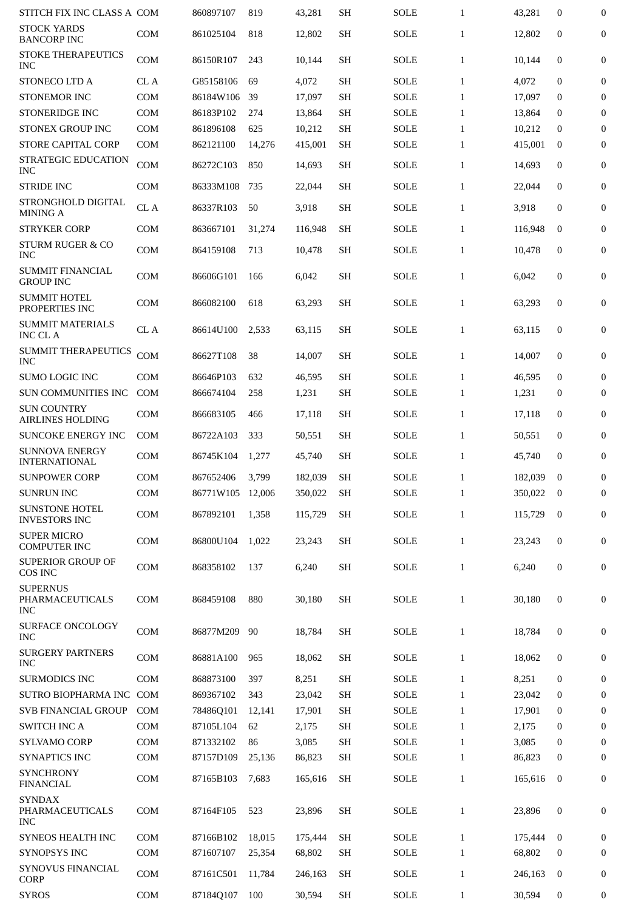| | | | | | | | | | | |
|---|---|---|---|---|---|---|---|---|---|---|
| STITCH FIX INC CLASS A | COM | 860897107 | 819 | 43,281 | SH | SOLE | 1 | 43,281 | 0 | 0 |
| STOCK YARDS BANCORP INC | COM | 861025104 | 818 | 12,802 | SH | SOLE | 1 | 12,802 | 0 | 0 |
| STOKE THERAPEUTICS INC | COM | 86150R107 | 243 | 10,144 | SH | SOLE | 1 | 10,144 | 0 | 0 |
| STONECO LTD A | CL A | G85158106 | 69 | 4,072 | SH | SOLE | 1 | 4,072 | 0 | 0 |
| STONEMOR INC | COM | 86184W106 | 39 | 17,097 | SH | SOLE | 1 | 17,097 | 0 | 0 |
| STONERIDGE INC | COM | 86183P102 | 274 | 13,864 | SH | SOLE | 1 | 13,864 | 0 | 0 |
| STONEX GROUP INC | COM | 861896108 | 625 | 10,212 | SH | SOLE | 1 | 10,212 | 0 | 0 |
| STORE CAPITAL CORP | COM | 862121100 | 14,276 | 415,001 | SH | SOLE | 1 | 415,001 | 0 | 0 |
| STRATEGIC EDUCATION INC | COM | 86272C103 | 850 | 14,693 | SH | SOLE | 1 | 14,693 | 0 | 0 |
| STRIDE INC | COM | 86333M108 | 735 | 22,044 | SH | SOLE | 1 | 22,044 | 0 | 0 |
| STRONGHOLD DIGITAL MINING A | CL A | 86337R103 | 50 | 3,918 | SH | SOLE | 1 | 3,918 | 0 | 0 |
| STRYKER CORP | COM | 863667101 | 31,274 | 116,948 | SH | SOLE | 1 | 116,948 | 0 | 0 |
| STURM RUGER & CO INC | COM | 864159108 | 713 | 10,478 | SH | SOLE | 1 | 10,478 | 0 | 0 |
| SUMMIT FINANCIAL GROUP INC | COM | 86606G101 | 166 | 6,042 | SH | SOLE | 1 | 6,042 | 0 | 0 |
| SUMMIT HOTEL PROPERTIES INC | COM | 866082100 | 618 | 63,293 | SH | SOLE | 1 | 63,293 | 0 | 0 |
| SUMMIT MATERIALS INC CL A | CL A | 86614U100 | 2,533 | 63,115 | SH | SOLE | 1 | 63,115 | 0 | 0 |
| SUMMIT THERAPEUTICS INC | COM | 86627T108 | 38 | 14,007 | SH | SOLE | 1 | 14,007 | 0 | 0 |
| SUMO LOGIC INC | COM | 86646P103 | 632 | 46,595 | SH | SOLE | 1 | 46,595 | 0 | 0 |
| SUN COMMUNITIES INC | COM | 866674104 | 258 | 1,231 | SH | SOLE | 1 | 1,231 | 0 | 0 |
| SUN COUNTRY AIRLINES HOLDING | COM | 866683105 | 466 | 17,118 | SH | SOLE | 1 | 17,118 | 0 | 0 |
| SUNCOKE ENERGY INC | COM | 86722A103 | 333 | 50,551 | SH | SOLE | 1 | 50,551 | 0 | 0 |
| SUNNOVA ENERGY INTERNATIONAL | COM | 86745K104 | 1,277 | 45,740 | SH | SOLE | 1 | 45,740 | 0 | 0 |
| SUNPOWER CORP | COM | 867652406 | 3,799 | 182,039 | SH | SOLE | 1 | 182,039 | 0 | 0 |
| SUNRUN INC | COM | 86771W105 | 12,006 | 350,022 | SH | SOLE | 1 | 350,022 | 0 | 0 |
| SUNSTONE HOTEL INVESTORS INC | COM | 867892101 | 1,358 | 115,729 | SH | SOLE | 1 | 115,729 | 0 | 0 |
| SUPER MICRO COMPUTER INC | COM | 86800U104 | 1,022 | 23,243 | SH | SOLE | 1 | 23,243 | 0 | 0 |
| SUPERIOR GROUP OF COS INC | COM | 868358102 | 137 | 6,240 | SH | SOLE | 1 | 6,240 | 0 | 0 |
| SUPERNUS PHARMACEUTICALS INC | COM | 868459108 | 880 | 30,180 | SH | SOLE | 1 | 30,180 | 0 | 0 |
| SURFACE ONCOLOGY INC | COM | 86877M209 | 90 | 18,784 | SH | SOLE | 1 | 18,784 | 0 | 0 |
| SURGERY PARTNERS INC | COM | 86881A100 | 965 | 18,062 | SH | SOLE | 1 | 18,062 | 0 | 0 |
| SURMODICS INC | COM | 868873100 | 397 | 8,251 | SH | SOLE | 1 | 8,251 | 0 | 0 |
| SUTRO BIOPHARMA INC | COM | 869367102 | 343 | 23,042 | SH | SOLE | 1 | 23,042 | 0 | 0 |
| SVB FINANCIAL GROUP | COM | 78486Q101 | 12,141 | 17,901 | SH | SOLE | 1 | 17,901 | 0 | 0 |
| SWITCH INC A | COM | 87105L104 | 62 | 2,175 | SH | SOLE | 1 | 2,175 | 0 | 0 |
| SYLVAMO CORP | COM | 871332102 | 86 | 3,085 | SH | SOLE | 1 | 3,085 | 0 | 0 |
| SYNAPTICS INC | COM | 87157D109 | 25,136 | 86,823 | SH | SOLE | 1 | 86,823 | 0 | 0 |
| SYNCHRONY FINANCIAL | COM | 87165B103 | 7,683 | 165,616 | SH | SOLE | 1 | 165,616 | 0 | 0 |
| SYNDAX PHARMACEUTICALS INC | COM | 87164F105 | 523 | 23,896 | SH | SOLE | 1 | 23,896 | 0 | 0 |
| SYNEOS HEALTH INC | COM | 87166B102 | 18,015 | 175,444 | SH | SOLE | 1 | 175,444 | 0 | 0 |
| SYNOPSYS INC | COM | 871607107 | 25,354 | 68,802 | SH | SOLE | 1 | 68,802 | 0 | 0 |
| SYNOVUS FINANCIAL CORP | COM | 87161C501 | 11,784 | 246,163 | SH | SOLE | 1 | 246,163 | 0 | 0 |
| SYROS | COM | 87184Q107 | 100 | 30,594 | SH | SOLE | 1 | 30,594 | 0 | 0 |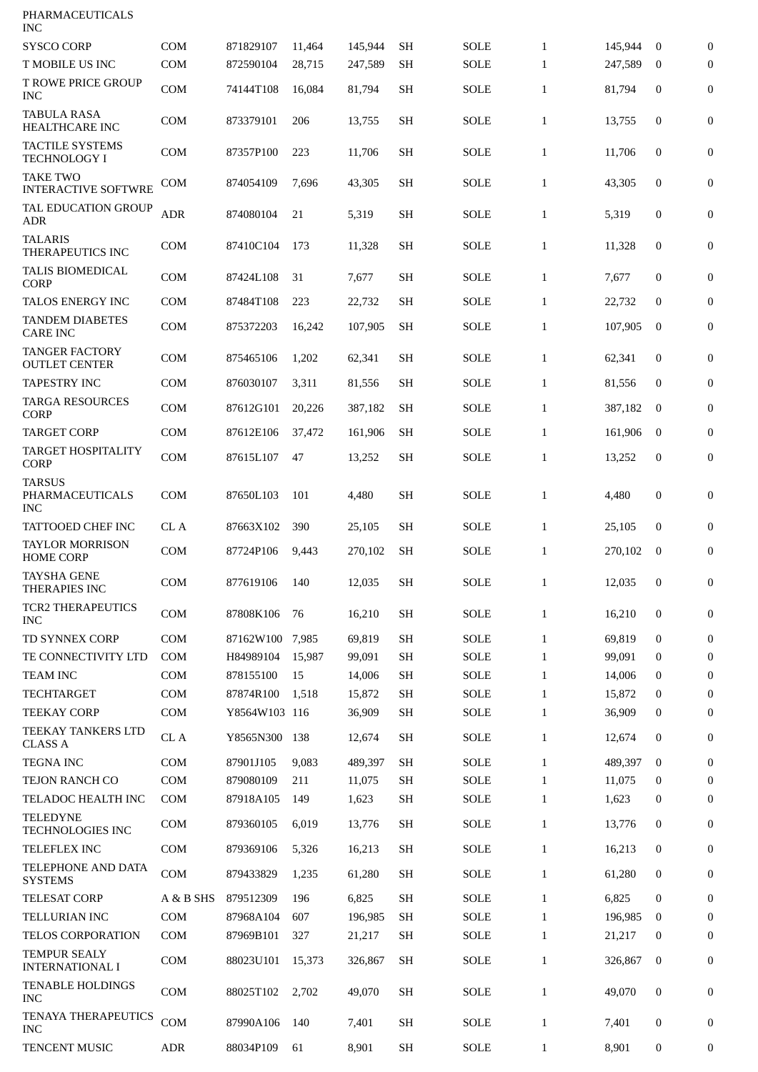| | | | | | | | | | | |
|---|---|---|---|---|---|---|---|---|---|---|
| PHARMACEUTICALS INC | | | | | | | | | | |
| SYSCO CORP | COM | 871829107 | 11,464 | 145,944 | SH | SOLE | 1 | 145,944 | 0 | 0 |
| T MOBILE US INC | COM | 872590104 | 28,715 | 247,589 | SH | SOLE | 1 | 247,589 | 0 | 0 |
| T ROWE PRICE GROUP INC | COM | 74144T108 | 16,084 | 81,794 | SH | SOLE | 1 | 81,794 | 0 | 0 |
| TABULA RASA HEALTHCARE INC | COM | 873379101 | 206 | 13,755 | SH | SOLE | 1 | 13,755 | 0 | 0 |
| TACTILE SYSTEMS TECHNOLOGY I | COM | 87357P100 | 223 | 11,706 | SH | SOLE | 1 | 11,706 | 0 | 0 |
| TAKE TWO INTERACTIVE SOFTWRE | COM | 874054109 | 7,696 | 43,305 | SH | SOLE | 1 | 43,305 | 0 | 0 |
| TAL EDUCATION GROUP ADR | ADR | 874080104 | 21 | 5,319 | SH | SOLE | 1 | 5,319 | 0 | 0 |
| TALARIS THERAPEUTICS INC | COM | 87410C104 | 173 | 11,328 | SH | SOLE | 1 | 11,328 | 0 | 0 |
| TALIS BIOMEDICAL CORP | COM | 87424L108 | 31 | 7,677 | SH | SOLE | 1 | 7,677 | 0 | 0 |
| TALOS ENERGY INC | COM | 87484T108 | 223 | 22,732 | SH | SOLE | 1 | 22,732 | 0 | 0 |
| TANDEM DIABETES CARE INC | COM | 875372203 | 16,242 | 107,905 | SH | SOLE | 1 | 107,905 | 0 | 0 |
| TANGER FACTORY OUTLET CENTER | COM | 875465106 | 1,202 | 62,341 | SH | SOLE | 1 | 62,341 | 0 | 0 |
| TAPESTRY INC | COM | 876030107 | 3,311 | 81,556 | SH | SOLE | 1 | 81,556 | 0 | 0 |
| TARGA RESOURCES CORP | COM | 87612G101 | 20,226 | 387,182 | SH | SOLE | 1 | 387,182 | 0 | 0 |
| TARGET CORP | COM | 87612E106 | 37,472 | 161,906 | SH | SOLE | 1 | 161,906 | 0 | 0 |
| TARGET HOSPITALITY CORP | COM | 87615L107 | 47 | 13,252 | SH | SOLE | 1 | 13,252 | 0 | 0 |
| TARSUS PHARMACEUTICALS INC | COM | 87650L103 | 101 | 4,480 | SH | SOLE | 1 | 4,480 | 0 | 0 |
| TATTOOED CHEF INC | CL A | 87663X102 | 390 | 25,105 | SH | SOLE | 1 | 25,105 | 0 | 0 |
| TAYLOR MORRISON HOME CORP | COM | 87724P106 | 9,443 | 270,102 | SH | SOLE | 1 | 270,102 | 0 | 0 |
| TAYSHA GENE THERAPIES INC | COM | 877619106 | 140 | 12,035 | SH | SOLE | 1 | 12,035 | 0 | 0 |
| TCR2 THERAPEUTICS INC | COM | 87808K106 | 76 | 16,210 | SH | SOLE | 1 | 16,210 | 0 | 0 |
| TD SYNNEX CORP | COM | 87162W100 | 7,985 | 69,819 | SH | SOLE | 1 | 69,819 | 0 | 0 |
| TE CONNECTIVITY LTD | COM | H84989104 | 15,987 | 99,091 | SH | SOLE | 1 | 99,091 | 0 | 0 |
| TEAM INC | COM | 878155100 | 15 | 14,006 | SH | SOLE | 1 | 14,006 | 0 | 0 |
| TECHTARGET | COM | 87874R100 | 1,518 | 15,872 | SH | SOLE | 1 | 15,872 | 0 | 0 |
| TEEKAY CORP | COM | Y8564W103 | 116 | 36,909 | SH | SOLE | 1 | 36,909 | 0 | 0 |
| TEEKAY TANKERS LTD CLASS A | CL A | Y8565N300 | 138 | 12,674 | SH | SOLE | 1 | 12,674 | 0 | 0 |
| TEGNA INC | COM | 87901J105 | 9,083 | 489,397 | SH | SOLE | 1 | 489,397 | 0 | 0 |
| TEJON RANCH CO | COM | 879080109 | 211 | 11,075 | SH | SOLE | 1 | 11,075 | 0 | 0 |
| TELADOC HEALTH INC | COM | 87918A105 | 149 | 1,623 | SH | SOLE | 1 | 1,623 | 0 | 0 |
| TELEDYNE TECHNOLOGIES INC | COM | 879360105 | 6,019 | 13,776 | SH | SOLE | 1 | 13,776 | 0 | 0 |
| TELEFLEX INC | COM | 879369106 | 5,326 | 16,213 | SH | SOLE | 1 | 16,213 | 0 | 0 |
| TELEPHONE AND DATA SYSTEMS | COM | 879433829 | 1,235 | 61,280 | SH | SOLE | 1 | 61,280 | 0 | 0 |
| TELESAT CORP | A & B SHS | 879512309 | 196 | 6,825 | SH | SOLE | 1 | 6,825 | 0 | 0 |
| TELLURIAN INC | COM | 87968A104 | 607 | 196,985 | SH | SOLE | 1 | 196,985 | 0 | 0 |
| TELOS CORPORATION | COM | 87969B101 | 327 | 21,217 | SH | SOLE | 1 | 21,217 | 0 | 0 |
| TEMPUR SEALY INTERNATIONAL I | COM | 88023U101 | 15,373 | 326,867 | SH | SOLE | 1 | 326,867 | 0 | 0 |
| TENABLE HOLDINGS INC | COM | 88025T102 | 2,702 | 49,070 | SH | SOLE | 1 | 49,070 | 0 | 0 |
| TENAYA THERAPEUTICS INC | COM | 87990A106 | 140 | 7,401 | SH | SOLE | 1 | 7,401 | 0 | 0 |
| TENCENT MUSIC | ADR | 88034P109 | 61 | 8,901 | SH | SOLE | 1 | 8,901 | 0 | 0 |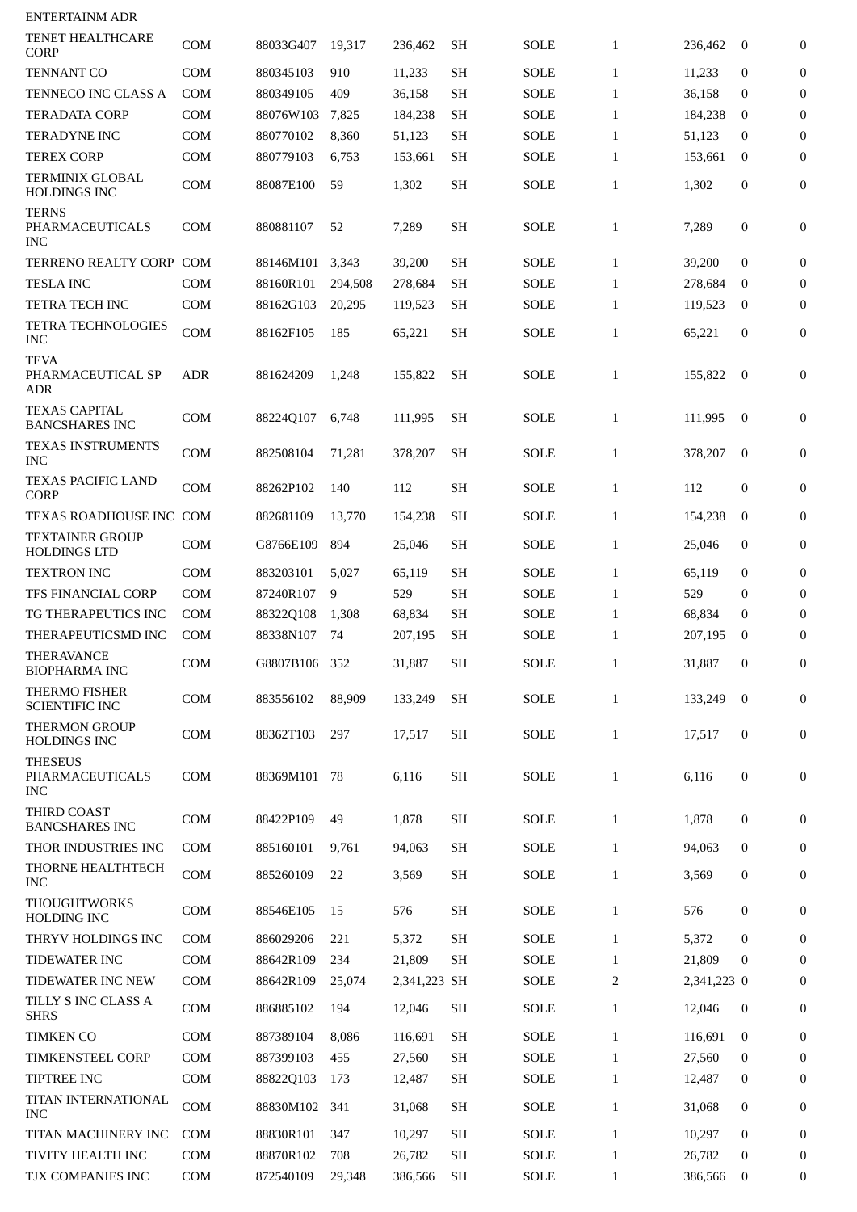| ENTERTAINM ADR | | | | | | | | | | | |
|---|---|---|---|---|---|---|---|---|---|---|---|
| TENET HEALTHCARE CORP | COM | 88033G407 | 19,317 | 236,462 | SH | | SOLE | 1 | 236,462 | 0 | 0 |
| TENNANT CO | COM | 880345103 | 910 | 11,233 | SH | | SOLE | 1 | 11,233 | 0 | 0 |
| TENNECO INC CLASS A | COM | 880349105 | 409 | 36,158 | SH | | SOLE | 1 | 36,158 | 0 | 0 |
| TERADATA CORP | COM | 88076W103 | 7,825 | 184,238 | SH | | SOLE | 1 | 184,238 | 0 | 0 |
| TERADYNE INC | COM | 880770102 | 8,360 | 51,123 | SH | | SOLE | 1 | 51,123 | 0 | 0 |
| TEREX CORP | COM | 880779103 | 6,753 | 153,661 | SH | | SOLE | 1 | 153,661 | 0 | 0 |
| TERMINIX GLOBAL HOLDINGS INC | COM | 88087E100 | 59 | 1,302 | SH | | SOLE | 1 | 1,302 | 0 | 0 |
| TERNS PHARMACEUTICALS INC | COM | 880881107 | 52 | 7,289 | SH | | SOLE | 1 | 7,289 | 0 | 0 |
| TERRENO REALTY CORP | COM | 88146M101 | 3,343 | 39,200 | SH | | SOLE | 1 | 39,200 | 0 | 0 |
| TESLA INC | COM | 88160R101 | 294,508 | 278,684 | SH | | SOLE | 1 | 278,684 | 0 | 0 |
| TETRA TECH INC | COM | 88162G103 | 20,295 | 119,523 | SH | | SOLE | 1 | 119,523 | 0 | 0 |
| TETRA TECHNOLOGIES INC | COM | 88162F105 | 185 | 65,221 | SH | | SOLE | 1 | 65,221 | 0 | 0 |
| TEVA PHARMACEUTICAL SP ADR | ADR | 881624209 | 1,248 | 155,822 | SH | | SOLE | 1 | 155,822 | 0 | 0 |
| TEXAS CAPITAL BANCSHARES INC | COM | 88224Q107 | 6,748 | 111,995 | SH | | SOLE | 1 | 111,995 | 0 | 0 |
| TEXAS INSTRUMENTS INC | COM | 882508104 | 71,281 | 378,207 | SH | | SOLE | 1 | 378,207 | 0 | 0 |
| TEXAS PACIFIC LAND CORP | COM | 88262P102 | 140 | 112 | SH | | SOLE | 1 | 112 | 0 | 0 |
| TEXAS ROADHOUSE INC | COM | 882681109 | 13,770 | 154,238 | SH | | SOLE | 1 | 154,238 | 0 | 0 |
| TEXTAINER GROUP HOLDINGS LTD | COM | G8766E109 | 894 | 25,046 | SH | | SOLE | 1 | 25,046 | 0 | 0 |
| TEXTRON INC | COM | 883203101 | 5,027 | 65,119 | SH | | SOLE | 1 | 65,119 | 0 | 0 |
| TFS FINANCIAL CORP | COM | 87240R107 | 9 | 529 | SH | | SOLE | 1 | 529 | 0 | 0 |
| TG THERAPEUTICS INC | COM | 88322Q108 | 1,308 | 68,834 | SH | | SOLE | 1 | 68,834 | 0 | 0 |
| THERAPEUTICSMD INC | COM | 88338N107 | 74 | 207,195 | SH | | SOLE | 1 | 207,195 | 0 | 0 |
| THERAVANCE BIOPHARMA INC | COM | G8807B106 | 352 | 31,887 | SH | | SOLE | 1 | 31,887 | 0 | 0 |
| THERMO FISHER SCIENTIFIC INC | COM | 883556102 | 88,909 | 133,249 | SH | | SOLE | 1 | 133,249 | 0 | 0 |
| THERMON GROUP HOLDINGS INC | COM | 88362T103 | 297 | 17,517 | SH | | SOLE | 1 | 17,517 | 0 | 0 |
| THESEUS PHARMACEUTICALS INC | COM | 88369M101 | 78 | 6,116 | SH | | SOLE | 1 | 6,116 | 0 | 0 |
| THIRD COAST BANCSHARES INC | COM | 88422P109 | 49 | 1,878 | SH | | SOLE | 1 | 1,878 | 0 | 0 |
| THOR INDUSTRIES INC | COM | 885160101 | 9,761 | 94,063 | SH | | SOLE | 1 | 94,063 | 0 | 0 |
| THORNE HEALTHTECH INC | COM | 885260109 | 22 | 3,569 | SH | | SOLE | 1 | 3,569 | 0 | 0 |
| THOUGHTWORKS HOLDING INC | COM | 88546E105 | 15 | 576 | SH | | SOLE | 1 | 576 | 0 | 0 |
| THRYV HOLDINGS INC | COM | 886029206 | 221 | 5,372 | SH | | SOLE | 1 | 5,372 | 0 | 0 |
| TIDEWATER INC | COM | 88642R109 | 234 | 21,809 | SH | | SOLE | 1 | 21,809 | 0 | 0 |
| TIDEWATER INC NEW | COM | 88642R109 | 25,074 | 2,341,223 | SH | | SOLE | 2 | 2,341,223 | 0 | 0 |
| TILLY S INC CLASS A SHRS | COM | 886885102 | 194 | 12,046 | SH | | SOLE | 1 | 12,046 | 0 | 0 |
| TIMKEN CO | COM | 887389104 | 8,086 | 116,691 | SH | | SOLE | 1 | 116,691 | 0 | 0 |
| TIMKENSTEEL CORP | COM | 887399103 | 455 | 27,560 | SH | | SOLE | 1 | 27,560 | 0 | 0 |
| TIPTREE INC | COM | 88822Q103 | 173 | 12,487 | SH | | SOLE | 1 | 12,487 | 0 | 0 |
| TITAN INTERNATIONAL INC | COM | 88830M102 | 341 | 31,068 | SH | | SOLE | 1 | 31,068 | 0 | 0 |
| TITAN MACHINERY INC | COM | 88830R101 | 347 | 10,297 | SH | | SOLE | 1 | 10,297 | 0 | 0 |
| TIVITY HEALTH INC | COM | 88870R102 | 708 | 26,782 | SH | | SOLE | 1 | 26,782 | 0 | 0 |
| TJX COMPANIES INC | COM | 872540109 | 29,348 | 386,566 | SH | | SOLE | 1 | 386,566 | 0 | 0 |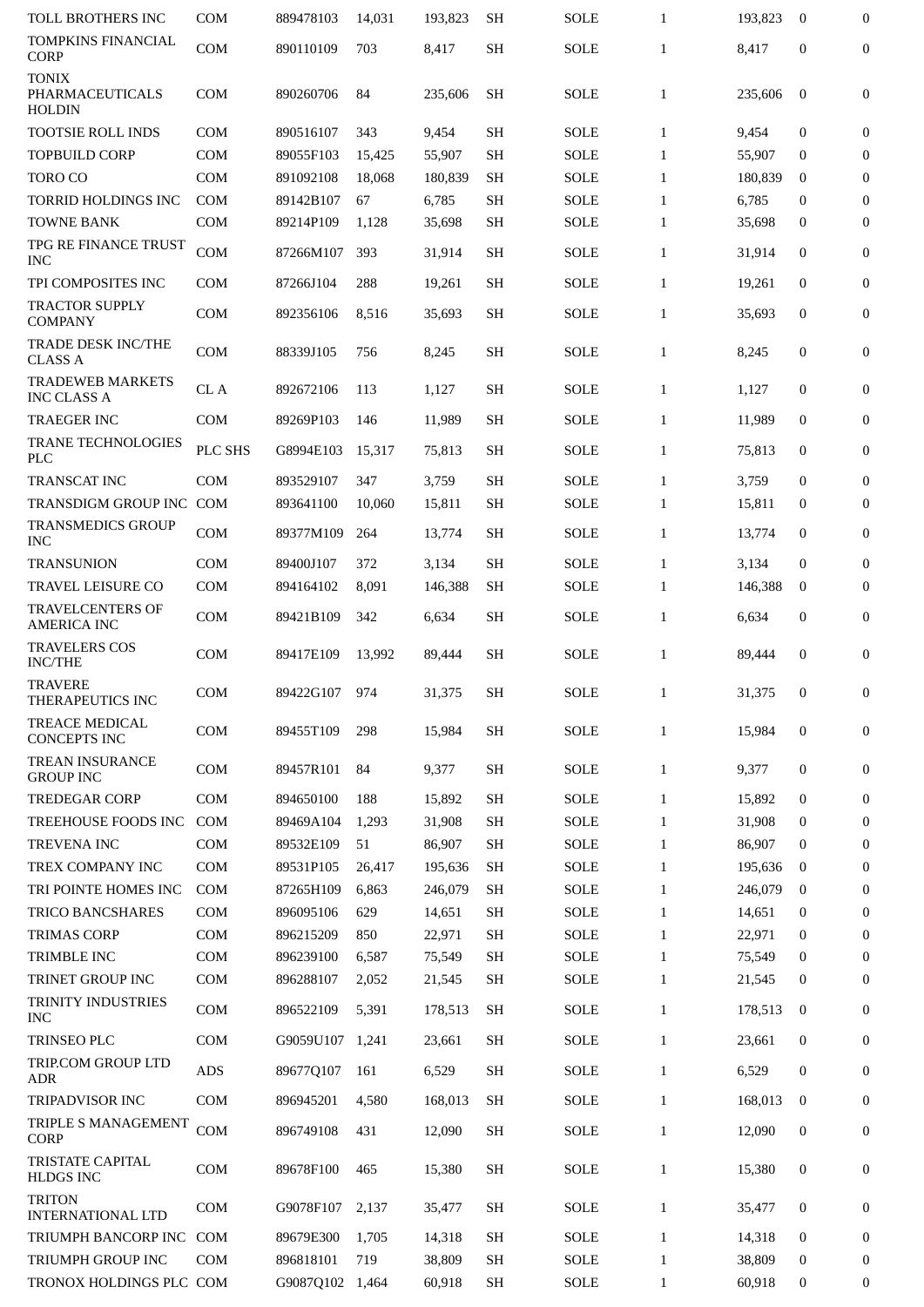| | | | | | | | | | | |
|---|---|---|---|---|---|---|---|---|---|---|
| TOLL BROTHERS INC | COM | 889478103 | 14,031 | 193,823 | SH | SOLE | 1 | 193,823 | 0 | 0 |
| TOMPKINS FINANCIAL CORP | COM | 890110109 | 703 | 8,417 | SH | SOLE | 1 | 8,417 | 0 | 0 |
| TONIX PHARMACEUTICALS HOLDIN | COM | 890260706 | 84 | 235,606 | SH | SOLE | 1 | 235,606 | 0 | 0 |
| TOOTSIE ROLL INDS | COM | 890516107 | 343 | 9,454 | SH | SOLE | 1 | 9,454 | 0 | 0 |
| TOPBUILD CORP | COM | 89055F103 | 15,425 | 55,907 | SH | SOLE | 1 | 55,907 | 0 | 0 |
| TORO CO | COM | 891092108 | 18,068 | 180,839 | SH | SOLE | 1 | 180,839 | 0 | 0 |
| TORRID HOLDINGS INC | COM | 89142B107 | 67 | 6,785 | SH | SOLE | 1 | 6,785 | 0 | 0 |
| TOWNE BANK | COM | 89214P109 | 1,128 | 35,698 | SH | SOLE | 1 | 35,698 | 0 | 0 |
| TPG RE FINANCE TRUST INC | COM | 87266M107 | 393 | 31,914 | SH | SOLE | 1 | 31,914 | 0 | 0 |
| TPI COMPOSITES INC | COM | 87266J104 | 288 | 19,261 | SH | SOLE | 1 | 19,261 | 0 | 0 |
| TRACTOR SUPPLY COMPANY | COM | 892356106 | 8,516 | 35,693 | SH | SOLE | 1 | 35,693 | 0 | 0 |
| TRADE DESK INC/THE CLASS A | COM | 88339J105 | 756 | 8,245 | SH | SOLE | 1 | 8,245 | 0 | 0 |
| TRADEWEB MARKETS INC CLASS A | CL A | 892672106 | 113 | 1,127 | SH | SOLE | 1 | 1,127 | 0 | 0 |
| TRAEGER INC | COM | 89269P103 | 146 | 11,989 | SH | SOLE | 1 | 11,989 | 0 | 0 |
| TRANE TECHNOLOGIES PLC | PLC SHS | G8994E103 | 15,317 | 75,813 | SH | SOLE | 1 | 75,813 | 0 | 0 |
| TRANSCAT INC | COM | 893529107 | 347 | 3,759 | SH | SOLE | 1 | 3,759 | 0 | 0 |
| TRANSDIGM GROUP INC | COM | 893641100 | 10,060 | 15,811 | SH | SOLE | 1 | 15,811 | 0 | 0 |
| TRANSMEDICS GROUP INC | COM | 89377M109 | 264 | 13,774 | SH | SOLE | 1 | 13,774 | 0 | 0 |
| TRANSUNION | COM | 89400J107 | 372 | 3,134 | SH | SOLE | 1 | 3,134 | 0 | 0 |
| TRAVEL LEISURE CO | COM | 894164102 | 8,091 | 146,388 | SH | SOLE | 1 | 146,388 | 0 | 0 |
| TRAVELCENTERS OF AMERICA INC | COM | 89421B109 | 342 | 6,634 | SH | SOLE | 1 | 6,634 | 0 | 0 |
| TRAVELERS COS INC/THE | COM | 89417E109 | 13,992 | 89,444 | SH | SOLE | 1 | 89,444 | 0 | 0 |
| TRAVERE THERAPEUTICS INC | COM | 89422G107 | 974 | 31,375 | SH | SOLE | 1 | 31,375 | 0 | 0 |
| TREACE MEDICAL CONCEPTS INC | COM | 89455T109 | 298 | 15,984 | SH | SOLE | 1 | 15,984 | 0 | 0 |
| TREAN INSURANCE GROUP INC | COM | 89457R101 | 84 | 9,377 | SH | SOLE | 1 | 9,377 | 0 | 0 |
| TREDEGAR CORP | COM | 894650100 | 188 | 15,892 | SH | SOLE | 1 | 15,892 | 0 | 0 |
| TREEHOUSE FOODS INC | COM | 89469A104 | 1,293 | 31,908 | SH | SOLE | 1 | 31,908 | 0 | 0 |
| TREVENA INC | COM | 89532E109 | 51 | 86,907 | SH | SOLE | 1 | 86,907 | 0 | 0 |
| TREX COMPANY INC | COM | 89531P105 | 26,417 | 195,636 | SH | SOLE | 1 | 195,636 | 0 | 0 |
| TRI POINTE HOMES INC | COM | 87265H109 | 6,863 | 246,079 | SH | SOLE | 1 | 246,079 | 0 | 0 |
| TRICO BANCSHARES | COM | 896095106 | 629 | 14,651 | SH | SOLE | 1 | 14,651 | 0 | 0 |
| TRIMAS CORP | COM | 896215209 | 850 | 22,971 | SH | SOLE | 1 | 22,971 | 0 | 0 |
| TRIMBLE INC | COM | 896239100 | 6,587 | 75,549 | SH | SOLE | 1 | 75,549 | 0 | 0 |
| TRINET GROUP INC | COM | 896288107 | 2,052 | 21,545 | SH | SOLE | 1 | 21,545 | 0 | 0 |
| TRINITY INDUSTRIES INC | COM | 896522109 | 5,391 | 178,513 | SH | SOLE | 1 | 178,513 | 0 | 0 |
| TRINSEO PLC | COM | G9059U107 | 1,241 | 23,661 | SH | SOLE | 1 | 23,661 | 0 | 0 |
| TRIP.COM GROUP LTD ADR | ADS | 89677Q107 | 161 | 6,529 | SH | SOLE | 1 | 6,529 | 0 | 0 |
| TRIPADVISOR INC | COM | 896945201 | 4,580 | 168,013 | SH | SOLE | 1 | 168,013 | 0 | 0 |
| TRIPLE S MANAGEMENT CORP | COM | 896749108 | 431 | 12,090 | SH | SOLE | 1 | 12,090 | 0 | 0 |
| TRISTATE CAPITAL HLDGS INC | COM | 89678F100 | 465 | 15,380 | SH | SOLE | 1 | 15,380 | 0 | 0 |
| TRITON INTERNATIONAL LTD | COM | G9078F107 | 2,137 | 35,477 | SH | SOLE | 1 | 35,477 | 0 | 0 |
| TRIUMPH BANCORP INC | COM | 89679E300 | 1,705 | 14,318 | SH | SOLE | 1 | 14,318 | 0 | 0 |
| TRIUMPH GROUP INC | COM | 896818101 | 719 | 38,809 | SH | SOLE | 1 | 38,809 | 0 | 0 |
| TRONOX HOLDINGS PLC | COM | G9087Q102 | 1,464 | 60,918 | SH | SOLE | 1 | 60,918 | 0 | 0 |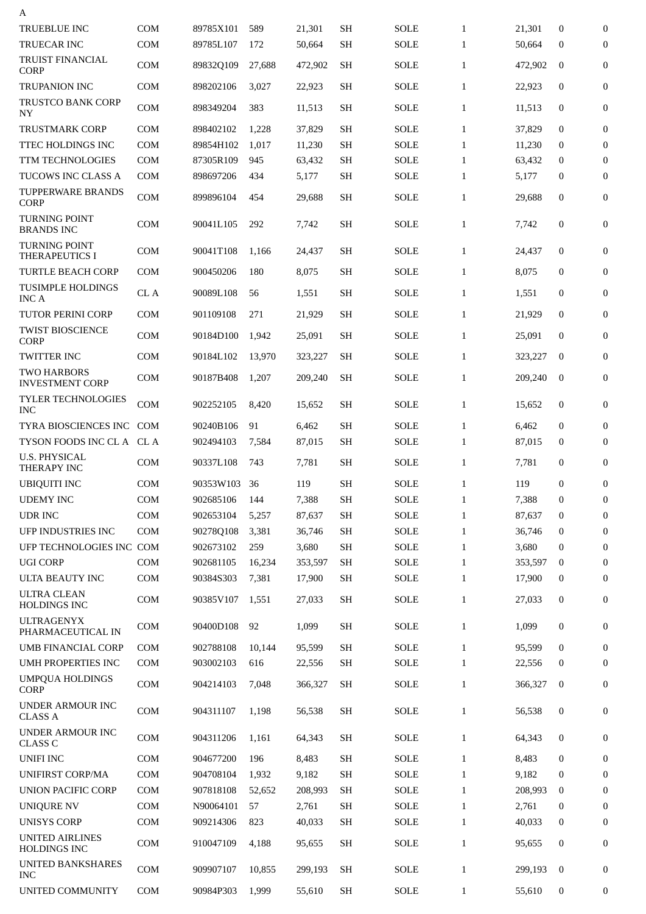A

| | | | | | | | | | | |
|---|---|---|---|---|---|---|---|---|---|---|
| TRUEBLUE INC | COM | 89785X101 | 589 | 21,301 | SH | SOLE | 1 | 21,301 | 0 | 0 |
| TRUECAR INC | COM | 89785L107 | 172 | 50,664 | SH | SOLE | 1 | 50,664 | 0 | 0 |
| TRUIST FINANCIAL CORP | COM | 89832Q109 | 27,688 | 472,902 | SH | SOLE | 1 | 472,902 | 0 | 0 |
| TRUPANION INC | COM | 898202106 | 3,027 | 22,923 | SH | SOLE | 1 | 22,923 | 0 | 0 |
| TRUSTCO BANK CORP NY | COM | 898349204 | 383 | 11,513 | SH | SOLE | 1 | 11,513 | 0 | 0 |
| TRUSTMARK CORP | COM | 898402102 | 1,228 | 37,829 | SH | SOLE | 1 | 37,829 | 0 | 0 |
| TTEC HOLDINGS INC | COM | 89854H102 | 1,017 | 11,230 | SH | SOLE | 1 | 11,230 | 0 | 0 |
| TTM TECHNOLOGIES | COM | 87305R109 | 945 | 63,432 | SH | SOLE | 1 | 63,432 | 0 | 0 |
| TUCOWS INC CLASS A | COM | 898697206 | 434 | 5,177 | SH | SOLE | 1 | 5,177 | 0 | 0 |
| TUPPERWARE BRANDS CORP | COM | 899896104 | 454 | 29,688 | SH | SOLE | 1 | 29,688 | 0 | 0 |
| TURNING POINT BRANDS INC | COM | 90041L105 | 292 | 7,742 | SH | SOLE | 1 | 7,742 | 0 | 0 |
| TURNING POINT THERAPEUTICS I | COM | 90041T108 | 1,166 | 24,437 | SH | SOLE | 1 | 24,437 | 0 | 0 |
| TURTLE BEACH CORP | COM | 900450206 | 180 | 8,075 | SH | SOLE | 1 | 8,075 | 0 | 0 |
| TUSIMPLE HOLDINGS INC A | CL A | 90089L108 | 56 | 1,551 | SH | SOLE | 1 | 1,551 | 0 | 0 |
| TUTOR PERINI CORP | COM | 901109108 | 271 | 21,929 | SH | SOLE | 1 | 21,929 | 0 | 0 |
| TWIST BIOSCIENCE CORP | COM | 90184D100 | 1,942 | 25,091 | SH | SOLE | 1 | 25,091 | 0 | 0 |
| TWITTER INC | COM | 90184L102 | 13,970 | 323,227 | SH | SOLE | 1 | 323,227 | 0 | 0 |
| TWO HARBORS INVESTMENT CORP | COM | 90187B408 | 1,207 | 209,240 | SH | SOLE | 1 | 209,240 | 0 | 0 |
| TYLER TECHNOLOGIES INC | COM | 902252105 | 8,420 | 15,652 | SH | SOLE | 1 | 15,652 | 0 | 0 |
| TYRA BIOSCIENCES INC | COM | 90240B106 | 91 | 6,462 | SH | SOLE | 1 | 6,462 | 0 | 0 |
| TYSON FOODS INC CL A | CL A | 902494103 | 7,584 | 87,015 | SH | SOLE | 1 | 87,015 | 0 | 0 |
| U.S. PHYSICAL THERAPY INC | COM | 90337L108 | 743 | 7,781 | SH | SOLE | 1 | 7,781 | 0 | 0 |
| UBIQUITI INC | COM | 90353W103 | 36 | 119 | SH | SOLE | 1 | 119 | 0 | 0 |
| UDEMY INC | COM | 902685106 | 144 | 7,388 | SH | SOLE | 1 | 7,388 | 0 | 0 |
| UDR INC | COM | 902653104 | 5,257 | 87,637 | SH | SOLE | 1 | 87,637 | 0 | 0 |
| UFP INDUSTRIES INC | COM | 90278Q108 | 3,381 | 36,746 | SH | SOLE | 1 | 36,746 | 0 | 0 |
| UFP TECHNOLOGIES INC | COM | 902673102 | 259 | 3,680 | SH | SOLE | 1 | 3,680 | 0 | 0 |
| UGI CORP | COM | 902681105 | 16,234 | 353,597 | SH | SOLE | 1 | 353,597 | 0 | 0 |
| ULTA BEAUTY INC | COM | 90384S303 | 7,381 | 17,900 | SH | SOLE | 1 | 17,900 | 0 | 0 |
| ULTRA CLEAN HOLDINGS INC | COM | 90385V107 | 1,551 | 27,033 | SH | SOLE | 1 | 27,033 | 0 | 0 |
| ULTRAGENYX PHARMACEUTICAL IN | COM | 90400D108 | 92 | 1,099 | SH | SOLE | 1 | 1,099 | 0 | 0 |
| UMB FINANCIAL CORP | COM | 902788108 | 10,144 | 95,599 | SH | SOLE | 1 | 95,599 | 0 | 0 |
| UMH PROPERTIES INC | COM | 903002103 | 616 | 22,556 | SH | SOLE | 1 | 22,556 | 0 | 0 |
| UMPQUA HOLDINGS CORP | COM | 904214103 | 7,048 | 366,327 | SH | SOLE | 1 | 366,327 | 0 | 0 |
| UNDER ARMOUR INC CLASS A | COM | 904311107 | 1,198 | 56,538 | SH | SOLE | 1 | 56,538 | 0 | 0 |
| UNDER ARMOUR INC CLASS C | COM | 904311206 | 1,161 | 64,343 | SH | SOLE | 1 | 64,343 | 0 | 0 |
| UNIFI INC | COM | 904677200 | 196 | 8,483 | SH | SOLE | 1 | 8,483 | 0 | 0 |
| UNIFIRST CORP/MA | COM | 904708104 | 1,932 | 9,182 | SH | SOLE | 1 | 9,182 | 0 | 0 |
| UNION PACIFIC CORP | COM | 907818108 | 52,652 | 208,993 | SH | SOLE | 1 | 208,993 | 0 | 0 |
| UNIQURE NV | COM | N90064101 | 57 | 2,761 | SH | SOLE | 1 | 2,761 | 0 | 0 |
| UNISYS CORP | COM | 909214306 | 823 | 40,033 | SH | SOLE | 1 | 40,033 | 0 | 0 |
| UNITED AIRLINES HOLDINGS INC | COM | 910047109 | 4,188 | 95,655 | SH | SOLE | 1 | 95,655 | 0 | 0 |
| UNITED BANKSHARES INC | COM | 909907107 | 10,855 | 299,193 | SH | SOLE | 1 | 299,193 | 0 | 0 |
| UNITED COMMUNITY | COM | 90984P303 | 1,999 | 55,610 | SH | SOLE | 1 | 55,610 | 0 | 0 |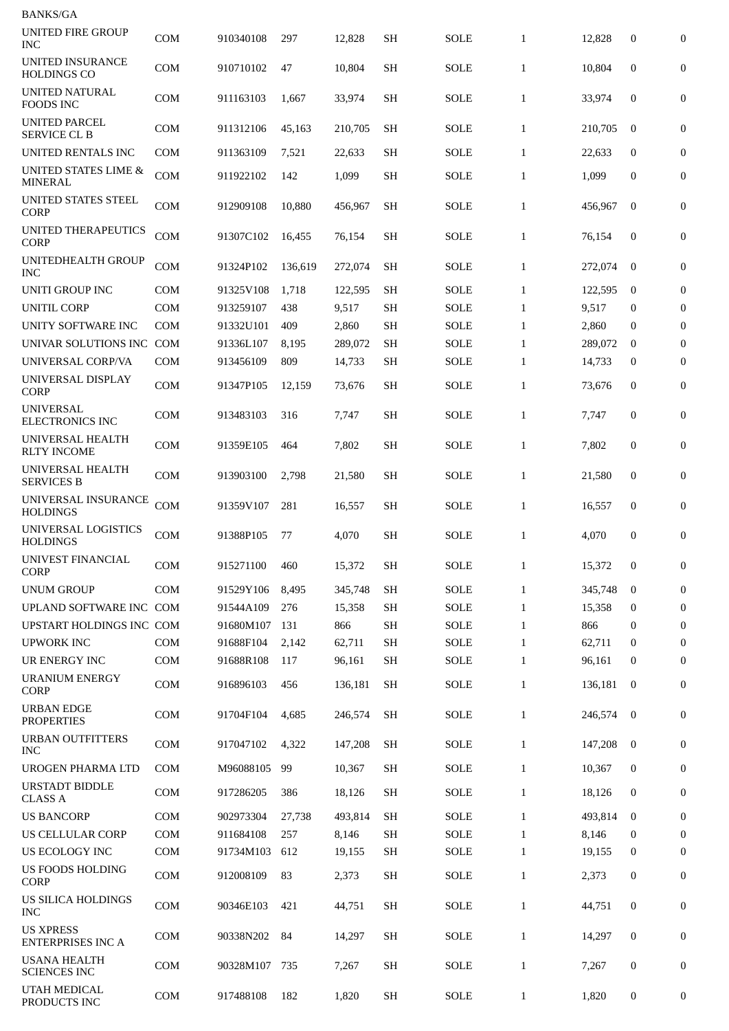BANKS/GA

| | | | | | | | | | | |
|---|---|---|---|---|---|---|---|---|---|---|
| UNITED FIRE GROUP INC | COM | 910340108 | 297 | 12,828 | SH | SOLE | 1 | 12,828 | 0 | 0 |
| UNITED INSURANCE HOLDINGS CO | COM | 910710102 | 47 | 10,804 | SH | SOLE | 1 | 10,804 | 0 | 0 |
| UNITED NATURAL FOODS INC | COM | 911163103 | 1,667 | 33,974 | SH | SOLE | 1 | 33,974 | 0 | 0 |
| UNITED PARCEL SERVICE CL B | COM | 911312106 | 45,163 | 210,705 | SH | SOLE | 1 | 210,705 | 0 | 0 |
| UNITED RENTALS INC | COM | 911363109 | 7,521 | 22,633 | SH | SOLE | 1 | 22,633 | 0 | 0 |
| UNITED STATES LIME & MINERAL | COM | 911922102 | 142 | 1,099 | SH | SOLE | 1 | 1,099 | 0 | 0 |
| UNITED STATES STEEL CORP | COM | 912909108 | 10,880 | 456,967 | SH | SOLE | 1 | 456,967 | 0 | 0 |
| UNITED THERAPEUTICS CORP | COM | 91307C102 | 16,455 | 76,154 | SH | SOLE | 1 | 76,154 | 0 | 0 |
| UNITEDHEALTH GROUP INC | COM | 91324P102 | 136,619 | 272,074 | SH | SOLE | 1 | 272,074 | 0 | 0 |
| UNITI GROUP INC | COM | 91325V108 | 1,718 | 122,595 | SH | SOLE | 1 | 122,595 | 0 | 0 |
| UNITIL CORP | COM | 913259107 | 438 | 9,517 | SH | SOLE | 1 | 9,517 | 0 | 0 |
| UNITY SOFTWARE INC | COM | 91332U101 | 409 | 2,860 | SH | SOLE | 1 | 2,860 | 0 | 0 |
| UNIVAR SOLUTIONS INC | COM | 91336L107 | 8,195 | 289,072 | SH | SOLE | 1 | 289,072 | 0 | 0 |
| UNIVERSAL CORP/VA | COM | 913456109 | 809 | 14,733 | SH | SOLE | 1 | 14,733 | 0 | 0 |
| UNIVERSAL DISPLAY CORP | COM | 91347P105 | 12,159 | 73,676 | SH | SOLE | 1 | 73,676 | 0 | 0 |
| UNIVERSAL ELECTRONICS INC | COM | 913483103 | 316 | 7,747 | SH | SOLE | 1 | 7,747 | 0 | 0 |
| UNIVERSAL HEALTH RLTY INCOME | COM | 91359E105 | 464 | 7,802 | SH | SOLE | 1 | 7,802 | 0 | 0 |
| UNIVERSAL HEALTH SERVICES B | COM | 913903100 | 2,798 | 21,580 | SH | SOLE | 1 | 21,580 | 0 | 0 |
| UNIVERSAL INSURANCE HOLDINGS | COM | 91359V107 | 281 | 16,557 | SH | SOLE | 1 | 16,557 | 0 | 0 |
| UNIVERSAL LOGISTICS HOLDINGS | COM | 91388P105 | 77 | 4,070 | SH | SOLE | 1 | 4,070 | 0 | 0 |
| UNIVEST FINANCIAL CORP | COM | 915271100 | 460 | 15,372 | SH | SOLE | 1 | 15,372 | 0 | 0 |
| UNUM GROUP | COM | 91529Y106 | 8,495 | 345,748 | SH | SOLE | 1 | 345,748 | 0 | 0 |
| UPLAND SOFTWARE INC | COM | 91544A109 | 276 | 15,358 | SH | SOLE | 1 | 15,358 | 0 | 0 |
| UPSTART HOLDINGS INC | COM | 91680M107 | 131 | 866 | SH | SOLE | 1 | 866 | 0 | 0 |
| UPWORK INC | COM | 91688F104 | 2,142 | 62,711 | SH | SOLE | 1 | 62,711 | 0 | 0 |
| UR ENERGY INC | COM | 91688R108 | 117 | 96,161 | SH | SOLE | 1 | 96,161 | 0 | 0 |
| URANIUM ENERGY CORP | COM | 916896103 | 456 | 136,181 | SH | SOLE | 1 | 136,181 | 0 | 0 |
| URBAN EDGE PROPERTIES | COM | 91704F104 | 4,685 | 246,574 | SH | SOLE | 1 | 246,574 | 0 | 0 |
| URBAN OUTFITTERS INC | COM | 917047102 | 4,322 | 147,208 | SH | SOLE | 1 | 147,208 | 0 | 0 |
| UROGEN PHARMA LTD | COM | M96088105 | 99 | 10,367 | SH | SOLE | 1 | 10,367 | 0 | 0 |
| URSTADT BIDDLE CLASS A | COM | 917286205 | 386 | 18,126 | SH | SOLE | 1 | 18,126 | 0 | 0 |
| US BANCORP | COM | 902973304 | 27,738 | 493,814 | SH | SOLE | 1 | 493,814 | 0 | 0 |
| US CELLULAR CORP | COM | 911684108 | 257 | 8,146 | SH | SOLE | 1 | 8,146 | 0 | 0 |
| US ECOLOGY INC | COM | 91734M103 | 612 | 19,155 | SH | SOLE | 1 | 19,155 | 0 | 0 |
| US FOODS HOLDING CORP | COM | 912008109 | 83 | 2,373 | SH | SOLE | 1 | 2,373 | 0 | 0 |
| US SILICA HOLDINGS INC | COM | 90346E103 | 421 | 44,751 | SH | SOLE | 1 | 44,751 | 0 | 0 |
| US XPRESS ENTERPRISES INC A | COM | 90338N202 | 84 | 14,297 | SH | SOLE | 1 | 14,297 | 0 | 0 |
| USANA HEALTH SCIENCES INC | COM | 90328M107 | 735 | 7,267 | SH | SOLE | 1 | 7,267 | 0 | 0 |
| UTAH MEDICAL PRODUCTS INC | COM | 917488108 | 182 | 1,820 | SH | SOLE | 1 | 1,820 | 0 | 0 |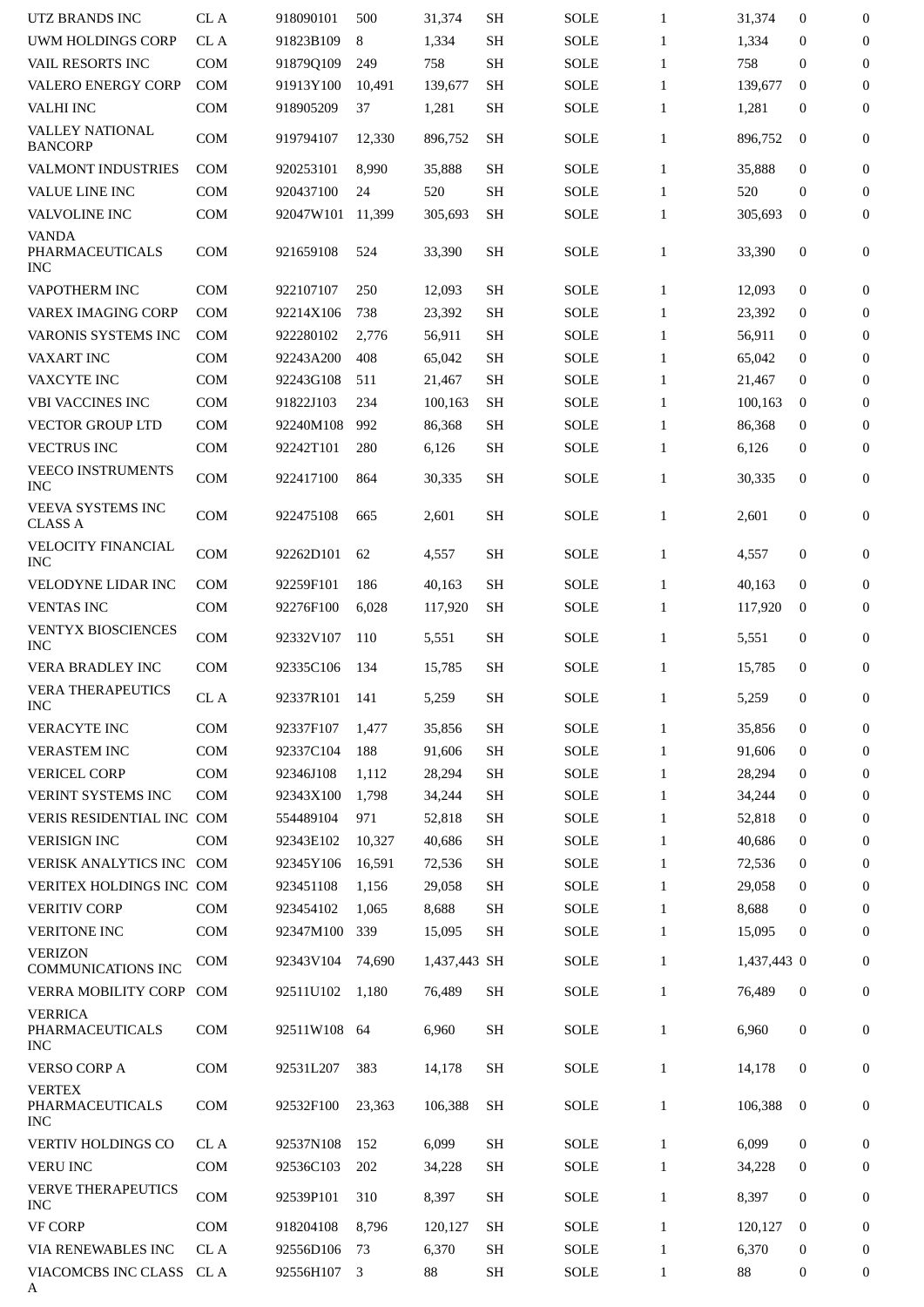| | | | | | | | | | | |
|---|---|---|---|---|---|---|---|---|---|---|
| UTZ BRANDS INC | CL A | 918090101 | 500 | 31,374 | SH | SOLE | 1 | 31,374 | 0 | 0 |
| UWM HOLDINGS CORP | CL A | 91823B109 | 8 | 1,334 | SH | SOLE | 1 | 1,334 | 0 | 0 |
| VAIL RESORTS INC | COM | 91879Q109 | 249 | 758 | SH | SOLE | 1 | 758 | 0 | 0 |
| VALERO ENERGY CORP | COM | 91913Y100 | 10,491 | 139,677 | SH | SOLE | 1 | 139,677 | 0 | 0 |
| VALHI INC | COM | 918905209 | 37 | 1,281 | SH | SOLE | 1 | 1,281 | 0 | 0 |
| VALLEY NATIONAL BANCORP | COM | 919794107 | 12,330 | 896,752 | SH | SOLE | 1 | 896,752 | 0 | 0 |
| VALMONT INDUSTRIES | COM | 920253101 | 8,990 | 35,888 | SH | SOLE | 1 | 35,888 | 0 | 0 |
| VALUE LINE INC | COM | 920437100 | 24 | 520 | SH | SOLE | 1 | 520 | 0 | 0 |
| VALVOLINE INC | COM | 92047W101 | 11,399 | 305,693 | SH | SOLE | 1 | 305,693 | 0 | 0 |
| VANDA PHARMACEUTICALS INC | COM | 921659108 | 524 | 33,390 | SH | SOLE | 1 | 33,390 | 0 | 0 |
| VAPOTHERM INC | COM | 922107107 | 250 | 12,093 | SH | SOLE | 1 | 12,093 | 0 | 0 |
| VAREX IMAGING CORP | COM | 92214X106 | 738 | 23,392 | SH | SOLE | 1 | 23,392 | 0 | 0 |
| VARONIS SYSTEMS INC | COM | 922280102 | 2,776 | 56,911 | SH | SOLE | 1 | 56,911 | 0 | 0 |
| VAXART INC | COM | 92243A200 | 408 | 65,042 | SH | SOLE | 1 | 65,042 | 0 | 0 |
| VAXCYTE INC | COM | 92243G108 | 511 | 21,467 | SH | SOLE | 1 | 21,467 | 0 | 0 |
| VBI VACCINES INC | COM | 91822J103 | 234 | 100,163 | SH | SOLE | 1 | 100,163 | 0 | 0 |
| VECTOR GROUP LTD | COM | 92240M108 | 992 | 86,368 | SH | SOLE | 1 | 86,368 | 0 | 0 |
| VECTRUS INC | COM | 92242T101 | 280 | 6,126 | SH | SOLE | 1 | 6,126 | 0 | 0 |
| VEECO INSTRUMENTS INC | COM | 922417100 | 864 | 30,335 | SH | SOLE | 1 | 30,335 | 0 | 0 |
| VEEVA SYSTEMS INC CLASS A | COM | 922475108 | 665 | 2,601 | SH | SOLE | 1 | 2,601 | 0 | 0 |
| VELOCITY FINANCIAL INC | COM | 92262D101 | 62 | 4,557 | SH | SOLE | 1 | 4,557 | 0 | 0 |
| VELODYNE LIDAR INC | COM | 92259F101 | 186 | 40,163 | SH | SOLE | 1 | 40,163 | 0 | 0 |
| VENTAS INC | COM | 92276F100 | 6,028 | 117,920 | SH | SOLE | 1 | 117,920 | 0 | 0 |
| VENTYX BIOSCIENCES INC | COM | 92332V107 | 110 | 5,551 | SH | SOLE | 1 | 5,551 | 0 | 0 |
| VERA BRADLEY INC | COM | 92335C106 | 134 | 15,785 | SH | SOLE | 1 | 15,785 | 0 | 0 |
| VERA THERAPEUTICS INC | CL A | 92337R101 | 141 | 5,259 | SH | SOLE | 1 | 5,259 | 0 | 0 |
| VERACYTE INC | COM | 92337F107 | 1,477 | 35,856 | SH | SOLE | 1 | 35,856 | 0 | 0 |
| VERASTEM INC | COM | 92337C104 | 188 | 91,606 | SH | SOLE | 1 | 91,606 | 0 | 0 |
| VERICEL CORP | COM | 92346J108 | 1,112 | 28,294 | SH | SOLE | 1 | 28,294 | 0 | 0 |
| VERINT SYSTEMS INC | COM | 92343X100 | 1,798 | 34,244 | SH | SOLE | 1 | 34,244 | 0 | 0 |
| VERIS RESIDENTIAL INC | COM | 554489104 | 971 | 52,818 | SH | SOLE | 1 | 52,818 | 0 | 0 |
| VERISIGN INC | COM | 92343E102 | 10,327 | 40,686 | SH | SOLE | 1 | 40,686 | 0 | 0 |
| VERISK ANALYTICS INC | COM | 92345Y106 | 16,591 | 72,536 | SH | SOLE | 1 | 72,536 | 0 | 0 |
| VERITEX HOLDINGS INC | COM | 923451108 | 1,156 | 29,058 | SH | SOLE | 1 | 29,058 | 0 | 0 |
| VERITIV CORP | COM | 923454102 | 1,065 | 8,688 | SH | SOLE | 1 | 8,688 | 0 | 0 |
| VERITONE INC | COM | 92347M100 | 339 | 15,095 | SH | SOLE | 1 | 15,095 | 0 | 0 |
| VERIZON COMMUNICATIONS INC | COM | 92343V104 | 74,690 | 1,437,443 | SH | SOLE | 1 | 1,437,443 | 0 | 0 |
| VERRA MOBILITY CORP | COM | 92511U102 | 1,180 | 76,489 | SH | SOLE | 1 | 76,489 | 0 | 0 |
| VERRICA PHARMACEUTICALS INC | COM | 92511W108 | 64 | 6,960 | SH | SOLE | 1 | 6,960 | 0 | 0 |
| VERSO CORP A | COM | 92531L207 | 383 | 14,178 | SH | SOLE | 1 | 14,178 | 0 | 0 |
| VERTEX PHARMACEUTICALS INC | COM | 92532F100 | 23,363 | 106,388 | SH | SOLE | 1 | 106,388 | 0 | 0 |
| VERTIV HOLDINGS CO | CL A | 92537N108 | 152 | 6,099 | SH | SOLE | 1 | 6,099 | 0 | 0 |
| VERU INC | COM | 92536C103 | 202 | 34,228 | SH | SOLE | 1 | 34,228 | 0 | 0 |
| VERVE THERAPEUTICS INC | COM | 92539P101 | 310 | 8,397 | SH | SOLE | 1 | 8,397 | 0 | 0 |
| VF CORP | COM | 918204108 | 8,796 | 120,127 | SH | SOLE | 1 | 120,127 | 0 | 0 |
| VIA RENEWABLES INC | CL A | 92556D106 | 73 | 6,370 | SH | SOLE | 1 | 6,370 | 0 | 0 |
| VIACOMCBS INC CLASS A | CL A | 92556H107 | 3 | 88 | SH | SOLE | 1 | 88 | 0 | 0 |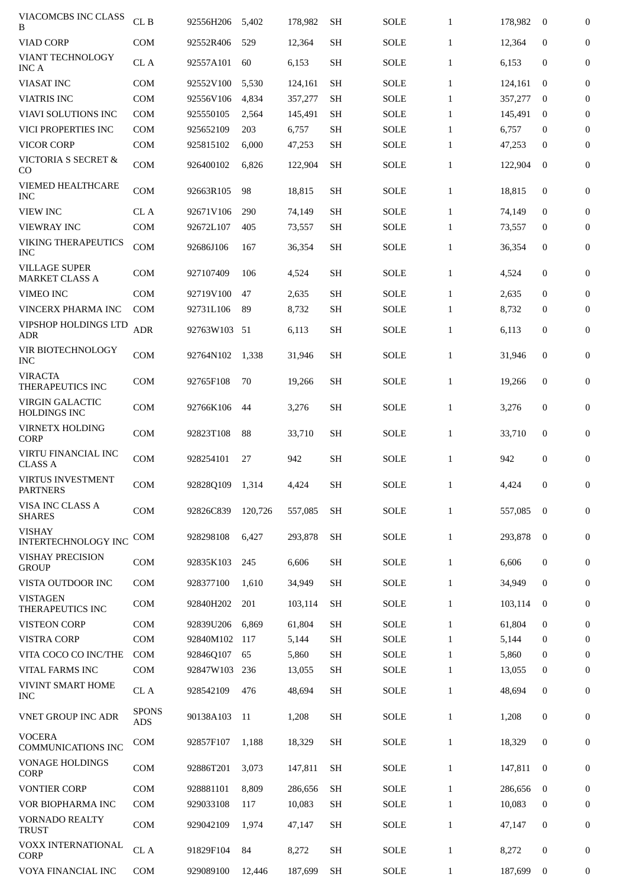| | | | | | | | | | | |
|---|---|---|---|---|---|---|---|---|---|---|
| VIACOMCBS INC CLASS B | CL B | 92556H206 | 5,402 | 178,982 | SH | SOLE | 1 | 178,982 | 0 | 0 |
| VIAD CORP | COM | 92552R406 | 529 | 12,364 | SH | SOLE | 1 | 12,364 | 0 | 0 |
| VIANT TECHNOLOGY INC A | CL A | 92557A101 | 60 | 6,153 | SH | SOLE | 1 | 6,153 | 0 | 0 |
| VIASAT INC | COM | 92552V100 | 5,530 | 124,161 | SH | SOLE | 1 | 124,161 | 0 | 0 |
| VIATRIS INC | COM | 92556V106 | 4,834 | 357,277 | SH | SOLE | 1 | 357,277 | 0 | 0 |
| VIAVI SOLUTIONS INC | COM | 925550105 | 2,564 | 145,491 | SH | SOLE | 1 | 145,491 | 0 | 0 |
| VICI PROPERTIES INC | COM | 925652109 | 203 | 6,757 | SH | SOLE | 1 | 6,757 | 0 | 0 |
| VICOR CORP | COM | 925815102 | 6,000 | 47,253 | SH | SOLE | 1 | 47,253 | 0 | 0 |
| VICTORIA S SECRET & CO | COM | 926400102 | 6,826 | 122,904 | SH | SOLE | 1 | 122,904 | 0 | 0 |
| VIEMED HEALTHCARE INC | COM | 92663R105 | 98 | 18,815 | SH | SOLE | 1 | 18,815 | 0 | 0 |
| VIEW INC | CL A | 92671V106 | 290 | 74,149 | SH | SOLE | 1 | 74,149 | 0 | 0 |
| VIEWRAY INC | COM | 92672L107 | 405 | 73,557 | SH | SOLE | 1 | 73,557 | 0 | 0 |
| VIKING THERAPEUTICS INC | COM | 92686J106 | 167 | 36,354 | SH | SOLE | 1 | 36,354 | 0 | 0 |
| VILLAGE SUPER MARKET CLASS A | COM | 927107409 | 106 | 4,524 | SH | SOLE | 1 | 4,524 | 0 | 0 |
| VIMEO INC | COM | 92719V100 | 47 | 2,635 | SH | SOLE | 1 | 2,635 | 0 | 0 |
| VINCERX PHARMA INC | COM | 92731L106 | 89 | 8,732 | SH | SOLE | 1 | 8,732 | 0 | 0 |
| VIPSHOP HOLDINGS LTD ADR | ADR | 92763W103 | 51 | 6,113 | SH | SOLE | 1 | 6,113 | 0 | 0 |
| VIR BIOTECHNOLOGY INC | COM | 92764N102 | 1,338 | 31,946 | SH | SOLE | 1 | 31,946 | 0 | 0 |
| VIRACTA THERAPEUTICS INC | COM | 92765F108 | 70 | 19,266 | SH | SOLE | 1 | 19,266 | 0 | 0 |
| VIRGIN GALACTIC HOLDINGS INC | COM | 92766K106 | 44 | 3,276 | SH | SOLE | 1 | 3,276 | 0 | 0 |
| VIRNETX HOLDING CORP | COM | 92823T108 | 88 | 33,710 | SH | SOLE | 1 | 33,710 | 0 | 0 |
| VIRTU FINANCIAL INC CLASS A | COM | 928254101 | 27 | 942 | SH | SOLE | 1 | 942 | 0 | 0 |
| VIRTUS INVESTMENT PARTNERS | COM | 92828Q109 | 1,314 | 4,424 | SH | SOLE | 1 | 4,424 | 0 | 0 |
| VISA INC CLASS A SHARES | COM | 92826C839 | 120,726 | 557,085 | SH | SOLE | 1 | 557,085 | 0 | 0 |
| VISHAY INTERTECHNOLOGY INC | COM | 928298108 | 6,427 | 293,878 | SH | SOLE | 1 | 293,878 | 0 | 0 |
| VISHAY PRECISION GROUP | COM | 92835K103 | 245 | 6,606 | SH | SOLE | 1 | 6,606 | 0 | 0 |
| VISTA OUTDOOR INC | COM | 928377100 | 1,610 | 34,949 | SH | SOLE | 1 | 34,949 | 0 | 0 |
| VISTAGEN THERAPEUTICS INC | COM | 92840H202 | 201 | 103,114 | SH | SOLE | 1 | 103,114 | 0 | 0 |
| VISTEON CORP | COM | 92839U206 | 6,869 | 61,804 | SH | SOLE | 1 | 61,804 | 0 | 0 |
| VISTRA CORP | COM | 92840M102 | 117 | 5,144 | SH | SOLE | 1 | 5,144 | 0 | 0 |
| VITA COCO CO INC/THE | COM | 92846Q107 | 65 | 5,860 | SH | SOLE | 1 | 5,860 | 0 | 0 |
| VITAL FARMS INC | COM | 92847W103 | 236 | 13,055 | SH | SOLE | 1 | 13,055 | 0 | 0 |
| VIVINT SMART HOME INC | CL A | 928542109 | 476 | 48,694 | SH | SOLE | 1 | 48,694 | 0 | 0 |
| VNET GROUP INC ADR | SPONS ADS | 90138A103 | 11 | 1,208 | SH | SOLE | 1 | 1,208 | 0 | 0 |
| VOCERA COMMUNICATIONS INC | COM | 92857F107 | 1,188 | 18,329 | SH | SOLE | 1 | 18,329 | 0 | 0 |
| VONAGE HOLDINGS CORP | COM | 92886T201 | 3,073 | 147,811 | SH | SOLE | 1 | 147,811 | 0 | 0 |
| VONTIER CORP | COM | 928881101 | 8,809 | 286,656 | SH | SOLE | 1 | 286,656 | 0 | 0 |
| VOR BIOPHARMA INC | COM | 929033108 | 117 | 10,083 | SH | SOLE | 1 | 10,083 | 0 | 0 |
| VORNADO REALTY TRUST | COM | 929042109 | 1,974 | 47,147 | SH | SOLE | 1 | 47,147 | 0 | 0 |
| VOXX INTERNATIONAL CORP | CL A | 91829F104 | 84 | 8,272 | SH | SOLE | 1 | 8,272 | 0 | 0 |
| VOYA FINANCIAL INC | COM | 929089100 | 12,446 | 187,699 | SH | SOLE | 1 | 187,699 | 0 | 0 |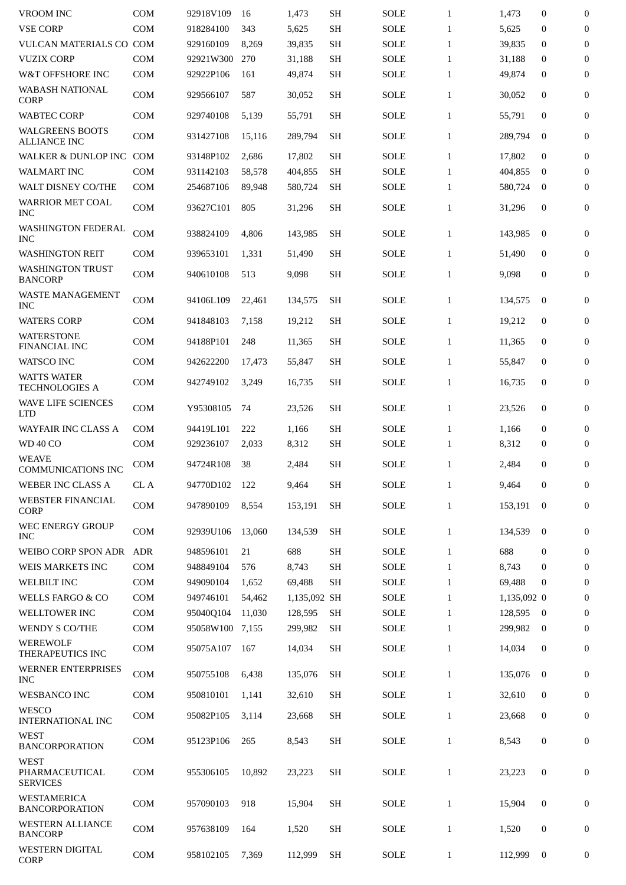| | | | | | | | | | | |
|---|---|---|---|---|---|---|---|---|---|---|
| VROOM INC | COM | 92918V109 | 16 | 1,473 | SH | SOLE | 1 | 1,473 | 0 | 0 |
| VSE CORP | COM | 918284100 | 343 | 5,625 | SH | SOLE | 1 | 5,625 | 0 | 0 |
| VULCAN MATERIALS CO | COM | 929160109 | 8,269 | 39,835 | SH | SOLE | 1 | 39,835 | 0 | 0 |
| VUZIX CORP | COM | 92921W300 | 270 | 31,188 | SH | SOLE | 1 | 31,188 | 0 | 0 |
| W&T OFFSHORE INC | COM | 92922P106 | 161 | 49,874 | SH | SOLE | 1 | 49,874 | 0 | 0 |
| WABASH NATIONAL CORP | COM | 929566107 | 587 | 30,052 | SH | SOLE | 1 | 30,052 | 0 | 0 |
| WABTEC CORP | COM | 929740108 | 5,139 | 55,791 | SH | SOLE | 1 | 55,791 | 0 | 0 |
| WALGREENS BOOTS ALLIANCE INC | COM | 931427108 | 15,116 | 289,794 | SH | SOLE | 1 | 289,794 | 0 | 0 |
| WALKER & DUNLOP INC | COM | 93148P102 | 2,686 | 17,802 | SH | SOLE | 1 | 17,802 | 0 | 0 |
| WALMART INC | COM | 931142103 | 58,578 | 404,855 | SH | SOLE | 1 | 404,855 | 0 | 0 |
| WALT DISNEY CO/THE | COM | 254687106 | 89,948 | 580,724 | SH | SOLE | 1 | 580,724 | 0 | 0 |
| WARRIOR MET COAL INC | COM | 93627C101 | 805 | 31,296 | SH | SOLE | 1 | 31,296 | 0 | 0 |
| WASHINGTON FEDERAL INC | COM | 938824109 | 4,806 | 143,985 | SH | SOLE | 1 | 143,985 | 0 | 0 |
| WASHINGTON REIT | COM | 939653101 | 1,331 | 51,490 | SH | SOLE | 1 | 51,490 | 0 | 0 |
| WASHINGTON TRUST BANCORP | COM | 940610108 | 513 | 9,098 | SH | SOLE | 1 | 9,098 | 0 | 0 |
| WASTE MANAGEMENT INC | COM | 94106L109 | 22,461 | 134,575 | SH | SOLE | 1 | 134,575 | 0 | 0 |
| WATERS CORP | COM | 941848103 | 7,158 | 19,212 | SH | SOLE | 1 | 19,212 | 0 | 0 |
| WATERSTONE FINANCIAL INC | COM | 94188P101 | 248 | 11,365 | SH | SOLE | 1 | 11,365 | 0 | 0 |
| WATSCO INC | COM | 942622200 | 17,473 | 55,847 | SH | SOLE | 1 | 55,847 | 0 | 0 |
| WATTS WATER TECHNOLOGIES A | COM | 942749102 | 3,249 | 16,735 | SH | SOLE | 1 | 16,735 | 0 | 0 |
| WAVE LIFE SCIENCES LTD | COM | Y95308105 | 74 | 23,526 | SH | SOLE | 1 | 23,526 | 0 | 0 |
| WAYFAIR INC CLASS A | COM | 94419L101 | 222 | 1,166 | SH | SOLE | 1 | 1,166 | 0 | 0 |
| WD 40 CO | COM | 929236107 | 2,033 | 8,312 | SH | SOLE | 1 | 8,312 | 0 | 0 |
| WEAVE COMMUNICATIONS INC | COM | 94724R108 | 38 | 2,484 | SH | SOLE | 1 | 2,484 | 0 | 0 |
| WEBER INC CLASS A | CL A | 94770D102 | 122 | 9,464 | SH | SOLE | 1 | 9,464 | 0 | 0 |
| WEBSTER FINANCIAL CORP | COM | 947890109 | 8,554 | 153,191 | SH | SOLE | 1 | 153,191 | 0 | 0 |
| WEC ENERGY GROUP INC | COM | 92939U106 | 13,060 | 134,539 | SH | SOLE | 1 | 134,539 | 0 | 0 |
| WEIBO CORP SPON ADR | ADR | 948596101 | 21 | 688 | SH | SOLE | 1 | 688 | 0 | 0 |
| WEIS MARKETS INC | COM | 948849104 | 576 | 8,743 | SH | SOLE | 1 | 8,743 | 0 | 0 |
| WELBILT INC | COM | 949090104 | 1,652 | 69,488 | SH | SOLE | 1 | 69,488 | 0 | 0 |
| WELLS FARGO & CO | COM | 949746101 | 54,462 | 1,135,092 | SH | SOLE | 1 | 1,135,092 | 0 | 0 |
| WELLTOWER INC | COM | 95040Q104 | 11,030 | 128,595 | SH | SOLE | 1 | 128,595 | 0 | 0 |
| WENDY S CO/THE | COM | 95058W100 | 7,155 | 299,982 | SH | SOLE | 1 | 299,982 | 0 | 0 |
| WEREWOLF THERAPEUTICS INC | COM | 95075A107 | 167 | 14,034 | SH | SOLE | 1 | 14,034 | 0 | 0 |
| WERNER ENTERPRISES INC | COM | 950755108 | 6,438 | 135,076 | SH | SOLE | 1 | 135,076 | 0 | 0 |
| WESBANCO INC | COM | 950810101 | 1,141 | 32,610 | SH | SOLE | 1 | 32,610 | 0 | 0 |
| WESCO INTERNATIONAL INC | COM | 95082P105 | 3,114 | 23,668 | SH | SOLE | 1 | 23,668 | 0 | 0 |
| WEST BANCORPORATION | COM | 95123P106 | 265 | 8,543 | SH | SOLE | 1 | 8,543 | 0 | 0 |
| WEST PHARMACEUTICAL SERVICES | COM | 955306105 | 10,892 | 23,223 | SH | SOLE | 1 | 23,223 | 0 | 0 |
| WESTAMERICA BANCORPORATION | COM | 957090103 | 918 | 15,904 | SH | SOLE | 1 | 15,904 | 0 | 0 |
| WESTERN ALLIANCE BANCORP | COM | 957638109 | 164 | 1,520 | SH | SOLE | 1 | 1,520 | 0 | 0 |
| WESTERN DIGITAL CORP | COM | 958102105 | 7,369 | 112,999 | SH | SOLE | 1 | 112,999 | 0 | 0 |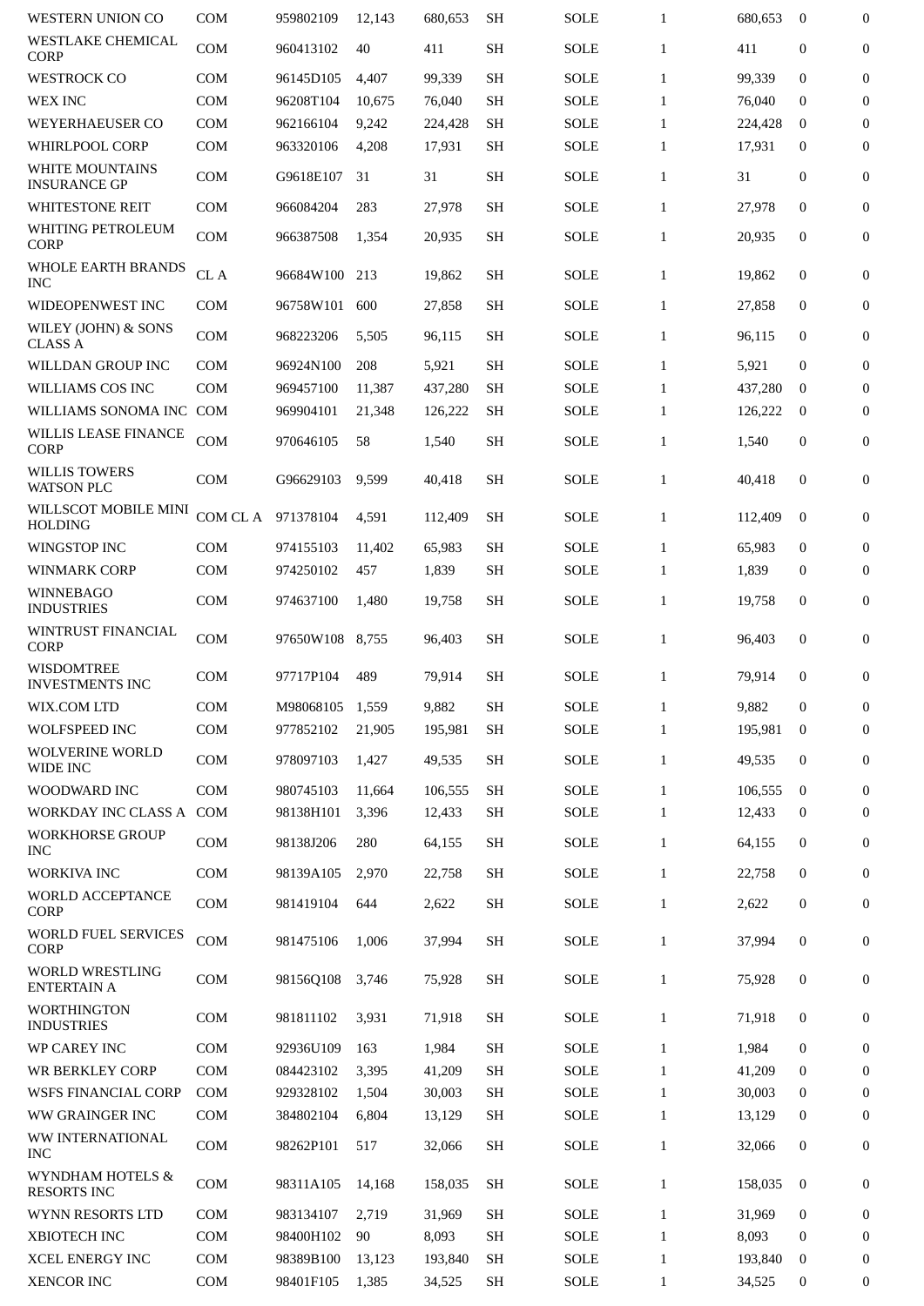| | | | | | | | | | | |
|---|---|---|---|---|---|---|---|---|---|---|
| WESTERN UNION CO | COM | 959802109 | 12,143 | 680,653 | SH | SOLE | 1 | 680,653 | 0 | 0 |
| WESTLAKE CHEMICAL CORP | COM | 960413102 | 40 | 411 | SH | SOLE | 1 | 411 | 0 | 0 |
| WESTROCK CO | COM | 96145D105 | 4,407 | 99,339 | SH | SOLE | 1 | 99,339 | 0 | 0 |
| WEX INC | COM | 96208T104 | 10,675 | 76,040 | SH | SOLE | 1 | 76,040 | 0 | 0 |
| WEYERHAEUSER CO | COM | 962166104 | 9,242 | 224,428 | SH | SOLE | 1 | 224,428 | 0 | 0 |
| WHIRLPOOL CORP | COM | 963320106 | 4,208 | 17,931 | SH | SOLE | 1 | 17,931 | 0 | 0 |
| WHITE MOUNTAINS INSURANCE GP | COM | G9618E107 | 31 | 31 | SH | SOLE | 1 | 31 | 0 | 0 |
| WHITESTONE REIT | COM | 966084204 | 283 | 27,978 | SH | SOLE | 1 | 27,978 | 0 | 0 |
| WHITING PETROLEUM CORP | COM | 966387508 | 1,354 | 20,935 | SH | SOLE | 1 | 20,935 | 0 | 0 |
| WHOLE EARTH BRANDS INC | CL A | 96684W100 | 213 | 19,862 | SH | SOLE | 1 | 19,862 | 0 | 0 |
| WIDEOPENWEST INC | COM | 96758W101 | 600 | 27,858 | SH | SOLE | 1 | 27,858 | 0 | 0 |
| WILEY (JOHN) & SONS CLASS A | COM | 968223206 | 5,505 | 96,115 | SH | SOLE | 1 | 96,115 | 0 | 0 |
| WILLDAN GROUP INC | COM | 96924N100 | 208 | 5,921 | SH | SOLE | 1 | 5,921 | 0 | 0 |
| WILLIAMS COS INC | COM | 969457100 | 11,387 | 437,280 | SH | SOLE | 1 | 437,280 | 0 | 0 |
| WILLIAMS SONOMA INC | COM | 969904101 | 21,348 | 126,222 | SH | SOLE | 1 | 126,222 | 0 | 0 |
| WILLIS LEASE FINANCE CORP | COM | 970646105 | 58 | 1,540 | SH | SOLE | 1 | 1,540 | 0 | 0 |
| WILLIS TOWERS WATSON PLC | COM | G96629103 | 9,599 | 40,418 | SH | SOLE | 1 | 40,418 | 0 | 0 |
| WILLSCOT MOBILE MINI HOLDING | COM CL A | 971378104 | 4,591 | 112,409 | SH | SOLE | 1 | 112,409 | 0 | 0 |
| WINGSTOP INC | COM | 974155103 | 11,402 | 65,983 | SH | SOLE | 1 | 65,983 | 0 | 0 |
| WINMARK CORP | COM | 974250102 | 457 | 1,839 | SH | SOLE | 1 | 1,839 | 0 | 0 |
| WINNEBAGO INDUSTRIES | COM | 974637100 | 1,480 | 19,758 | SH | SOLE | 1 | 19,758 | 0 | 0 |
| WINTRUST FINANCIAL CORP | COM | 97650W108 | 8,755 | 96,403 | SH | SOLE | 1 | 96,403 | 0 | 0 |
| WISDOMTREE INVESTMENTS INC | COM | 97717P104 | 489 | 79,914 | SH | SOLE | 1 | 79,914 | 0 | 0 |
| WIX.COM LTD | COM | M98068105 | 1,559 | 9,882 | SH | SOLE | 1 | 9,882 | 0 | 0 |
| WOLFSPEED INC | COM | 977852102 | 21,905 | 195,981 | SH | SOLE | 1 | 195,981 | 0 | 0 |
| WOLVERINE WORLD WIDE INC | COM | 978097103 | 1,427 | 49,535 | SH | SOLE | 1 | 49,535 | 0 | 0 |
| WOODWARD INC | COM | 980745103 | 11,664 | 106,555 | SH | SOLE | 1 | 106,555 | 0 | 0 |
| WORKDAY INC CLASS A | COM | 98138H101 | 3,396 | 12,433 | SH | SOLE | 1 | 12,433 | 0 | 0 |
| WORKHORSE GROUP INC | COM | 98138J206 | 280 | 64,155 | SH | SOLE | 1 | 64,155 | 0 | 0 |
| WORKIVA INC | COM | 98139A105 | 2,970 | 22,758 | SH | SOLE | 1 | 22,758 | 0 | 0 |
| WORLD ACCEPTANCE CORP | COM | 981419104 | 644 | 2,622 | SH | SOLE | 1 | 2,622 | 0 | 0 |
| WORLD FUEL SERVICES CORP | COM | 981475106 | 1,006 | 37,994 | SH | SOLE | 1 | 37,994 | 0 | 0 |
| WORLD WRESTLING ENTERTAIN A | COM | 98156Q108 | 3,746 | 75,928 | SH | SOLE | 1 | 75,928 | 0 | 0 |
| WORTHINGTON INDUSTRIES | COM | 981811102 | 3,931 | 71,918 | SH | SOLE | 1 | 71,918 | 0 | 0 |
| WP CAREY INC | COM | 92936U109 | 163 | 1,984 | SH | SOLE | 1 | 1,984 | 0 | 0 |
| WR BERKLEY CORP | COM | 084423102 | 3,395 | 41,209 | SH | SOLE | 1 | 41,209 | 0 | 0 |
| WSFS FINANCIAL CORP | COM | 929328102 | 1,504 | 30,003 | SH | SOLE | 1 | 30,003 | 0 | 0 |
| WW GRAINGER INC | COM | 384802104 | 6,804 | 13,129 | SH | SOLE | 1 | 13,129 | 0 | 0 |
| WW INTERNATIONAL INC | COM | 98262P101 | 517 | 32,066 | SH | SOLE | 1 | 32,066 | 0 | 0 |
| WYNDHAM HOTELS & RESORTS INC | COM | 98311A105 | 14,168 | 158,035 | SH | SOLE | 1 | 158,035 | 0 | 0 |
| WYNN RESORTS LTD | COM | 983134107 | 2,719 | 31,969 | SH | SOLE | 1 | 31,969 | 0 | 0 |
| XBIOTECH INC | COM | 98400H102 | 90 | 8,093 | SH | SOLE | 1 | 8,093 | 0 | 0 |
| XCEL ENERGY INC | COM | 98389B100 | 13,123 | 193,840 | SH | SOLE | 1 | 193,840 | 0 | 0 |
| XENCOR INC | COM | 98401F105 | 1,385 | 34,525 | SH | SOLE | 1 | 34,525 | 0 | 0 |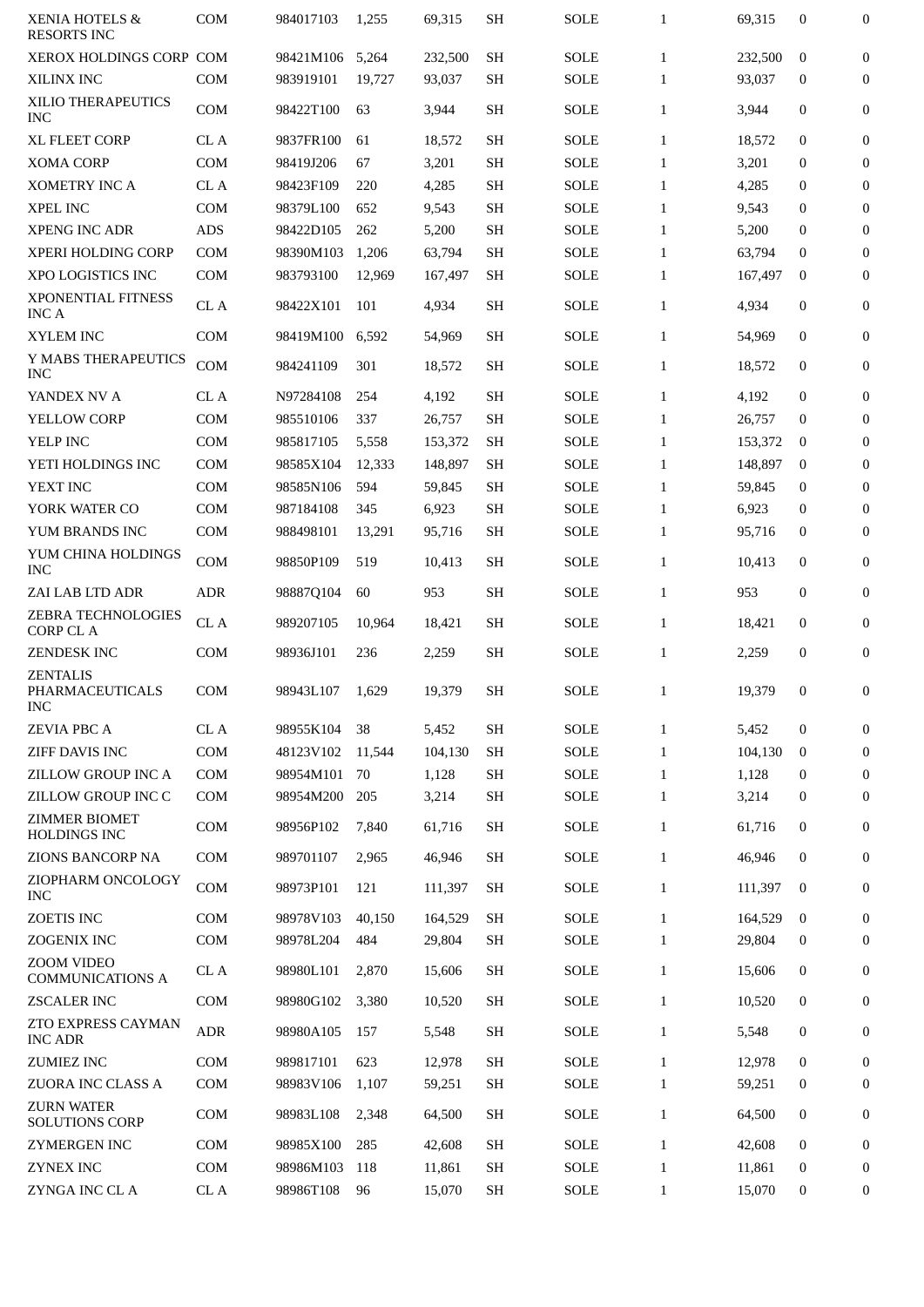| | | | | | | | | | | |
|---|---|---|---|---|---|---|---|---|---|---|
| XENIA HOTELS & RESORTS INC | COM | 984017103 | 1,255 | 69,315 | SH | SOLE | 1 | 69,315 | 0 | 0 |
| XEROX HOLDINGS CORP | COM | 98421M106 | 5,264 | 232,500 | SH | SOLE | 1 | 232,500 | 0 | 0 |
| XILINX INC | COM | 983919101 | 19,727 | 93,037 | SH | SOLE | 1 | 93,037 | 0 | 0 |
| XILIO THERAPEUTICS INC | COM | 98422T100 | 63 | 3,944 | SH | SOLE | 1 | 3,944 | 0 | 0 |
| XL FLEET CORP | CL A | 9837FR100 | 61 | 18,572 | SH | SOLE | 1 | 18,572 | 0 | 0 |
| XOMA CORP | COM | 98419J206 | 67 | 3,201 | SH | SOLE | 1 | 3,201 | 0 | 0 |
| XOMETRY INC A | CL A | 98423F109 | 220 | 4,285 | SH | SOLE | 1 | 4,285 | 0 | 0 |
| XPEL INC | COM | 98379L100 | 652 | 9,543 | SH | SOLE | 1 | 9,543 | 0 | 0 |
| XPENG INC ADR | ADS | 98422D105 | 262 | 5,200 | SH | SOLE | 1 | 5,200 | 0 | 0 |
| XPERI HOLDING CORP | COM | 98390M103 | 1,206 | 63,794 | SH | SOLE | 1 | 63,794 | 0 | 0 |
| XPO LOGISTICS INC | COM | 983793100 | 12,969 | 167,497 | SH | SOLE | 1 | 167,497 | 0 | 0 |
| XPONENTIAL FITNESS INC A | CL A | 98422X101 | 101 | 4,934 | SH | SOLE | 1 | 4,934 | 0 | 0 |
| XYLEM INC | COM | 98419M100 | 6,592 | 54,969 | SH | SOLE | 1 | 54,969 | 0 | 0 |
| Y MABS THERAPEUTICS INC | COM | 984241109 | 301 | 18,572 | SH | SOLE | 1 | 18,572 | 0 | 0 |
| YANDEX NV A | CL A | N97284108 | 254 | 4,192 | SH | SOLE | 1 | 4,192 | 0 | 0 |
| YELLOW CORP | COM | 985510106 | 337 | 26,757 | SH | SOLE | 1 | 26,757 | 0 | 0 |
| YELP INC | COM | 985817105 | 5,558 | 153,372 | SH | SOLE | 1 | 153,372 | 0 | 0 |
| YETI HOLDINGS INC | COM | 98585X104 | 12,333 | 148,897 | SH | SOLE | 1 | 148,897 | 0 | 0 |
| YEXT INC | COM | 98585N106 | 594 | 59,845 | SH | SOLE | 1 | 59,845 | 0 | 0 |
| YORK WATER CO | COM | 987184108 | 345 | 6,923 | SH | SOLE | 1 | 6,923 | 0 | 0 |
| YUM BRANDS INC | COM | 988498101 | 13,291 | 95,716 | SH | SOLE | 1 | 95,716 | 0 | 0 |
| YUM CHINA HOLDINGS INC | COM | 98850P109 | 519 | 10,413 | SH | SOLE | 1 | 10,413 | 0 | 0 |
| ZAI LAB LTD ADR | ADR | 98887Q104 | 60 | 953 | SH | SOLE | 1 | 953 | 0 | 0 |
| ZEBRA TECHNOLOGIES CORP CL A | CL A | 989207105 | 10,964 | 18,421 | SH | SOLE | 1 | 18,421 | 0 | 0 |
| ZENDESK INC | COM | 98936J101 | 236 | 2,259 | SH | SOLE | 1 | 2,259 | 0 | 0 |
| ZENTALIS PHARMACEUTICALS INC | COM | 98943L107 | 1,629 | 19,379 | SH | SOLE | 1 | 19,379 | 0 | 0 |
| ZEVIA PBC A | CL A | 98955K104 | 38 | 5,452 | SH | SOLE | 1 | 5,452 | 0 | 0 |
| ZIFF DAVIS INC | COM | 48123V102 | 11,544 | 104,130 | SH | SOLE | 1 | 104,130 | 0 | 0 |
| ZILLOW GROUP INC A | COM | 98954M101 | 70 | 1,128 | SH | SOLE | 1 | 1,128 | 0 | 0 |
| ZILLOW GROUP INC C | COM | 98954M200 | 205 | 3,214 | SH | SOLE | 1 | 3,214 | 0 | 0 |
| ZIMMER BIOMET HOLDINGS INC | COM | 98956P102 | 7,840 | 61,716 | SH | SOLE | 1 | 61,716 | 0 | 0 |
| ZIONS BANCORP NA | COM | 989701107 | 2,965 | 46,946 | SH | SOLE | 1 | 46,946 | 0 | 0 |
| ZIOPHARM ONCOLOGY INC | COM | 98973P101 | 121 | 111,397 | SH | SOLE | 1 | 111,397 | 0 | 0 |
| ZOETIS INC | COM | 98978V103 | 40,150 | 164,529 | SH | SOLE | 1 | 164,529 | 0 | 0 |
| ZOGENIX INC | COM | 98978L204 | 484 | 29,804 | SH | SOLE | 1 | 29,804 | 0 | 0 |
| ZOOM VIDEO COMMUNICATIONS A | CL A | 98980L101 | 2,870 | 15,606 | SH | SOLE | 1 | 15,606 | 0 | 0 |
| ZSCALER INC | COM | 98980G102 | 3,380 | 10,520 | SH | SOLE | 1 | 10,520 | 0 | 0 |
| ZTO EXPRESS CAYMAN INC ADR | ADR | 98980A105 | 157 | 5,548 | SH | SOLE | 1 | 5,548 | 0 | 0 |
| ZUMIEZ INC | COM | 989817101 | 623 | 12,978 | SH | SOLE | 1 | 12,978 | 0 | 0 |
| ZUORA INC CLASS A | COM | 98983V106 | 1,107 | 59,251 | SH | SOLE | 1 | 59,251 | 0 | 0 |
| ZURN WATER SOLUTIONS CORP | COM | 98983L108 | 2,348 | 64,500 | SH | SOLE | 1 | 64,500 | 0 | 0 |
| ZYMERGEN INC | COM | 98985X100 | 285 | 42,608 | SH | SOLE | 1 | 42,608 | 0 | 0 |
| ZYNEX INC | COM | 98986M103 | 118 | 11,861 | SH | SOLE | 1 | 11,861 | 0 | 0 |
| ZYNGA INC CL A | CL A | 98986T108 | 96 | 15,070 | SH | SOLE | 1 | 15,070 | 0 | 0 |